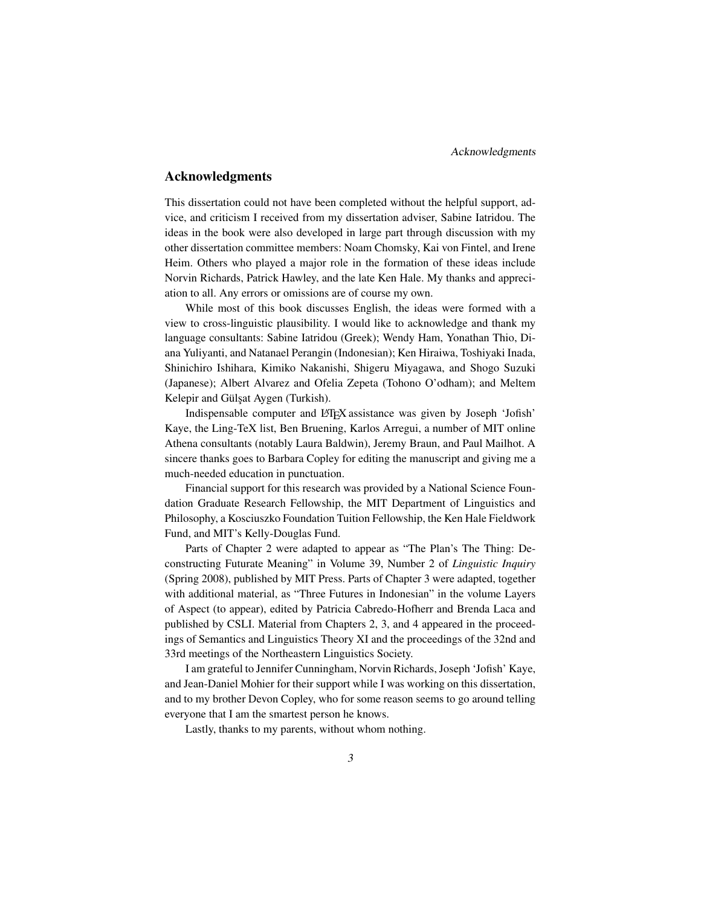## Acknowledgments

This dissertation could not have been completed without the helpful support, advice, and criticism I received from my dissertation adviser, Sabine Iatridou. The ideas in the book were also developed in large part through discussion with my other dissertation committee members: Noam Chomsky, Kai von Fintel, and Irene Heim. Others who played a major role in the formation of these ideas include Norvin Richards, Patrick Hawley, and the late Ken Hale. My thanks and appreciation to all. Any errors or omissions are of course my own.

While most of this book discusses English, the ideas were formed with a view to cross-linguistic plausibility. I would like to acknowledge and thank my language consultants: Sabine Iatridou (Greek); Wendy Ham, Yonathan Thio, Diana Yuliyanti, and Natanael Perangin (Indonesian); Ken Hiraiwa, Toshiyaki Inada, Shinichiro Ishihara, Kimiko Nakanishi, Shigeru Miyagawa, and Shogo Suzuki (Japanese); Albert Alvarez and Ofelia Zepeta (Tohono O'odham); and Meltem Kelepir and Gülşat Aygen (Turkish).

Indispensable computer and LaTeX assistance was given by Joseph 'Jofish' Kaye, the Ling-TeX list, Ben Bruening, Karlos Arregui, a number of MIT online Athena consultants (notably Laura Baldwin), Jeremy Braun, and Paul Mailhot. A sincere thanks goes to Barbara Copley for editing the manuscript and giving me a much-needed education in punctuation.

Financial support for this research was provided by a National Science Foundation Graduate Research Fellowship, the MIT Department of Linguistics and Philosophy, a Kosciuszko Foundation Tuition Fellowship, the Ken Hale Fieldwork Fund, and MIT's Kelly-Douglas Fund.

Parts of Chapter 2 were adapted to appear as "The Plan's The Thing: Deconstructing Futurate Meaning" in Volume 39, Number 2 of *Linguistic Inquiry* (Spring 2008), published by MIT Press. Parts of Chapter 3 were adapted, together with additional material, as "Three Futures in Indonesian" in the volume Layers of Aspect (to appear), edited by Patricia Cabredo-Hofherr and Brenda Laca and published by CSLI. Material from Chapters 2, 3, and 4 appeared in the proceedings of Semantics and Linguistics Theory XI and the proceedings of the 32nd and 33rd meetings of the Northeastern Linguistics Society.

I am grateful to Jennifer Cunningham, Norvin Richards, Joseph 'Jofish' Kaye, and Jean-Daniel Mohier for their support while I was working on this dissertation, and to my brother Devon Copley, who for some reason seems to go around telling everyone that I am the smartest person he knows.

Lastly, thanks to my parents, without whom nothing.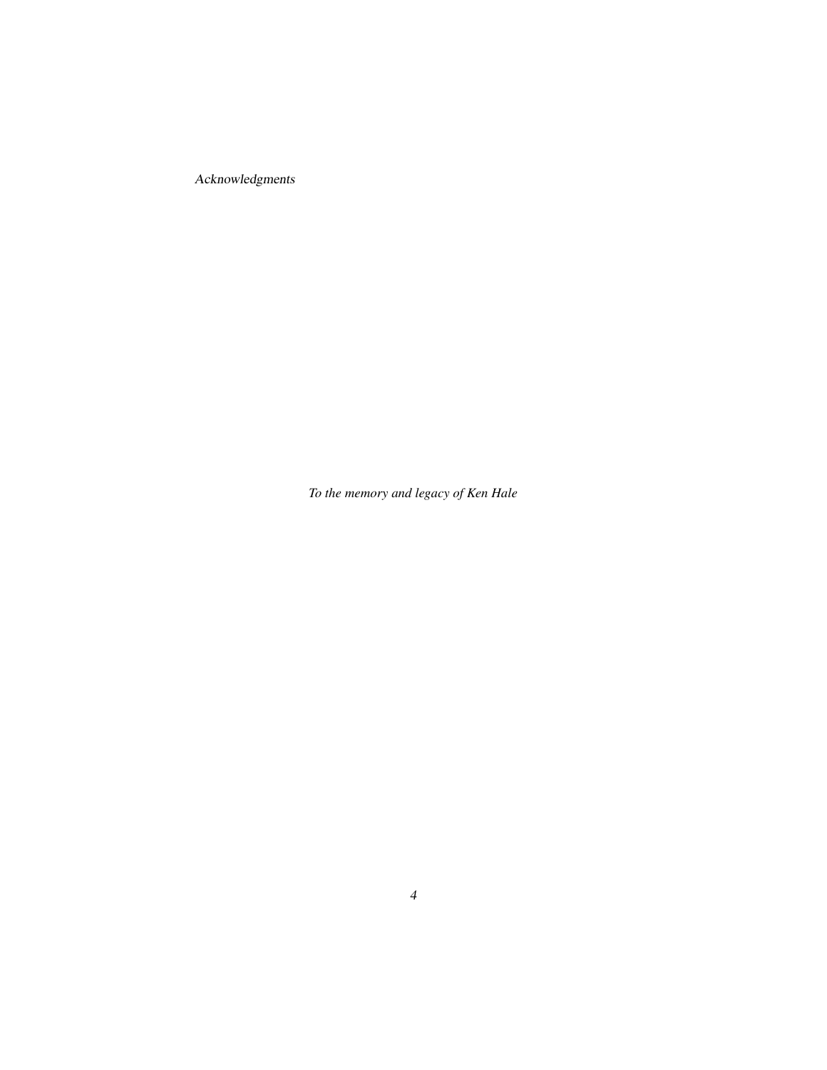*Acknowledgments*

*To the memory and legacy of Ken Hale*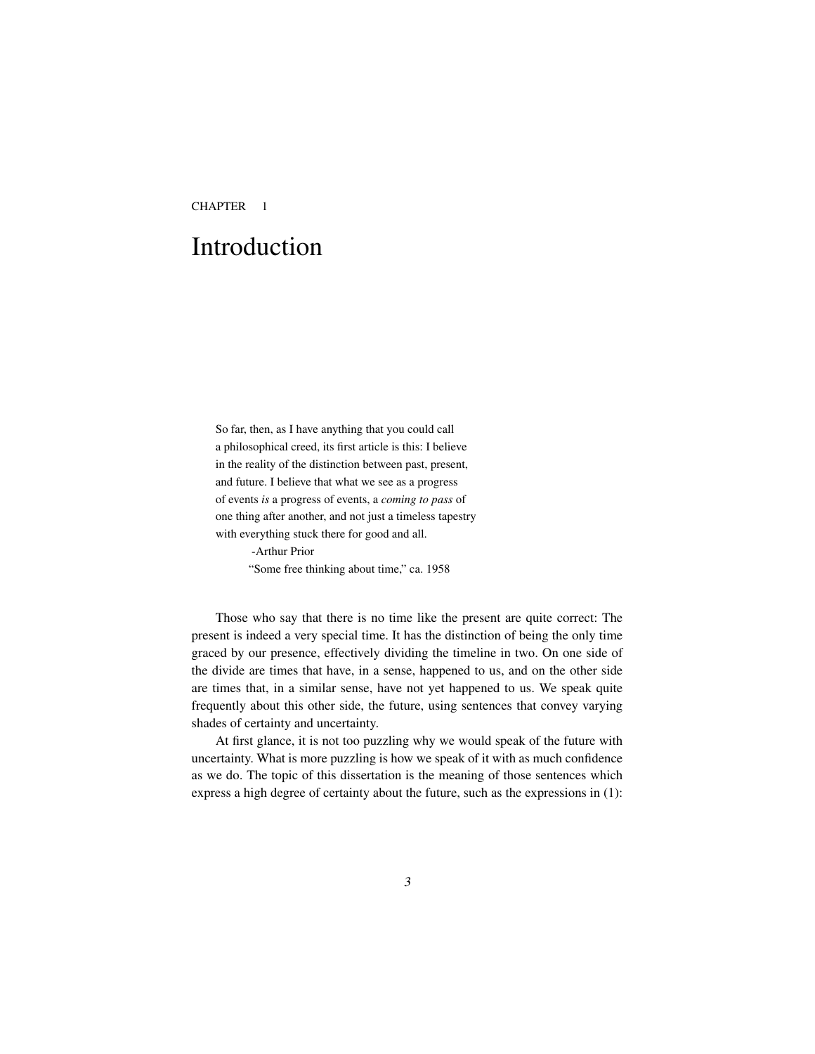CHAPTER 1

# Introduction

> So far, then, as I have anything that you could call
> a philosophical creed, its first article is this: I believe
> in the reality of the distinction between past, present,
> and future. I believe that what we see as a progress
> of events *is* a progress of events, a *coming to pass* of
> one thing after another, and not just a timeless tapestry
> with everything stuck there for good and all.
>
> -Arthur Prior
> "Some free thinking about time," ca. 1958

Those who say that there is no time like the present are quite correct: The present is indeed a very special time. It has the distinction of being the only time graced by our presence, effectively dividing the timeline in two. On one side of the divide are times that have, in a sense, happened to us, and on the other side are times that, in a similar sense, have not yet happened to us. We speak quite frequently about this other side, the future, using sentences that convey varying shades of certainty and uncertainty.

At first glance, it is not too puzzling why we would speak of the future with uncertainty. What is more puzzling is how we speak of it with as much confidence as we do. The topic of this dissertation is the meaning of those sentences which express a high degree of certainty about the future, such as the expressions in (1):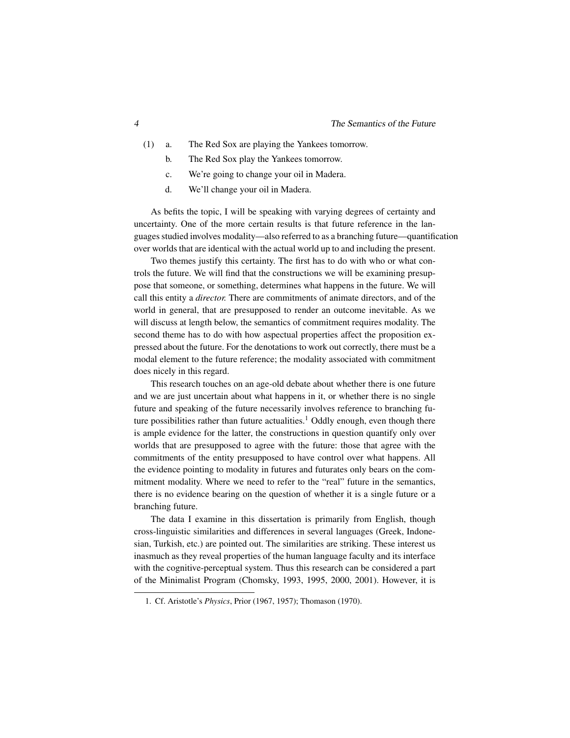(1) a. The Red Sox are playing the Yankees tomorrow.

b. The Red Sox play the Yankees tomorrow.

c. We're going to change your oil in Madera.

d. We'll change your oil in Madera.

As befits the topic, I will be speaking with varying degrees of certainty and uncertainty. One of the more certain results is that future reference in the languages studied involves modality—also referred to as a branching future—quantification over worlds that are identical with the actual world up to and including the present.

Two themes justify this certainty. The first has to do with who or what controls the future. We will find that the constructions we will be examining presuppose that someone, or something, determines what happens in the future. We will call this entity a *director.* There are commitments of animate directors, and of the world in general, that are presupposed to render an outcome inevitable. As we will discuss at length below, the semantics of commitment requires modality. The second theme has to do with how aspectual properties affect the proposition expressed about the future. For the denotations to work out correctly, there must be a modal element to the future reference; the modality associated with commitment does nicely in this regard.

This research touches on an age-old debate about whether there is one future and we are just uncertain about what happens in it, or whether there is no single future and speaking of the future necessarily involves reference to branching future possibilities rather than future actualities.[1] Oddly enough, even though there is ample evidence for the latter, the constructions in question quantify only over worlds that are presupposed to agree with the future: those that agree with the commitments of the entity presupposed to have control over what happens. All the evidence pointing to modality in futures and futurates only bears on the commitment modality. Where we need to refer to the "real" future in the semantics, there is no evidence bearing on the question of whether it is a single future or a branching future.

The data I examine in this dissertation is primarily from English, though cross-linguistic similarities and differences in several languages (Greek, Indonesian, Turkish, etc.) are pointed out. The similarities are striking. These interest us inasmuch as they reveal properties of the human language faculty and its interface with the cognitive-perceptual system. Thus this research can be considered a part of the Minimalist Program (Chomsky, 1993, 1995, 2000, 2001). However, it is

1. Cf. Aristotle's *Physics*, Prior (1967, 1957); Thomason (1970).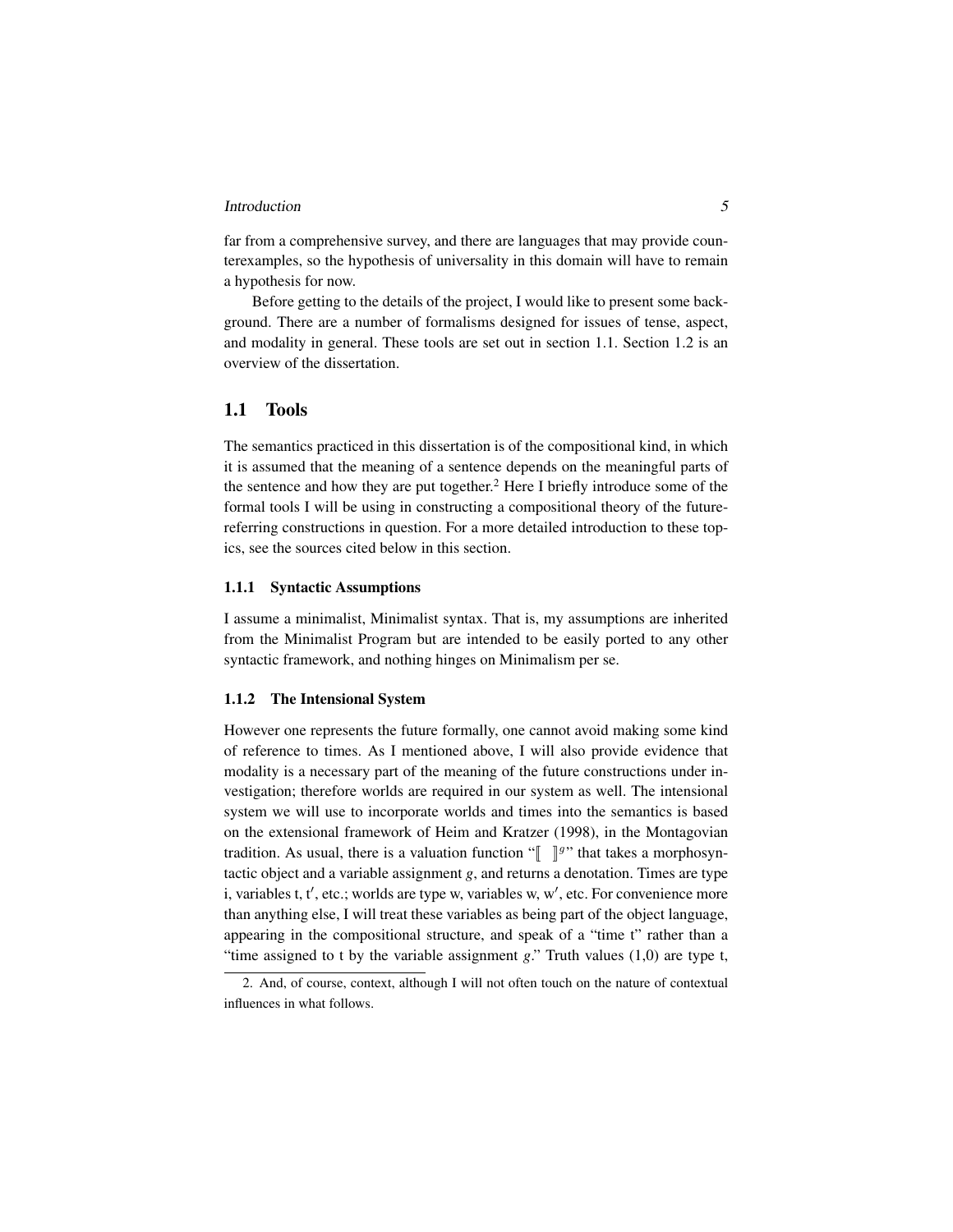far from a comprehensive survey, and there are languages that may provide counterexamples, so the hypothesis of universality in this domain will have to remain a hypothesis for now.

Before getting to the details of the project, I would like to present some background. There are a number of formalisms designed for issues of tense, aspect, and modality in general. These tools are set out in section 1.1. Section 1.2 is an overview of the dissertation.

## 1.1 Tools

The semantics practiced in this dissertation is of the compositional kind, in which it is assumed that the meaning of a sentence depends on the meaningful parts of the sentence and how they are put together.[2] Here I briefly introduce some of the formal tools I will be using in constructing a compositional theory of the future-referring constructions in question. For a more detailed introduction to these topics, see the sources cited below in this section.

### 1.1.1 Syntactic Assumptions

I assume a minimalist, Minimalist syntax. That is, my assumptions are inherited from the Minimalist Program but are intended to be easily ported to any other syntactic framework, and nothing hinges on Minimalism per se.

### 1.1.2 The Intensional System

However one represents the future formally, one cannot avoid making some kind of reference to times. As I mentioned above, I will also provide evidence that modality is a necessary part of the meaning of the future constructions under investigation; therefore worlds are required in our system as well. The intensional system we will use to incorporate worlds and times into the semantics is based on the extensional framework of Heim and Kratzer (1998), in the Montagovian tradition. As usual, there is a valuation function "$[\![\ ]\!]^g$" that takes a morphosyntactic object and a variable assignment $g$, and returns a denotation. Times are type i, variables t, t′, etc.; worlds are type w, variables w, w′, etc. For convenience more than anything else, I will treat these variables as being part of the object language, appearing in the compositional structure, and speak of a "time t" rather than a "time assigned to t by the variable assignment $g$." Truth values (1,0) are type t,

2. And, of course, context, although I will not often touch on the nature of contextual influences in what follows.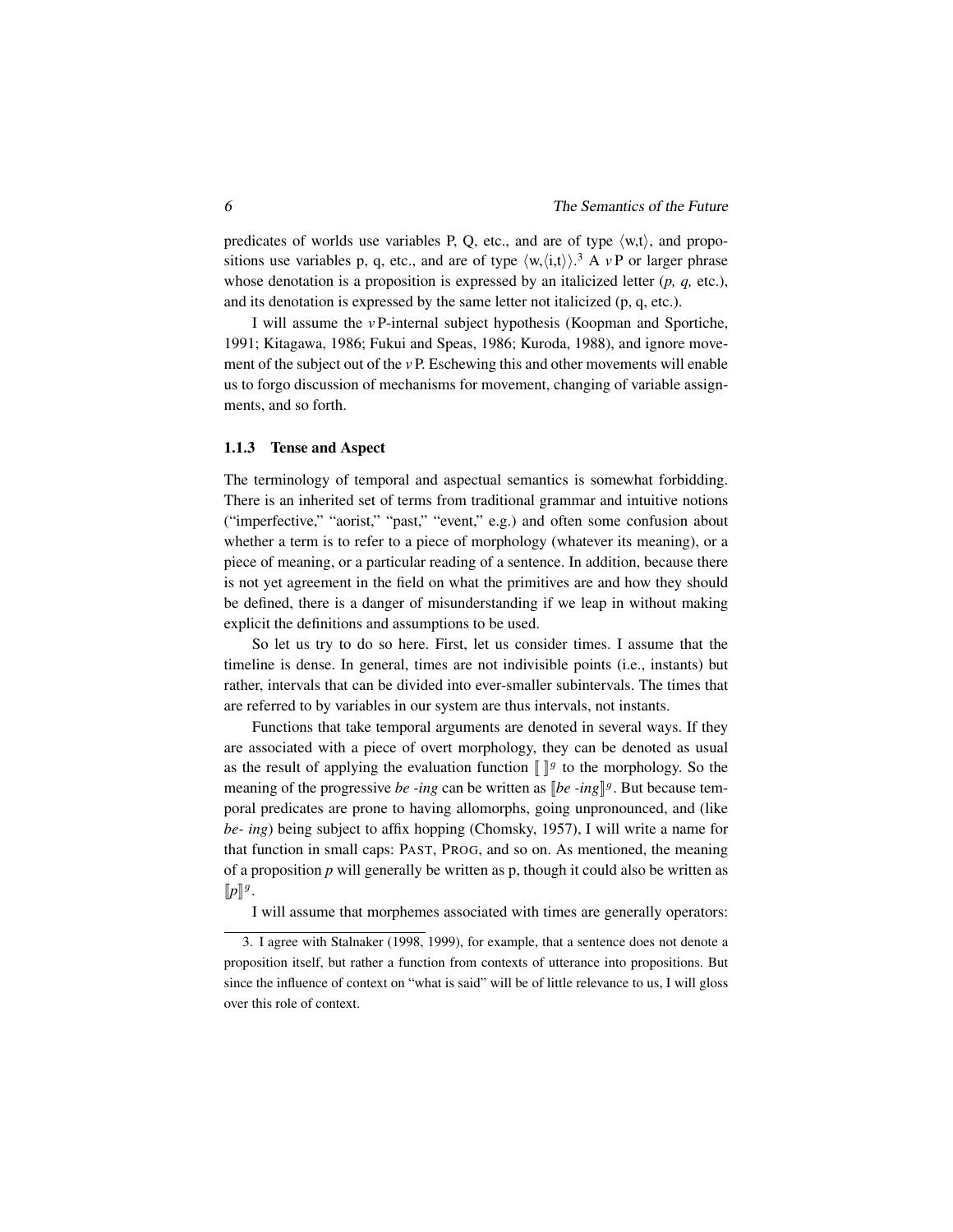predicates of worlds use variables P, Q, etc., and are of type $\langle w,t \rangle$, and propositions use variables p, q, etc., and are of type $\langle w,\langle i,t \rangle \rangle$.[3] A *v*P or larger phrase whose denotation is a proposition is expressed by an italicized letter (*p, q,* etc.), and its denotation is expressed by the same letter not italicized (p, q, etc.).

I will assume the *v*P-internal subject hypothesis (Koopman and Sportiche, 1991; Kitagawa, 1986; Fukui and Speas, 1986; Kuroda, 1988), and ignore movement of the subject out of the *v*P. Eschewing this and other movements will enable us to forgo discussion of mechanisms for movement, changing of variable assignments, and so forth.

### 1.1.3 Tense and Aspect

The terminology of temporal and aspectual semantics is somewhat forbidding. There is an inherited set of terms from traditional grammar and intuitive notions ("imperfective," "aorist," "past," "event," e.g.) and often some confusion about whether a term is to refer to a piece of morphology (whatever its meaning), or a piece of meaning, or a particular reading of a sentence. In addition, because there is not yet agreement in the field on what the primitives are and how they should be defined, there is a danger of misunderstanding if we leap in without making explicit the definitions and assumptions to be used.

So let us try to do so here. First, let us consider times. I assume that the timeline is dense. In general, times are not indivisible points (i.e., instants) but rather, intervals that can be divided into ever-smaller subintervals. The times that are referred to by variables in our system are thus intervals, not instants.

Functions that take temporal arguments are denoted in several ways. If they are associated with a piece of overt morphology, they can be denoted as usual as the result of applying the evaluation function $[\![\ ]\!]^g$ to the morphology. So the meaning of the progressive *be -ing* can be written as $[\![$*be -ing*$]\!]^g$. But because temporal predicates are prone to having allomorphs, going unpronounced, and (like *be- ing*) being subject to affix hopping (Chomsky, 1957), I will write a name for that function in small caps: PAST, PROG, and so on. As mentioned, the meaning of a proposition *p* will generally be written as p, though it could also be written as $[\![p]\!]^g$.

I will assume that morphemes associated with times are generally operators:

---

3. I agree with Stalnaker (1998, 1999), for example, that a sentence does not denote a proposition itself, but rather a function from contexts of utterance into propositions. But since the influence of context on "what is said" will be of little relevance to us, I will gloss over this role of context.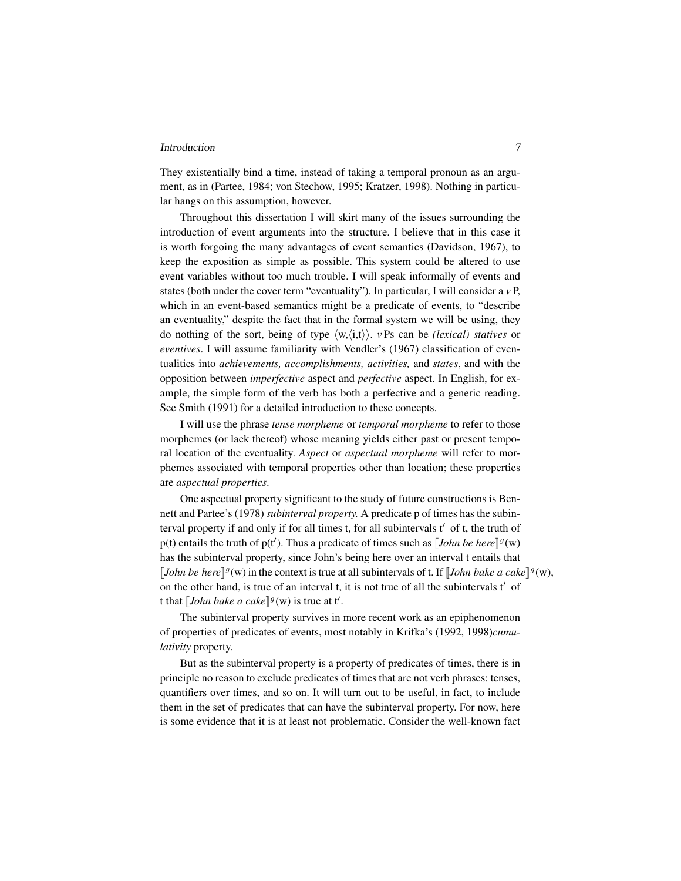They existentially bind a time, instead of taking a temporal pronoun as an argument, as in (Partee, 1984; von Stechow, 1995; Kratzer, 1998). Nothing in particular hangs on this assumption, however.

Throughout this dissertation I will skirt many of the issues surrounding the introduction of event arguments into the structure. I believe that in this case it is worth forgoing the many advantages of event semantics (Davidson, 1967), to keep the exposition as simple as possible. This system could be altered to use event variables without too much trouble. I will speak informally of events and states (both under the cover term "eventuality"). In particular, I will consider a *v* P, which in an event-based semantics might be a predicate of events, to "describe an eventuality," despite the fact that in the formal system we will be using, they do nothing of the sort, being of type $\langle w,\langle i,t\rangle\rangle$. *v* Ps can be *(lexical) statives* or *eventives*. I will assume familiarity with Vendler's (1967) classification of eventualities into *achievements, accomplishments, activities,* and *states*, and with the opposition between *imperfective* aspect and *perfective* aspect. In English, for example, the simple form of the verb has both a perfective and a generic reading. See Smith (1991) for a detailed introduction to these concepts.

I will use the phrase *tense morpheme* or *temporal morpheme* to refer to those morphemes (or lack thereof) whose meaning yields either past or present temporal location of the eventuality. *Aspect* or *aspectual morpheme* will refer to morphemes associated with temporal properties other than location; these properties are *aspectual properties*.

One aspectual property significant to the study of future constructions is Bennett and Partee's (1978) *subinterval property.* A predicate p of times has the subinterval property if and only if for all times t, for all subintervals t′ of t, the truth of p(t) entails the truth of p(t′). Thus a predicate of times such as $[\![\textit{John be here}]\!]^g(w)$ has the subinterval property, since John's being here over an interval t entails that $[\![\textit{John be here}]\!]^g(w)$ in the context is true at all subintervals of t. If $[\![\textit{John bake a cake}]\!]^g(w)$, on the other hand, is true of an interval t, it is not true of all the subintervals t′ of t that $[\![\textit{John bake a cake}]\!]^g(w)$ is true at t′.

The subinterval property survives in more recent work as an epiphenomenon of properties of predicates of events, most notably in Krifka's (1992, 1998)*cumulativity* property.

But as the subinterval property is a property of predicates of times, there is in principle no reason to exclude predicates of times that are not verb phrases: tenses, quantifiers over times, and so on. It will turn out to be useful, in fact, to include them in the set of predicates that can have the subinterval property. For now, here is some evidence that it is at least not problematic. Consider the well-known fact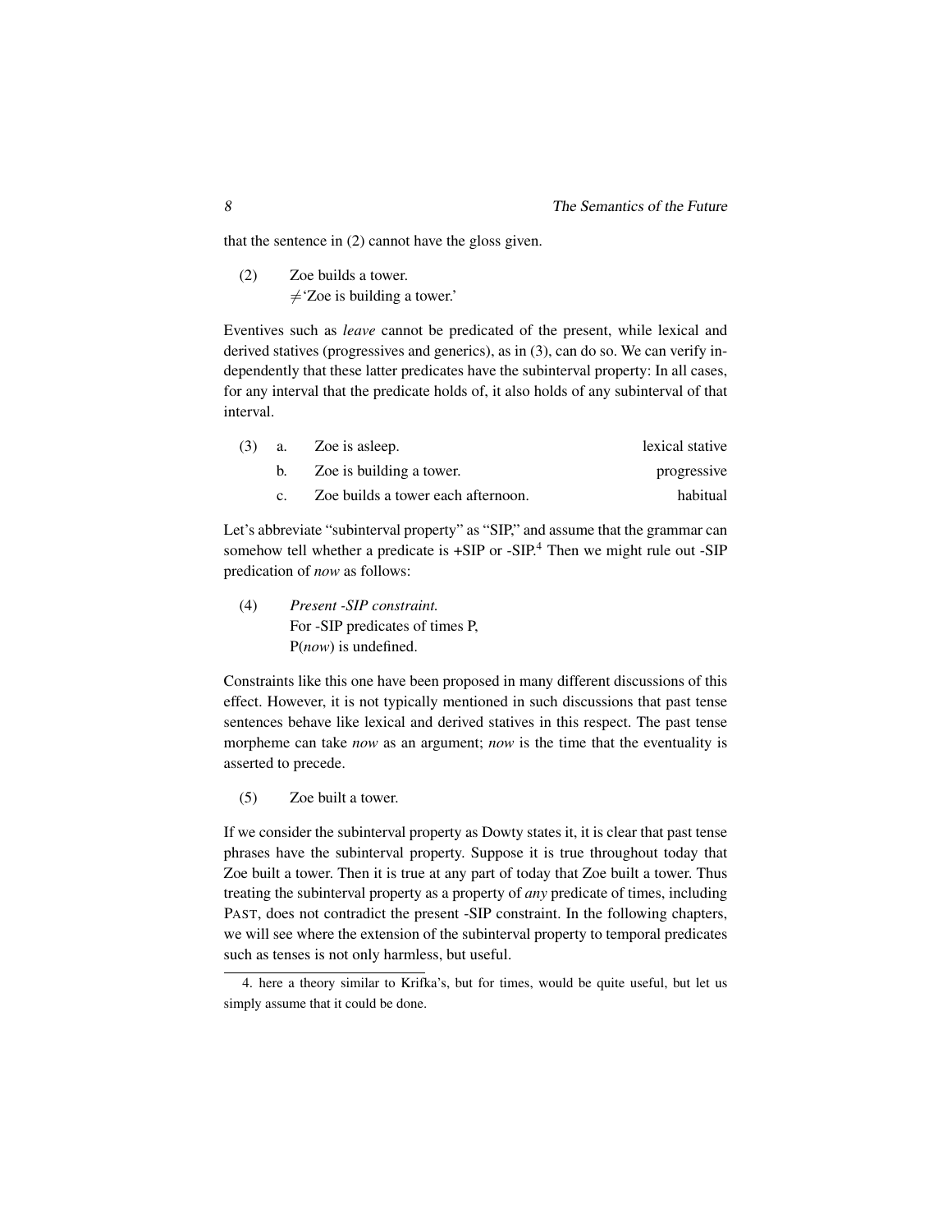that the sentence in (2) cannot have the gloss given.

(2) Zoe builds a tower.
  ≠'Zoe is building a tower.'

Eventives such as *leave* cannot be predicated of the present, while lexical and derived statives (progressives and generics), as in (3), can do so. We can verify independently that these latter predicates have the subinterval property: In all cases, for any interval that the predicate holds of, it also holds of any subinterval of that interval.

| (3) | | | |
|---|---|---|---|
| | a. | Zoe is asleep. | lexical stative |
| | b. | Zoe is building a tower. | progressive |
| | c. | Zoe builds a tower each afternoon. | habitual |

Let's abbreviate "subinterval property" as "SIP," and assume that the grammar can somehow tell whether a predicate is +SIP or -SIP.[4] Then we might rule out -SIP predication of *now* as follows:

(4) *Present -SIP constraint.*
  For -SIP predicates of times P,
  P(*now*) is undefined.

Constraints like this one have been proposed in many different discussions of this effect. However, it is not typically mentioned in such discussions that past tense sentences behave like lexical and derived statives in this respect. The past tense morpheme can take *now* as an argument; *now* is the time that the eventuality is asserted to precede.

(5) Zoe built a tower.

If we consider the subinterval property as Dowty states it, it is clear that past tense phrases have the subinterval property. Suppose it is true throughout today that Zoe built a tower. Then it is true at any part of today that Zoe built a tower. Thus treating the subinterval property as a property of *any* predicate of times, including PAST, does not contradict the present -SIP constraint. In the following chapters, we will see where the extension of the subinterval property to temporal predicates such as tenses is not only harmless, but useful.

4. here a theory similar to Krifka's, but for times, would be quite useful, but let us simply assume that it could be done.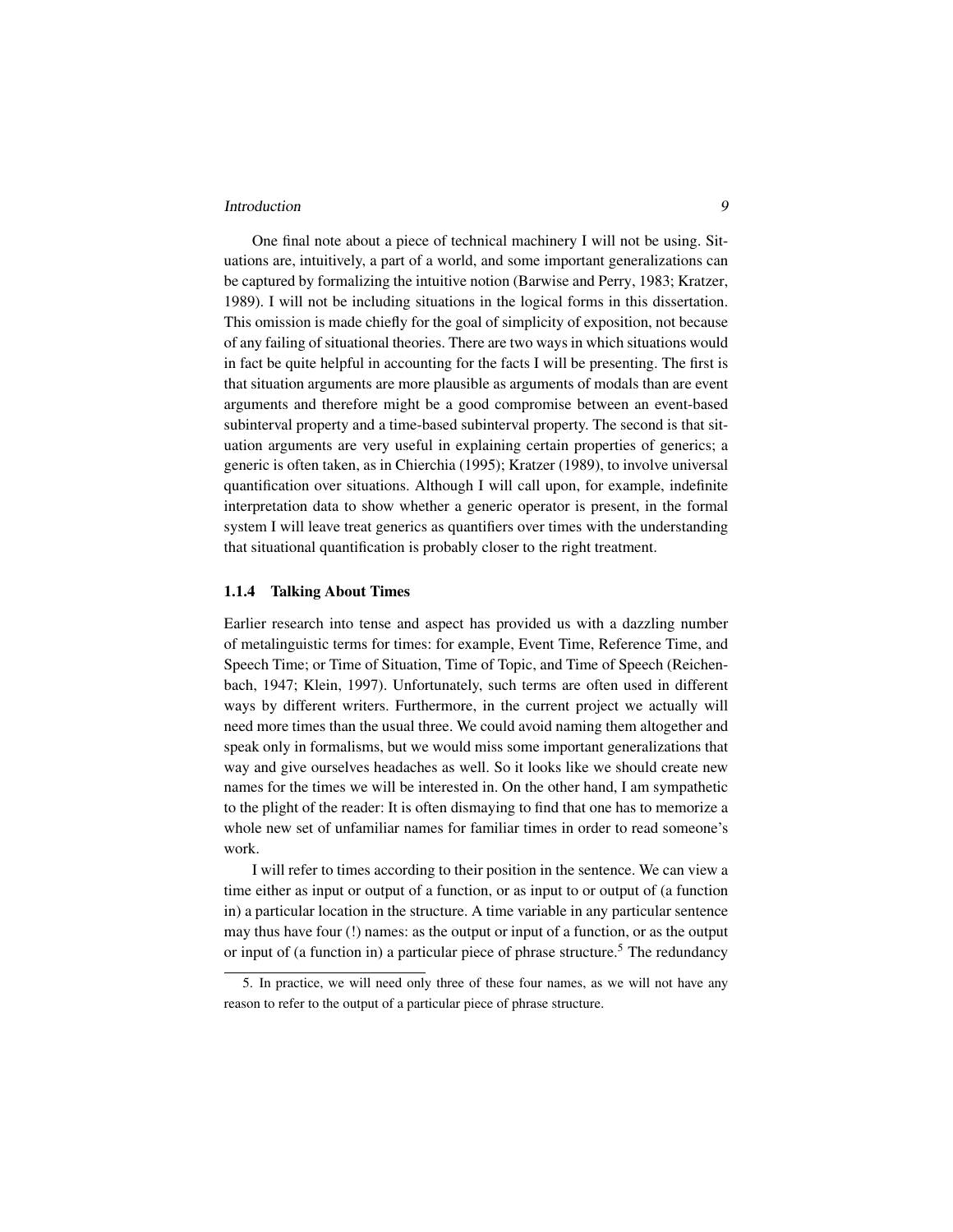One final note about a piece of technical machinery I will not be using. Situations are, intuitively, a part of a world, and some important generalizations can be captured by formalizing the intuitive notion (Barwise and Perry, 1983; Kratzer, 1989). I will not be including situations in the logical forms in this dissertation. This omission is made chiefly for the goal of simplicity of exposition, not because of any failing of situational theories. There are two ways in which situations would in fact be quite helpful in accounting for the facts I will be presenting. The first is that situation arguments are more plausible as arguments of modals than are event arguments and therefore might be a good compromise between an event-based subinterval property and a time-based subinterval property. The second is that situation arguments are very useful in explaining certain properties of generics; a generic is often taken, as in Chierchia (1995); Kratzer (1989), to involve universal quantification over situations. Although I will call upon, for example, indefinite interpretation data to show whether a generic operator is present, in the formal system I will leave treat generics as quantifiers over times with the understanding that situational quantification is probably closer to the right treatment.

### 1.1.4 Talking About Times

Earlier research into tense and aspect has provided us with a dazzling number of metalinguistic terms for times: for example, Event Time, Reference Time, and Speech Time; or Time of Situation, Time of Topic, and Time of Speech (Reichenbach, 1947; Klein, 1997). Unfortunately, such terms are often used in different ways by different writers. Furthermore, in the current project we actually will need more times than the usual three. We could avoid naming them altogether and speak only in formalisms, but we would miss some important generalizations that way and give ourselves headaches as well. So it looks like we should create new names for the times we will be interested in. On the other hand, I am sympathetic to the plight of the reader: It is often dismaying to find that one has to memorize a whole new set of unfamiliar names for familiar times in order to read someone's work.

I will refer to times according to their position in the sentence. We can view a time either as input or output of a function, or as input to or output of (a function in) a particular location in the structure. A time variable in any particular sentence may thus have four (!) names: as the output or input of a function, or as the output or input of (a function in) a particular piece of phrase structure.[5] The redundancy

5. In practice, we will need only three of these four names, as we will not have any reason to refer to the output of a particular piece of phrase structure.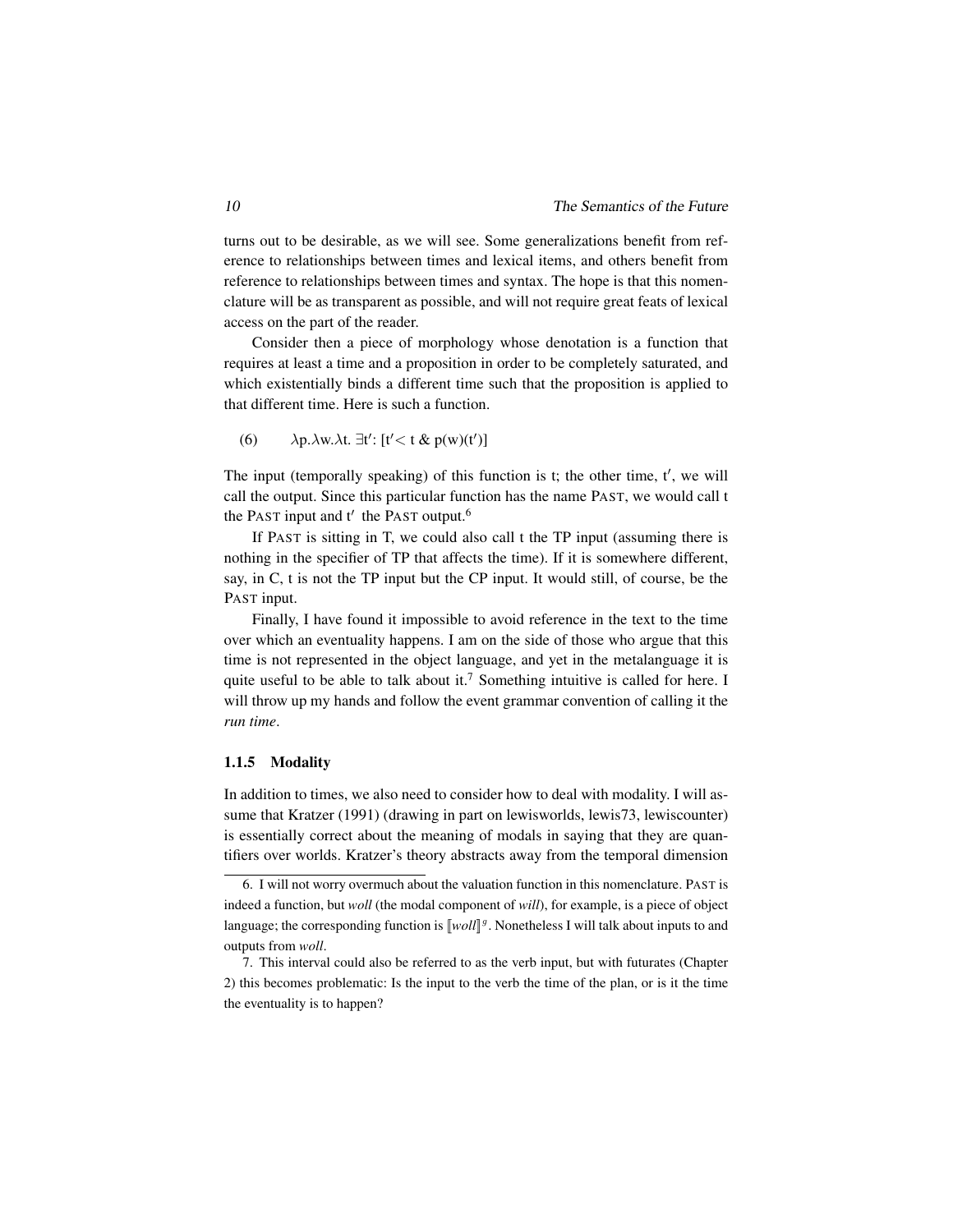turns out to be desirable, as we will see. Some generalizations benefit from reference to relationships between times and lexical items, and others benefit from reference to relationships between times and syntax. The hope is that this nomenclature will be as transparent as possible, and will not require great feats of lexical access on the part of the reader.

Consider then a piece of morphology whose denotation is a function that requires at least a time and a proposition in order to be completely saturated, and which existentially binds a different time such that the proposition is applied to that different time. Here is such a function.

(6) $\lambda p.\lambda w.\lambda t.\ \exists t'$: $[t' < t\ \&\ p(w)(t')]$

The input (temporally speaking) of this function is t; the other time, t′, we will call the output. Since this particular function has the name PAST, we would call t the PAST input and t′ the PAST output.[6]

If PAST is sitting in T, we could also call t the TP input (assuming there is nothing in the specifier of TP that affects the time). If it is somewhere different, say, in C, t is not the TP input but the CP input. It would still, of course, be the PAST input.

Finally, I have found it impossible to avoid reference in the text to the time over which an eventuality happens. I am on the side of those who argue that this time is not represented in the object language, and yet in the metalanguage it is quite useful to be able to talk about it.[7] Something intuitive is called for here. I will throw up my hands and follow the event grammar convention of calling it the *run time*.

### 1.1.5 Modality

In addition to times, we also need to consider how to deal with modality. I will assume that Kratzer (1991) (drawing in part on lewisworlds, lewis73, lewiscounter) is essentially correct about the meaning of modals in saying that they are quantifiers over worlds. Kratzer's theory abstracts away from the temporal dimension

---

6. I will not worry overmuch about the valuation function in this nomenclature. PAST is indeed a function, but *woll* (the modal component of *will*), for example, is a piece of object language; the corresponding function is $[\![woll]\!]^g$. Nonetheless I will talk about inputs to and outputs from *woll*.

7. This interval could also be referred to as the verb input, but with futurates (Chapter 2) this becomes problematic: Is the input to the verb the time of the plan, or is it the time the eventuality is to happen?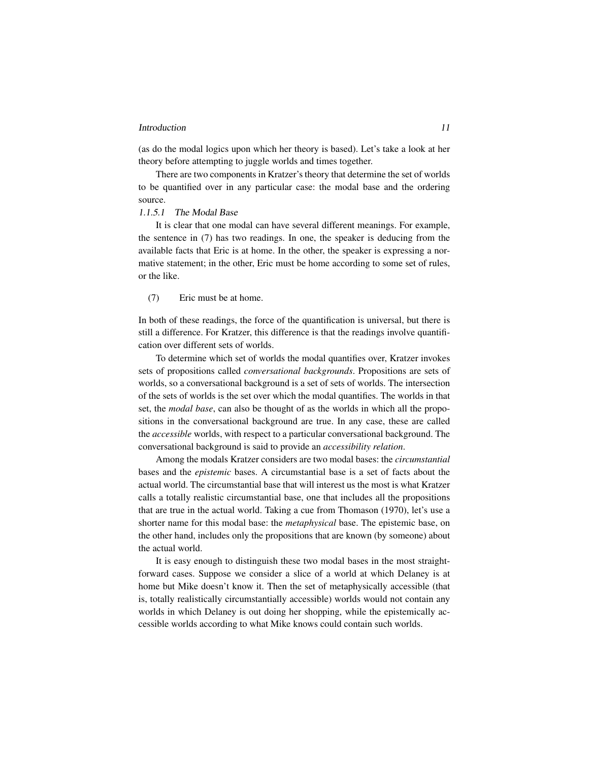(as do the modal logics upon which her theory is based). Let's take a look at her theory before attempting to juggle worlds and times together.

There are two components in Kratzer's theory that determine the set of worlds to be quantified over in any particular case: the modal base and the ordering source.

#### 1.1.5.1 The Modal Base

It is clear that one modal can have several different meanings. For example, the sentence in (7) has two readings. In one, the speaker is deducing from the available facts that Eric is at home. In the other, the speaker is expressing a normative statement; in the other, Eric must be home according to some set of rules, or the like.

(7) Eric must be at home.

In both of these readings, the force of the quantification is universal, but there is still a difference. For Kratzer, this difference is that the readings involve quantification over different sets of worlds.

To determine which set of worlds the modal quantifies over, Kratzer invokes sets of propositions called *conversational backgrounds*. Propositions are sets of worlds, so a conversational background is a set of sets of worlds. The intersection of the sets of worlds is the set over which the modal quantifies. The worlds in that set, the *modal base*, can also be thought of as the worlds in which all the propositions in the conversational background are true. In any case, these are called the *accessible* worlds, with respect to a particular conversational background. The conversational background is said to provide an *accessibility relation*.

Among the modals Kratzer considers are two modal bases: the *circumstantial* bases and the *epistemic* bases. A circumstantial base is a set of facts about the actual world. The circumstantial base that will interest us the most is what Kratzer calls a totally realistic circumstantial base, one that includes all the propositions that are true in the actual world. Taking a cue from Thomason (1970), let's use a shorter name for this modal base: the *metaphysical* base. The epistemic base, on the other hand, includes only the propositions that are known (by someone) about the actual world.

It is easy enough to distinguish these two modal bases in the most straightforward cases. Suppose we consider a slice of a world at which Delaney is at home but Mike doesn't know it. Then the set of metaphysically accessible (that is, totally realistically circumstantially accessible) worlds would not contain any worlds in which Delaney is out doing her shopping, while the epistemically accessible worlds according to what Mike knows could contain such worlds.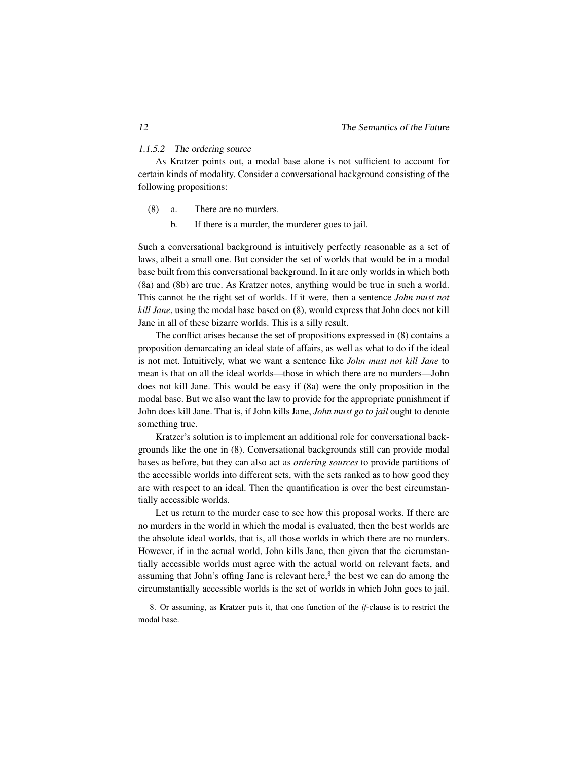#### 1.1.5.2 The ordering source

As Kratzer points out, a modal base alone is not sufficient to account for certain kinds of modality. Consider a conversational background consisting of the following propositions:

(8) a. There are no murders.

b. If there is a murder, the murderer goes to jail.

Such a conversational background is intuitively perfectly reasonable as a set of laws, albeit a small one. But consider the set of worlds that would be in a modal base built from this conversational background. In it are only worlds in which both (8a) and (8b) are true. As Kratzer notes, anything would be true in such a world. This cannot be the right set of worlds. If it were, then a sentence *John must not kill Jane*, using the modal base based on (8), would express that John does not kill Jane in all of these bizarre worlds. This is a silly result.

The conflict arises because the set of propositions expressed in (8) contains a proposition demarcating an ideal state of affairs, as well as what to do if the ideal is not met. Intuitively, what we want a sentence like *John must not kill Jane* to mean is that on all the ideal worlds—those in which there are no murders—John does not kill Jane. This would be easy if (8a) were the only proposition in the modal base. But we also want the law to provide for the appropriate punishment if John does kill Jane. That is, if John kills Jane, *John must go to jail* ought to denote something true.

Kratzer's solution is to implement an additional role for conversational backgrounds like the one in (8). Conversational backgrounds still can provide modal bases as before, but they can also act as *ordering sources* to provide partitions of the accessible worlds into different sets, with the sets ranked as to how good they are with respect to an ideal. Then the quantification is over the best circumstantially accessible worlds.

Let us return to the murder case to see how this proposal works. If there are no murders in the world in which the modal is evaluated, then the best worlds are the absolute ideal worlds, that is, all those worlds in which there are no murders. However, if in the actual world, John kills Jane, then given that the cicrumstantially accessible worlds must agree with the actual world on relevant facts, and assuming that John's offing Jane is relevant here,[8] the best we can do among the circumstantially accessible worlds is the set of worlds in which John goes to jail.

---

8. Or assuming, as Kratzer puts it, that one function of the *if*-clause is to restrict the modal base.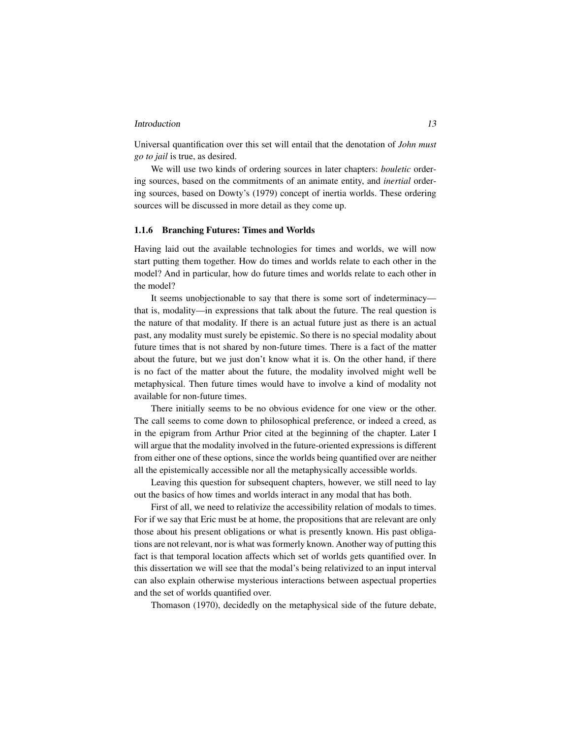Universal quantification over this set will entail that the denotation of *John must go to jail* is true, as desired.

We will use two kinds of ordering sources in later chapters: *bouletic* ordering sources, based on the commitments of an animate entity, and *inertial* ordering sources, based on Dowty's (1979) concept of inertia worlds. These ordering sources will be discussed in more detail as they come up.

### 1.1.6 Branching Futures: Times and Worlds

Having laid out the available technologies for times and worlds, we will now start putting them together. How do times and worlds relate to each other in the model? And in particular, how do future times and worlds relate to each other in the model?

It seems unobjectionable to say that there is some sort of indeterminacy—that is, modality—in expressions that talk about the future. The real question is the nature of that modality. If there is an actual future just as there is an actual past, any modality must surely be epistemic. So there is no special modality about future times that is not shared by non-future times. There is a fact of the matter about the future, but we just don't know what it is. On the other hand, if there is no fact of the matter about the future, the modality involved might well be metaphysical. Then future times would have to involve a kind of modality not available for non-future times.

There initially seems to be no obvious evidence for one view or the other. The call seems to come down to philosophical preference, or indeed a creed, as in the epigram from Arthur Prior cited at the beginning of the chapter. Later I will argue that the modality involved in the future-oriented expressions is different from either one of these options, since the worlds being quantified over are neither all the epistemically accessible nor all the metaphysically accessible worlds.

Leaving this question for subsequent chapters, however, we still need to lay out the basics of how times and worlds interact in any modal that has both.

First of all, we need to relativize the accessibility relation of modals to times. For if we say that Eric must be at home, the propositions that are relevant are only those about his present obligations or what is presently known. His past obligations are not relevant, nor is what was formerly known. Another way of putting this fact is that temporal location affects which set of worlds gets quantified over. In this dissertation we will see that the modal's being relativized to an input interval can also explain otherwise mysterious interactions between aspectual properties and the set of worlds quantified over.

Thomason (1970), decidedly on the metaphysical side of the future debate,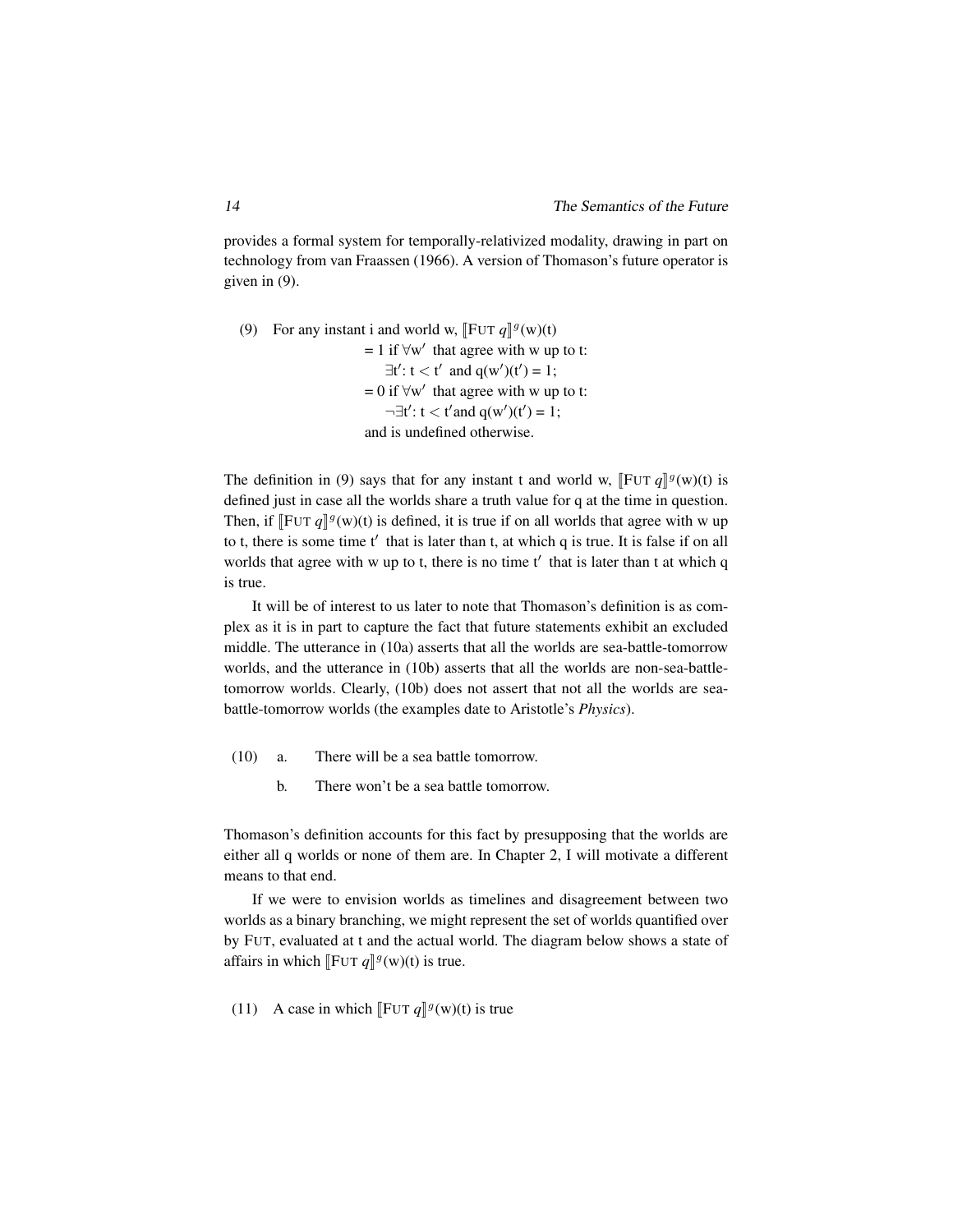provides a formal system for temporally-relativized modality, drawing in part on technology from van Fraassen (1966). A version of Thomason's future operator is given in (9).

(9) For any instant i and world w, $[\![\text{FUT } q]\!]^g(\text{w})(\text{t})$
$= 1$ if $\forall \text{w}'$ that agree with w up to t:
$\exists \text{t}': \text{t} < \text{t}'$ and $\text{q}(\text{w}')(\text{t}') = 1$;
$= 0$ if $\forall \text{w}'$ that agree with w up to t:
$\neg\exists \text{t}': \text{t} < \text{t}'$ and $\text{q}(\text{w}')(\text{t}') = 1$;
and is undefined otherwise.

The definition in (9) says that for any instant t and world w, $[\![\text{FUT } q]\!]^g(\text{w})(\text{t})$ is defined just in case all the worlds share a truth value for q at the time in question. Then, if $[\![\text{FUT } q]\!]^g(\text{w})(\text{t})$ is defined, it is true if on all worlds that agree with w up to t, there is some time t′ that is later than t, at which q is true. It is false if on all worlds that agree with w up to t, there is no time t′ that is later than t at which q is true.

It will be of interest to us later to note that Thomason's definition is as complex as it is in part to capture the fact that future statements exhibit an excluded middle. The utterance in (10a) asserts that all the worlds are sea-battle-tomorrow worlds, and the utterance in (10b) asserts that all the worlds are non-sea-battle-tomorrow worlds. Clearly, (10b) does not assert that not all the worlds are sea-battle-tomorrow worlds (the examples date to Aristotle's *Physics*).

(10) a. There will be a sea battle tomorrow.

b. There won't be a sea battle tomorrow.

Thomason's definition accounts for this fact by presupposing that the worlds are either all q worlds or none of them are. In Chapter 2, I will motivate a different means to that end.

If we were to envision worlds as timelines and disagreement between two worlds as a binary branching, we might represent the set of worlds quantified over by FUT, evaluated at t and the actual world. The diagram below shows a state of affairs in which $[\![\text{FUT } q]\!]^g(\text{w})(\text{t})$ is true.

(11) A case in which $[\![\text{FUT } q]\!]^g(\text{w})(\text{t})$ is true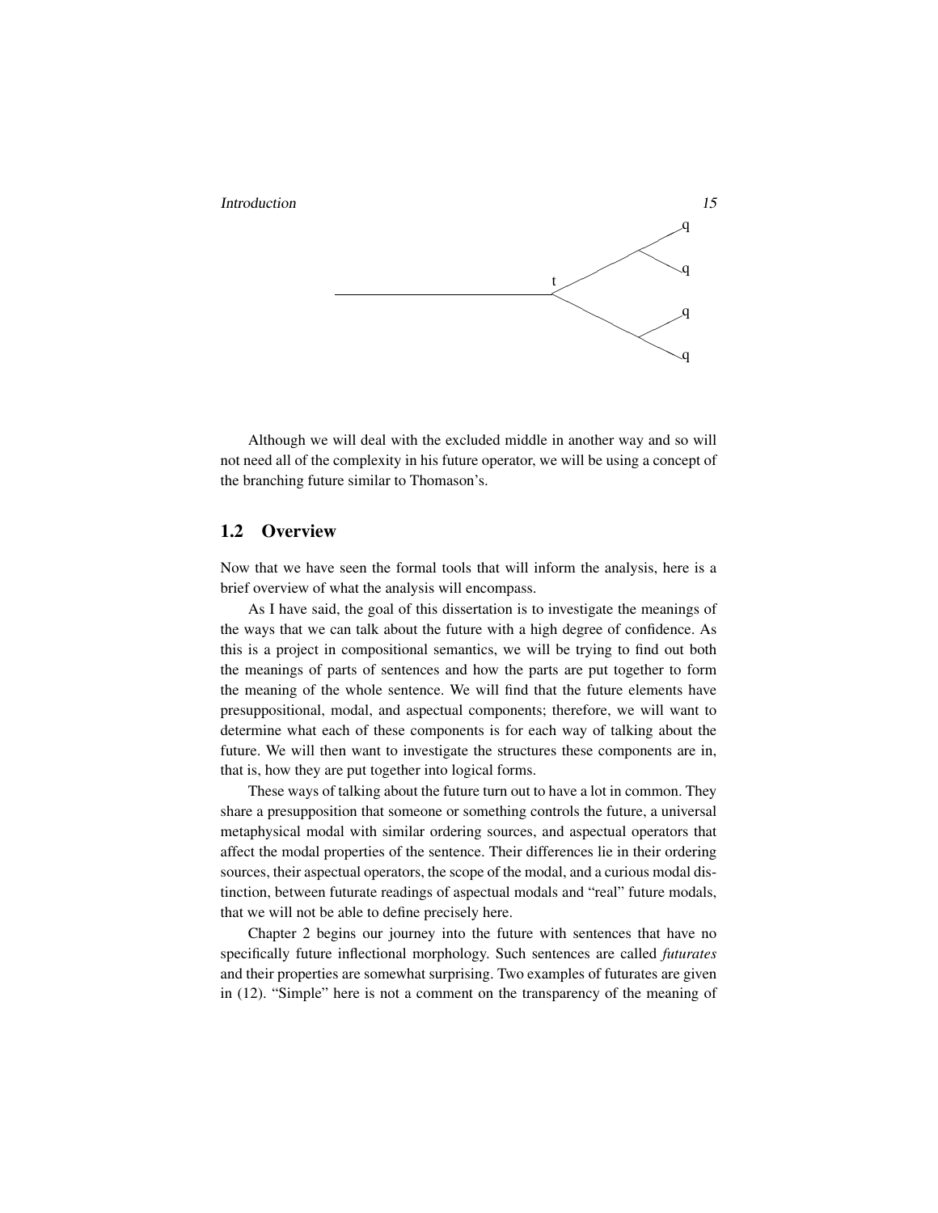t

q

q

q

q

Although we will deal with the excluded middle in another way and so will not need all of the complexity in his future operator, we will be using a concept of the branching future similar to Thomason's.

## 1.2 Overview

Now that we have seen the formal tools that will inform the analysis, here is a brief overview of what the analysis will encompass.

As I have said, the goal of this dissertation is to investigate the meanings of the ways that we can talk about the future with a high degree of confidence. As this is a project in compositional semantics, we will be trying to find out both the meanings of parts of sentences and how the parts are put together to form the meaning of the whole sentence. We will find that the future elements have presuppositional, modal, and aspectual components; therefore, we will want to determine what each of these components is for each way of talking about the future. We will then want to investigate the structures these components are in, that is, how they are put together into logical forms.

These ways of talking about the future turn out to have a lot in common. They share a presupposition that someone or something controls the future, a universal metaphysical modal with similar ordering sources, and aspectual operators that affect the modal properties of the sentence. Their differences lie in their ordering sources, their aspectual operators, the scope of the modal, and a curious modal distinction, between futurate readings of aspectual modals and "real" future modals, that we will not be able to define precisely here.

Chapter 2 begins our journey into the future with sentences that have no specifically future inflectional morphology. Such sentences are called *futurates* and their properties are somewhat surprising. Two examples of futurates are given in (12). "Simple" here is not a comment on the transparency of the meaning of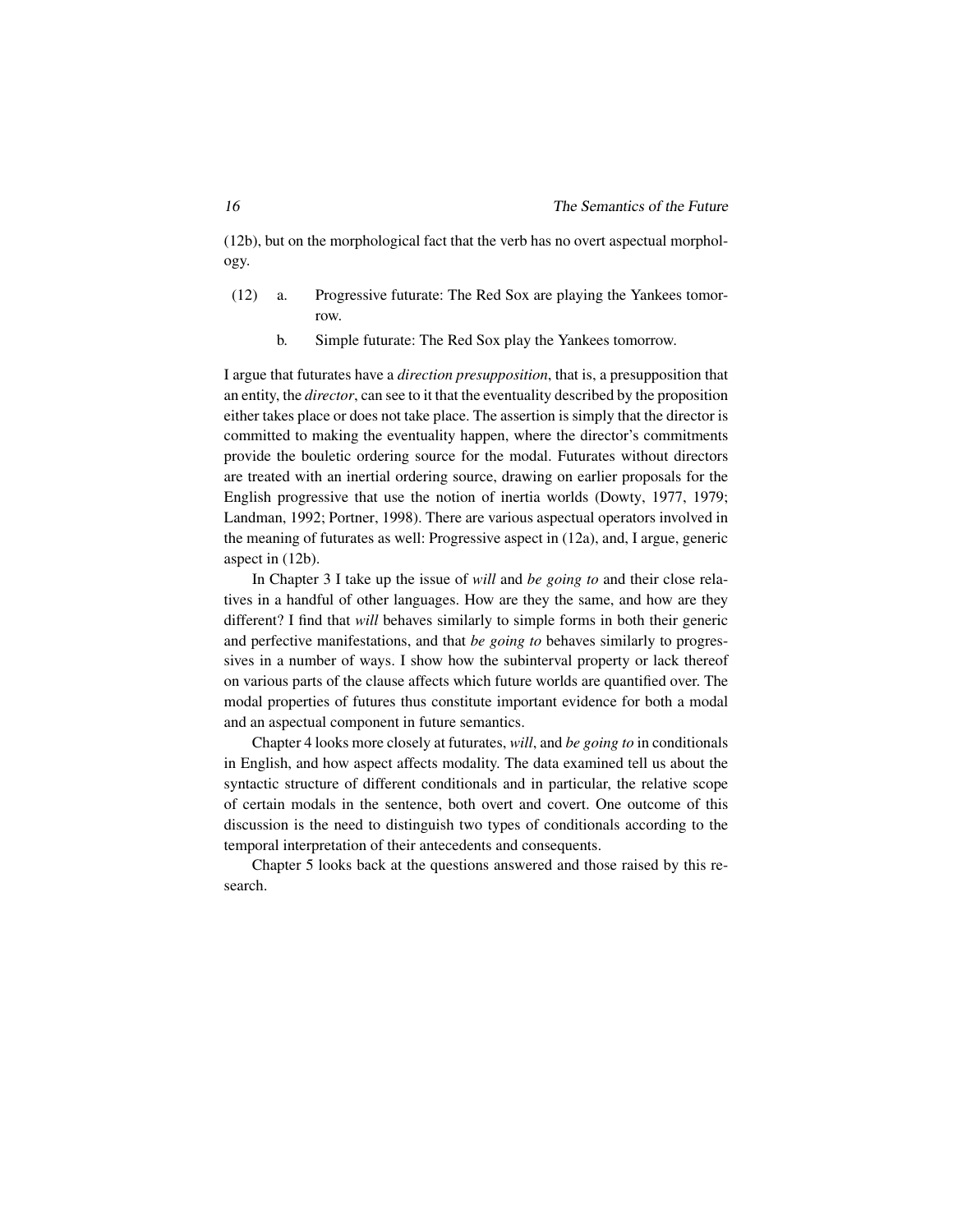(12b), but on the morphological fact that the verb has no overt aspectual morphology.

(12) a. Progressive futurate: The Red Sox are playing the Yankees tomorrow.

b. Simple futurate: The Red Sox play the Yankees tomorrow.

I argue that futurates have a *direction presupposition*, that is, a presupposition that an entity, the *director*, can see to it that the eventuality described by the proposition either takes place or does not take place. The assertion is simply that the director is committed to making the eventuality happen, where the director's commitments provide the bouletic ordering source for the modal. Futurates without directors are treated with an inertial ordering source, drawing on earlier proposals for the English progressive that use the notion of inertia worlds (Dowty, 1977, 1979; Landman, 1992; Portner, 1998). There are various aspectual operators involved in the meaning of futurates as well: Progressive aspect in (12a), and, I argue, generic aspect in (12b).

In Chapter 3 I take up the issue of *will* and *be going to* and their close relatives in a handful of other languages. How are they the same, and how are they different? I find that *will* behaves similarly to simple forms in both their generic and perfective manifestations, and that *be going to* behaves similarly to progressives in a number of ways. I show how the subinterval property or lack thereof on various parts of the clause affects which future worlds are quantified over. The modal properties of futures thus constitute important evidence for both a modal and an aspectual component in future semantics.

Chapter 4 looks more closely at futurates, *will*, and *be going to* in conditionals in English, and how aspect affects modality. The data examined tell us about the syntactic structure of different conditionals and in particular, the relative scope of certain modals in the sentence, both overt and covert. One outcome of this discussion is the need to distinguish two types of conditionals according to the temporal interpretation of their antecedents and consequents.

Chapter 5 looks back at the questions answered and those raised by this research.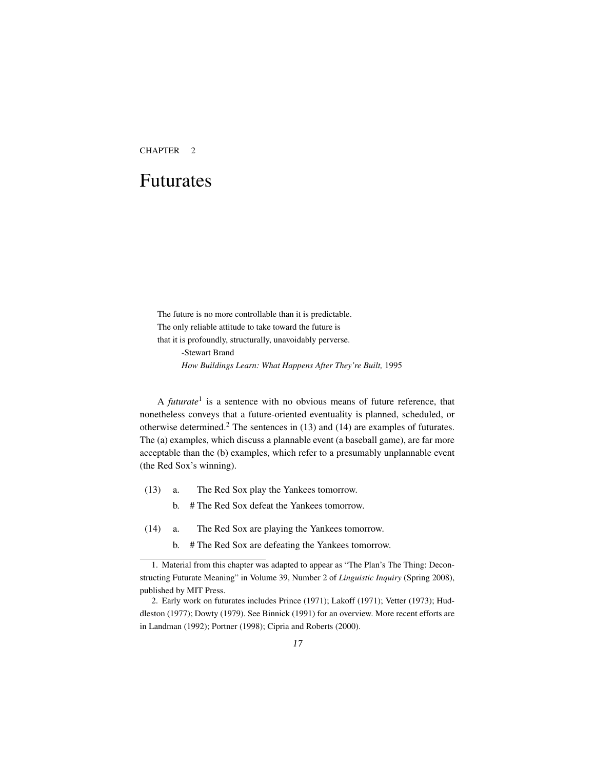CHAPTER 2

# Futurates

> The future is no more controllable than it is predictable.
> The only reliable attitude to take toward the future is
> that it is profoundly, structurally, unavoidably perverse.
>
> -Stewart Brand
> *How Buildings Learn: What Happens After They're Built,* 1995

A *futurate*[1] is a sentence with no obvious means of future reference, that nonetheless conveys that a future-oriented eventuality is planned, scheduled, or otherwise determined.[2] The sentences in (13) and (14) are examples of futurates. The (a) examples, which discuss a plannable event (a baseball game), are far more acceptable than the (b) examples, which refer to a presumably unplannable event (the Red Sox's winning).

(13) a. The Red Sox play the Yankees tomorrow.

b. # The Red Sox defeat the Yankees tomorrow.

(14) a. The Red Sox are playing the Yankees tomorrow.

b. # The Red Sox are defeating the Yankees tomorrow.

---

1. Material from this chapter was adapted to appear as "The Plan's The Thing: Deconstructing Futurate Meaning" in Volume 39, Number 2 of *Linguistic Inquiry* (Spring 2008), published by MIT Press.

2. Early work on futurates includes Prince (1971); Lakoff (1971); Vetter (1973); Huddleston (1977); Dowty (1979). See Binnick (1991) for an overview. More recent efforts are in Landman (1992); Portner (1998); Cipria and Roberts (2000).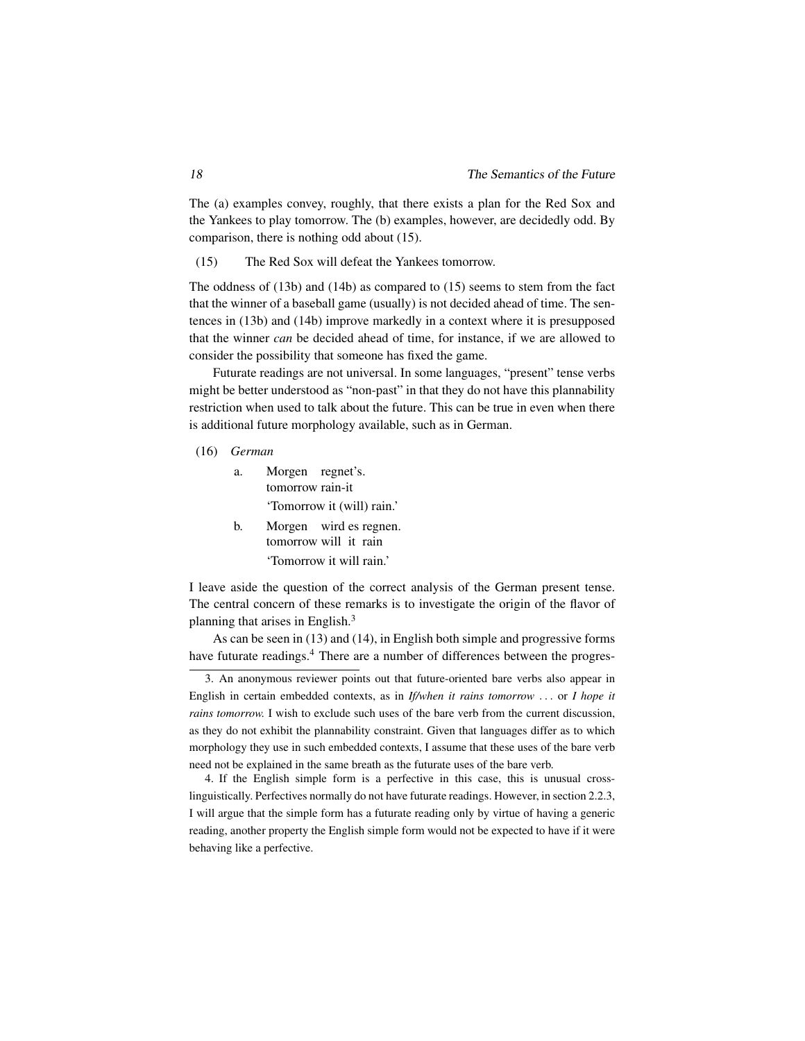The (a) examples convey, roughly, that there exists a plan for the Red Sox and the Yankees to play tomorrow. The (b) examples, however, are decidedly odd. By comparison, there is nothing odd about (15).

(15) The Red Sox will defeat the Yankees tomorrow.

The oddness of (13b) and (14b) as compared to (15) seems to stem from the fact that the winner of a baseball game (usually) is not decided ahead of time. The sentences in (13b) and (14b) improve markedly in a context where it is presupposed that the winner *can* be decided ahead of time, for instance, if we are allowed to consider the possibility that someone has fixed the game.

Futurate readings are not universal. In some languages, "present" tense verbs might be better understood as "non-past" in that they do not have this plannability restriction when used to talk about the future. This can be true in even when there is additional future morphology available, such as in German.

(16) *German*

a. Morgen regnet's.
   tomorrow rain-it
   'Tomorrow it (will) rain.'

b. Morgen wird es regnen.
   tomorrow will it rain
   'Tomorrow it will rain.'

I leave aside the question of the correct analysis of the German present tense. The central concern of these remarks is to investigate the origin of the flavor of planning that arises in English.[3]

As can be seen in (13) and (14), in English both simple and progressive forms have futurate readings.[4] There are a number of differences between the progres-

---

3. An anonymous reviewer points out that future-oriented bare verbs also appear in English in certain embedded contexts, as in *If/when it rains tomorrow ...* or *I hope it rains tomorrow.* I wish to exclude such uses of the bare verb from the current discussion, as they do not exhibit the plannability constraint. Given that languages differ as to which morphology they use in such embedded contexts, I assume that these uses of the bare verb need not be explained in the same breath as the futurate uses of the bare verb.

4. If the English simple form is a perfective in this case, this is unusual cross-linguistically. Perfectives normally do not have futurate readings. However, in section 2.2.3, I will argue that the simple form has a futurate reading only by virtue of having a generic reading, another property the English simple form would not be expected to have if it were behaving like a perfective.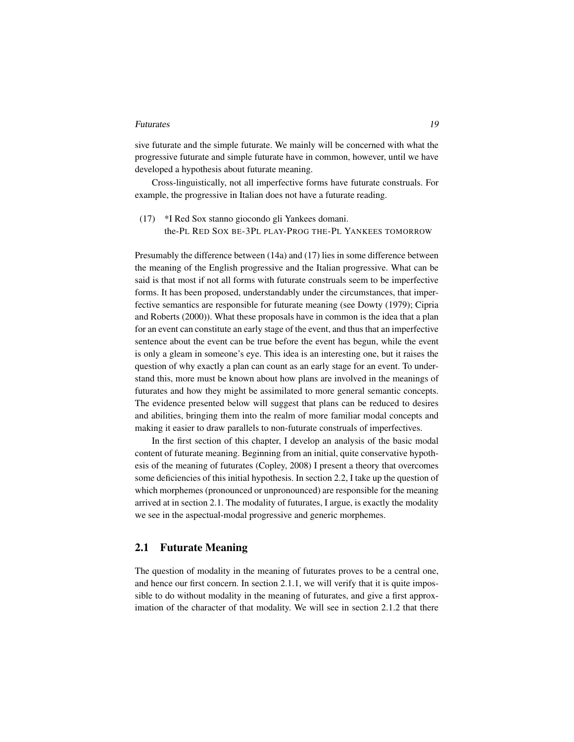sive futurate and the simple futurate. We mainly will be concerned with what the progressive futurate and simple futurate have in common, however, until we have developed a hypothesis about futurate meaning.

Cross-linguistically, not all imperfective forms have futurate construals. For example, the progressive in Italian does not have a futurate reading.

(17) *I Red Sox stanno giocondo gli Yankees domani.
the-PL RED SOX BE-3PL PLAY-PROG THE-PL YANKEES TOMORROW

Presumably the difference between (14a) and (17) lies in some difference between the meaning of the English progressive and the Italian progressive. What can be said is that most if not all forms with futurate construals seem to be imperfective forms. It has been proposed, understandably under the circumstances, that imperfective semantics are responsible for futurate meaning (see Dowty (1979); Cipria and Roberts (2000)). What these proposals have in common is the idea that a plan for an event can constitute an early stage of the event, and thus that an imperfective sentence about the event can be true before the event has begun, while the event is only a gleam in someone's eye. This idea is an interesting one, but it raises the question of why exactly a plan can count as an early stage for an event. To understand this, more must be known about how plans are involved in the meanings of futurates and how they might be assimilated to more general semantic concepts. The evidence presented below will suggest that plans can be reduced to desires and abilities, bringing them into the realm of more familiar modal concepts and making it easier to draw parallels to non-futurate construals of imperfectives.

In the first section of this chapter, I develop an analysis of the basic modal content of futurate meaning. Beginning from an initial, quite conservative hypothesis of the meaning of futurates (Copley, 2008) I present a theory that overcomes some deficiencies of this initial hypothesis. In section 2.2, I take up the question of which morphemes (pronounced or unpronounced) are responsible for the meaning arrived at in section 2.1. The modality of futurates, I argue, is exactly the modality we see in the aspectual-modal progressive and generic morphemes.

## 2.1 Futurate Meaning

The question of modality in the meaning of futurates proves to be a central one, and hence our first concern. In section 2.1.1, we will verify that it is quite impossible to do without modality in the meaning of futurates, and give a first approximation of the character of that modality. We will see in section 2.1.2 that there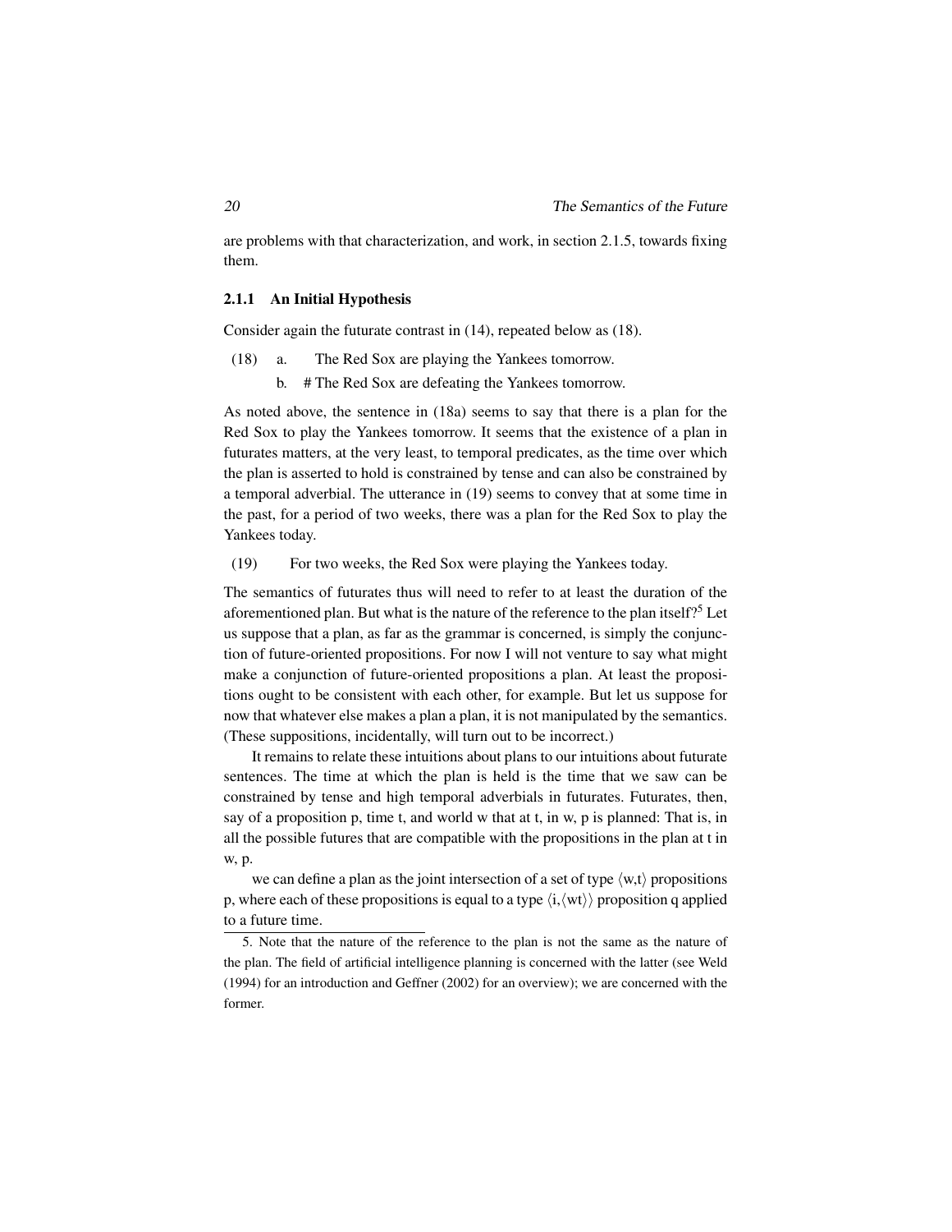are problems with that characterization, and work, in section 2.1.5, towards fixing them.

### 2.1.1 An Initial Hypothesis

Consider again the futurate contrast in (14), repeated below as (18).

(18) a. The Red Sox are playing the Yankees tomorrow.

b. # The Red Sox are defeating the Yankees tomorrow.

As noted above, the sentence in (18a) seems to say that there is a plan for the Red Sox to play the Yankees tomorrow. It seems that the existence of a plan in futurates matters, at the very least, to temporal predicates, as the time over which the plan is asserted to hold is constrained by tense and can also be constrained by a temporal adverbial. The utterance in (19) seems to convey that at some time in the past, for a period of two weeks, there was a plan for the Red Sox to play the Yankees today.

(19) For two weeks, the Red Sox were playing the Yankees today.

The semantics of futurates thus will need to refer to at least the duration of the aforementioned plan. But what is the nature of the reference to the plan itself?[5] Let us suppose that a plan, as far as the grammar is concerned, is simply the conjunction of future-oriented propositions. For now I will not venture to say what might make a conjunction of future-oriented propositions a plan. At least the propositions ought to be consistent with each other, for example. But let us suppose for now that whatever else makes a plan a plan, it is not manipulated by the semantics. (These suppositions, incidentally, will turn out to be incorrect.)

It remains to relate these intuitions about plans to our intuitions about futurate sentences. The time at which the plan is held is the time that we saw can be constrained by tense and high temporal adverbials in futurates. Futurates, then, say of a proposition p, time t, and world w that at t, in w, p is planned: That is, in all the possible futures that are compatible with the propositions in the plan at t in w, p.

we can define a plan as the joint intersection of a set of type $\langle w,t \rangle$ propositions p, where each of these propositions is equal to a type $\langle i,\langle wt \rangle \rangle$ proposition q applied to a future time.

5. Note that the nature of the reference to the plan is not the same as the nature of the plan. The field of artificial intelligence planning is concerned with the latter (see Weld (1994) for an introduction and Geffner (2002) for an overview); we are concerned with the former.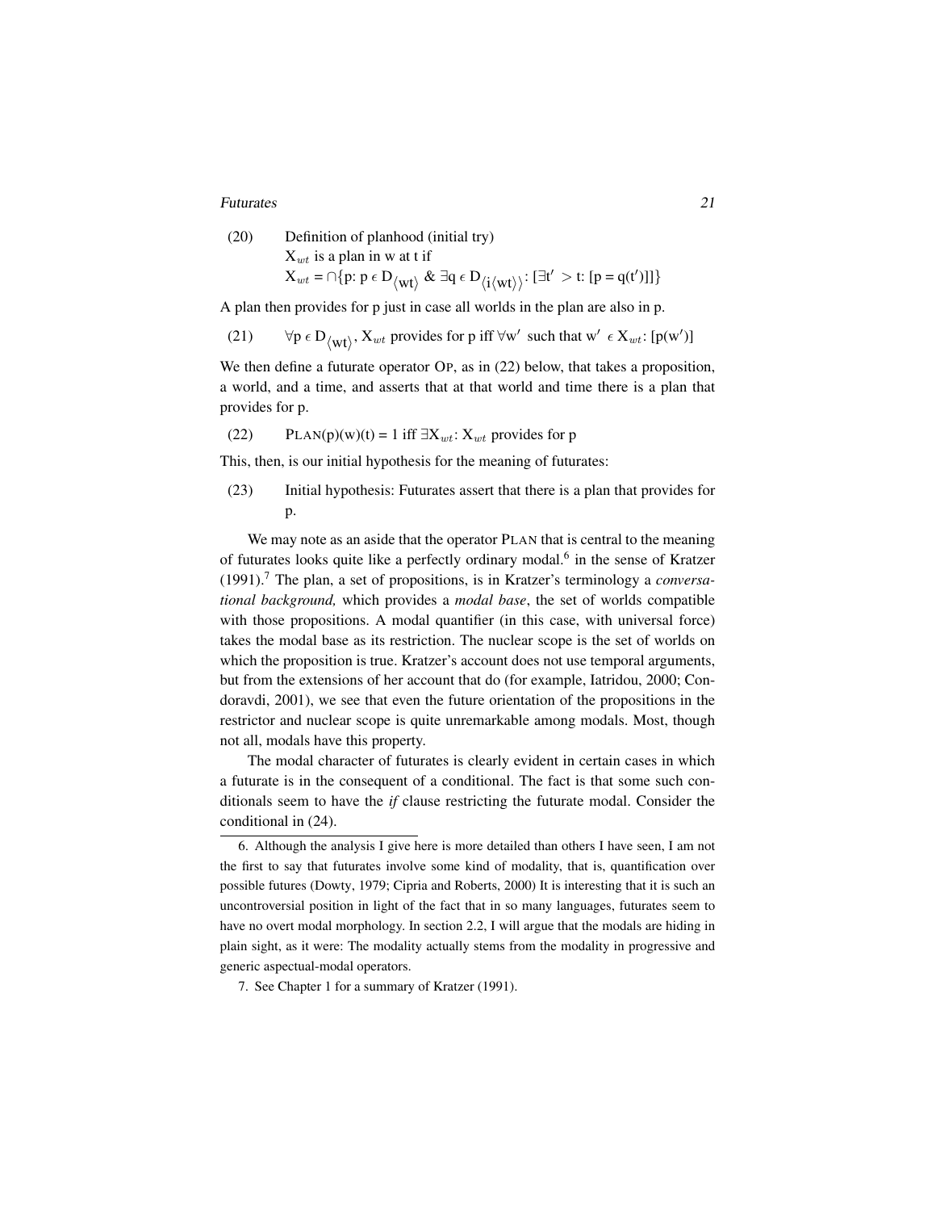(20) Definition of planhood (initial try)
$X_{wt}$ is a plan in w at t if
$X_{wt} = \cap\{p: p \in D_{\langle wt \rangle} \ \& \ \exists q \in D_{\langle i \langle wt \rangle \rangle}: [\exists t' > t: [p = q(t')]]\}$

A plan then provides for p just in case all worlds in the plan are also in p.

(21) $\forall p \in D_{\langle wt \rangle}$, $X_{wt}$ provides for p iff $\forall w'$ such that $w' \in X_{wt}$: $[p(w')]$

We then define a futurate operator OP, as in (22) below, that takes a proposition, a world, and a time, and asserts that at that world and time there is a plan that provides for p.

(22) PLAN(p)(w)(t) = 1 iff $\exists X_{wt}$: $X_{wt}$ provides for p

This, then, is our initial hypothesis for the meaning of futurates:

(23) Initial hypothesis: Futurates assert that there is a plan that provides for p.

We may note as an aside that the operator PLAN that is central to the meaning of futurates looks quite like a perfectly ordinary modal.[6] in the sense of Kratzer (1991).[7] The plan, a set of propositions, is in Kratzer's terminology a *conversational background,* which provides a *modal base*, the set of worlds compatible with those propositions. A modal quantifier (in this case, with universal force) takes the modal base as its restriction. The nuclear scope is the set of worlds on which the proposition is true. Kratzer's account does not use temporal arguments, but from the extensions of her account that do (for example, Iatridou, 2000; Condoravdi, 2001), we see that even the future orientation of the propositions in the restrictor and nuclear scope is quite unremarkable among modals. Most, though not all, modals have this property.

The modal character of futurates is clearly evident in certain cases in which a futurate is in the consequent of a conditional. The fact is that some such conditionals seem to have the *if* clause restricting the futurate modal. Consider the conditional in (24).

6. Although the analysis I give here is more detailed than others I have seen, I am not the first to say that futurates involve some kind of modality, that is, quantification over possible futures (Dowty, 1979; Cipria and Roberts, 2000) It is interesting that it is such an uncontroversial position in light of the fact that in so many languages, futurates seem to have no overt modal morphology. In section 2.2, I will argue that the modals are hiding in plain sight, as it were: The modality actually stems from the modality in progressive and generic aspectual-modal operators.

7. See Chapter 1 for a summary of Kratzer (1991).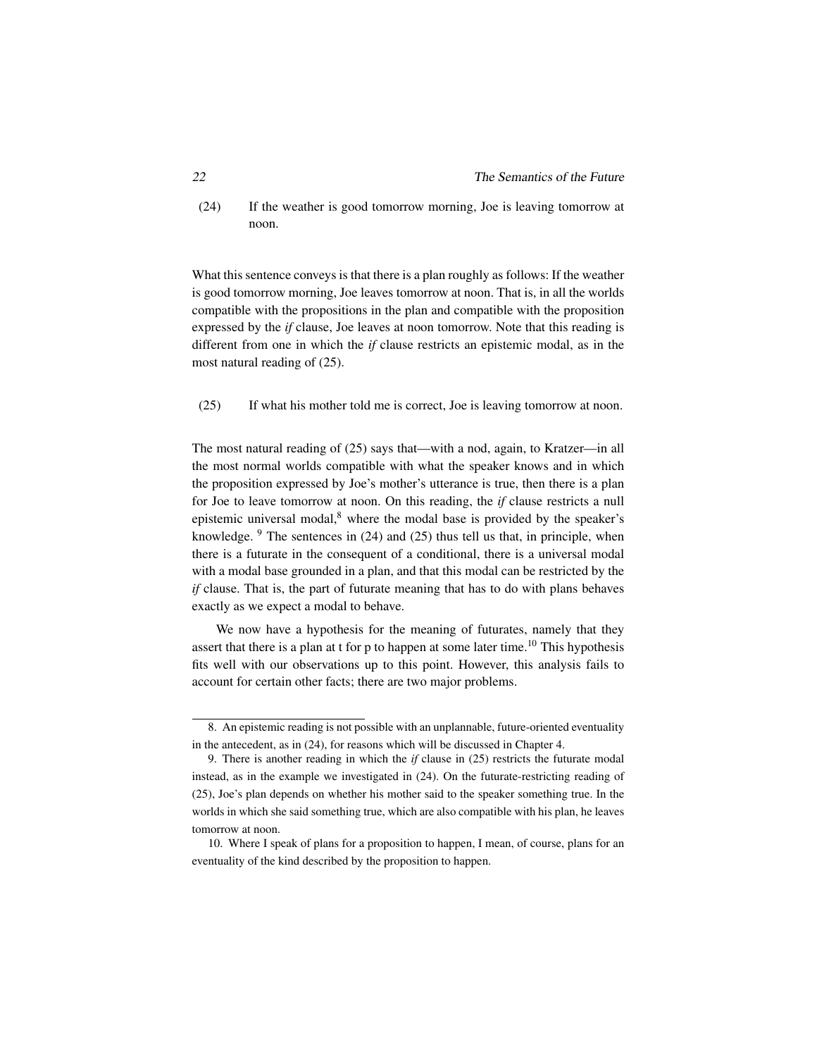(24) If the weather is good tomorrow morning, Joe is leaving tomorrow at noon.

What this sentence conveys is that there is a plan roughly as follows: If the weather is good tomorrow morning, Joe leaves tomorrow at noon. That is, in all the worlds compatible with the propositions in the plan and compatible with the proposition expressed by the *if* clause, Joe leaves at noon tomorrow. Note that this reading is different from one in which the *if* clause restricts an epistemic modal, as in the most natural reading of (25).

(25) If what his mother told me is correct, Joe is leaving tomorrow at noon.

The most natural reading of (25) says that—with a nod, again, to Kratzer—in all the most normal worlds compatible with what the speaker knows and in which the proposition expressed by Joe's mother's utterance is true, then there is a plan for Joe to leave tomorrow at noon. On this reading, the *if* clause restricts a null epistemic universal modal,[8] where the modal base is provided by the speaker's knowledge. [9] The sentences in (24) and (25) thus tell us that, in principle, when there is a futurate in the consequent of a conditional, there is a universal modal with a modal base grounded in a plan, and that this modal can be restricted by the *if* clause. That is, the part of futurate meaning that has to do with plans behaves exactly as we expect a modal to behave.

We now have a hypothesis for the meaning of futurates, namely that they assert that there is a plan at t for p to happen at some later time.[10] This hypothesis fits well with our observations up to this point. However, this analysis fails to account for certain other facts; there are two major problems.

---

8. An epistemic reading is not possible with an unplannable, future-oriented eventuality in the antecedent, as in (24), for reasons which will be discussed in Chapter 4.

9. There is another reading in which the *if* clause in (25) restricts the futurate modal instead, as in the example we investigated in (24). On the futurate-restricting reading of (25), Joe's plan depends on whether his mother said to the speaker something true. In the worlds in which she said something true, which are also compatible with his plan, he leaves tomorrow at noon.

10. Where I speak of plans for a proposition to happen, I mean, of course, plans for an eventuality of the kind described by the proposition to happen.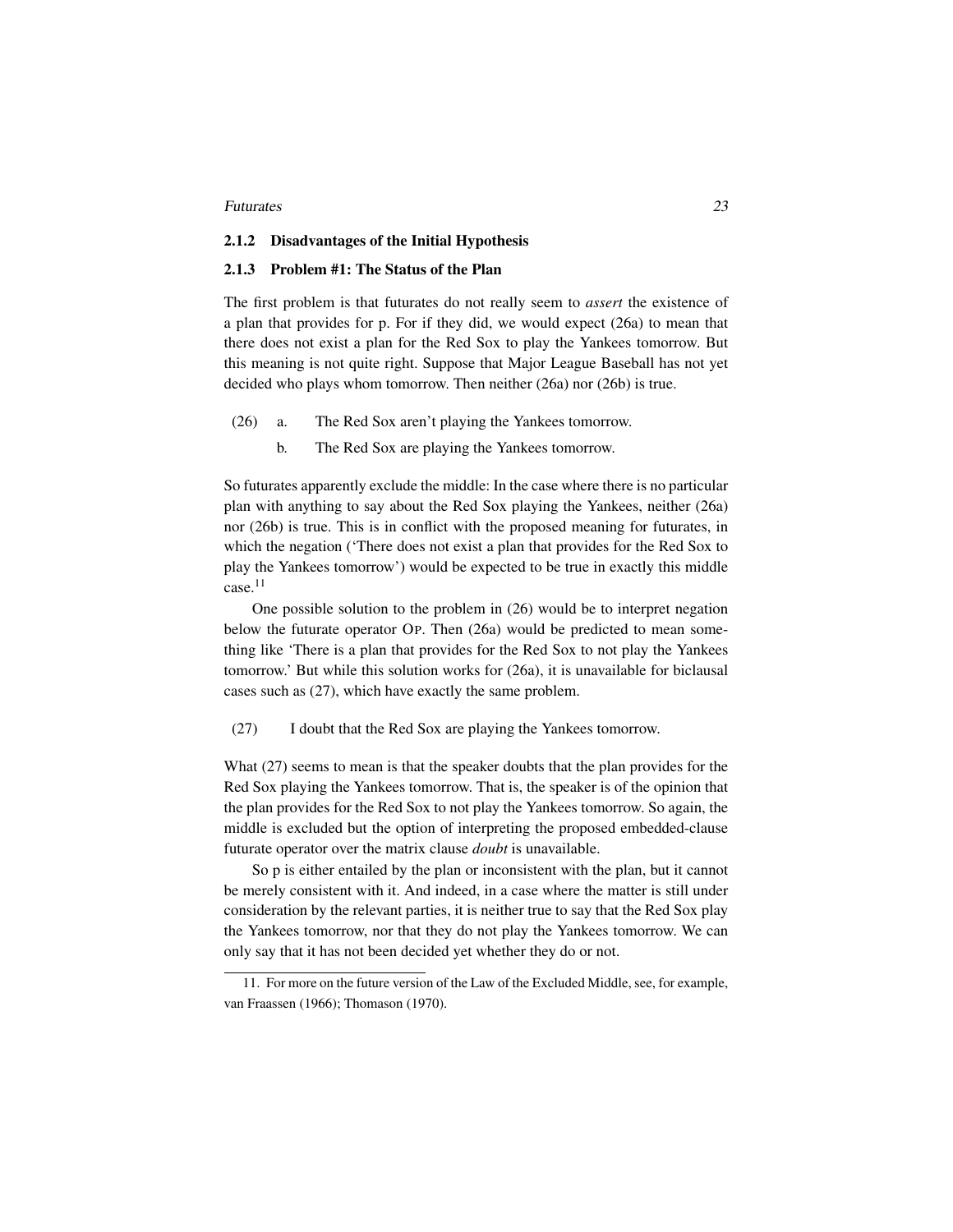### 2.1.2 Disadvantages of the Initial Hypothesis

### 2.1.3 Problem #1: The Status of the Plan

The first problem is that futurates do not really seem to *assert* the existence of a plan that provides for p. For if they did, we would expect (26a) to mean that there does not exist a plan for the Red Sox to play the Yankees tomorrow. But this meaning is not quite right. Suppose that Major League Baseball has not yet decided who plays whom tomorrow. Then neither (26a) nor (26b) is true.

(26) a. The Red Sox aren't playing the Yankees tomorrow.

b. The Red Sox are playing the Yankees tomorrow.

So futurates apparently exclude the middle: In the case where there is no particular plan with anything to say about the Red Sox playing the Yankees, neither (26a) nor (26b) is true. This is in conflict with the proposed meaning for futurates, in which the negation ('There does not exist a plan that provides for the Red Sox to play the Yankees tomorrow') would be expected to be true in exactly this middle case.[11]

One possible solution to the problem in (26) would be to interpret negation below the futurate operator OP. Then (26a) would be predicted to mean something like 'There is a plan that provides for the Red Sox to not play the Yankees tomorrow.' But while this solution works for (26a), it is unavailable for biclausal cases such as (27), which have exactly the same problem.

(27) I doubt that the Red Sox are playing the Yankees tomorrow.

What (27) seems to mean is that the speaker doubts that the plan provides for the Red Sox playing the Yankees tomorrow. That is, the speaker is of the opinion that the plan provides for the Red Sox to not play the Yankees tomorrow. So again, the middle is excluded but the option of interpreting the proposed embedded-clause futurate operator over the matrix clause *doubt* is unavailable.

So p is either entailed by the plan or inconsistent with the plan, but it cannot be merely consistent with it. And indeed, in a case where the matter is still under consideration by the relevant parties, it is neither true to say that the Red Sox play the Yankees tomorrow, nor that they do not play the Yankees tomorrow. We can only say that it has not been decided yet whether they do or not.

11. For more on the future version of the Law of the Excluded Middle, see, for example, van Fraassen (1966); Thomason (1970).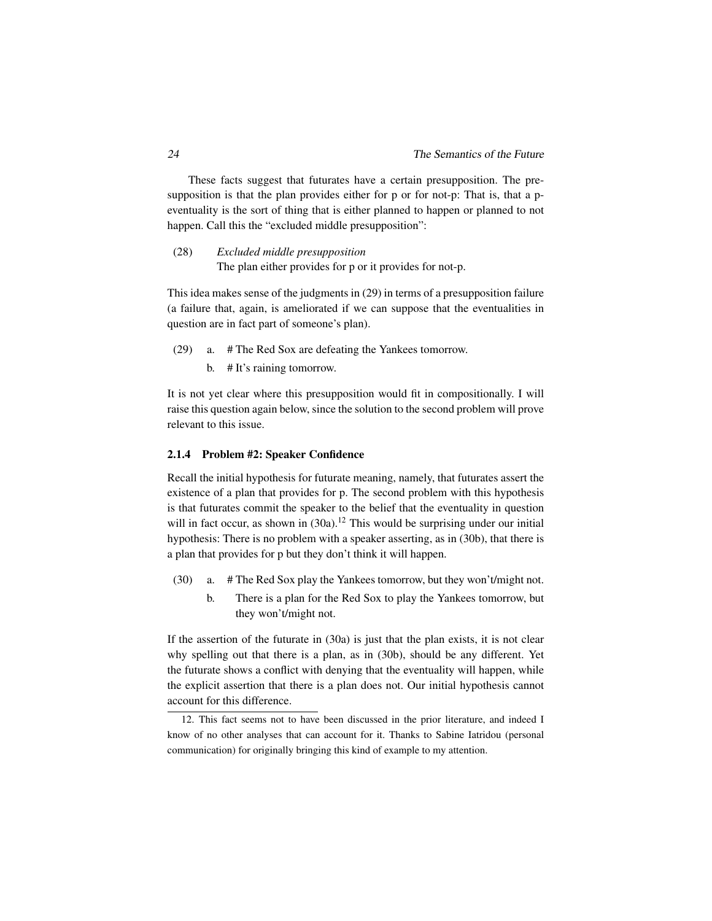These facts suggest that futurates have a certain presupposition. The presupposition is that the plan provides either for p or for not-p: That is, that a p-eventuality is the sort of thing that is either planned to happen or planned to not happen. Call this the "excluded middle presupposition":

(28) *Excluded middle presupposition*
The plan either provides for p or it provides for not-p.

This idea makes sense of the judgments in (29) in terms of a presupposition failure (a failure that, again, is ameliorated if we can suppose that the eventualities in question are in fact part of someone's plan).

(29) a. # The Red Sox are defeating the Yankees tomorrow.
b. # It's raining tomorrow.

It is not yet clear where this presupposition would fit in compositionally. I will raise this question again below, since the solution to the second problem will prove relevant to this issue.

### 2.1.4 Problem #2: Speaker Confidence

Recall the initial hypothesis for futurate meaning, namely, that futurates assert the existence of a plan that provides for p. The second problem with this hypothesis is that futurates commit the speaker to the belief that the eventuality in question will in fact occur, as shown in (30a).[12] This would be surprising under our initial hypothesis: There is no problem with a speaker asserting, as in (30b), that there is a plan that provides for p but they don't think it will happen.

(30) a. # The Red Sox play the Yankees tomorrow, but they won't/might not.
b. There is a plan for the Red Sox to play the Yankees tomorrow, but they won't/might not.

If the assertion of the futurate in (30a) is just that the plan exists, it is not clear why spelling out that there is a plan, as in (30b), should be any different. Yet the futurate shows a conflict with denying that the eventuality will happen, while the explicit assertion that there is a plan does not. Our initial hypothesis cannot account for this difference.

12. This fact seems not to have been discussed in the prior literature, and indeed I know of no other analyses that can account for it. Thanks to Sabine Iatridou (personal communication) for originally bringing this kind of example to my attention.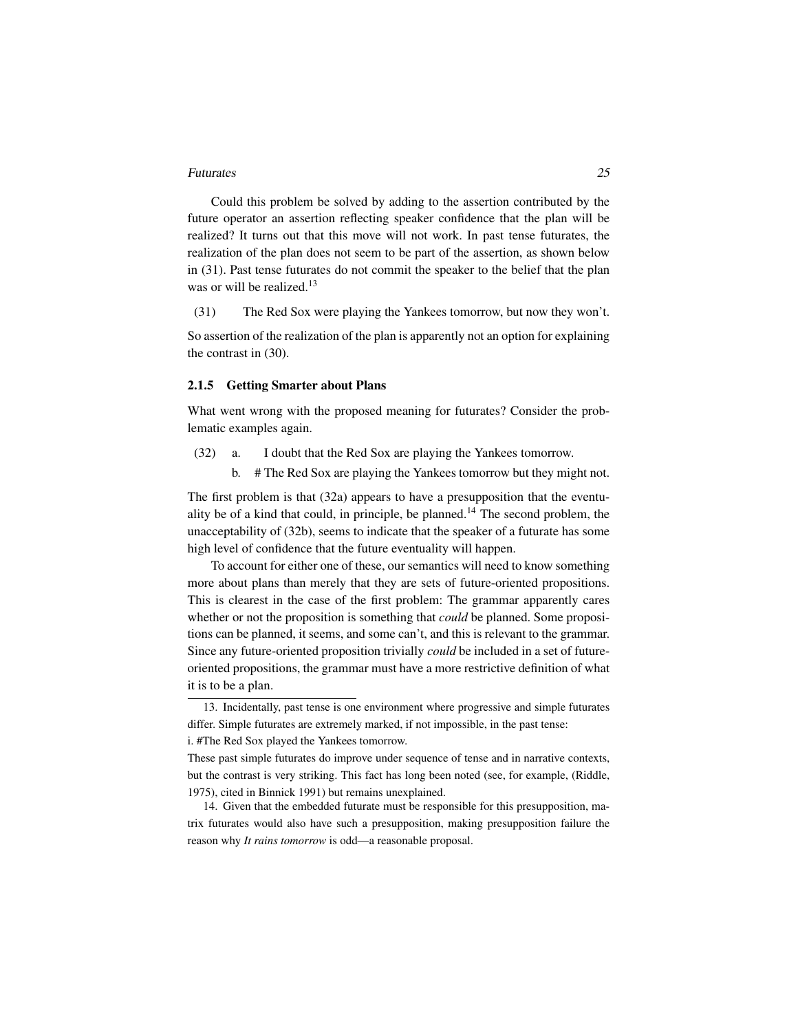Could this problem be solved by adding to the assertion contributed by the future operator an assertion reflecting speaker confidence that the plan will be realized? It turns out that this move will not work. In past tense futurates, the realization of the plan does not seem to be part of the assertion, as shown below in (31). Past tense futurates do not commit the speaker to the belief that the plan was or will be realized.[13]

(31) The Red Sox were playing the Yankees tomorrow, but now they won't.

So assertion of the realization of the plan is apparently not an option for explaining the contrast in (30).

### 2.1.5 Getting Smarter about Plans

What went wrong with the proposed meaning for futurates? Consider the problematic examples again.

(32) a. I doubt that the Red Sox are playing the Yankees tomorrow.

b. # The Red Sox are playing the Yankees tomorrow but they might not.

The first problem is that (32a) appears to have a presupposition that the eventuality be of a kind that could, in principle, be planned.[14] The second problem, the unacceptability of (32b), seems to indicate that the speaker of a futurate has some high level of confidence that the future eventuality will happen.

To account for either one of these, our semantics will need to know something more about plans than merely that they are sets of future-oriented propositions. This is clearest in the case of the first problem: The grammar apparently cares whether or not the proposition is something that *could* be planned. Some propositions can be planned, it seems, and some can't, and this is relevant to the grammar. Since any future-oriented proposition trivially *could* be included in a set of future-oriented propositions, the grammar must have a more restrictive definition of what it is to be a plan.

---

13. Incidentally, past tense is one environment where progressive and simple futurates differ. Simple futurates are extremely marked, if not impossible, in the past tense:

i. #The Red Sox played the Yankees tomorrow.

These past simple futurates do improve under sequence of tense and in narrative contexts, but the contrast is very striking. This fact has long been noted (see, for example, (Riddle, 1975), cited in Binnick 1991) but remains unexplained.

14. Given that the embedded futurate must be responsible for this presupposition, matrix futurates would also have such a presupposition, making presupposition failure the reason why *It rains tomorrow* is odd—a reasonable proposal.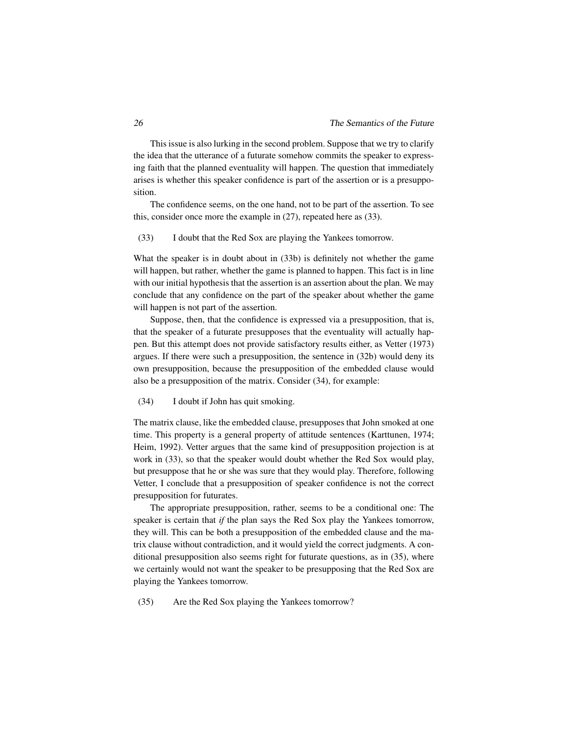This issue is also lurking in the second problem. Suppose that we try to clarify the idea that the utterance of a futurate somehow commits the speaker to expressing faith that the planned eventuality will happen. The question that immediately arises is whether this speaker confidence is part of the assertion or is a presupposition.

The confidence seems, on the one hand, not to be part of the assertion. To see this, consider once more the example in (27), repeated here as (33).

(33) I doubt that the Red Sox are playing the Yankees tomorrow.

What the speaker is in doubt about in (33b) is definitely not whether the game will happen, but rather, whether the game is planned to happen. This fact is in line with our initial hypothesis that the assertion is an assertion about the plan. We may conclude that any confidence on the part of the speaker about whether the game will happen is not part of the assertion.

Suppose, then, that the confidence is expressed via a presupposition, that is, that the speaker of a futurate presupposes that the eventuality will actually happen. But this attempt does not provide satisfactory results either, as Vetter (1973) argues. If there were such a presupposition, the sentence in (32b) would deny its own presupposition, because the presupposition of the embedded clause would also be a presupposition of the matrix. Consider (34), for example:

(34) I doubt if John has quit smoking.

The matrix clause, like the embedded clause, presupposes that John smoked at one time. This property is a general property of attitude sentences (Karttunen, 1974; Heim, 1992). Vetter argues that the same kind of presupposition projection is at work in (33), so that the speaker would doubt whether the Red Sox would play, but presuppose that he or she was sure that they would play. Therefore, following Vetter, I conclude that a presupposition of speaker confidence is not the correct presupposition for futurates.

The appropriate presupposition, rather, seems to be a conditional one: The speaker is certain that *if* the plan says the Red Sox play the Yankees tomorrow, they will. This can be both a presupposition of the embedded clause and the matrix clause without contradiction, and it would yield the correct judgments. A conditional presupposition also seems right for futurate questions, as in (35), where we certainly would not want the speaker to be presupposing that the Red Sox are playing the Yankees tomorrow.

(35) Are the Red Sox playing the Yankees tomorrow?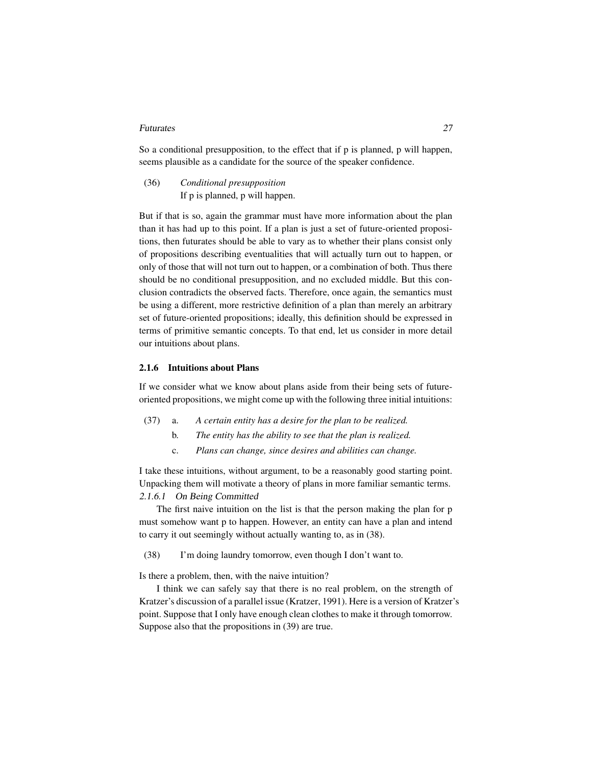So a conditional presupposition, to the effect that if p is planned, p will happen, seems plausible as a candidate for the source of the speaker confidence.

(36) *Conditional presupposition*
If p is planned, p will happen.

But if that is so, again the grammar must have more information about the plan than it has had up to this point. If a plan is just a set of future-oriented propositions, then futurates should be able to vary as to whether their plans consist only of propositions describing eventualities that will actually turn out to happen, or only of those that will not turn out to happen, or a combination of both. Thus there should be no conditional presupposition, and no excluded middle. But this conclusion contradicts the observed facts. Therefore, once again, the semantics must be using a different, more restrictive definition of a plan than merely an arbitrary set of future-oriented propositions; ideally, this definition should be expressed in terms of primitive semantic concepts. To that end, let us consider in more detail our intuitions about plans.

### 2.1.6 Intuitions about Plans

If we consider what we know about plans aside from their being sets of future-oriented propositions, we might come up with the following three initial intuitions:

(37) a. *A certain entity has a desire for the plan to be realized.*
b. *The entity has the ability to see that the plan is realized.*
c. *Plans can change, since desires and abilities can change.*

I take these intuitions, without argument, to be a reasonably good starting point. Unpacking them will motivate a theory of plans in more familiar semantic terms.

#### *2.1.6.1 On Being Committed*

The first naive intuition on the list is that the person making the plan for p must somehow want p to happen. However, an entity can have a plan and intend to carry it out seemingly without actually wanting to, as in (38).

(38) I'm doing laundry tomorrow, even though I don't want to.

Is there a problem, then, with the naive intuition?

I think we can safely say that there is no real problem, on the strength of Kratzer's discussion of a parallel issue (Kratzer, 1991). Here is a version of Kratzer's point. Suppose that I only have enough clean clothes to make it through tomorrow. Suppose also that the propositions in (39) are true.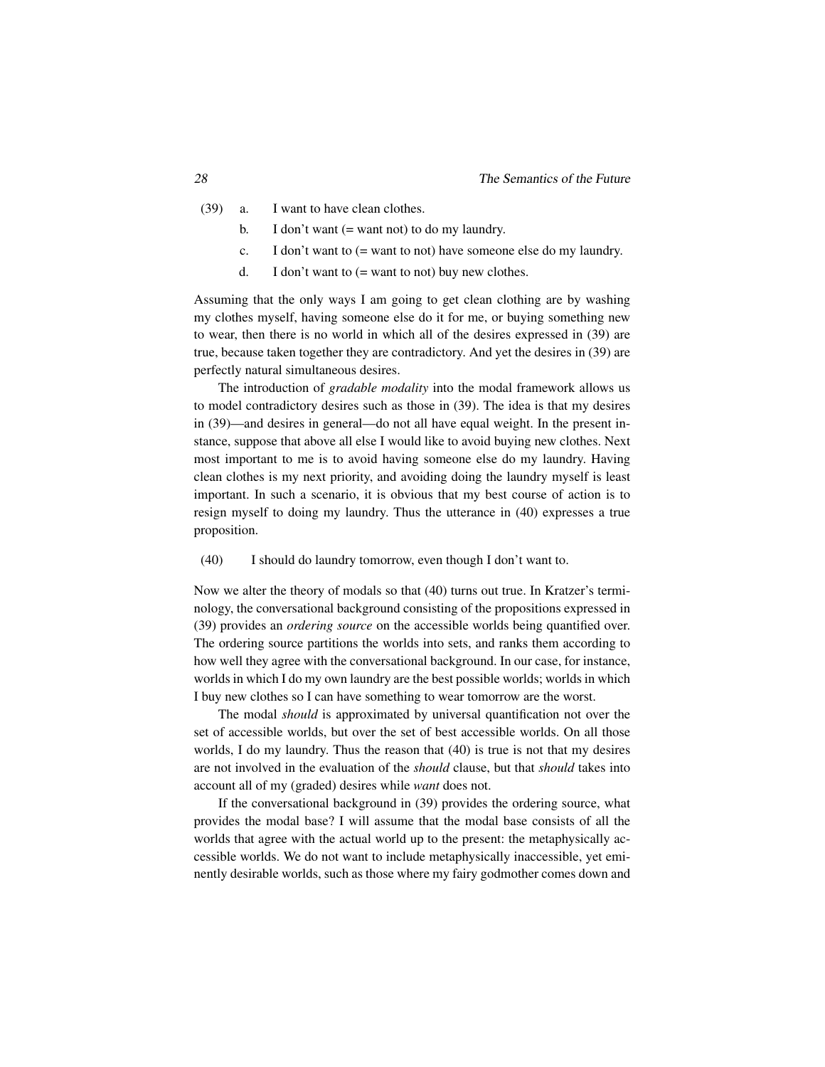(39)
a. I want to have clean clothes.
b. I don't want (= want not) to do my laundry.
c. I don't want to (= want to not) have someone else do my laundry.
d. I don't want to (= want to not) buy new clothes.

Assuming that the only ways I am going to get clean clothing are by washing my clothes myself, having someone else do it for me, or buying something new to wear, then there is no world in which all of the desires expressed in (39) are true, because taken together they are contradictory. And yet the desires in (39) are perfectly natural simultaneous desires.

The introduction of *gradable modality* into the modal framework allows us to model contradictory desires such as those in (39). The idea is that my desires in (39)—and desires in general—do not all have equal weight. In the present instance, suppose that above all else I would like to avoid buying new clothes. Next most important to me is to avoid having someone else do my laundry. Having clean clothes is my next priority, and avoiding doing the laundry myself is least important. In such a scenario, it is obvious that my best course of action is to resign myself to doing my laundry. Thus the utterance in (40) expresses a true proposition.

(40) I should do laundry tomorrow, even though I don't want to.

Now we alter the theory of modals so that (40) turns out true. In Kratzer's terminology, the conversational background consisting of the propositions expressed in (39) provides an *ordering source* on the accessible worlds being quantified over. The ordering source partitions the worlds into sets, and ranks them according to how well they agree with the conversational background. In our case, for instance, worlds in which I do my own laundry are the best possible worlds; worlds in which I buy new clothes so I can have something to wear tomorrow are the worst.

The modal *should* is approximated by universal quantification not over the set of accessible worlds, but over the set of best accessible worlds. On all those worlds, I do my laundry. Thus the reason that (40) is true is not that my desires are not involved in the evaluation of the *should* clause, but that *should* takes into account all of my (graded) desires while *want* does not.

If the conversational background in (39) provides the ordering source, what provides the modal base? I will assume that the modal base consists of all the worlds that agree with the actual world up to the present: the metaphysically accessible worlds. We do not want to include metaphysically inaccessible, yet eminently desirable worlds, such as those where my fairy godmother comes down and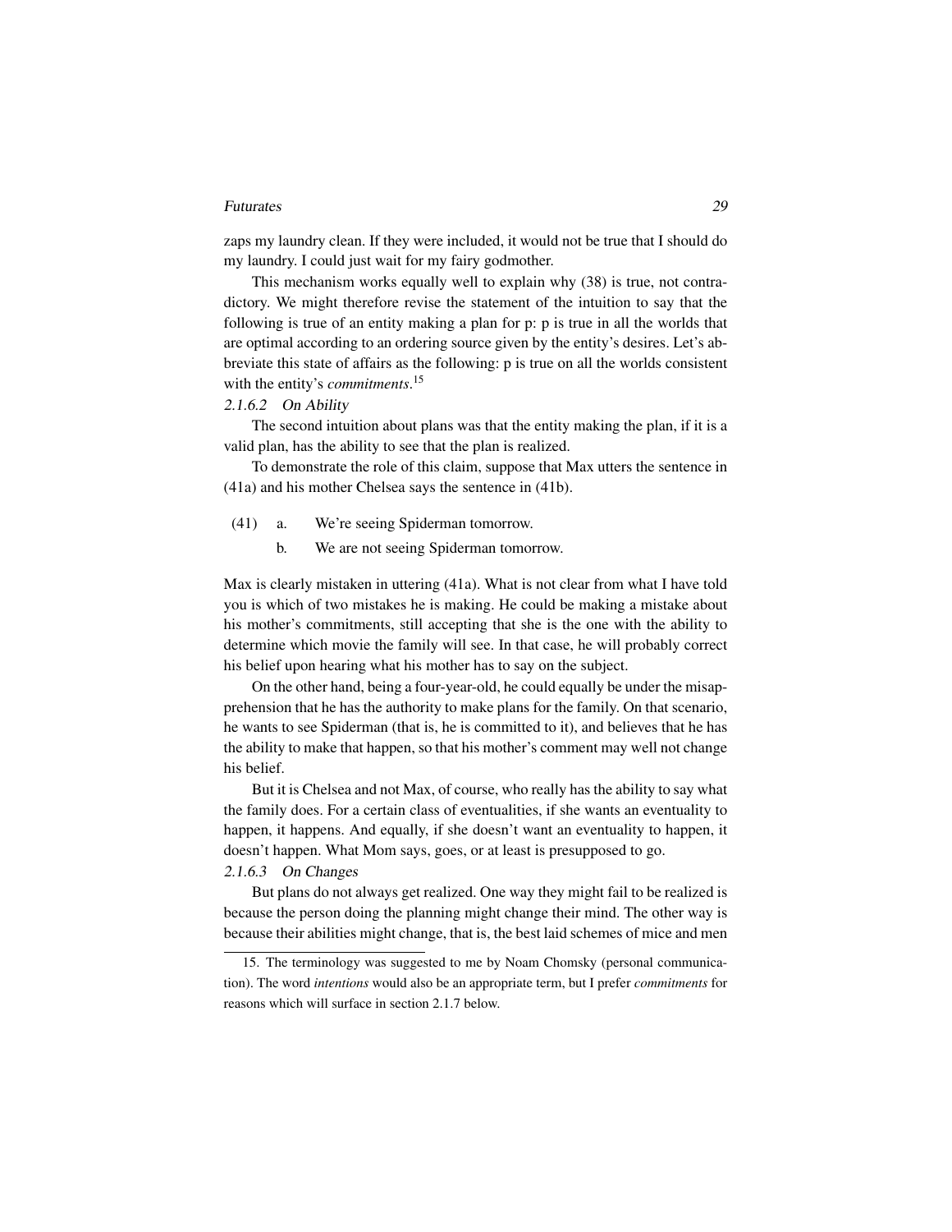zaps my laundry clean. If they were included, it would not be true that I should do my laundry. I could just wait for my fairy godmother.

This mechanism works equally well to explain why (38) is true, not contradictory. We might therefore revise the statement of the intuition to say that the following is true of an entity making a plan for p: p is true in all the worlds that are optimal according to an ordering source given by the entity's desires. Let's abbreviate this state of affairs as the following: p is true on all the worlds consistent with the entity's *commitments*.[15]

#### *2.1.6.2 On Ability*

The second intuition about plans was that the entity making the plan, if it is a valid plan, has the ability to see that the plan is realized.

To demonstrate the role of this claim, suppose that Max utters the sentence in (41a) and his mother Chelsea says the sentence in (41b).

(41) a. We're seeing Spiderman tomorrow.

b. We are not seeing Spiderman tomorrow.

Max is clearly mistaken in uttering (41a). What is not clear from what I have told you is which of two mistakes he is making. He could be making a mistake about his mother's commitments, still accepting that she is the one with the ability to determine which movie the family will see. In that case, he will probably correct his belief upon hearing what his mother has to say on the subject.

On the other hand, being a four-year-old, he could equally be under the misapprehension that he has the authority to make plans for the family. On that scenario, he wants to see Spiderman (that is, he is committed to it), and believes that he has the ability to make that happen, so that his mother's comment may well not change his belief.

But it is Chelsea and not Max, of course, who really has the ability to say what the family does. For a certain class of eventualities, if she wants an eventuality to happen, it happens. And equally, if she doesn't want an eventuality to happen, it doesn't happen. What Mom says, goes, or at least is presupposed to go.

#### *2.1.6.3 On Changes*

But plans do not always get realized. One way they might fail to be realized is because the person doing the planning might change their mind. The other way is because their abilities might change, that is, the best laid schemes of mice and men

---

15. The terminology was suggested to me by Noam Chomsky (personal communication). The word *intentions* would also be an appropriate term, but I prefer *commitments* for reasons which will surface in section 2.1.7 below.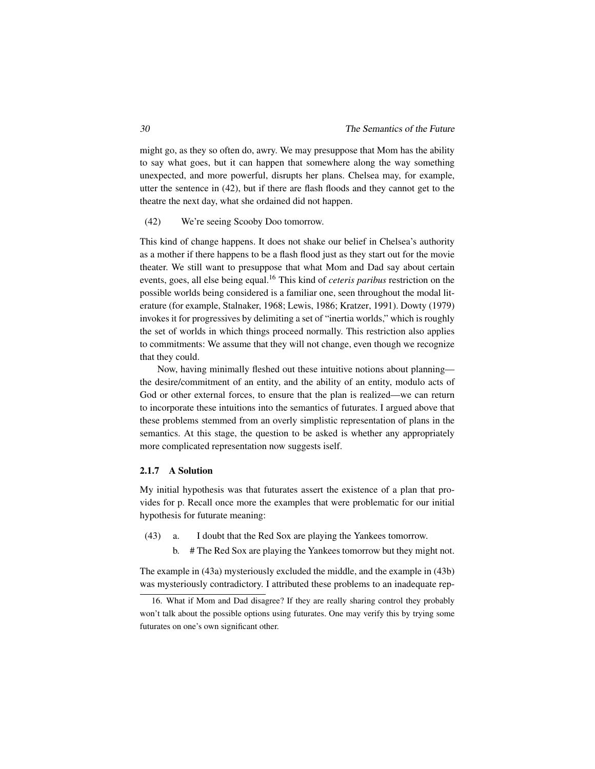might go, as they so often do, awry. We may presuppose that Mom has the ability to say what goes, but it can happen that somewhere along the way something unexpected, and more powerful, disrupts her plans. Chelsea may, for example, utter the sentence in (42), but if there are flash floods and they cannot get to the theatre the next day, what she ordained did not happen.

(42) We're seeing Scooby Doo tomorrow.

This kind of change happens. It does not shake our belief in Chelsea's authority as a mother if there happens to be a flash flood just as they start out for the movie theater. We still want to presuppose that what Mom and Dad say about certain events, goes, all else being equal.[16] This kind of *ceteris paribus* restriction on the possible worlds being considered is a familiar one, seen throughout the modal literature (for example, Stalnaker, 1968; Lewis, 1986; Kratzer, 1991). Dowty (1979) invokes it for progressives by delimiting a set of "inertia worlds," which is roughly the set of worlds in which things proceed normally. This restriction also applies to commitments: We assume that they will not change, even though we recognize that they could.

Now, having minimally fleshed out these intuitive notions about planning—the desire/commitment of an entity, and the ability of an entity, modulo acts of God or other external forces, to ensure that the plan is realized—we can return to incorporate these intuitions into the semantics of futurates. I argued above that these problems stemmed from an overly simplistic representation of plans in the semantics. At this stage, the question to be asked is whether any appropriately more complicated representation now suggests iself.

### 2.1.7 A Solution

My initial hypothesis was that futurates assert the existence of a plan that provides for p. Recall once more the examples that were problematic for our initial hypothesis for futurate meaning:

(43) a. I doubt that the Red Sox are playing the Yankees tomorrow.

b. # The Red Sox are playing the Yankees tomorrow but they might not.

The example in (43a) mysteriously excluded the middle, and the example in (43b) was mysteriously contradictory. I attributed these problems to an inadequate rep-

16. What if Mom and Dad disagree? If they are really sharing control they probably won't talk about the possible options using futurates. One may verify this by trying some futurates on one's own significant other.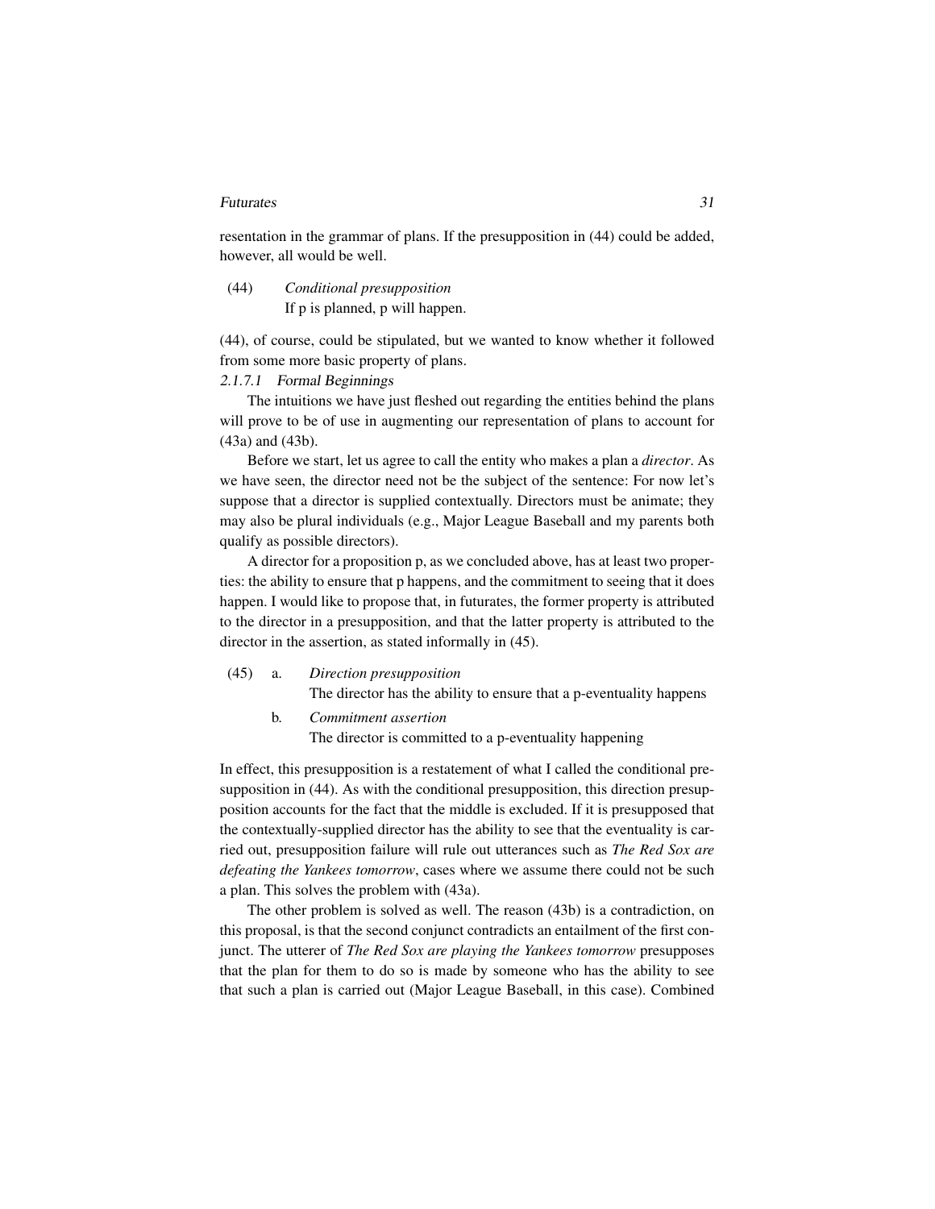resentation in the grammar of plans. If the presupposition in (44) could be added, however, all would be well.

(44) *Conditional presupposition*
If p is planned, p will happen.

(44), of course, could be stipulated, but we wanted to know whether it followed from some more basic property of plans.

#### 2.1.7.1 *Formal Beginnings*

The intuitions we have just fleshed out regarding the entities behind the plans will prove to be of use in augmenting our representation of plans to account for (43a) and (43b).

Before we start, let us agree to call the entity who makes a plan a *director*. As we have seen, the director need not be the subject of the sentence: For now let's suppose that a director is supplied contextually. Directors must be animate; they may also be plural individuals (e.g., Major League Baseball and my parents both qualify as possible directors).

A director for a proposition p, as we concluded above, has at least two properties: the ability to ensure that p happens, and the commitment to seeing that it does happen. I would like to propose that, in futurates, the former property is attributed to the director in a presupposition, and that the latter property is attributed to the director in the assertion, as stated informally in (45).

(45) a. *Direction presupposition*
The director has the ability to ensure that a p-eventuality happens

b. *Commitment assertion*
The director is committed to a p-eventuality happening

In effect, this presupposition is a restatement of what I called the conditional presupposition in (44). As with the conditional presupposition, this direction presupposition accounts for the fact that the middle is excluded. If it is presupposed that the contextually-supplied director has the ability to see that the eventuality is carried out, presupposition failure will rule out utterances such as *The Red Sox are defeating the Yankees tomorrow*, cases where we assume there could not be such a plan. This solves the problem with (43a).

The other problem is solved as well. The reason (43b) is a contradiction, on this proposal, is that the second conjunct contradicts an entailment of the first conjunct. The utterer of *The Red Sox are playing the Yankees tomorrow* presupposes that the plan for them to do so is made by someone who has the ability to see that such a plan is carried out (Major League Baseball, in this case). Combined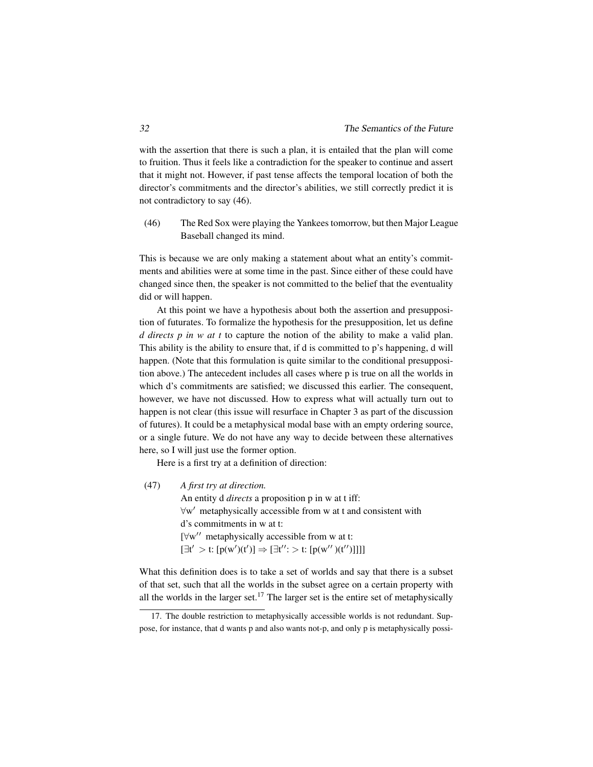with the assertion that there is such a plan, it is entailed that the plan will come to fruition. Thus it feels like a contradiction for the speaker to continue and assert that it might not. However, if past tense affects the temporal location of both the director's commitments and the director's abilities, we still correctly predict it is not contradictory to say (46).

(46) The Red Sox were playing the Yankees tomorrow, but then Major League Baseball changed its mind.

This is because we are only making a statement about what an entity's commitments and abilities were at some time in the past. Since either of these could have changed since then, the speaker is not committed to the belief that the eventuality did or will happen.

At this point we have a hypothesis about both the assertion and presupposition of futurates. To formalize the hypothesis for the presupposition, let us define *d directs p in w at t* to capture the notion of the ability to make a valid plan. This ability is the ability to ensure that, if d is committed to p's happening, d will happen. (Note that this formulation is quite similar to the conditional presupposition above.) The antecedent includes all cases where p is true on all the worlds in which d's commitments are satisfied; we discussed this earlier. The consequent, however, we have not discussed. How to express what will actually turn out to happen is not clear (this issue will resurface in Chapter 3 as part of the discussion of futures). It could be a metaphysical modal base with an empty ordering source, or a single future. We do not have any way to decide between these alternatives here, so I will just use the former option.

Here is a first try at a definition of direction:

(47) *A first try at direction.*
An entity d *directs* a proposition p in w at t iff:
$\forall$w′ metaphysically accessible from w at t and consistent with d's commitments in w at t:
[$\forall$w″ metaphysically accessible from w at t:
[$\exists$t′ > t: [p(w′)(t′)] $\Rightarrow$ [$\exists$t″: > t: [p(w″)(t″)]]]]

What this definition does is to take a set of worlds and say that there is a subset of that set, such that all the worlds in the subset agree on a certain property with all the worlds in the larger set.[17] The larger set is the entire set of metaphysically

17. The double restriction to metaphysically accessible worlds is not redundant. Suppose, for instance, that d wants p and also wants not-p, and only p is metaphysically possi-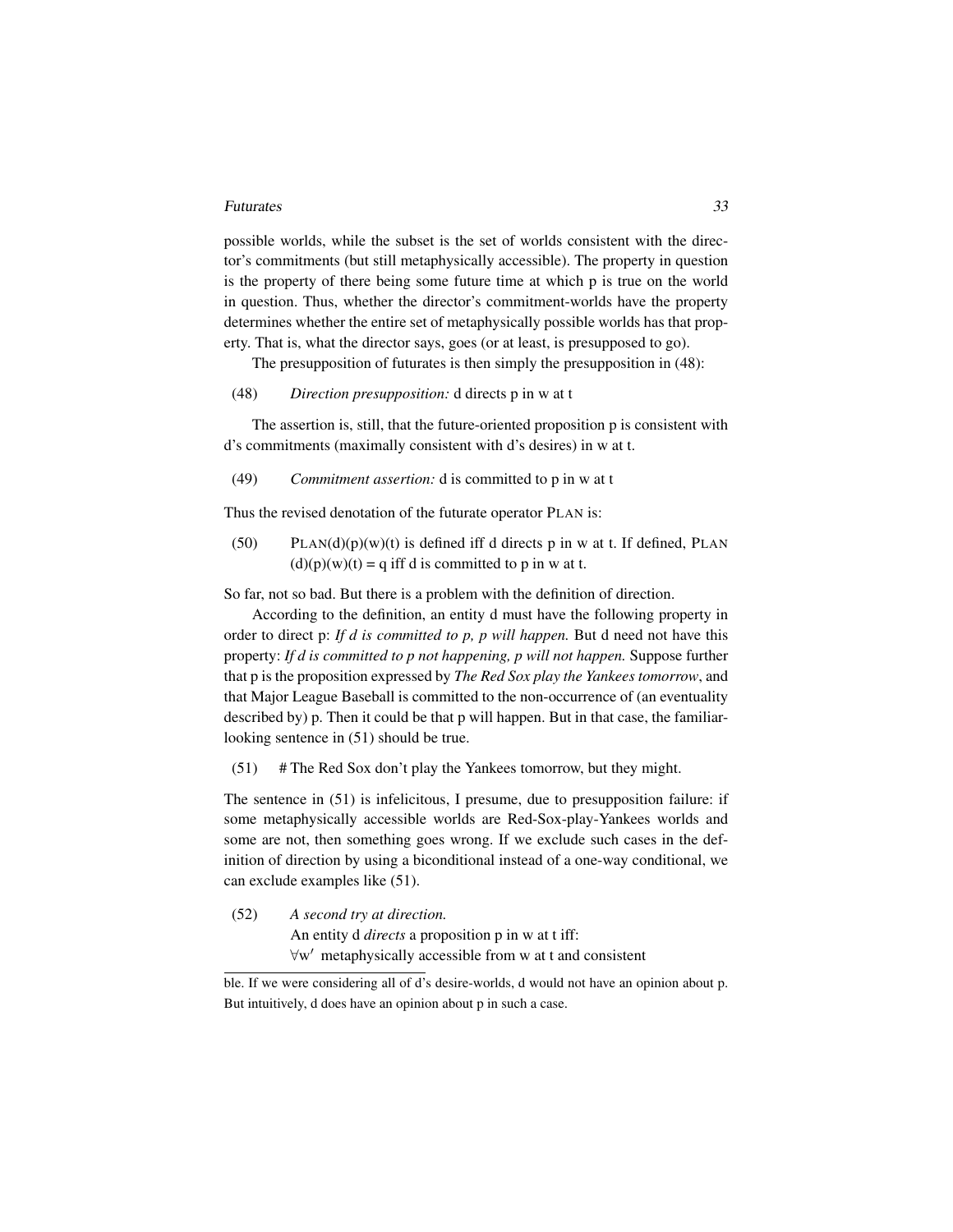possible worlds, while the subset is the set of worlds consistent with the director's commitments (but still metaphysically accessible). The property in question is the property of there being some future time at which p is true on the world in question. Thus, whether the director's commitment-worlds have the property determines whether the entire set of metaphysically possible worlds has that property. That is, what the director says, goes (or at least, is presupposed to go).

The presupposition of futurates is then simply the presupposition in (48):

(48) *Direction presupposition:* d directs p in w at t

The assertion is, still, that the future-oriented proposition p is consistent with d's commitments (maximally consistent with d's desires) in w at t.

(49) *Commitment assertion:* d is committed to p in w at t

Thus the revised denotation of the futurate operator PLAN is:

(50) PLAN(d)(p)(w)(t) is defined iff d directs p in w at t. If defined, PLAN (d)(p)(w)(t) = q iff d is committed to p in w at t.

So far, not so bad. But there is a problem with the definition of direction.

According to the definition, an entity d must have the following property in order to direct p: *If d is committed to p, p will happen.* But d need not have this property: *If d is committed to p not happening, p will not happen.* Suppose further that p is the proposition expressed by *The Red Sox play the Yankees tomorrow*, and that Major League Baseball is committed to the non-occurrence of (an eventuality described by) p. Then it could be that p will happen. But in that case, the familiar-looking sentence in (51) should be true.

(51) # The Red Sox don't play the Yankees tomorrow, but they might.

The sentence in (51) is infelicitous, I presume, due to presupposition failure: if some metaphysically accessible worlds are Red-Sox-play-Yankees worlds and some are not, then something goes wrong. If we exclude such cases in the definition of direction by using a biconditional instead of a one-way conditional, we can exclude examples like (51).

(52) *A second try at direction.*
An entity d *directs* a proposition p in w at t iff:
$\forall$w′ metaphysically accessible from w at t and consistent

---

ble. If we were considering all of d's desire-worlds, d would not have an opinion about p. But intuitively, d does have an opinion about p in such a case.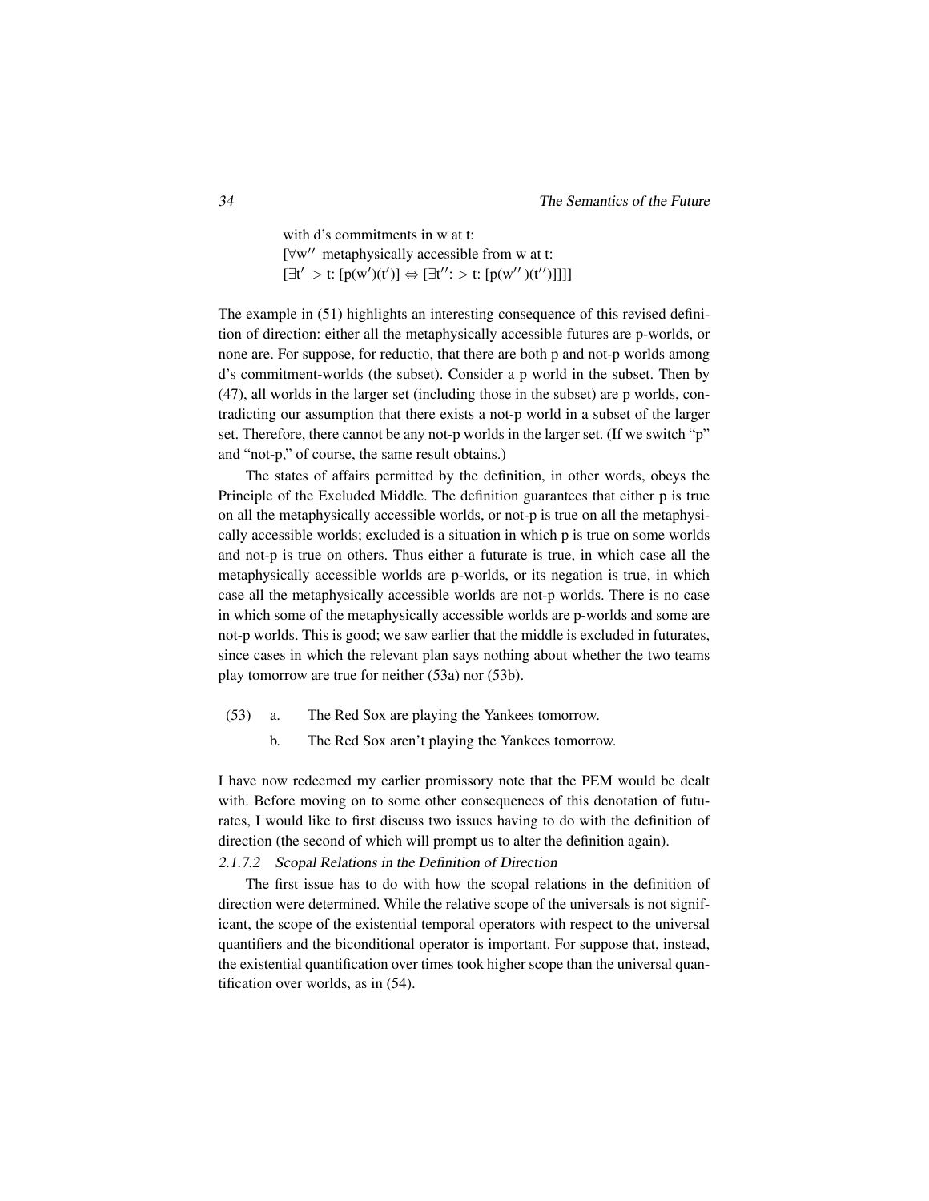with d's commitments in w at t:
[$\forall$w'' metaphysically accessible from w at t:
[$\exists$t' > t: [p(w')(t')] $\Leftrightarrow$ [$\exists$t'': > t: [p(w'')(t'')]]]]

The example in (51) highlights an interesting consequence of this revised definition of direction: either all the metaphysically accessible futures are p-worlds, or none are. For suppose, for reductio, that there are both p and not-p worlds among d's commitment-worlds (the subset). Consider a p world in the subset. Then by (47), all worlds in the larger set (including those in the subset) are p worlds, contradicting our assumption that there exists a not-p world in a subset of the larger set. Therefore, there cannot be any not-p worlds in the larger set. (If we switch "p" and "not-p," of course, the same result obtains.)

The states of affairs permitted by the definition, in other words, obeys the Principle of the Excluded Middle. The definition guarantees that either p is true on all the metaphysically accessible worlds, or not-p is true on all the metaphysically accessible worlds; excluded is a situation in which p is true on some worlds and not-p is true on others. Thus either a futurate is true, in which case all the metaphysically accessible worlds are p-worlds, or its negation is true, in which case all the metaphysically accessible worlds are not-p worlds. There is no case in which some of the metaphysically accessible worlds are p-worlds and some are not-p worlds. This is good; we saw earlier that the middle is excluded in futurates, since cases in which the relevant plan says nothing about whether the two teams play tomorrow are true for neither (53a) nor (53b).

(53) a. The Red Sox are playing the Yankees tomorrow.

b. The Red Sox aren't playing the Yankees tomorrow.

I have now redeemed my earlier promissory note that the PEM would be dealt with. Before moving on to some other consequences of this denotation of futurates, I would like to first discuss two issues having to do with the definition of direction (the second of which will prompt us to alter the definition again).

#### *2.1.7.2 Scopal Relations in the Definition of Direction*

The first issue has to do with how the scopal relations in the definition of direction were determined. While the relative scope of the universals is not significant, the scope of the existential temporal operators with respect to the universal quantifiers and the biconditional operator is important. For suppose that, instead, the existential quantification over times took higher scope than the universal quantification over worlds, as in (54).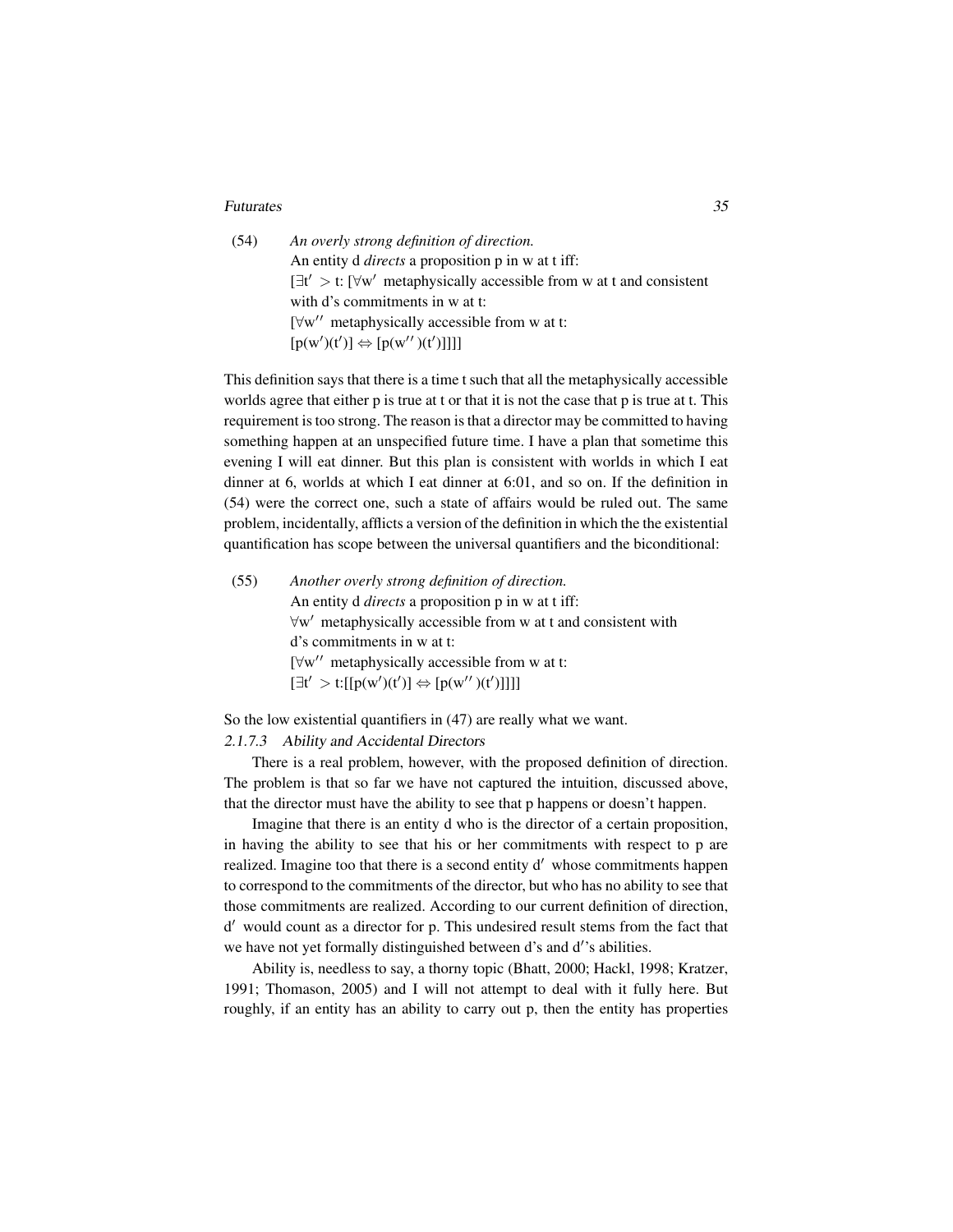(54) *An overly strong definition of direction.*
An entity d *directs* a proposition p in w at t iff:
$[\exists t' > t$: $[\forall w'$ metaphysically accessible from w at t and consistent with d's commitments in w at t:
$[\forall w''$ metaphysically accessible from w at t:
$[p(w')(t')] \Leftrightarrow [p(w'')(t')]]]]]$

This definition says that there is a time t such that all the metaphysically accessible worlds agree that either p is true at t or that it is not the case that p is true at t. This requirement is too strong. The reason is that a director may be committed to having something happen at an unspecified future time. I have a plan that sometime this evening I will eat dinner. But this plan is consistent with worlds in which I eat dinner at 6, worlds at which I eat dinner at 6:01, and so on. If the definition in (54) were the correct one, such a state of affairs would be ruled out. The same problem, incidentally, afflicts a version of the definition in which the the existential quantification has scope between the universal quantifiers and the biconditional:

(55) *Another overly strong definition of direction.*
An entity d *directs* a proposition p in w at t iff:
$\forall w'$ metaphysically accessible from w at t and consistent with d's commitments in w at t:
$[\forall w''$ metaphysically accessible from w at t:
$[\exists t' > t$:$[[p(w')(t')] \Leftrightarrow [p(w'')(t')]]]]$

So the low existential quantifiers in (47) are really what we want.

#### 2.1.7.3 Ability and Accidental Directors

There is a real problem, however, with the proposed definition of direction. The problem is that so far we have not captured the intuition, discussed above, that the director must have the ability to see that p happens or doesn't happen.

Imagine that there is an entity d who is the director of a certain proposition, in having the ability to see that his or her commitments with respect to p are realized. Imagine too that there is a second entity d′ whose commitments happen to correspond to the commitments of the director, but who has no ability to see that those commitments are realized. According to our current definition of direction, d′ would count as a director for p. This undesired result stems from the fact that we have not yet formally distinguished between d's and d′'s abilities.

Ability is, needless to say, a thorny topic (Bhatt, 2000; Hackl, 1998; Kratzer, 1991; Thomason, 2005) and I will not attempt to deal with it fully here. But roughly, if an entity has an ability to carry out p, then the entity has properties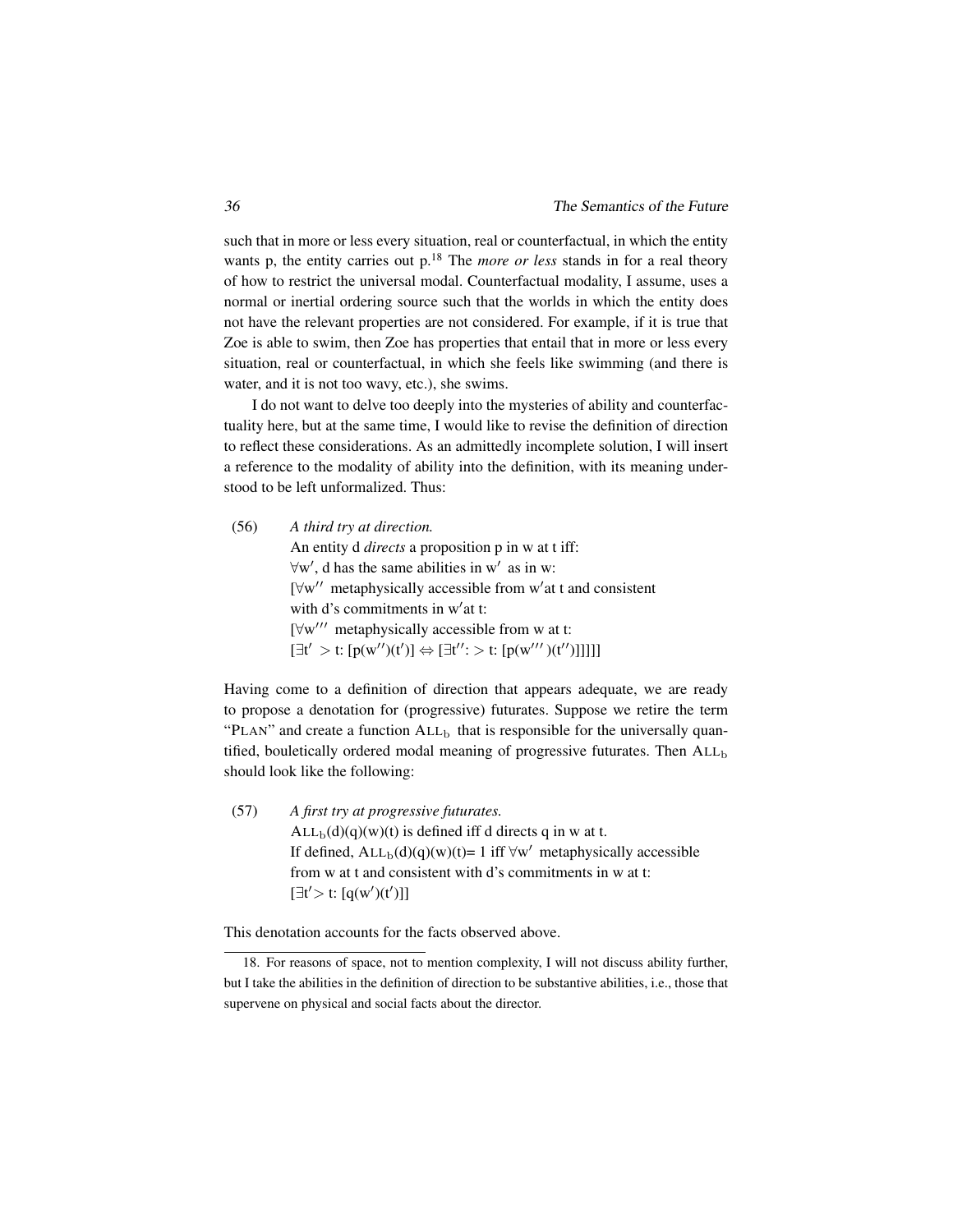such that in more or less every situation, real or counterfactual, in which the entity wants p, the entity carries out p.[18] The *more or less* stands in for a real theory of how to restrict the universal modal. Counterfactual modality, I assume, uses a normal or inertial ordering source such that the worlds in which the entity does not have the relevant properties are not considered. For example, if it is true that Zoe is able to swim, then Zoe has properties that entail that in more or less every situation, real or counterfactual, in which she feels like swimming (and there is water, and it is not too wavy, etc.), she swims.

I do not want to delve too deeply into the mysteries of ability and counterfactuality here, but at the same time, I would like to revise the definition of direction to reflect these considerations. As an admittedly incomplete solution, I will insert a reference to the modality of ability into the definition, with its meaning understood to be left unformalized. Thus:

(56) *A third try at direction.*
An entity d *directs* a proposition p in w at t iff:
$\forall w'$, d has the same abilities in $w'$ as in w:
[$\forall w''$ metaphysically accessible from $w'$ at t and consistent with d's commitments in $w'$ at t:
[$\forall w'''$ metaphysically accessible from w at t:
$[\exists t' > t: [p(w'')(t')] \Leftrightarrow [\exists t'': > t: [p(w''')(t'')]]]]]$

Having come to a definition of direction that appears adequate, we are ready to propose a denotation for (progressive) futurates. Suppose we retire the term "PLAN" and create a function $\text{ALL}_b$ that is responsible for the universally quantified, bouletically ordered modal meaning of progressive futurates. Then $\text{ALL}_b$ should look like the following:

(57) *A first try at progressive futurates.*
$\text{ALL}_b(d)(q)(w)(t)$ is defined iff d directs q in w at t.
If defined, $\text{ALL}_b(d)(q)(w)(t)= 1$ iff $\forall w'$ metaphysically accessible from w at t and consistent with d's commitments in w at t:
$[\exists t' > t: [q(w')(t')]]$

This denotation accounts for the facts observed above.

---

18. For reasons of space, not to mention complexity, I will not discuss ability further, but I take the abilities in the definition of direction to be substantive abilities, i.e., those that supervene on physical and social facts about the director.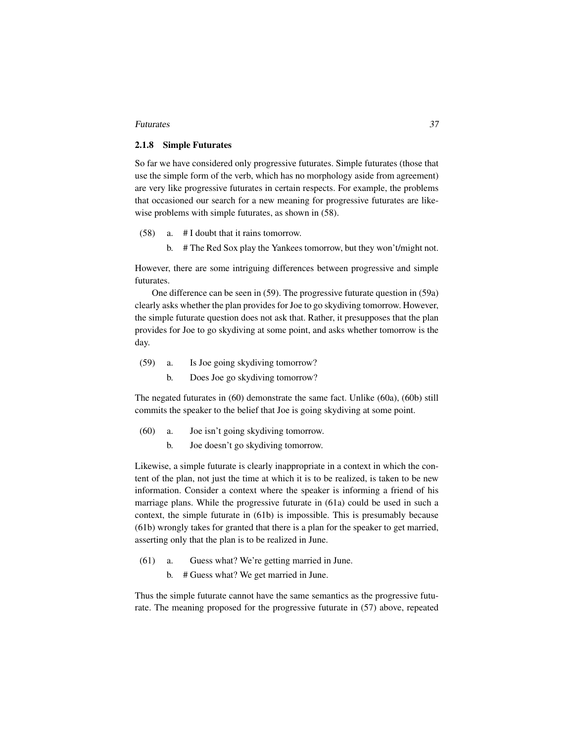### 2.1.8 Simple Futurates

So far we have considered only progressive futurates. Simple futurates (those that use the simple form of the verb, which has no morphology aside from agreement) are very like progressive futurates in certain respects. For example, the problems that occasioned our search for a new meaning for progressive futurates are likewise problems with simple futurates, as shown in (58).

(58) a. # I doubt that it rains tomorrow.

b. # The Red Sox play the Yankees tomorrow, but they won't/might not.

However, there are some intriguing differences between progressive and simple futurates.

One difference can be seen in (59). The progressive futurate question in (59a) clearly asks whether the plan provides for Joe to go skydiving tomorrow. However, the simple futurate question does not ask that. Rather, it presupposes that the plan provides for Joe to go skydiving at some point, and asks whether tomorrow is the day.

(59) a. Is Joe going skydiving tomorrow?

b. Does Joe go skydiving tomorrow?

The negated futurates in (60) demonstrate the same fact. Unlike (60a), (60b) still commits the speaker to the belief that Joe is going skydiving at some point.

(60) a. Joe isn't going skydiving tomorrow.

b. Joe doesn't go skydiving tomorrow.

Likewise, a simple futurate is clearly inappropriate in a context in which the content of the plan, not just the time at which it is to be realized, is taken to be new information. Consider a context where the speaker is informing a friend of his marriage plans. While the progressive futurate in (61a) could be used in such a context, the simple futurate in (61b) is impossible. This is presumably because (61b) wrongly takes for granted that there is a plan for the speaker to get married, asserting only that the plan is to be realized in June.

(61) a. Guess what? We're getting married in June.

b. # Guess what? We get married in June.

Thus the simple futurate cannot have the same semantics as the progressive futurate. The meaning proposed for the progressive futurate in (57) above, repeated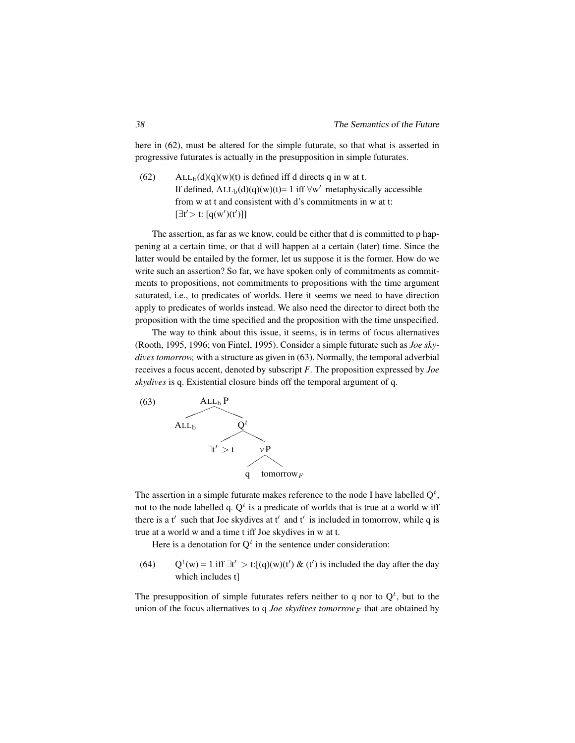here in (62), must be altered for the simple futurate, so that what is asserted in progressive futurates is actually in the presupposition in simple futurates.

(62) $\text{ALL}_b(d)(q)(w)(t)$ is defined iff d directs q in w at t.
If defined, $\text{ALL}_b(d)(q)(w)(t)= 1$ iff $\forall w'$ metaphysically accessible from w at t and consistent with d's commitments in w at t: $[\exists t' > t: [q(w')(t')]]$

The assertion, as far as we know, could be either that d is committed to p happening at a certain time, or that d will happen at a certain (later) time. Since the latter would be entailed by the former, let us suppose it is the former. How do we write such an assertion? So far, we have spoken only of commitments as commitments to propositions, not commitments to propositions with the time argument saturated, i.e., to predicates of worlds. Here it seems we need to have direction apply to predicates of worlds instead. We also need the director to direct both the proposition with the time specified and the proposition with the time unspecified.

The way to think about this issue, it seems, is in terms of focus alternatives (Rooth, 1995, 1996; von Fintel, 1995). Consider a simple futurate such as *Joe skydives tomorrow,* with a structure as given in (63). Normally, the temporal adverbial receives a focus accent, denoted by subscript *F*. The proposition expressed by *Joe skydives* is q. Existential closure binds off the temporal argument of q.

(63)

```
            ALL_b P
           /       \
       ALL_b        Q^t
                   /    \
             ∃t' > t     vP
                        /   \
                       q    tomorrow_F
```

The assertion in a simple futurate makes reference to the node I have labelled $Q^t$, not to the node labelled q. $Q^t$ is a predicate of worlds that is true at a world w iff there is a $t'$ such that Joe skydives at $t'$ and $t'$ is included in tomorrow, while q is true at a world w and a time t iff Joe skydives in w at t.

Here is a denotation for $Q^t$ in the sentence under consideration:

(64) $Q^t(w) = 1$ iff $\exists t' > t$:[(q)(w)(t') & (t') is included the day after the day which includes t]

The presupposition of simple futurates refers neither to q nor to $Q^t$, but to the union of the focus alternatives to q *Joe skydives tomorrow*$_F$ that are obtained by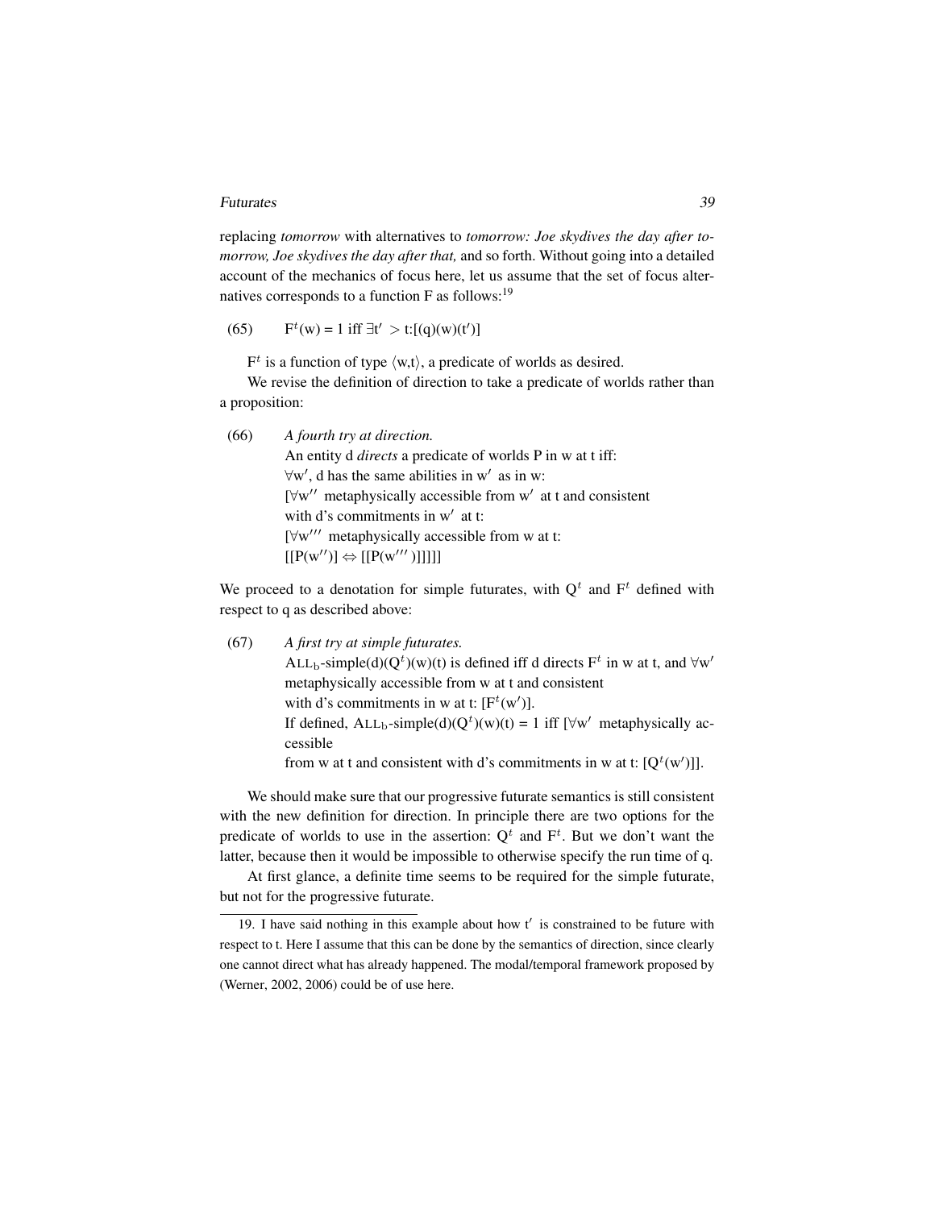replacing *tomorrow* with alternatives to *tomorrow: Joe skydives the day after tomorrow, Joe skydives the day after that,* and so forth. Without going into a detailed account of the mechanics of focus here, let us assume that the set of focus alternatives corresponds to a function F as follows:[19]

(65) $\mathrm{F}^t(\mathrm{w}) = 1$ iff $\exists \mathrm{t}' > \mathrm{t}$:[(q)(w)(t′)]

$\mathrm{F}^t$ is a function of type $\langle \mathrm{w,t} \rangle$, a predicate of worlds as desired.

We revise the definition of direction to take a predicate of worlds rather than a proposition:

(66) *A fourth try at direction.*
An entity d *directs* a predicate of worlds P in w at t iff:
$\forall \mathrm{w}'$, d has the same abilities in w′ as in w:
[$\forall \mathrm{w}''$ metaphysically accessible from w′ at t and consistent with d's commitments in w′ at t:
[$\forall \mathrm{w}'''$ metaphysically accessible from w at t:
$[[\mathrm{P}(\mathrm{w}'')] \Leftrightarrow [[\mathrm{P}(\mathrm{w}''')]]]]]$

We proceed to a denotation for simple futurates, with $\mathrm{Q}^t$ and $\mathrm{F}^t$ defined with respect to q as described above:

(67) *A first try at simple futurates.*
$\mathrm{ALL_b}$-simple(d)($\mathrm{Q}^t$)(w)(t) is defined iff d directs $\mathrm{F}^t$ in w at t, and $\forall \mathrm{w}'$ metaphysically accessible from w at t and consistent with d's commitments in w at t: [$\mathrm{F}^t(\mathrm{w}')$].
If defined, $\mathrm{ALL_b}$-simple(d)($\mathrm{Q}^t$)(w)(t) = 1 iff [$\forall \mathrm{w}'$ metaphysically accessible from w at t and consistent with d's commitments in w at t: [$\mathrm{Q}^t(\mathrm{w}')$]].

We should make sure that our progressive futurate semantics is still consistent with the new definition for direction. In principle there are two options for the predicate of worlds to use in the assertion: $\mathrm{Q}^t$ and $\mathrm{F}^t$. But we don't want the latter, because then it would be impossible to otherwise specify the run time of q.

At first glance, a definite time seems to be required for the simple futurate, but not for the progressive futurate.

19. I have said nothing in this example about how t′ is constrained to be future with respect to t. Here I assume that this can be done by the semantics of direction, since clearly one cannot direct what has already happened. The modal/temporal framework proposed by (Werner, 2002, 2006) could be of use here.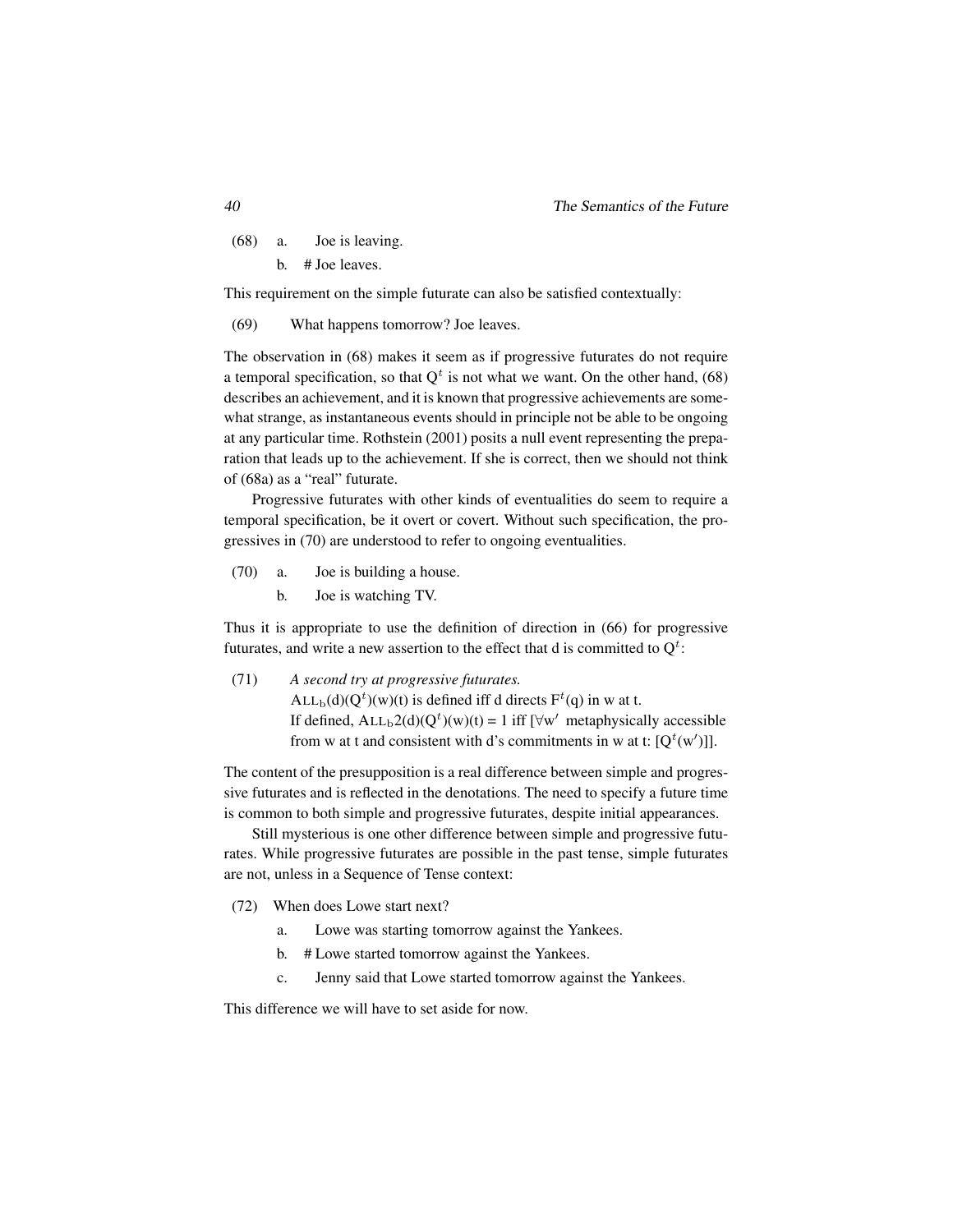(68) a. Joe is leaving.

b. # Joe leaves.

This requirement on the simple futurate can also be satisfied contextually:

(69) What happens tomorrow? Joe leaves.

The observation in (68) makes it seem as if progressive futurates do not require a temporal specification, so that $Q^t$ is not what we want. On the other hand, (68) describes an achievement, and it is known that progressive achievements are somewhat strange, as instantaneous events should in principle not be able to be ongoing at any particular time. Rothstein (2001) posits a null event representing the preparation that leads up to the achievement. If she is correct, then we should not think of (68a) as a "real" futurate.

Progressive futurates with other kinds of eventualities do seem to require a temporal specification, be it overt or covert. Without such specification, the progressives in (70) are understood to refer to ongoing eventualities.

(70) a. Joe is building a house.

b. Joe is watching TV.

Thus it is appropriate to use the definition of direction in (66) for progressive futurates, and write a new assertion to the effect that d is committed to $Q^t$:

(71) *A second try at progressive futurates.*
$\text{ALL}_b(d)(Q^t)(w)(t)$ is defined iff d directs $F^t(q)$ in w at t.
If defined, $\text{ALL}_b 2(d)(Q^t)(w)(t) = 1$ iff [$\forall w'$ metaphysically accessible from w at t and consistent with d's commitments in w at t: [$Q^t(w')$]].

The content of the presupposition is a real difference between simple and progressive futurates and is reflected in the denotations. The need to specify a future time is common to both simple and progressive futurates, despite initial appearances.

Still mysterious is one other difference between simple and progressive futurates. While progressive futurates are possible in the past tense, simple futurates are not, unless in a Sequence of Tense context:

(72) When does Lowe start next?

a. Lowe was starting tomorrow against the Yankees.

b. # Lowe started tomorrow against the Yankees.

c. Jenny said that Lowe started tomorrow against the Yankees.

This difference we will have to set aside for now.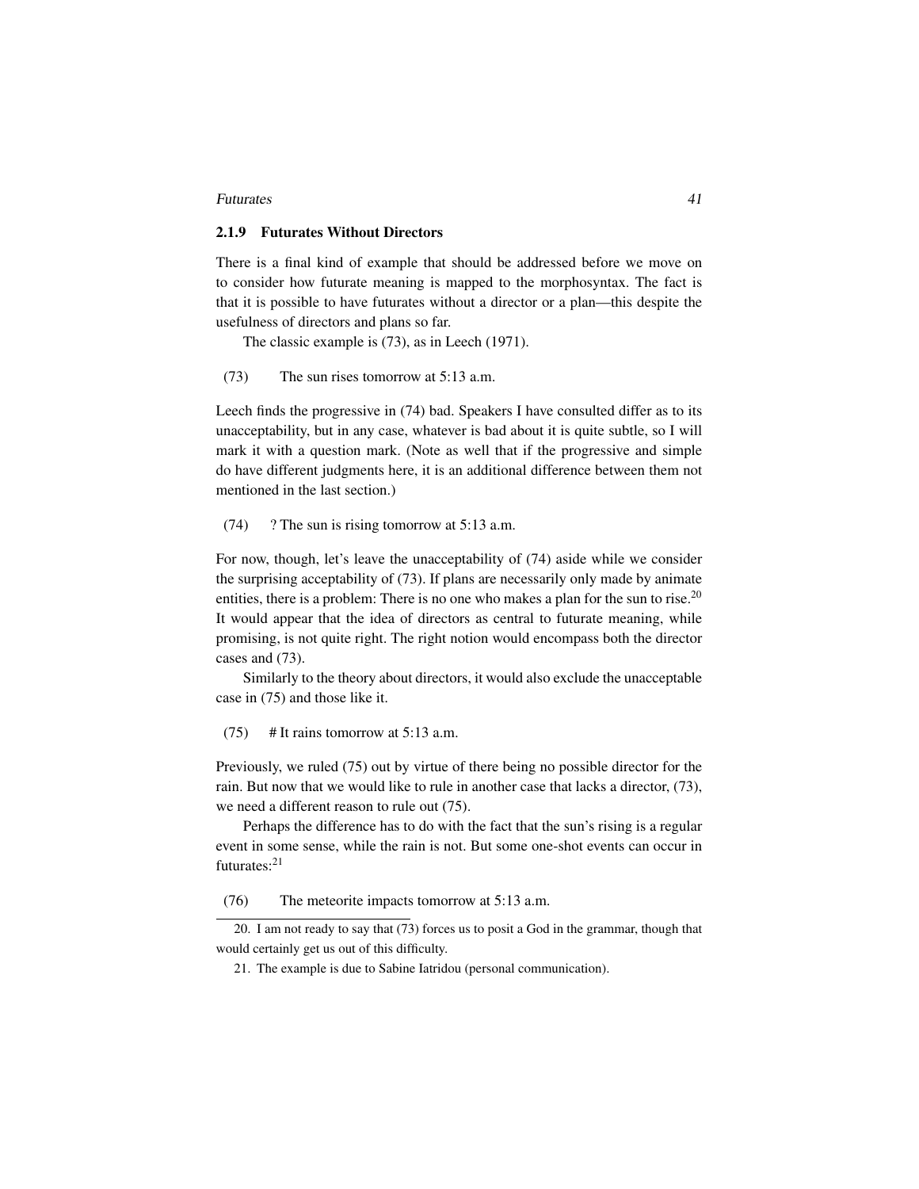### 2.1.9 Futurates Without Directors

There is a final kind of example that should be addressed before we move on to consider how futurate meaning is mapped to the morphosyntax. The fact is that it is possible to have futurates without a director or a plan—this despite the usefulness of directors and plans so far.

The classic example is (73), as in Leech (1971).

(73) The sun rises tomorrow at 5:13 a.m.

Leech finds the progressive in (74) bad. Speakers I have consulted differ as to its unacceptability, but in any case, whatever is bad about it is quite subtle, so I will mark it with a question mark. (Note as well that if the progressive and simple do have different judgments here, it is an additional difference between them not mentioned in the last section.)

(74) ? The sun is rising tomorrow at 5:13 a.m.

For now, though, let's leave the unacceptability of (74) aside while we consider the surprising acceptability of (73). If plans are necessarily only made by animate entities, there is a problem: There is no one who makes a plan for the sun to rise.[20] It would appear that the idea of directors as central to futurate meaning, while promising, is not quite right. The right notion would encompass both the director cases and (73).

Similarly to the theory about directors, it would also exclude the unacceptable case in (75) and those like it.

(75) # It rains tomorrow at 5:13 a.m.

Previously, we ruled (75) out by virtue of there being no possible director for the rain. But now that we would like to rule in another case that lacks a director, (73), we need a different reason to rule out (75).

Perhaps the difference has to do with the fact that the sun's rising is a regular event in some sense, while the rain is not. But some one-shot events can occur in futurates:[21]

(76) The meteorite impacts tomorrow at 5:13 a.m.

20. I am not ready to say that (73) forces us to posit a God in the grammar, though that would certainly get us out of this difficulty.

21. The example is due to Sabine Iatridou (personal communication).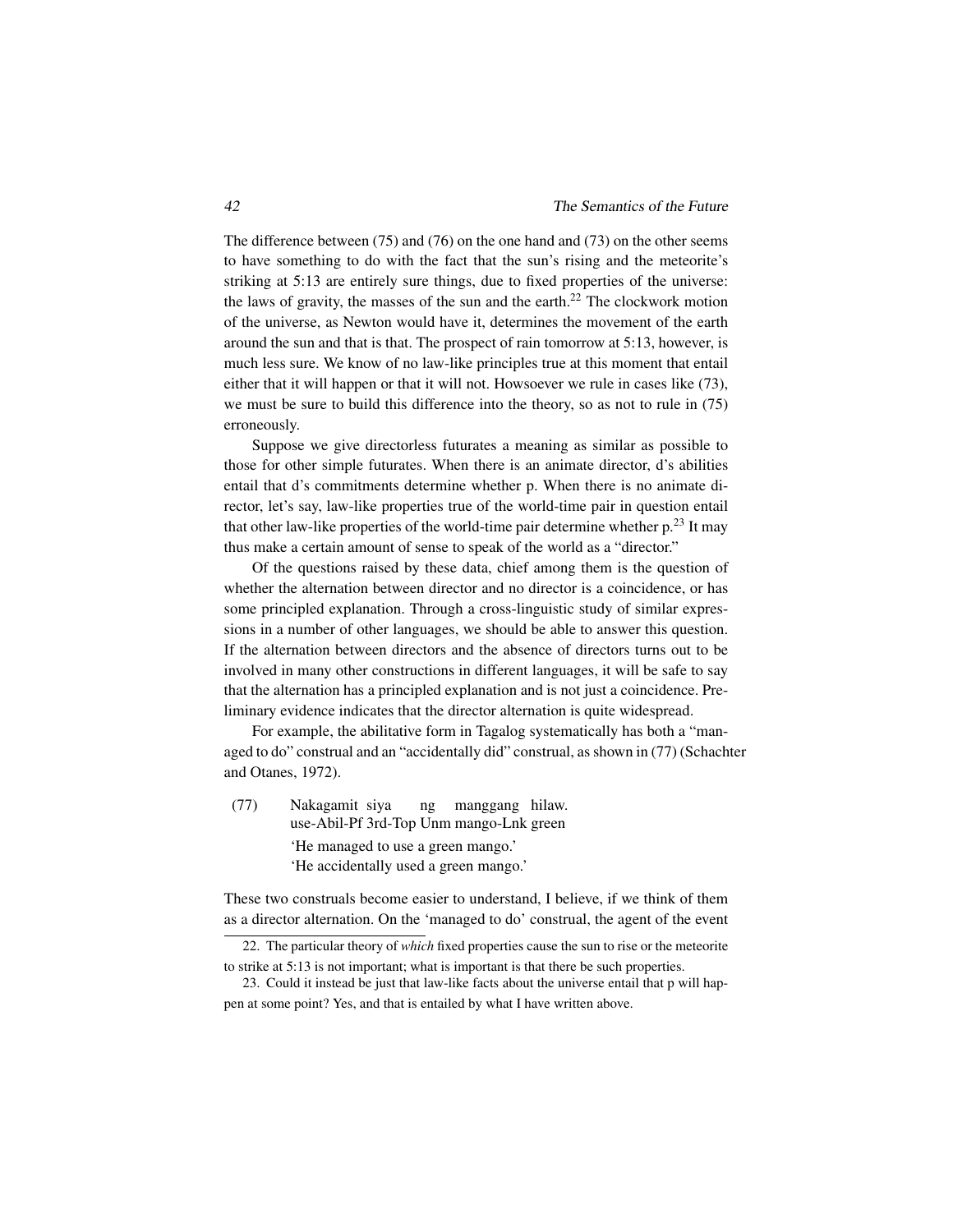The difference between (75) and (76) on the one hand and (73) on the other seems to have something to do with the fact that the sun's rising and the meteorite's striking at 5:13 are entirely sure things, due to fixed properties of the universe: the laws of gravity, the masses of the sun and the earth.[22] The clockwork motion of the universe, as Newton would have it, determines the movement of the earth around the sun and that is that. The prospect of rain tomorrow at 5:13, however, is much less sure. We know of no law-like principles true at this moment that entail either that it will happen or that it will not. Howsoever we rule in cases like (73), we must be sure to build this difference into the theory, so as not to rule in (75) erroneously.

Suppose we give directorless futurates a meaning as similar as possible to those for other simple futurates. When there is an animate director, d's abilities entail that d's commitments determine whether p. When there is no animate director, let's say, law-like properties true of the world-time pair in question entail that other law-like properties of the world-time pair determine whether p.[23] It may thus make a certain amount of sense to speak of the world as a "director."

Of the questions raised by these data, chief among them is the question of whether the alternation between director and no director is a coincidence, or has some principled explanation. Through a cross-linguistic study of similar expressions in a number of other languages, we should be able to answer this question. If the alternation between directors and the absence of directors turns out to be involved in many other constructions in different languages, it will be safe to say that the alternation has a principled explanation and is not just a coincidence. Preliminary evidence indicates that the director alternation is quite widespread.

For example, the abilitative form in Tagalog systematically has both a "managed to do" construal and an "accidentally did" construal, as shown in (77) (Schachter and Otanes, 1972).

(77) Nakagamit siya ng manggang hilaw.
use-Abil-Pf 3rd-Top Unm mango-Lnk green
'He managed to use a green mango.'
'He accidentally used a green mango.'

These two construals become easier to understand, I believe, if we think of them as a director alternation. On the 'managed to do' construal, the agent of the event

22. The particular theory of *which* fixed properties cause the sun to rise or the meteorite to strike at 5:13 is not important; what is important is that there be such properties.

23. Could it instead be just that law-like facts about the universe entail that p will happen at some point? Yes, and that is entailed by what I have written above.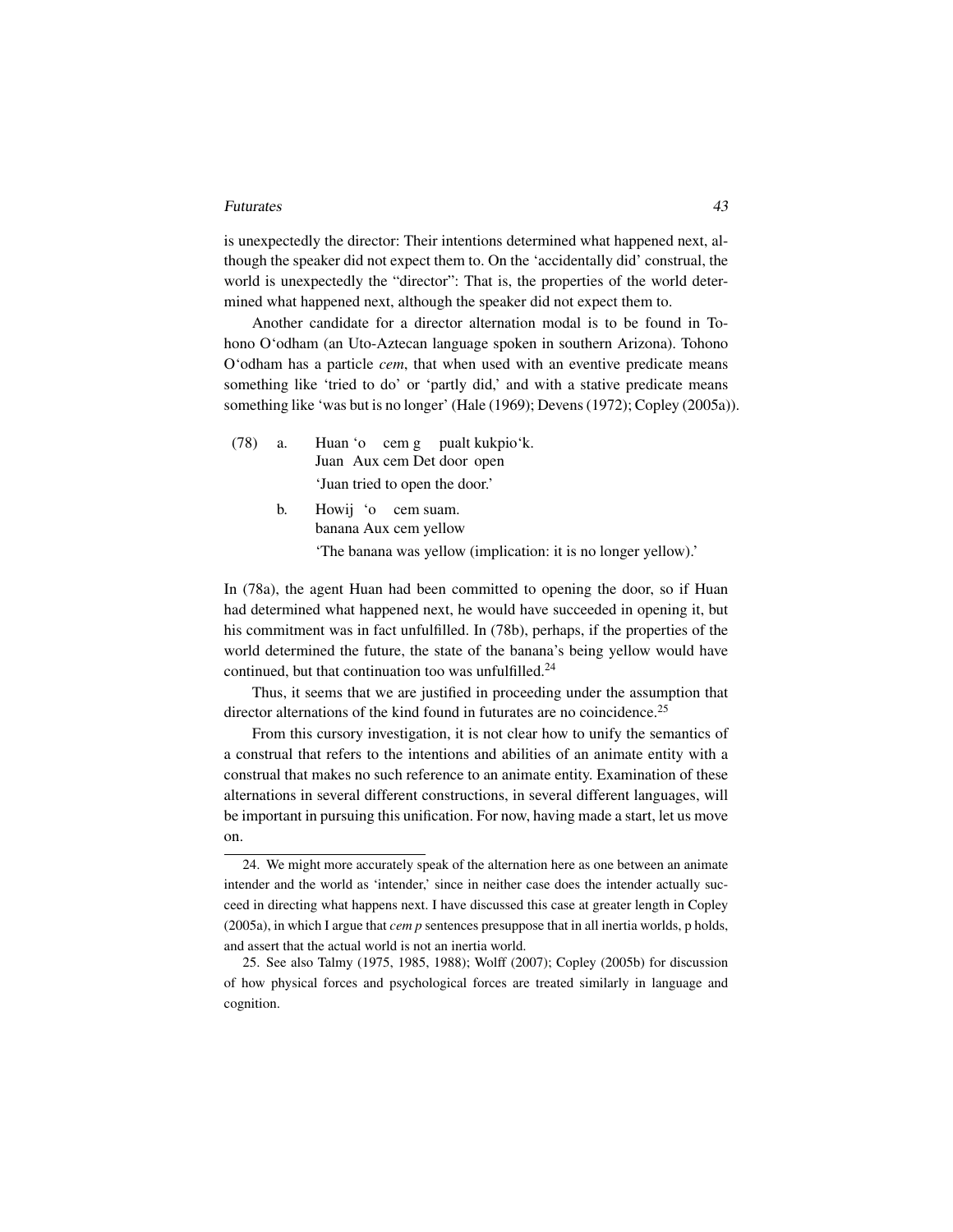is unexpectedly the director: Their intentions determined what happened next, although the speaker did not expect them to. On the 'accidentally did' construal, the world is unexpectedly the "director": That is, the properties of the world determined what happened next, although the speaker did not expect them to.

Another candidate for a director alternation modal is to be found in Tohono O'odham (an Uto-Aztecan language spoken in southern Arizona). Tohono O'odham has a particle *cem*, that when used with an eventive predicate means something like 'tried to do' or 'partly did,' and with a stative predicate means something like 'was but is no longer' (Hale (1969); Devens (1972); Copley (2005a)).

(78) a. Huan 'o cem g pualt kukpio'k.
   Juan Aux cem Det door open
   'Juan tried to open the door.'

b. Howij 'o cem suam.
   banana Aux cem yellow
   'The banana was yellow (implication: it is no longer yellow).'

In (78a), the agent Huan had been committed to opening the door, so if Huan had determined what happened next, he would have succeeded in opening it, but his commitment was in fact unfulfilled. In (78b), perhaps, if the properties of the world determined the future, the state of the banana's being yellow would have continued, but that continuation too was unfulfilled.[24]

Thus, it seems that we are justified in proceeding under the assumption that director alternations of the kind found in futurates are no coincidence.[25]

From this cursory investigation, it is not clear how to unify the semantics of a construal that refers to the intentions and abilities of an animate entity with a construal that makes no such reference to an animate entity. Examination of these alternations in several different constructions, in several different languages, will be important in pursuing this unification. For now, having made a start, let us move on.

24. We might more accurately speak of the alternation here as one between an animate intender and the world as 'intender,' since in neither case does the intender actually succeed in directing what happens next. I have discussed this case at greater length in Copley (2005a), in which I argue that *cem p* sentences presuppose that in all inertia worlds, p holds, and assert that the actual world is not an inertia world.

25. See also Talmy (1975, 1985, 1988); Wolff (2007); Copley (2005b) for discussion of how physical forces and psychological forces are treated similarly in language and cognition.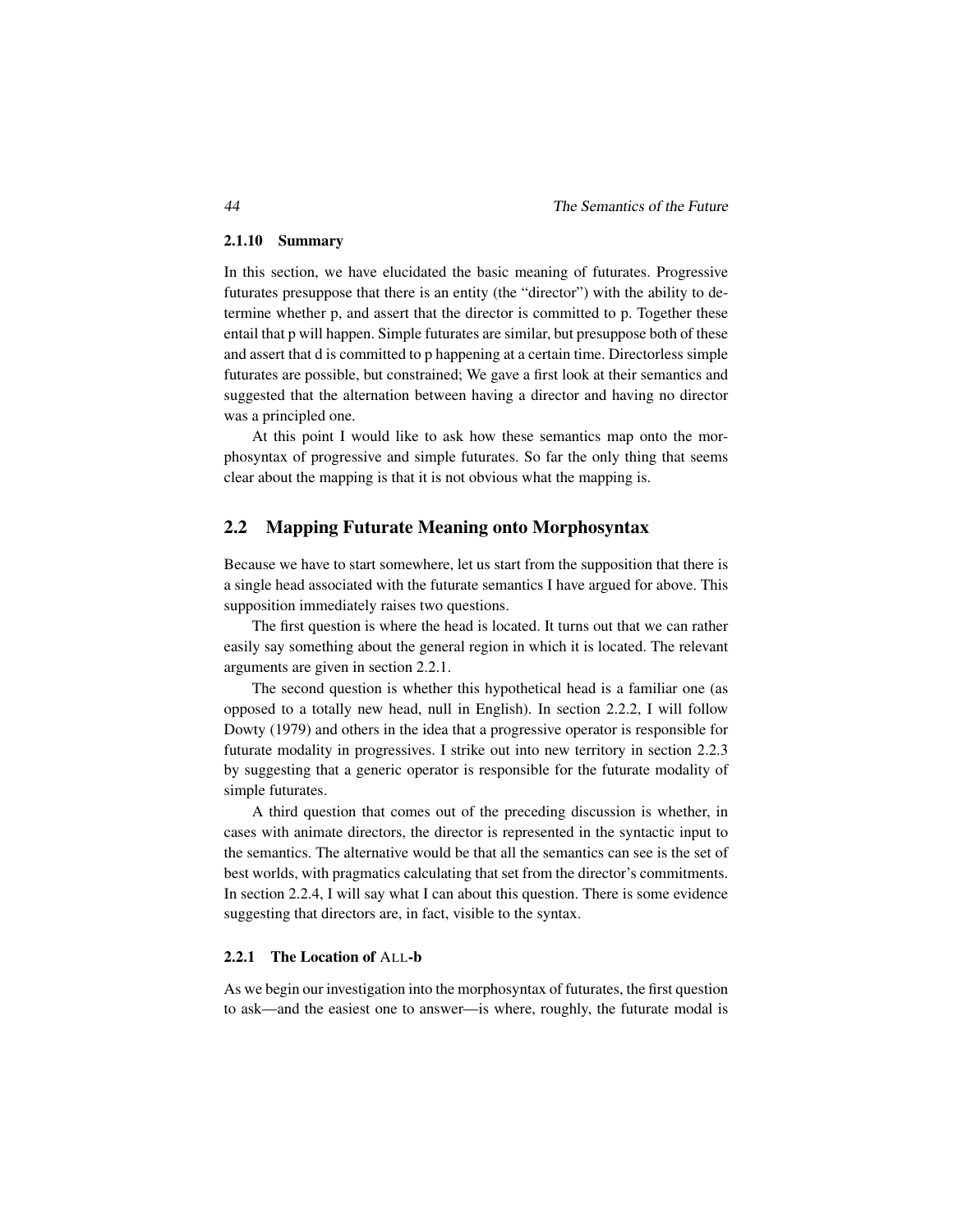### 2.1.10 Summary

In this section, we have elucidated the basic meaning of futurates. Progressive futurates presuppose that there is an entity (the "director") with the ability to determine whether p, and assert that the director is committed to p. Together these entail that p will happen. Simple futurates are similar, but presuppose both of these and assert that d is committed to p happening at a certain time. Directorless simple futurates are possible, but constrained; We gave a first look at their semantics and suggested that the alternation between having a director and having no director was a principled one.

At this point I would like to ask how these semantics map onto the morphosyntax of progressive and simple futurates. So far the only thing that seems clear about the mapping is that it is not obvious what the mapping is.

## 2.2 Mapping Futurate Meaning onto Morphosyntax

Because we have to start somewhere, let us start from the supposition that there is a single head associated with the futurate semantics I have argued for above. This supposition immediately raises two questions.

The first question is where the head is located. It turns out that we can rather easily say something about the general region in which it is located. The relevant arguments are given in section 2.2.1.

The second question is whether this hypothetical head is a familiar one (as opposed to a totally new head, null in English). In section 2.2.2, I will follow Dowty (1979) and others in the idea that a progressive operator is responsible for futurate modality in progressives. I strike out into new territory in section 2.2.3 by suggesting that a generic operator is responsible for the futurate modality of simple futurates.

A third question that comes out of the preceding discussion is whether, in cases with animate directors, the director is represented in the syntactic input to the semantics. The alternative would be that all the semantics can see is the set of best worlds, with pragmatics calculating that set from the director's commitments. In section 2.2.4, I will say what I can about this question. There is some evidence suggesting that directors are, in fact, visible to the syntax.

### 2.2.1 The Location of ALL-b

As we begin our investigation into the morphosyntax of futurates, the first question to ask—and the easiest one to answer—is where, roughly, the futurate modal is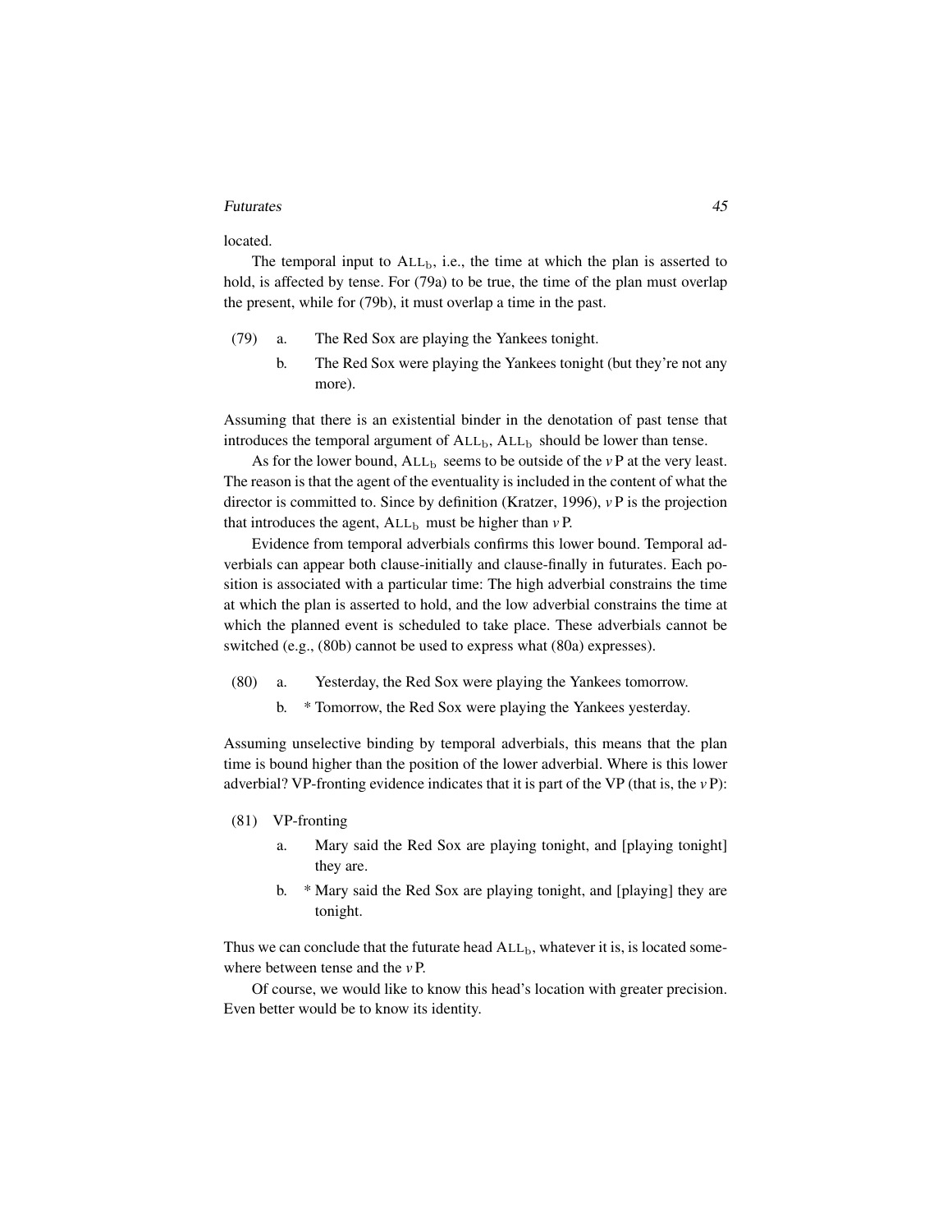located.

The temporal input to $\text{ALL}_b$, i.e., the time at which the plan is asserted to hold, is affected by tense. For (79a) to be true, the time of the plan must overlap the present, while for (79b), it must overlap a time in the past.

(79) a. The Red Sox are playing the Yankees tonight.

  b. The Red Sox were playing the Yankees tonight (but they're not any more).

Assuming that there is an existential binder in the denotation of past tense that introduces the temporal argument of $\text{ALL}_b$, $\text{ALL}_b$ should be lower than tense.

As for the lower bound, $\text{ALL}_b$ seems to be outside of the *v*P at the very least. The reason is that the agent of the eventuality is included in the content of what the director is committed to. Since by definition (Kratzer, 1996), *v*P is the projection that introduces the agent, $\text{ALL}_b$ must be higher than *v*P.

Evidence from temporal adverbials confirms this lower bound. Temporal adverbials can appear both clause-initially and clause-finally in futurates. Each position is associated with a particular time: The high adverbial constrains the time at which the plan is asserted to hold, and the low adverbial constrains the time at which the planned event is scheduled to take place. These adverbials cannot be switched (e.g., (80b) cannot be used to express what (80a) expresses).

(80) a. Yesterday, the Red Sox were playing the Yankees tomorrow.

  b. * Tomorrow, the Red Sox were playing the Yankees yesterday.

Assuming unselective binding by temporal adverbials, this means that the plan time is bound higher than the position of the lower adverbial. Where is this lower adverbial? VP-fronting evidence indicates that it is part of the VP (that is, the *v*P):

(81) VP-fronting

  a. Mary said the Red Sox are playing tonight, and [playing tonight] they are.

  b. * Mary said the Red Sox are playing tonight, and [playing] they are tonight.

Thus we can conclude that the futurate head $\text{ALL}_b$, whatever it is, is located somewhere between tense and the *v*P.

Of course, we would like to know this head's location with greater precision. Even better would be to know its identity.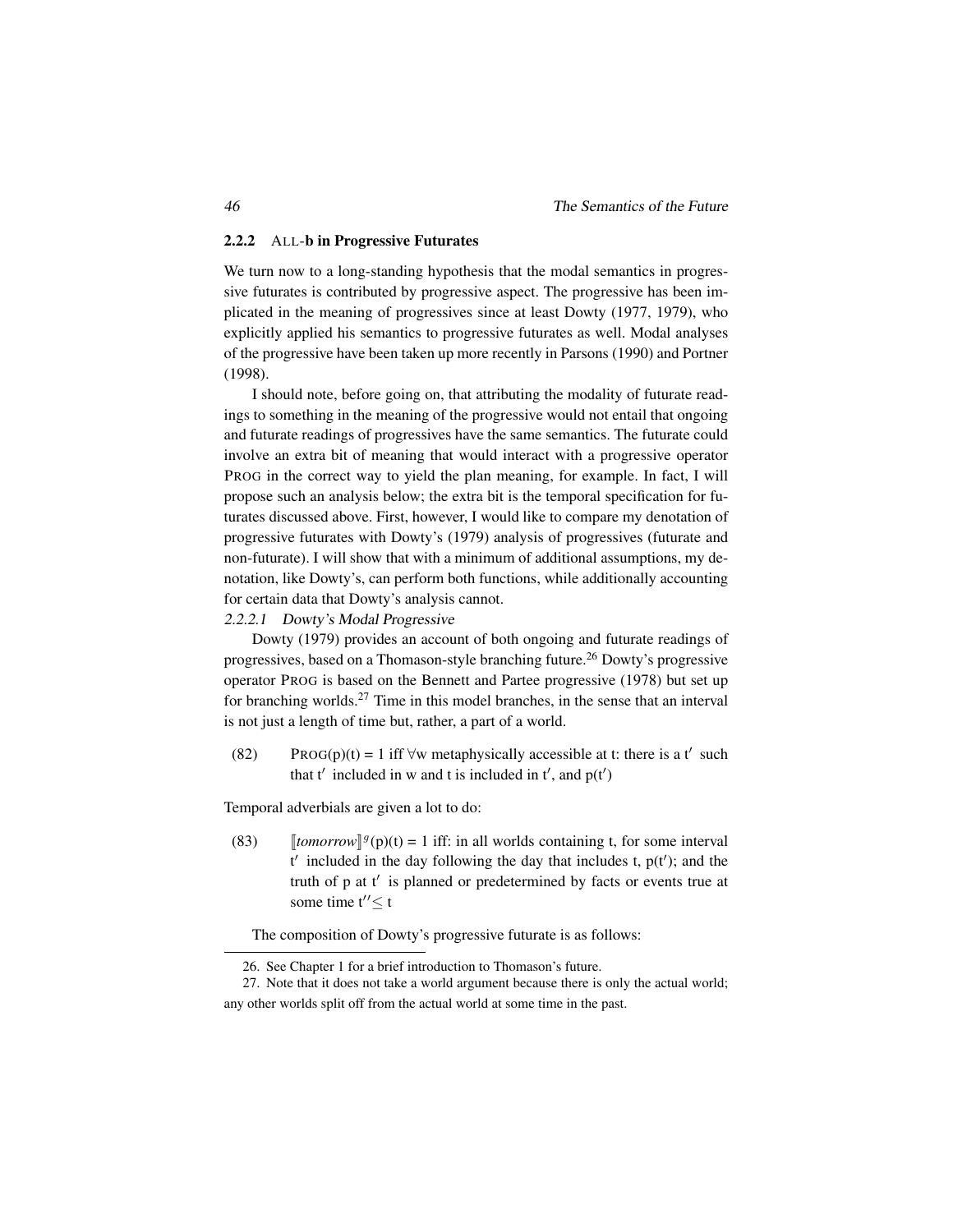### 2.2.2 ALL-b in Progressive Futurates

We turn now to a long-standing hypothesis that the modal semantics in progressive futurates is contributed by progressive aspect. The progressive has been implicated in the meaning of progressives since at least Dowty (1977, 1979), who explicitly applied his semantics to progressive futurates as well. Modal analyses of the progressive have been taken up more recently in Parsons (1990) and Portner (1998).

I should note, before going on, that attributing the modality of futurate readings to something in the meaning of the progressive would not entail that ongoing and futurate readings of progressives have the same semantics. The futurate could involve an extra bit of meaning that would interact with a progressive operator PROG in the correct way to yield the plan meaning, for example. In fact, I will propose such an analysis below; the extra bit is the temporal specification for futurates discussed above. First, however, I would like to compare my denotation of progressive futurates with Dowty's (1979) analysis of progressives (futurate and non-futurate). I will show that with a minimum of additional assumptions, my denotation, like Dowty's, can perform both functions, while additionally accounting for certain data that Dowty's analysis cannot.

#### 2.2.2.1 *Dowty's Modal Progressive*

Dowty (1979) provides an account of both ongoing and futurate readings of progressives, based on a Thomason-style branching future.[26] Dowty's progressive operator PROG is based on the Bennett and Partee progressive (1978) but set up for branching worlds.[27] Time in this model branches, in the sense that an interval is not just a length of time but, rather, a part of a world.

(82) PROG(p)(t) = 1 iff $\forall$w metaphysically accessible at t: there is a t′ such that t′ included in w and t is included in t′, and p(t′)

Temporal adverbials are given a lot to do:

(83) $[\![tomorrow]\!]^g$(p)(t) = 1 iff: in all worlds containing t, for some interval t′ included in the day following the day that includes t, p(t′); and the truth of p at t′ is planned or predetermined by facts or events true at some time t′′ $\leq$ t

The composition of Dowty's progressive futurate is as follows:

---

26. See Chapter 1 for a brief introduction to Thomason's future.

27. Note that it does not take a world argument because there is only the actual world; any other worlds split off from the actual world at some time in the past.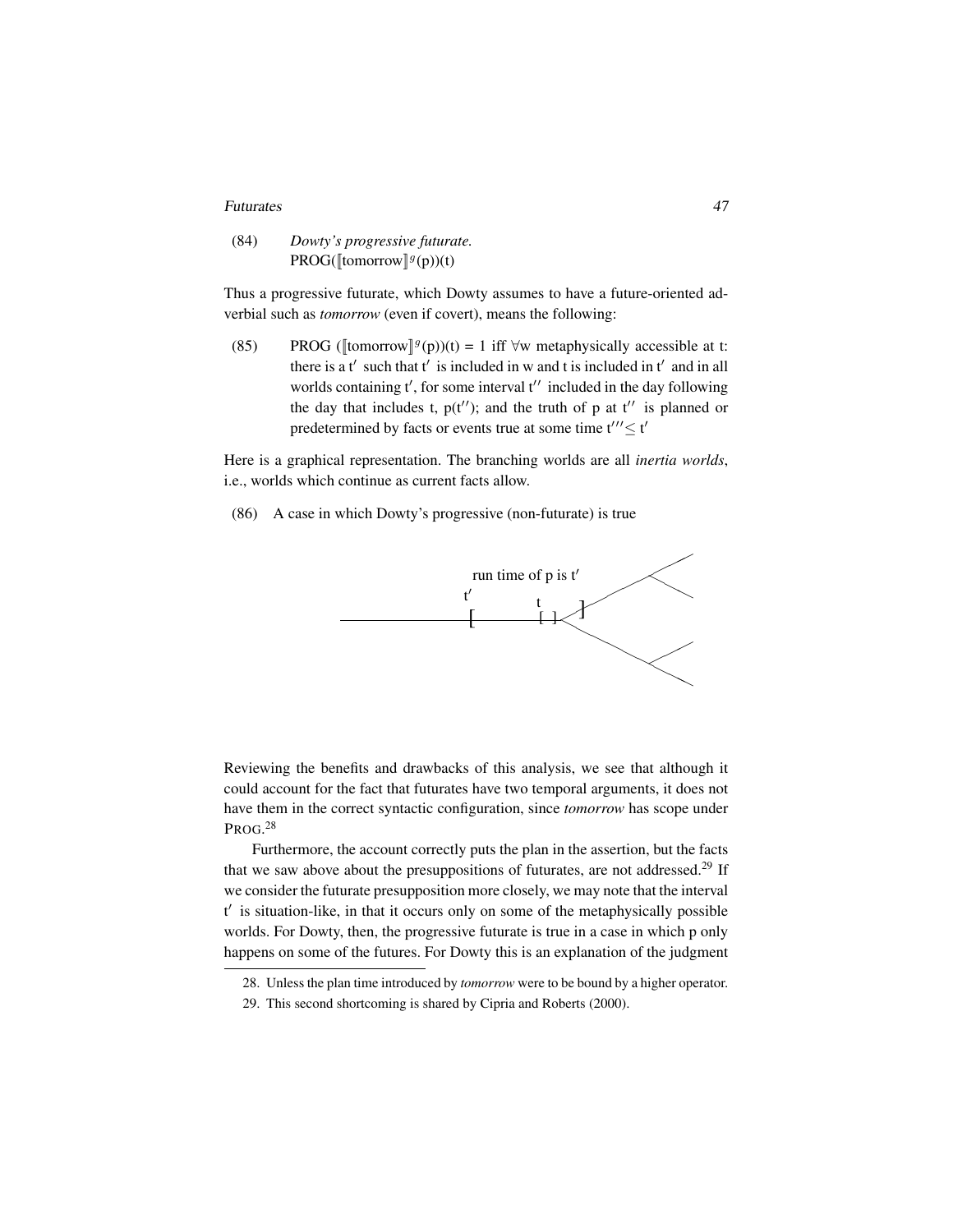(84) *Dowty's progressive futurate.*
$\text{PROG}([\![\text{tomorrow}]\!]^g(\text{p}))(\text{t})$

Thus a progressive futurate, which Dowty assumes to have a future-oriented adverbial such as *tomorrow* (even if covert), means the following:

(85) $\text{PROG}\ ([\![\text{tomorrow}]\!]^g(\text{p}))(\text{t}) = 1$ iff $\forall$w metaphysically accessible at t: there is a t′ such that t′ is included in w and t is included in t′ and in all worlds containing t′, for some interval t′′ included in the day following the day that includes t, p(t′′); and the truth of p at t′′ is planned or predetermined by facts or events true at some time $t''' \leq t'$

Here is a graphical representation. The branching worlds are all *inertia worlds*, i.e., worlds which continue as current facts allow.

(86) A case in which Dowty's progressive (non-futurate) is true

Reviewing the benefits and drawbacks of this analysis, we see that although it could account for the fact that futurates have two temporal arguments, it does not have them in the correct syntactic configuration, since *tomorrow* has scope under PROG.[28]

Furthermore, the account correctly puts the plan in the assertion, but the facts that we saw above about the presuppositions of futurates, are not addressed.[29] If we consider the futurate presupposition more closely, we may note that the interval t′ is situation-like, in that it occurs only on some of the metaphysically possible worlds. For Dowty, then, the progressive futurate is true in a case in which p only happens on some of the futures. For Dowty this is an explanation of the judgment

---

28. Unless the plan time introduced by *tomorrow* were to be bound by a higher operator.

29. This second shortcoming is shared by Cipria and Roberts (2000).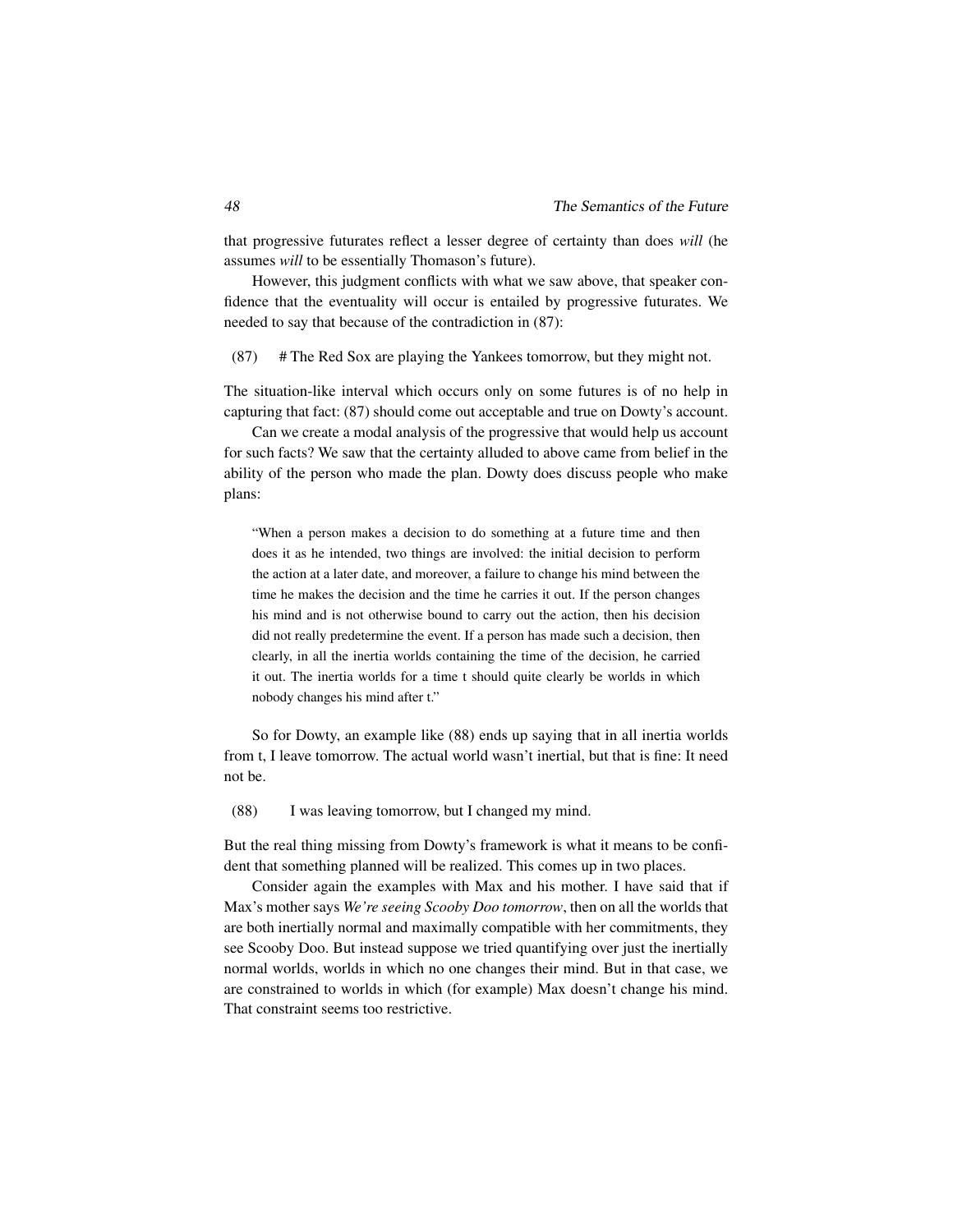that progressive futurates reflect a lesser degree of certainty than does *will* (he assumes *will* to be essentially Thomason's future).

However, this judgment conflicts with what we saw above, that speaker confidence that the eventuality will occur is entailed by progressive futurates. We needed to say that because of the contradiction in (87):

(87) # The Red Sox are playing the Yankees tomorrow, but they might not.

The situation-like interval which occurs only on some futures is of no help in capturing that fact: (87) should come out acceptable and true on Dowty's account.

Can we create a modal analysis of the progressive that would help us account for such facts? We saw that the certainty alluded to above came from belief in the ability of the person who made the plan. Dowty does discuss people who make plans:

> "When a person makes a decision to do something at a future time and then does it as he intended, two things are involved: the initial decision to perform the action at a later date, and moreover, a failure to change his mind between the time he makes the decision and the time he carries it out. If the person changes his mind and is not otherwise bound to carry out the action, then his decision did not really predetermine the event. If a person has made such a decision, then clearly, in all the inertia worlds containing the time of the decision, he carried it out. The inertia worlds for a time t should quite clearly be worlds in which nobody changes his mind after t."

So for Dowty, an example like (88) ends up saying that in all inertia worlds from t, I leave tomorrow. The actual world wasn't inertial, but that is fine: It need not be.

(88) I was leaving tomorrow, but I changed my mind.

But the real thing missing from Dowty's framework is what it means to be confident that something planned will be realized. This comes up in two places.

Consider again the examples with Max and his mother. I have said that if Max's mother says *We're seeing Scooby Doo tomorrow*, then on all the worlds that are both inertially normal and maximally compatible with her commitments, they see Scooby Doo. But instead suppose we tried quantifying over just the inertially normal worlds, worlds in which no one changes their mind. But in that case, we are constrained to worlds in which (for example) Max doesn't change his mind. That constraint seems too restrictive.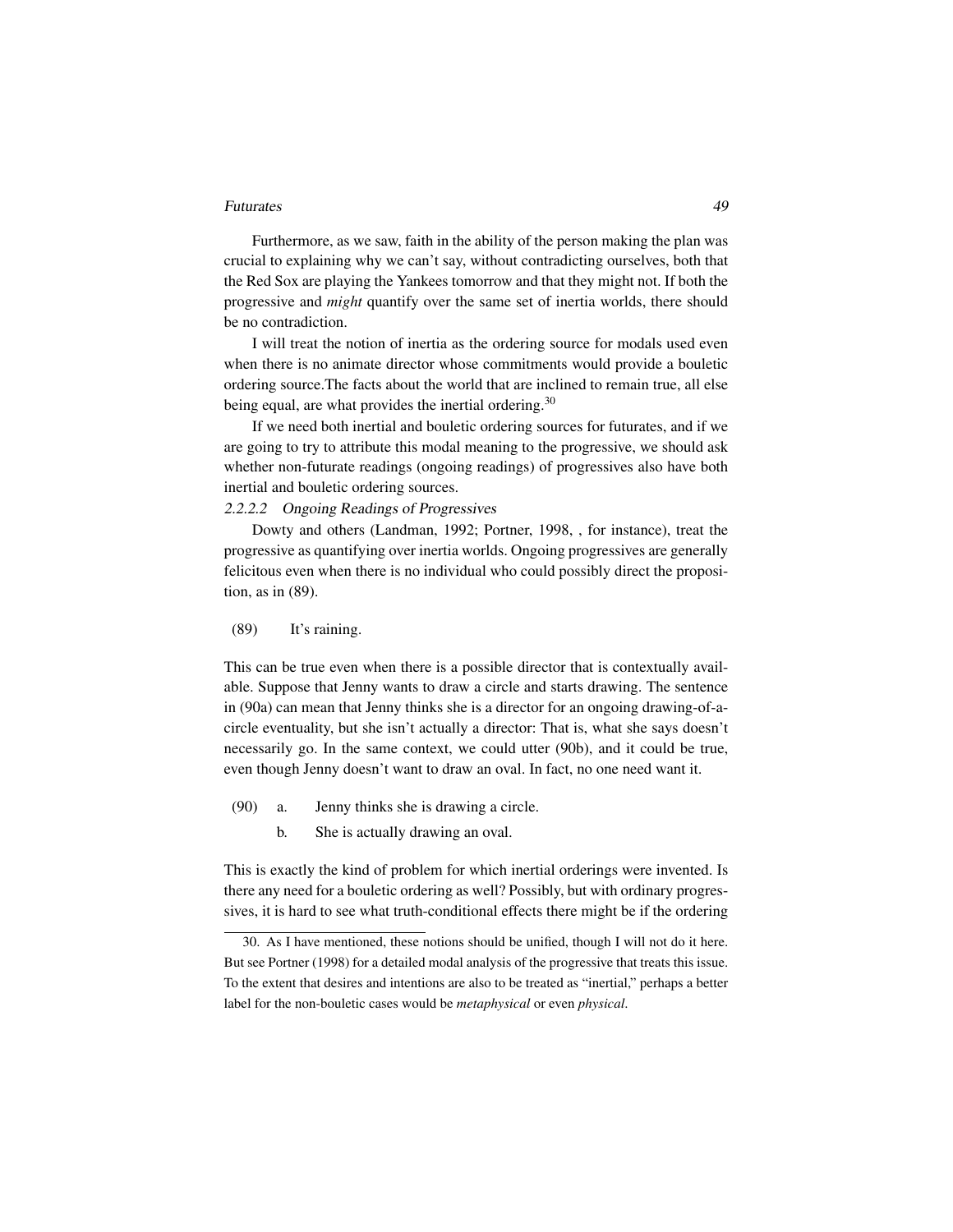Furthermore, as we saw, faith in the ability of the person making the plan was crucial to explaining why we can't say, without contradicting ourselves, both that the Red Sox are playing the Yankees tomorrow and that they might not. If both the progressive and *might* quantify over the same set of inertia worlds, there should be no contradiction.

I will treat the notion of inertia as the ordering source for modals used even when there is no animate director whose commitments would provide a bouletic ordering source.The facts about the world that are inclined to remain true, all else being equal, are what provides the inertial ordering.[30]

If we need both inertial and bouletic ordering sources for futurates, and if we are going to try to attribute this modal meaning to the progressive, we should ask whether non-futurate readings (ongoing readings) of progressives also have both inertial and bouletic ordering sources.

#### 2.2.2.2 Ongoing Readings of Progressives

Dowty and others (Landman, 1992; Portner, 1998, , for instance), treat the progressive as quantifying over inertia worlds. Ongoing progressives are generally felicitous even when there is no individual who could possibly direct the proposition, as in (89).

(89) It's raining.

This can be true even when there is a possible director that is contextually available. Suppose that Jenny wants to draw a circle and starts drawing. The sentence in (90a) can mean that Jenny thinks she is a director for an ongoing drawing-of-a-circle eventuality, but she isn't actually a director: That is, what she says doesn't necessarily go. In the same context, we could utter (90b), and it could be true, even though Jenny doesn't want to draw an oval. In fact, no one need want it.

(90) a. Jenny thinks she is drawing a circle.

b. She is actually drawing an oval.

This is exactly the kind of problem for which inertial orderings were invented. Is there any need for a bouletic ordering as well? Possibly, but with ordinary progressives, it is hard to see what truth-conditional effects there might be if the ordering

---

30. As I have mentioned, these notions should be unified, though I will not do it here. But see Portner (1998) for a detailed modal analysis of the progressive that treats this issue. To the extent that desires and intentions are also to be treated as "inertial," perhaps a better label for the non-bouletic cases would be *metaphysical* or even *physical*.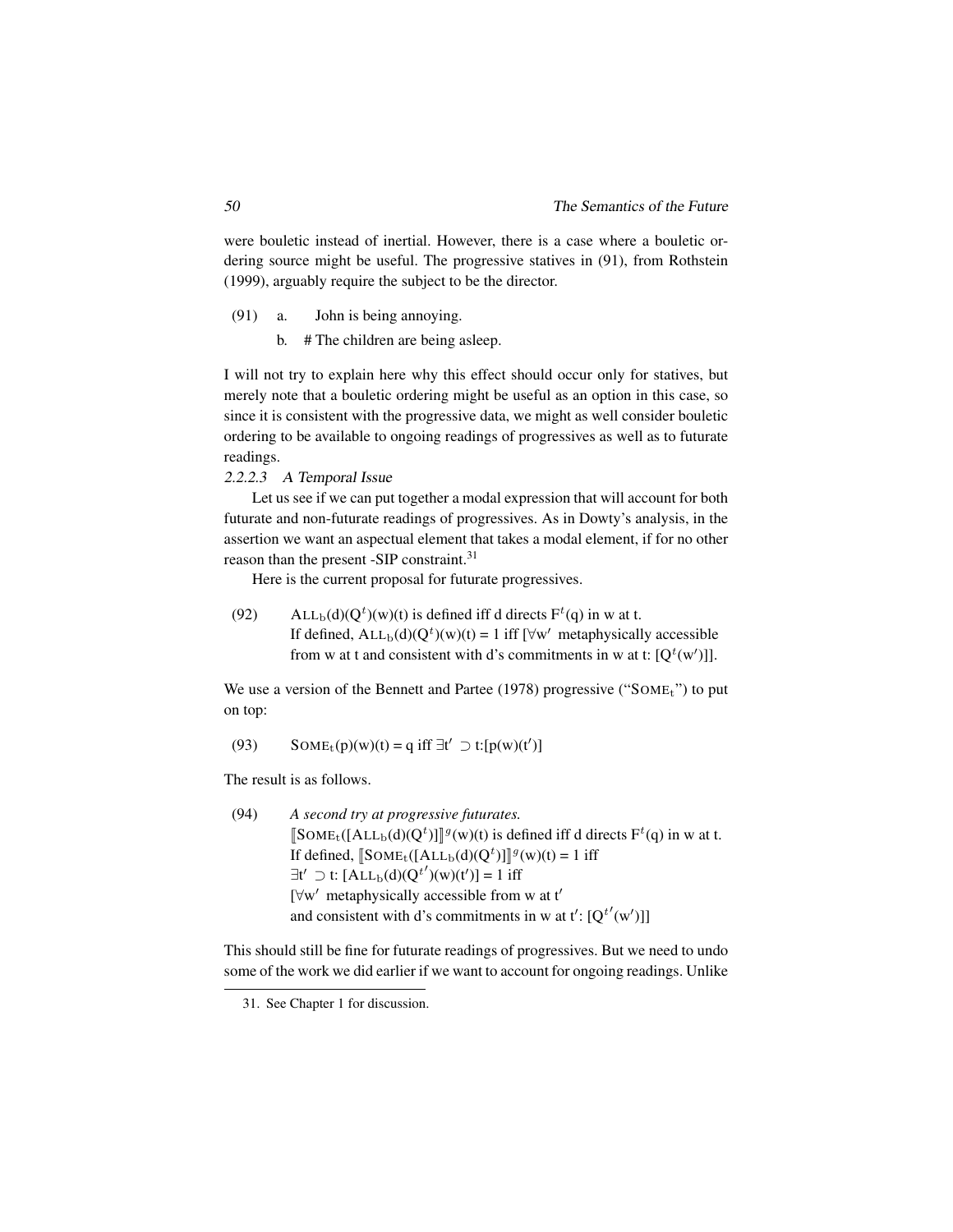were bouletic instead of inertial. However, there is a case where a bouletic ordering source might be useful. The progressive statives in (91), from Rothstein (1999), arguably require the subject to be the director.

(91) a. John is being annoying.

b. # The children are being asleep.

I will not try to explain here why this effect should occur only for statives, but merely note that a bouletic ordering might be useful as an option in this case, so since it is consistent with the progressive data, we might as well consider bouletic ordering to be available to ongoing readings of progressives as well as to futurate readings.

#### 2.2.2.3 A Temporal Issue

Let us see if we can put together a modal expression that will account for both futurate and non-futurate readings of progressives. As in Dowty's analysis, in the assertion we want an aspectual element that takes a modal element, if for no other reason than the present -SIP constraint.[31]

Here is the current proposal for futurate progressives.

(92) $\text{ALL}_b(d)(Q^t)(w)(t)$ is defined iff d directs $F^t(q)$ in w at t.
If defined, $\text{ALL}_b(d)(Q^t)(w)(t) = 1$ iff [$\forall w'$ metaphysically accessible from w at t and consistent with d's commitments in w at t: [$Q^t(w')$]].

We use a version of the Bennett and Partee (1978) progressive ("$\text{SOME}_t$") to put on top:

(93) $\text{SOME}_t(p)(w)(t) = q$ iff $\exists t' \supset t$:[$p(w)(t')$]

The result is as follows.

(94) *A second try at progressive futurates.*
$[\![\text{SOME}_t([\text{ALL}_b(d)(Q^t)]]\!]^g(w)(t)$ is defined iff d directs $F^t(q)$ in w at t.
If defined, $[\![\text{SOME}_t([\text{ALL}_b(d)(Q^t)]]\!]^g(w)(t) = 1$ iff
$\exists t' \supset t$: [$\text{ALL}_b(d)(Q^{t'})(w)(t')] = 1$ iff
[$\forall w'$ metaphysically accessible from w at t'
and consistent with d's commitments in w at t': [$Q^{t'}(w')$]]

This should still be fine for futurate readings of progressives. But we need to undo some of the work we did earlier if we want to account for ongoing readings. Unlike

31. See Chapter 1 for discussion.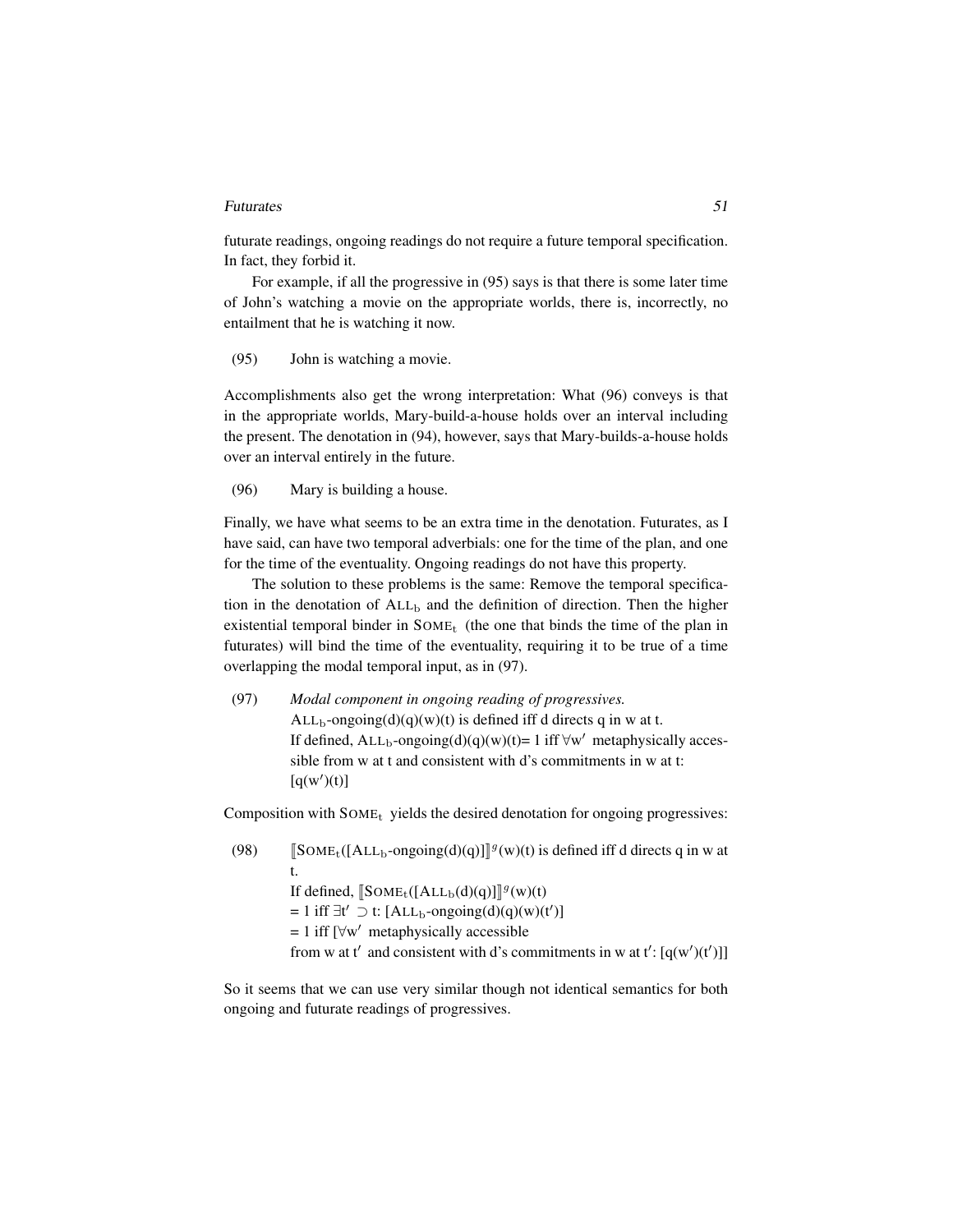futurate readings, ongoing readings do not require a future temporal specification. In fact, they forbid it.

For example, if all the progressive in (95) says is that there is some later time of John's watching a movie on the appropriate worlds, there is, incorrectly, no entailment that he is watching it now.

(95) John is watching a movie.

Accomplishments also get the wrong interpretation: What (96) conveys is that in the appropriate worlds, Mary-build-a-house holds over an interval including the present. The denotation in (94), however, says that Mary-builds-a-house holds over an interval entirely in the future.

(96) Mary is building a house.

Finally, we have what seems to be an extra time in the denotation. Futurates, as I have said, can have two temporal adverbials: one for the time of the plan, and one for the time of the eventuality. Ongoing readings do not have this property.

The solution to these problems is the same: Remove the temporal specification in the denotation of $\text{ALL}_b$ and the definition of direction. Then the higher existential temporal binder in $\text{SOME}_t$ (the one that binds the time of the plan in futurates) will bind the time of the eventuality, requiring it to be true of a time overlapping the modal temporal input, as in (97).

(97) *Modal component in ongoing reading of progressives.*
$\text{ALL}_b$-ongoing(d)(q)(w)(t) is defined iff d directs q in w at t.
If defined, $\text{ALL}_b$-ongoing(d)(q)(w)(t)= 1 iff $\forall w'$ metaphysically accessible from w at t and consistent with d's commitments in w at t:
$[q(w')(t)]$

Composition with $\text{SOME}_t$ yields the desired denotation for ongoing progressives:

(98) $[\![\text{SOME}_t([\text{ALL}_b\text{-ongoing}(d)(q)]]\!]^g(w)(t)$ is defined iff d directs q in w at t.
If defined, $[\![\text{SOME}_t([\text{ALL}_b(d)(q)]]\!]^g(w)(t)$
$= 1$ iff $\exists t' \supset t$: $[\text{ALL}_b\text{-ongoing}(d)(q)(w)(t')]$
$= 1$ iff $[\forall w'$ metaphysically accessible
from w at $t'$ and consistent with d's commitments in w at $t'$: $[q(w')(t')]]$

So it seems that we can use very similar though not identical semantics for both ongoing and futurate readings of progressives.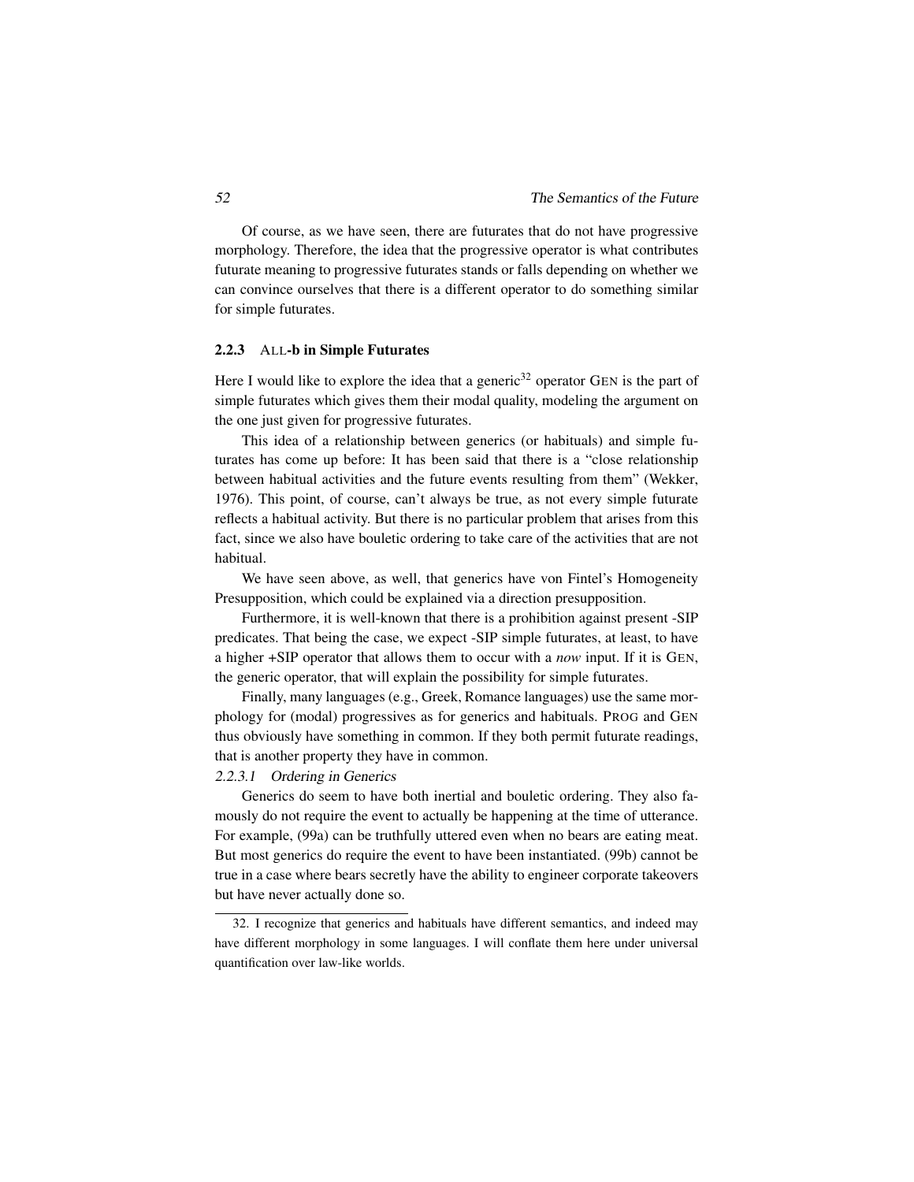Of course, as we have seen, there are futurates that do not have progressive morphology. Therefore, the idea that the progressive operator is what contributes futurate meaning to progressive futurates stands or falls depending on whether we can convince ourselves that there is a different operator to do something similar for simple futurates.

### 2.2.3 ALL-b in Simple Futurates

Here I would like to explore the idea that a generic[32] operator GEN is the part of simple futurates which gives them their modal quality, modeling the argument on the one just given for progressive futurates.

This idea of a relationship between generics (or habituals) and simple futurates has come up before: It has been said that there is a "close relationship between habitual activities and the future events resulting from them" (Wekker, 1976). This point, of course, can't always be true, as not every simple futurate reflects a habitual activity. But there is no particular problem that arises from this fact, since we also have bouletic ordering to take care of the activities that are not habitual.

We have seen above, as well, that generics have von Fintel's Homogeneity Presupposition, which could be explained via a direction presupposition.

Furthermore, it is well-known that there is a prohibition against present -SIP predicates. That being the case, we expect -SIP simple futurates, at least, to have a higher +SIP operator that allows them to occur with a *now* input. If it is GEN, the generic operator, that will explain the possibility for simple futurates.

Finally, many languages (e.g., Greek, Romance languages) use the same morphology for (modal) progressives as for generics and habituals. PROG and GEN thus obviously have something in common. If they both permit futurate readings, that is another property they have in common.

#### 2.2.3.1 *Ordering in Generics*

Generics do seem to have both inertial and bouletic ordering. They also famously do not require the event to actually be happening at the time of utterance. For example, (99a) can be truthfully uttered even when no bears are eating meat. But most generics do require the event to have been instantiated. (99b) cannot be true in a case where bears secretly have the ability to engineer corporate takeovers but have never actually done so.

---

32. I recognize that generics and habituals have different semantics, and indeed may have different morphology in some languages. I will conflate them here under universal quantification over law-like worlds.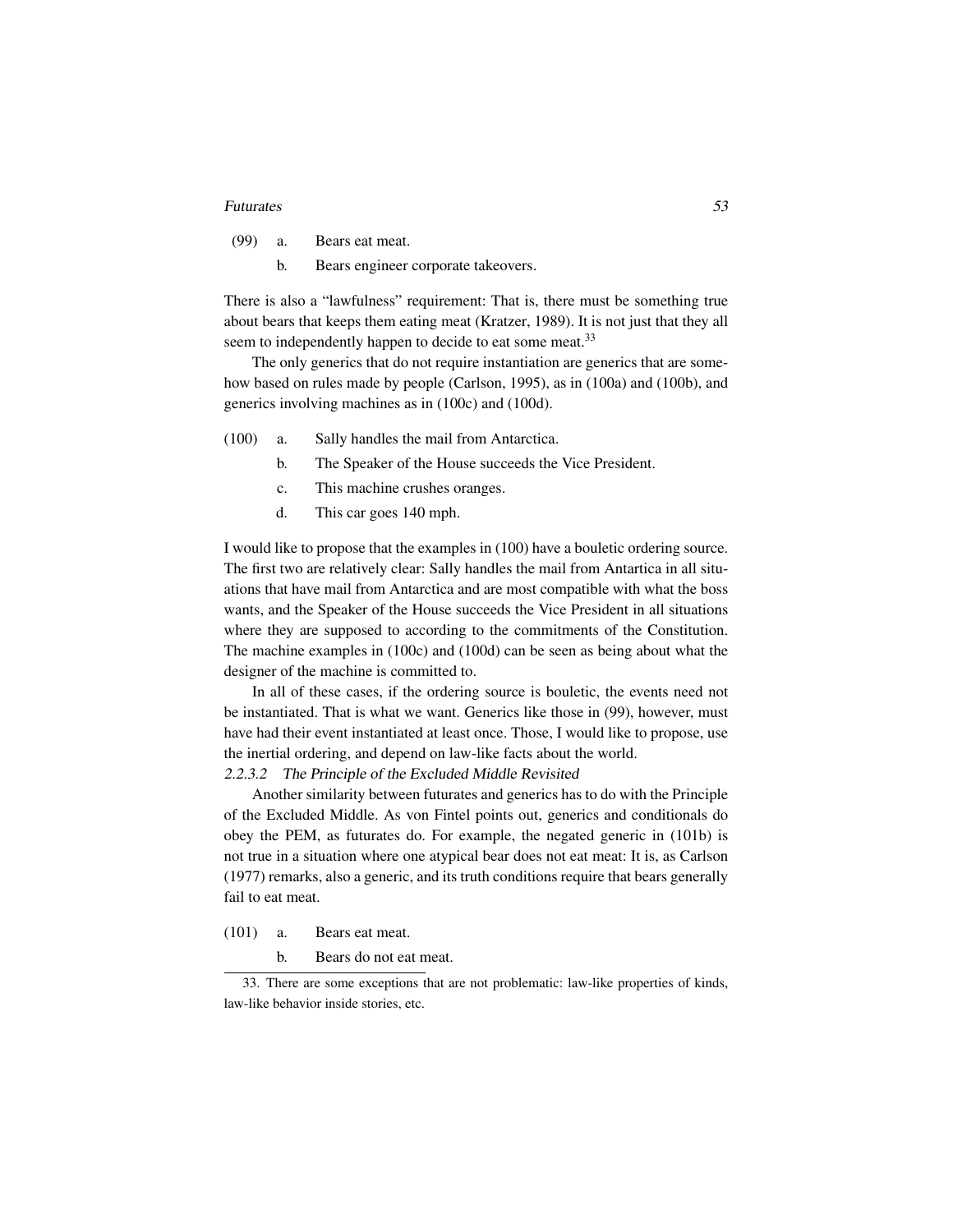(99) a. Bears eat meat.

b. Bears engineer corporate takeovers.

There is also a "lawfulness" requirement: That is, there must be something true about bears that keeps them eating meat (Kratzer, 1989). It is not just that they all seem to independently happen to decide to eat some meat.[33]

The only generics that do not require instantiation are generics that are somehow based on rules made by people (Carlson, 1995), as in (100a) and (100b), and generics involving machines as in (100c) and (100d).

(100) a. Sally handles the mail from Antarctica.

b. The Speaker of the House succeeds the Vice President.

c. This machine crushes oranges.

d. This car goes 140 mph.

I would like to propose that the examples in (100) have a bouletic ordering source. The first two are relatively clear: Sally handles the mail from Antartica in all situations that have mail from Antarctica and are most compatible with what the boss wants, and the Speaker of the House succeeds the Vice President in all situations where they are supposed to according to the commitments of the Constitution. The machine examples in (100c) and (100d) can be seen as being about what the designer of the machine is committed to.

In all of these cases, if the ordering source is bouletic, the events need not be instantiated. That is what we want. Generics like those in (99), however, must have had their event instantiated at least once. Those, I would like to propose, use the inertial ordering, and depend on law-like facts about the world.

#### *2.2.3.2 The Principle of the Excluded Middle Revisited*

Another similarity between futurates and generics has to do with the Principle of the Excluded Middle. As von Fintel points out, generics and conditionals do obey the PEM, as futurates do. For example, the negated generic in (101b) is not true in a situation where one atypical bear does not eat meat: It is, as Carlson (1977) remarks, also a generic, and its truth conditions require that bears generally fail to eat meat.

(101) a. Bears eat meat.

b. Bears do not eat meat.

33. There are some exceptions that are not problematic: law-like properties of kinds, law-like behavior inside stories, etc.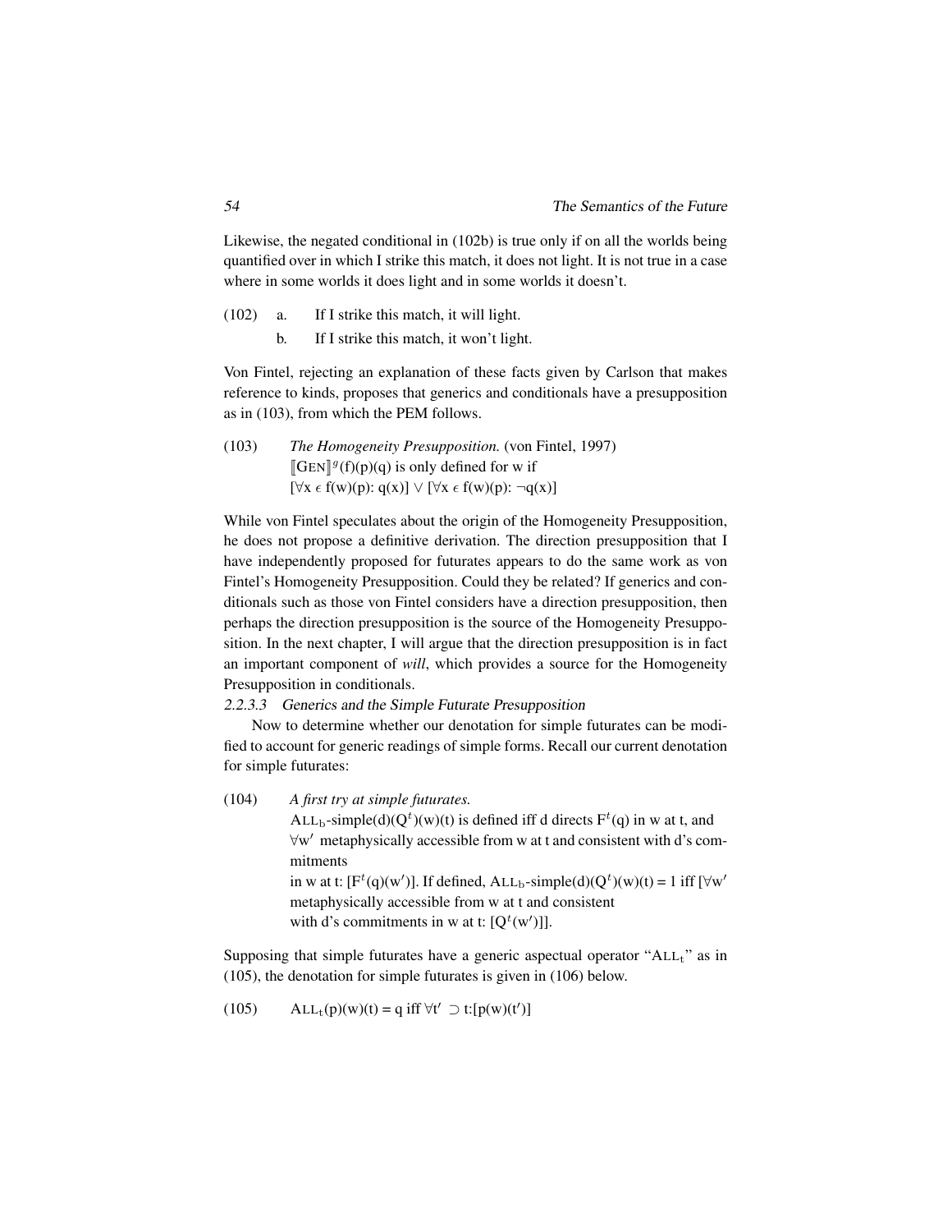Likewise, the negated conditional in (102b) is true only if on all the worlds being quantified over in which I strike this match, it does not light. It is not true in a case where in some worlds it does light and in some worlds it doesn't.

(102) a. If I strike this match, it will light.

b. If I strike this match, it won't light.

Von Fintel, rejecting an explanation of these facts given by Carlson that makes reference to kinds, proposes that generics and conditionals have a presupposition as in (103), from which the PEM follows.

(103) *The Homogeneity Presupposition.* (von Fintel, 1997)
$[\![\text{GEN}]\!]^g(f)(p)(q)$ is only defined for w if
$[\forall x \in f(w)(p): q(x)] \vee [\forall x \in f(w)(p): \neg q(x)]$

While von Fintel speculates about the origin of the Homogeneity Presupposition, he does not propose a definitive derivation. The direction presupposition that I have independently proposed for futurates appears to do the same work as von Fintel's Homogeneity Presupposition. Could they be related? If generics and conditionals such as those von Fintel considers have a direction presupposition, then perhaps the direction presupposition is the source of the Homogeneity Presupposition. In the next chapter, I will argue that the direction presupposition is in fact an important component of *will*, which provides a source for the Homogeneity Presupposition in conditionals.

#### 2.2.3.3 Generics and the Simple Futurate Presupposition

Now to determine whether our denotation for simple futurates can be modified to account for generic readings of simple forms. Recall our current denotation for simple futurates:

(104) *A first try at simple futurates.*
$\text{ALL}_b\text{-simple}(d)(Q^t)(w)(t)$ is defined iff d directs $F^t(q)$ in w at t, and $\forall w'$ metaphysically accessible from w at t and consistent with d's commitments
in w at t: $[F^t(q)(w')]$. If defined, $\text{ALL}_b\text{-simple}(d)(Q^t)(w)(t) = 1$ iff $[\forall w'$ metaphysically accessible from w at t and consistent
with d's commitments in w at t: $[Q^t(w')]]$.

Supposing that simple futurates have a generic aspectual operator "$\text{ALL}_t$" as in (105), the denotation for simple futurates is given in (106) below.

(105) $\text{ALL}_t(p)(w)(t) = q$ iff $\forall t' \supset t{:}[p(w)(t')]$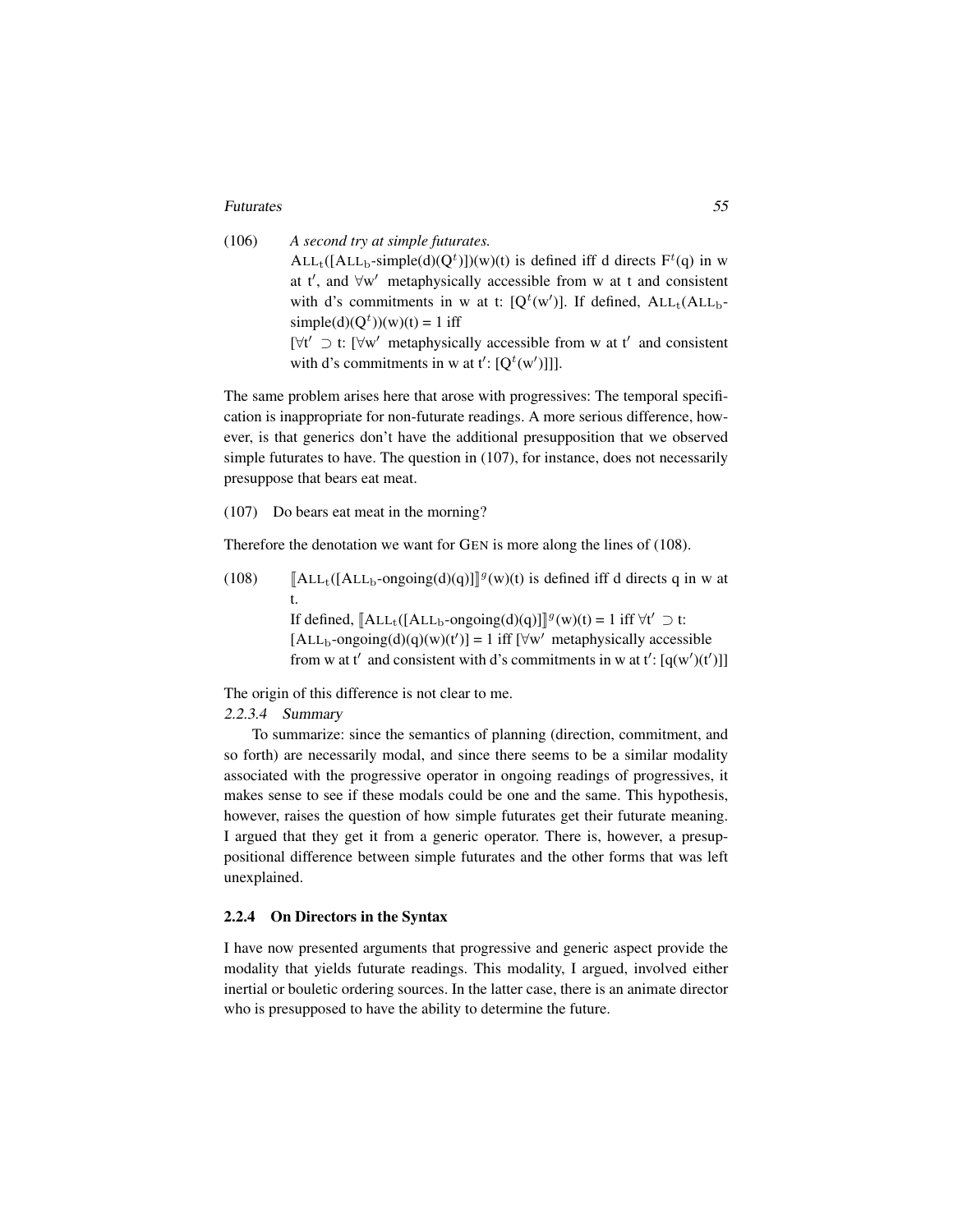(106) *A second try at simple futurates.*
$\text{ALL}_t([\text{ALL}_b\text{-simple}(d)(Q^t)])(w)(t)$ is defined iff d directs $F^t(q)$ in w at t′, and $\forall w'$ metaphysically accessible from w at t and consistent with d's commitments in w at t: $[Q^t(w')]$. If defined, $\text{ALL}_t(\text{ALL}_b\text{-simple}(d)(Q^t))(w)(t) = 1$ iff
$[\forall t' \supset t$: $[\forall w'$ metaphysically accessible from w at t′ and consistent with d's commitments in w at t′: $[Q^t(w')]]]$.

The same problem arises here that arose with progressives: The temporal specification is inappropriate for non-futurate readings. A more serious difference, however, is that generics don't have the additional presupposition that we observed simple futurates to have. The question in (107), for instance, does not necessarily presuppose that bears eat meat.

(107) Do bears eat meat in the morning?

Therefore the denotation we want for GEN is more along the lines of (108).

(108) $[\![\text{ALL}_t([\text{ALL}_b\text{-ongoing}(d)(q)]]\!]^g(w)(t)$ is defined iff d directs q in w at t.
If defined, $[\![\text{ALL}_t([\text{ALL}_b\text{-ongoing}(d)(q)]]\!]^g(w)(t) = 1$ iff $\forall t' \supset t$:
$[\text{ALL}_b\text{-ongoing}(d)(q)(w)(t')] = 1$ iff $[\forall w'$ metaphysically accessible from w at t′ and consistent with d's commitments in w at t′: $[q(w')(t')]]$

The origin of this difference is not clear to me.

*2.2.3.4 Summary*

To summarize: since the semantics of planning (direction, commitment, and so forth) are necessarily modal, and since there seems to be a similar modality associated with the progressive operator in ongoing readings of progressives, it makes sense to see if these modals could be one and the same. This hypothesis, however, raises the question of how simple futurates get their futurate meaning. I argued that they get it from a generic operator. There is, however, a presuppositional difference between simple futurates and the other forms that was left unexplained.

### 2.2.4 On Directors in the Syntax

I have now presented arguments that progressive and generic aspect provide the modality that yields futurate readings. This modality, I argued, involved either inertial or bouletic ordering sources. In the latter case, there is an animate director who is presupposed to have the ability to determine the future.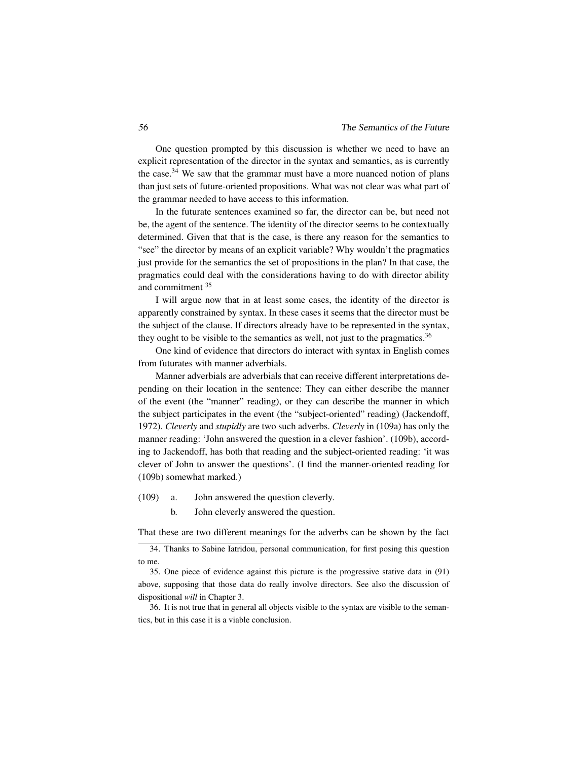One question prompted by this discussion is whether we need to have an explicit representation of the director in the syntax and semantics, as is currently the case.[34] We saw that the grammar must have a more nuanced notion of plans than just sets of future-oriented propositions. What was not clear was what part of the grammar needed to have access to this information.

In the futurate sentences examined so far, the director can be, but need not be, the agent of the sentence. The identity of the director seems to be contextually determined. Given that that is the case, is there any reason for the semantics to "see" the director by means of an explicit variable? Why wouldn't the pragmatics just provide for the semantics the set of propositions in the plan? In that case, the pragmatics could deal with the considerations having to do with director ability and commitment [35]

I will argue now that in at least some cases, the identity of the director is apparently constrained by syntax. In these cases it seems that the director must be the subject of the clause. If directors already have to be represented in the syntax, they ought to be visible to the semantics as well, not just to the pragmatics.[36]

One kind of evidence that directors do interact with syntax in English comes from futurates with manner adverbials.

Manner adverbials are adverbials that can receive different interpretations depending on their location in the sentence: They can either describe the manner of the event (the "manner" reading), or they can describe the manner in which the subject participates in the event (the "subject-oriented" reading) (Jackendoff, 1972). *Cleverly* and *stupidly* are two such adverbs. *Cleverly* in (109a) has only the manner reading: 'John answered the question in a clever fashion'. (109b), according to Jackendoff, has both that reading and the subject-oriented reading: 'it was clever of John to answer the questions'. (I find the manner-oriented reading for (109b) somewhat marked.)

(109) a. John answered the question cleverly.

b. John cleverly answered the question.

That these are two different meanings for the adverbs can be shown by the fact

---

34. Thanks to Sabine Iatridou, personal communication, for first posing this question to me.

35. One piece of evidence against this picture is the progressive stative data in (91) above, supposing that those data do really involve directors. See also the discussion of dispositional *will* in Chapter 3.

36. It is not true that in general all objects visible to the syntax are visible to the semantics, but in this case it is a viable conclusion.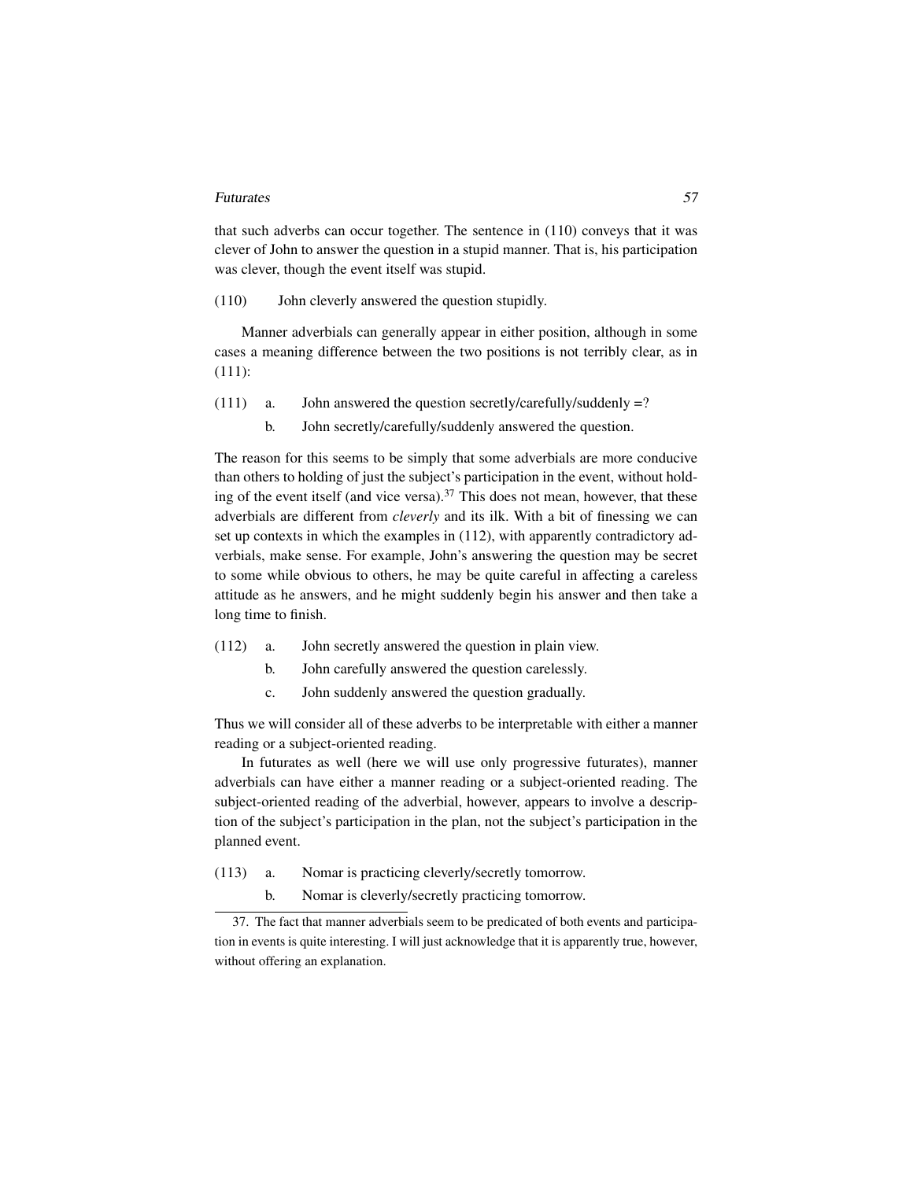that such adverbs can occur together. The sentence in (110) conveys that it was clever of John to answer the question in a stupid manner. That is, his participation was clever, though the event itself was stupid.

(110) John cleverly answered the question stupidly.

Manner adverbials can generally appear in either position, although in some cases a meaning difference between the two positions is not terribly clear, as in (111):

(111) a. John answered the question secretly/carefully/suddenly =?

b. John secretly/carefully/suddenly answered the question.

The reason for this seems to be simply that some adverbials are more conducive than others to holding of just the subject's participation in the event, without holding of the event itself (and vice versa).[37] This does not mean, however, that these adverbials are different from *cleverly* and its ilk. With a bit of finessing we can set up contexts in which the examples in (112), with apparently contradictory adverbials, make sense. For example, John's answering the question may be secret to some while obvious to others, he may be quite careful in affecting a careless attitude as he answers, and he might suddenly begin his answer and then take a long time to finish.

(112) a. John secretly answered the question in plain view.

b. John carefully answered the question carelessly.

c. John suddenly answered the question gradually.

Thus we will consider all of these adverbs to be interpretable with either a manner reading or a subject-oriented reading.

In futurates as well (here we will use only progressive futurates), manner adverbials can have either a manner reading or a subject-oriented reading. The subject-oriented reading of the adverbial, however, appears to involve a description of the subject's participation in the plan, not the subject's participation in the planned event.

(113) a. Nomar is practicing cleverly/secretly tomorrow.

b. Nomar is cleverly/secretly practicing tomorrow.

---

37. The fact that manner adverbials seem to be predicated of both events and participation in events is quite interesting. I will just acknowledge that it is apparently true, however, without offering an explanation.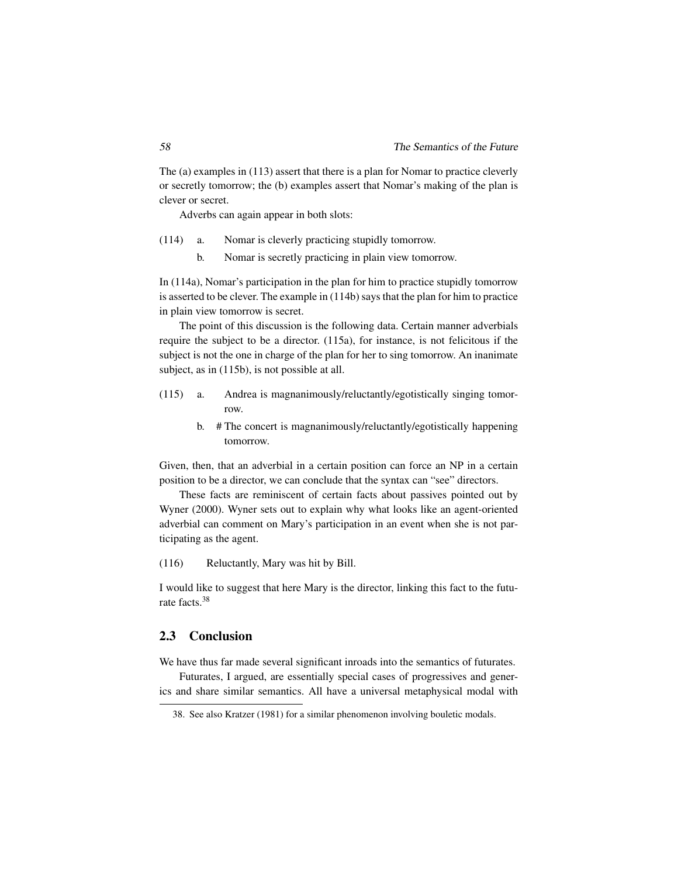The (a) examples in (113) assert that there is a plan for Nomar to practice cleverly or secretly tomorrow; the (b) examples assert that Nomar's making of the plan is clever or secret.

Adverbs can again appear in both slots:

(114) a. Nomar is cleverly practicing stupidly tomorrow.

b. Nomar is secretly practicing in plain view tomorrow.

In (114a), Nomar's participation in the plan for him to practice stupidly tomorrow is asserted to be clever. The example in (114b) says that the plan for him to practice in plain view tomorrow is secret.

The point of this discussion is the following data. Certain manner adverbials require the subject to be a director. (115a), for instance, is not felicitous if the subject is not the one in charge of the plan for her to sing tomorrow. An inanimate subject, as in (115b), is not possible at all.

(115) a. Andrea is magnanimously/reluctantly/egotistically singing tomorrow.

b. # The concert is magnanimously/reluctantly/egotistically happening tomorrow.

Given, then, that an adverbial in a certain position can force an NP in a certain position to be a director, we can conclude that the syntax can "see" directors.

These facts are reminiscent of certain facts about passives pointed out by Wyner (2000). Wyner sets out to explain why what looks like an agent-oriented adverbial can comment on Mary's participation in an event when she is not participating as the agent.

(116) Reluctantly, Mary was hit by Bill.

I would like to suggest that here Mary is the director, linking this fact to the futurate facts.[38]

## 2.3 Conclusion

We have thus far made several significant inroads into the semantics of futurates.

Futurates, I argued, are essentially special cases of progressives and generics and share similar semantics. All have a universal metaphysical modal with

38. See also Kratzer (1981) for a similar phenomenon involving bouletic modals.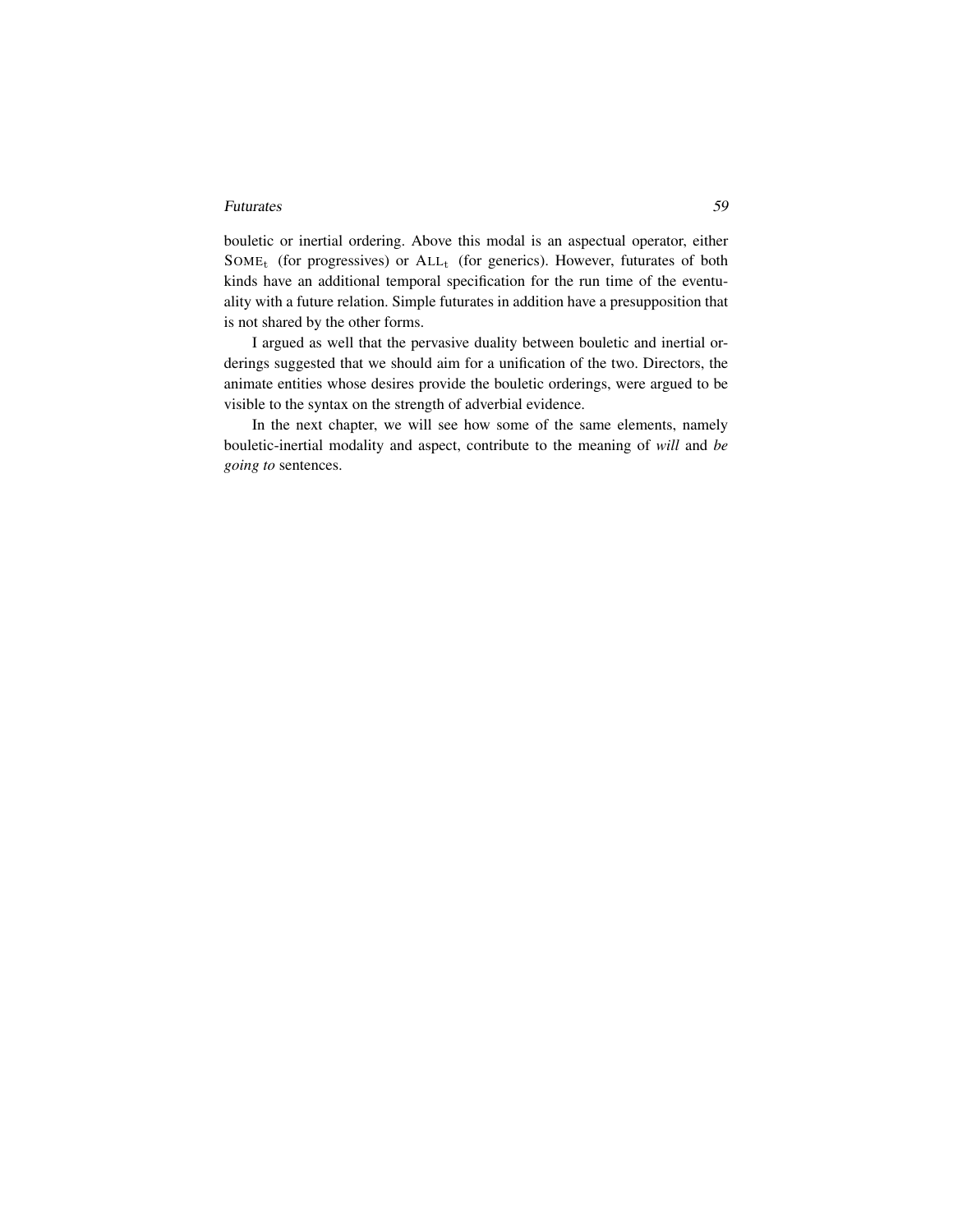bouletic or inertial ordering. Above this modal is an aspectual operator, either $\text{SOME}_t$ (for progressives) or $\text{ALL}_t$ (for generics). However, futurates of both kinds have an additional temporal specification for the run time of the eventuality with a future relation. Simple futurates in addition have a presupposition that is not shared by the other forms.

I argued as well that the pervasive duality between bouletic and inertial orderings suggested that we should aim for a unification of the two. Directors, the animate entities whose desires provide the bouletic orderings, were argued to be visible to the syntax on the strength of adverbial evidence.

In the next chapter, we will see how some of the same elements, namely bouletic-inertial modality and aspect, contribute to the meaning of *will* and *be going to* sentences.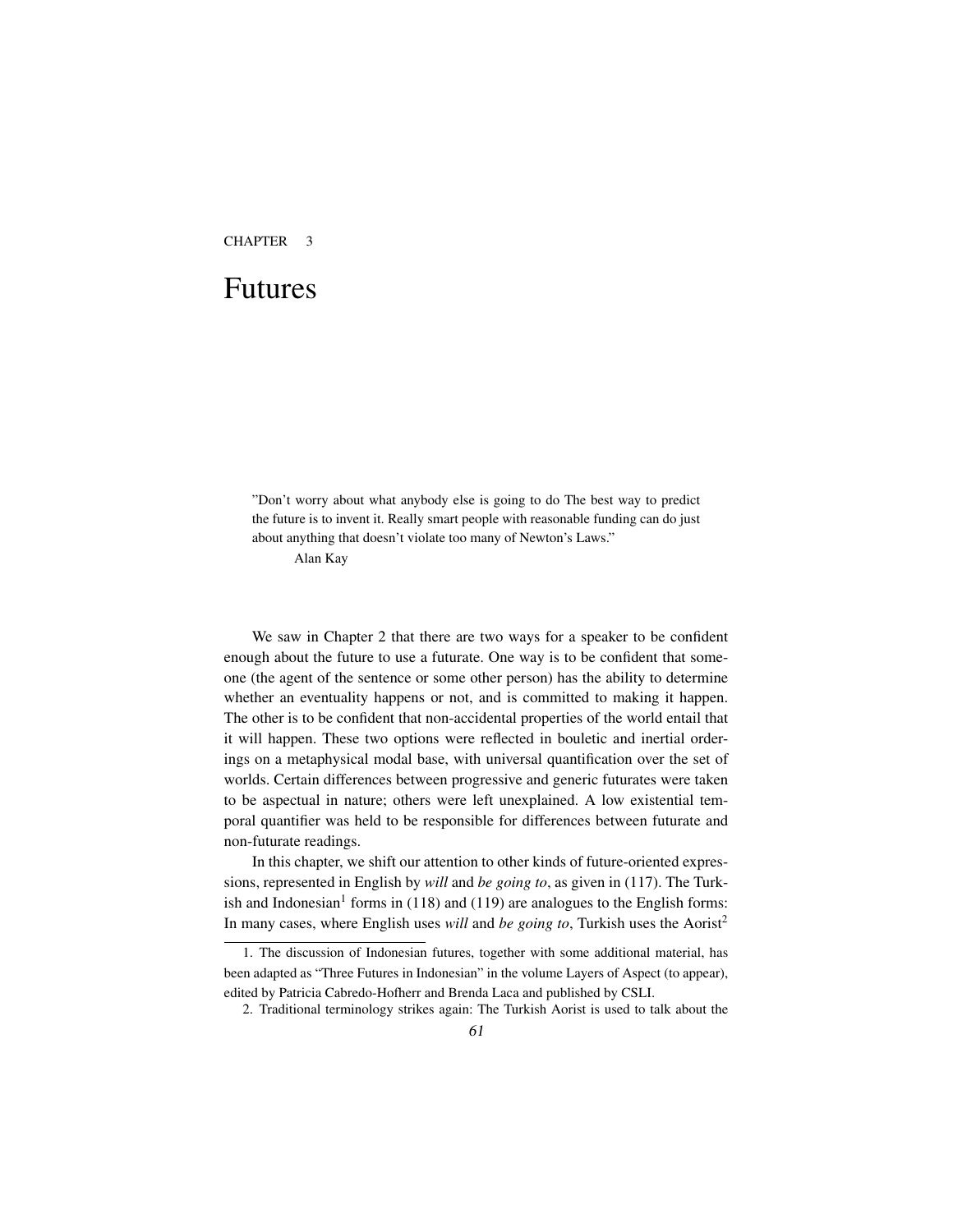CHAPTER 3

# Futures

> ”Don’t worry about what anybody else is going to do The best way to predict the future is to invent it. Really smart people with reasonable funding can do just about anything that doesn’t violate too many of Newton’s Laws.”
>
> Alan Kay

We saw in Chapter 2 that there are two ways for a speaker to be confident enough about the future to use a futurate. One way is to be confident that someone (the agent of the sentence or some other person) has the ability to determine whether an eventuality happens or not, and is committed to making it happen. The other is to be confident that non-accidental properties of the world entail that it will happen. These two options were reflected in bouletic and inertial orderings on a metaphysical modal base, with universal quantification over the set of worlds. Certain differences between progressive and generic futurates were taken to be aspectual in nature; others were left unexplained. A low existential temporal quantifier was held to be responsible for differences between futurate and non-futurate readings.

In this chapter, we shift our attention to other kinds of future-oriented expressions, represented in English by *will* and *be going to*, as given in (117). The Turkish and Indonesian[1] forms in (118) and (119) are analogues to the English forms: In many cases, where English uses *will* and *be going to*, Turkish uses the Aorist[2]

1. The discussion of Indonesian futures, together with some additional material, has been adapted as “Three Futures in Indonesian” in the volume Layers of Aspect (to appear), edited by Patricia Cabredo-Hofherr and Brenda Laca and published by CSLI.

2. Traditional terminology strikes again: The Turkish Aorist is used to talk about the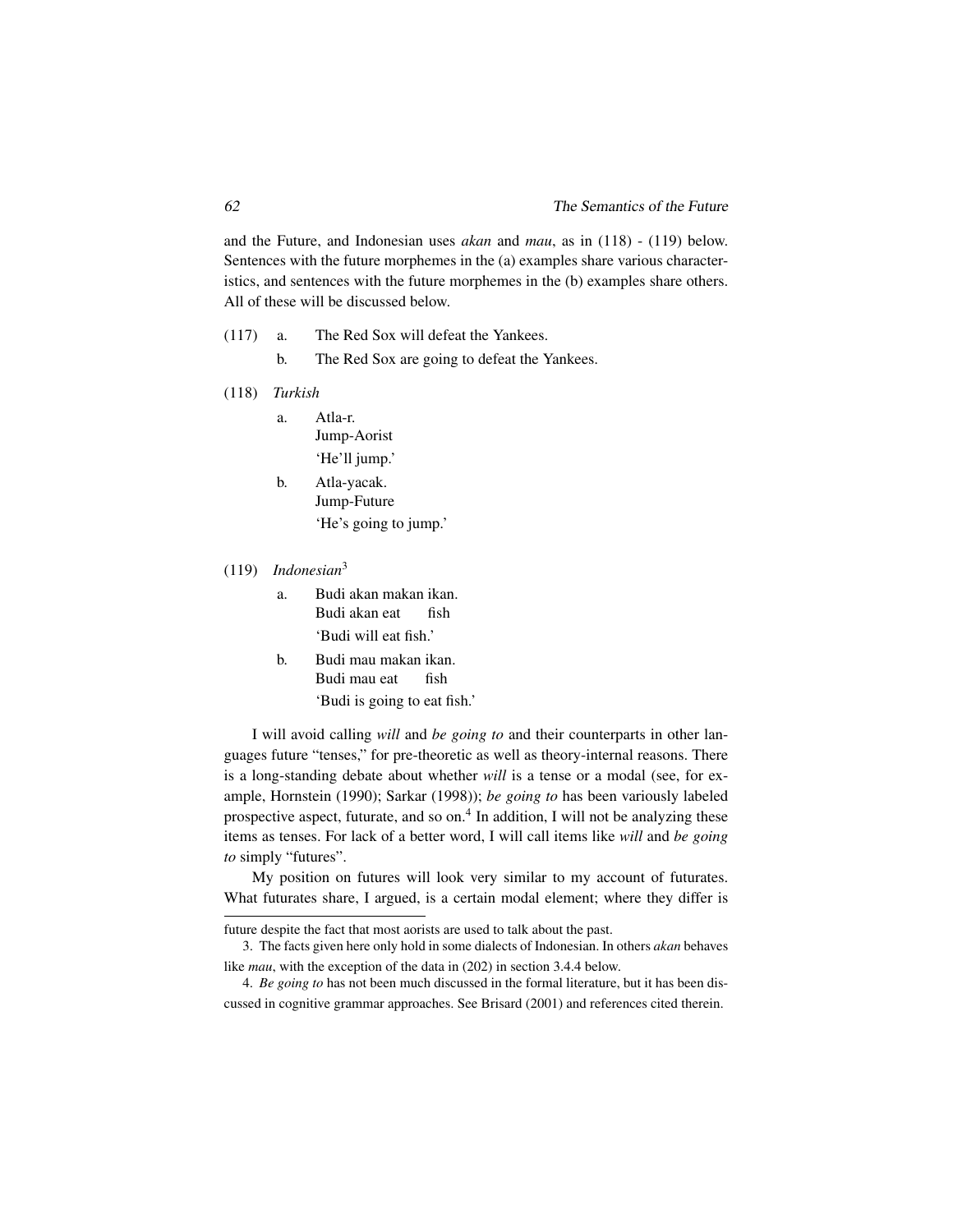and the Future, and Indonesian uses *akan* and *mau*, as in (118) - (119) below. Sentences with the future morphemes in the (a) examples share various characteristics, and sentences with the future morphemes in the (b) examples share others. All of these will be discussed below.

(117) a. The Red Sox will defeat the Yankees.

b. The Red Sox are going to defeat the Yankees.

(118) *Turkish*

a. Atla-r.
Jump-Aorist
'He'll jump.'

b. Atla-yacak.
Jump-Future
'He's going to jump.'

(119) *Indonesian*[3]

a. Budi akan makan ikan.
Budi akan eat fish
'Budi will eat fish.'

b. Budi mau makan ikan.
Budi mau eat fish
'Budi is going to eat fish.'

I will avoid calling *will* and *be going to* and their counterparts in other languages future "tenses," for pre-theoretic as well as theory-internal reasons. There is a long-standing debate about whether *will* is a tense or a modal (see, for example, Hornstein (1990); Sarkar (1998)); *be going to* has been variously labeled prospective aspect, futurate, and so on.[4] In addition, I will not be analyzing these items as tenses. For lack of a better word, I will call items like *will* and *be going to* simply "futures".

My position on futures will look very similar to my account of futurates. What futurates share, I argued, is a certain modal element; where they differ is

---

future despite the fact that most aorists are used to talk about the past.

3. The facts given here only hold in some dialects of Indonesian. In others *akan* behaves like *mau*, with the exception of the data in (202) in section 3.4.4 below.

4. *Be going to* has not been much discussed in the formal literature, but it has been discussed in cognitive grammar approaches. See Brisard (2001) and references cited therein.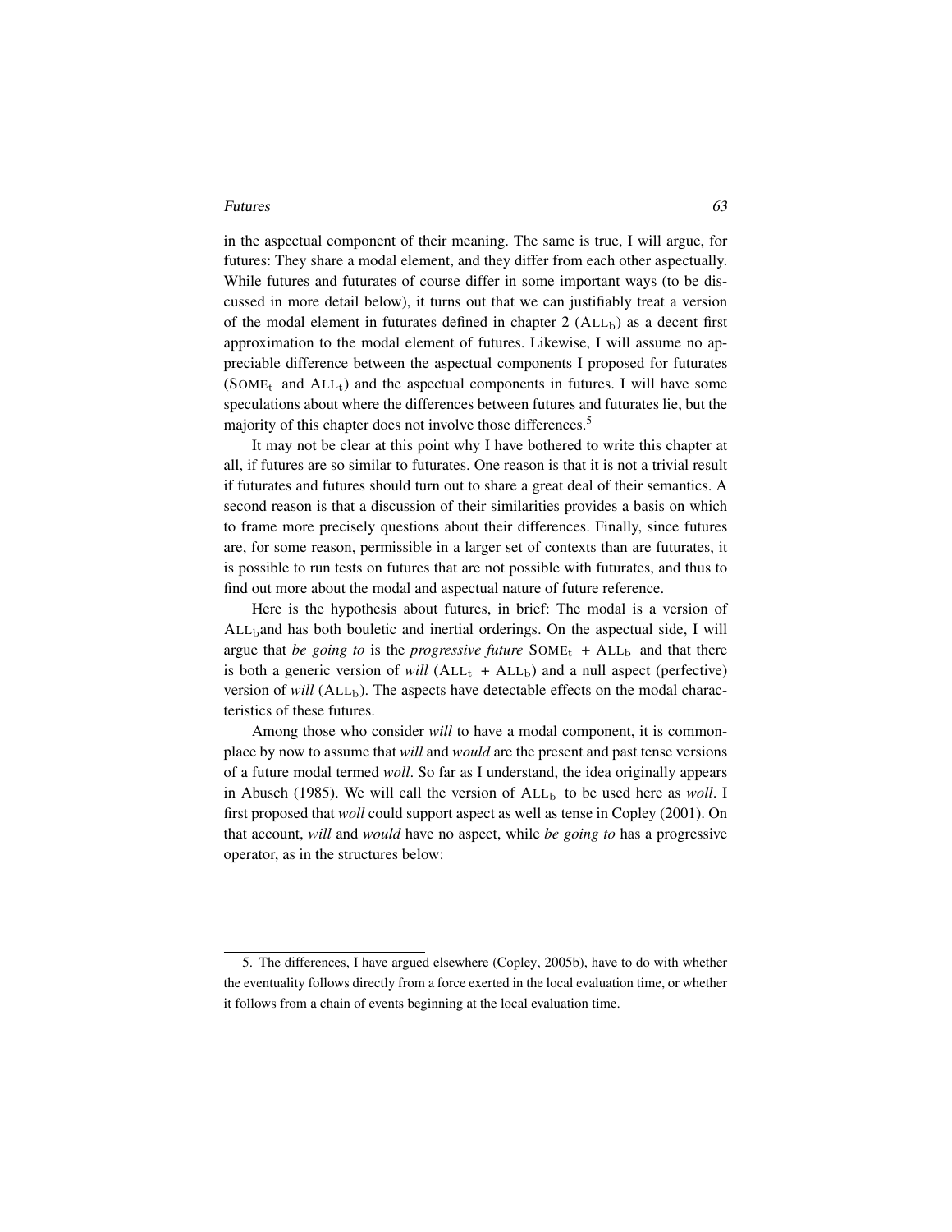in the aspectual component of their meaning. The same is true, I will argue, for futures: They share a modal element, and they differ from each other aspectually. While futures and futurates of course differ in some important ways (to be discussed in more detail below), it turns out that we can justifiably treat a version of the modal element in futurates defined in chapter 2 ($\text{ALL}_\text{b}$) as a decent first approximation to the modal element of futures. Likewise, I will assume no appreciable difference between the aspectual components I proposed for futurates ($\text{SOME}_\text{t}$ and $\text{ALL}_\text{t}$) and the aspectual components in futures. I will have some speculations about where the differences between futures and futurates lie, but the majority of this chapter does not involve those differences.[5]

It may not be clear at this point why I have bothered to write this chapter at all, if futures are so similar to futurates. One reason is that it is not a trivial result if futurates and futures should turn out to share a great deal of their semantics. A second reason is that a discussion of their similarities provides a basis on which to frame more precisely questions about their differences. Finally, since futures are, for some reason, permissible in a larger set of contexts than are futurates, it is possible to run tests on futures that are not possible with futurates, and thus to find out more about the modal and aspectual nature of future reference.

Here is the hypothesis about futures, in brief: The modal is a version of $\text{ALL}_\text{b}$and has both bouletic and inertial orderings. On the aspectual side, I will argue that *be going to* is the *progressive future* $\text{SOME}_\text{t}$ + $\text{ALL}_\text{b}$ and that there is both a generic version of *will* ($\text{ALL}_\text{t}$ + $\text{ALL}_\text{b}$) and a null aspect (perfective) version of *will* ($\text{ALL}_\text{b}$). The aspects have detectable effects on the modal characteristics of these futures.

Among those who consider *will* to have a modal component, it is commonplace by now to assume that *will* and *would* are the present and past tense versions of a future modal termed *woll*. So far as I understand, the idea originally appears in Abusch (1985). We will call the version of $\text{ALL}_\text{b}$ to be used here as *woll*. I first proposed that *woll* could support aspect as well as tense in Copley (2001). On that account, *will* and *would* have no aspect, while *be going to* has a progressive operator, as in the structures below:

5. The differences, I have argued elsewhere (Copley, 2005b), have to do with whether the eventuality follows directly from a force exerted in the local evaluation time, or whether it follows from a chain of events beginning at the local evaluation time.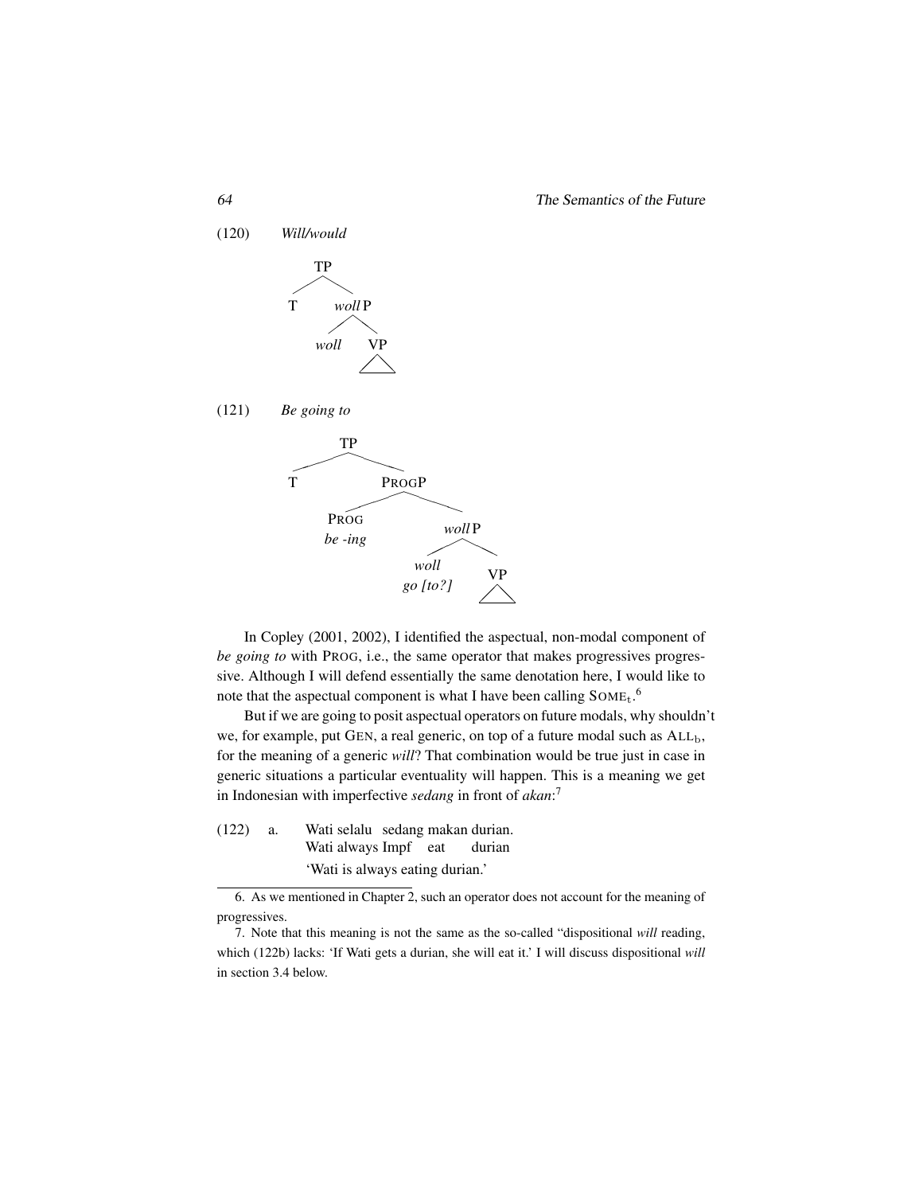(120) *Will/would*

```
        TP
       /  \
      T   wollP
          /   \
       woll    VP
               /\
```

(121) *Be going to*

```
        TP
       /  \
      T    PROGP
           /    \
        PROG     wollP
        be -ing  /    \
              woll     VP
              go [to?] /\
```

In Copley (2001, 2002), I identified the aspectual, non-modal component of *be going to* with PROG, i.e., the same operator that makes progressives progressive. Although I will defend essentially the same denotation here, I would like to note that the aspectual component is what I have been calling $\text{SOME}_t$.[6]

But if we are going to posit aspectual operators on future modals, why shouldn't we, for example, put GEN, a real generic, on top of a future modal such as $\text{ALL}_b$, for the meaning of a generic *will*? That combination would be true just in case in generic situations a particular eventuality will happen. This is a meaning we get in Indonesian with imperfective *sedang* in front of *akan*:[7]

(122) a. Wati selalu sedang makan durian.
Wati always Impf eat durian
'Wati is always eating durian.'

---

6. As we mentioned in Chapter 2, such an operator does not account for the meaning of progressives.

7. Note that this meaning is not the same as the so-called "dispositional *will* reading, which (122b) lacks: 'If Wati gets a durian, she will eat it.' I will discuss dispositional *will* in section 3.4 below.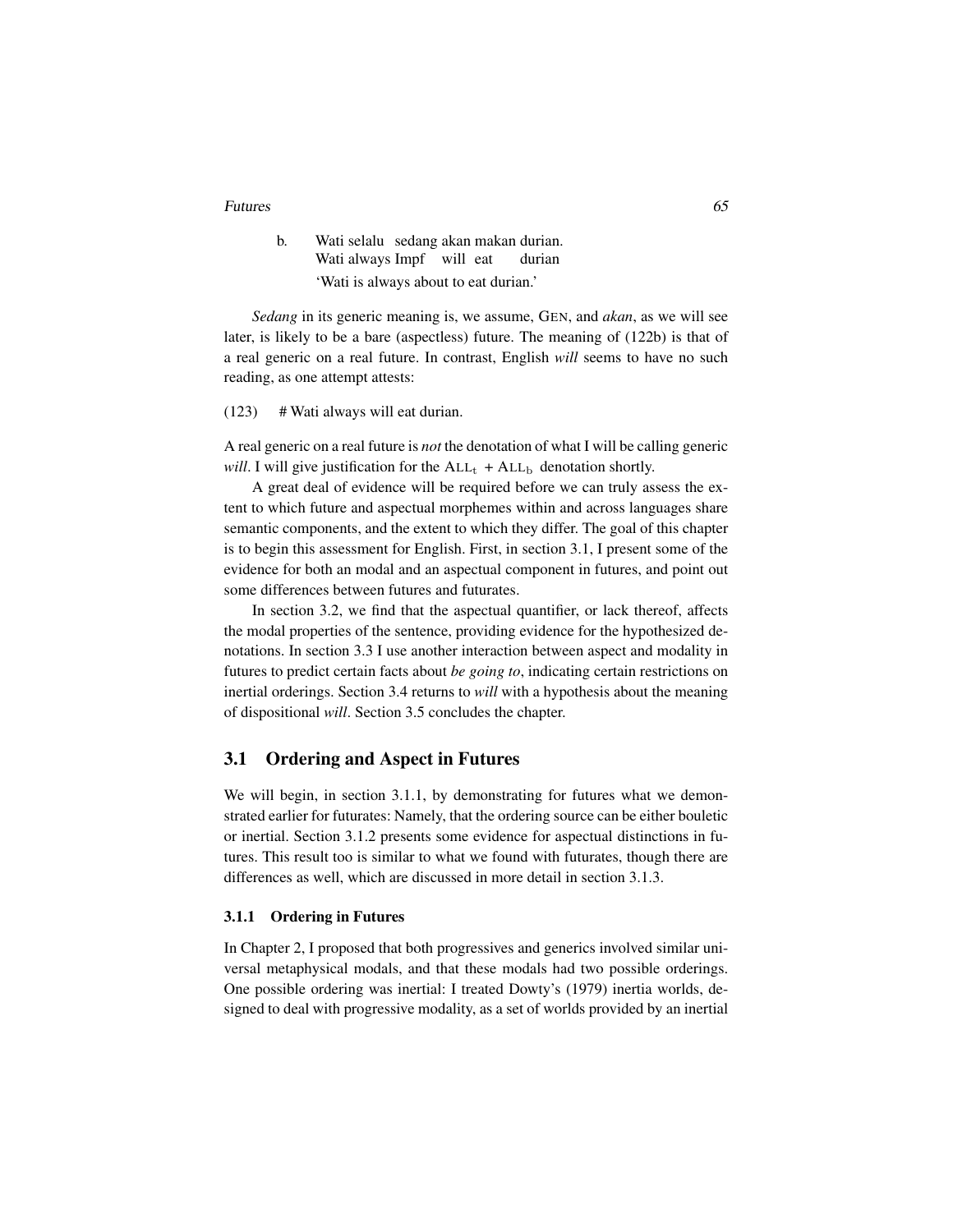b. Wati selalu sedang akan makan durian.
   Wati always Impf will eat durian
   'Wati is always about to eat durian.'

*Sedang* in its generic meaning is, we assume, GEN, and *akan*, as we will see later, is likely to be a bare (aspectless) future. The meaning of (122b) is that of a real generic on a real future. In contrast, English *will* seems to have no such reading, as one attempt attests:

(123) # Wati always will eat durian.

A real generic on a real future is *not* the denotation of what I will be calling generic *will*. I will give justification for the $\text{ALL}_t + \text{ALL}_b$ denotation shortly.

A great deal of evidence will be required before we can truly assess the extent to which future and aspectual morphemes within and across languages share semantic components, and the extent to which they differ. The goal of this chapter is to begin this assessment for English. First, in section 3.1, I present some of the evidence for both an modal and an aspectual component in futures, and point out some differences between futures and futurates.

In section 3.2, we find that the aspectual quantifier, or lack thereof, affects the modal properties of the sentence, providing evidence for the hypothesized denotations. In section 3.3 I use another interaction between aspect and modality in futures to predict certain facts about *be going to*, indicating certain restrictions on inertial orderings. Section 3.4 returns to *will* with a hypothesis about the meaning of dispositional *will*. Section 3.5 concludes the chapter.

## 3.1 Ordering and Aspect in Futures

We will begin, in section 3.1.1, by demonstrating for futures what we demonstrated earlier for futurates: Namely, that the ordering source can be either bouletic or inertial. Section 3.1.2 presents some evidence for aspectual distinctions in futures. This result too is similar to what we found with futurates, though there are differences as well, which are discussed in more detail in section 3.1.3.

### 3.1.1 Ordering in Futures

In Chapter 2, I proposed that both progressives and generics involved similar universal metaphysical modals, and that these modals had two possible orderings. One possible ordering was inertial: I treated Dowty's (1979) inertia worlds, designed to deal with progressive modality, as a set of worlds provided by an inertial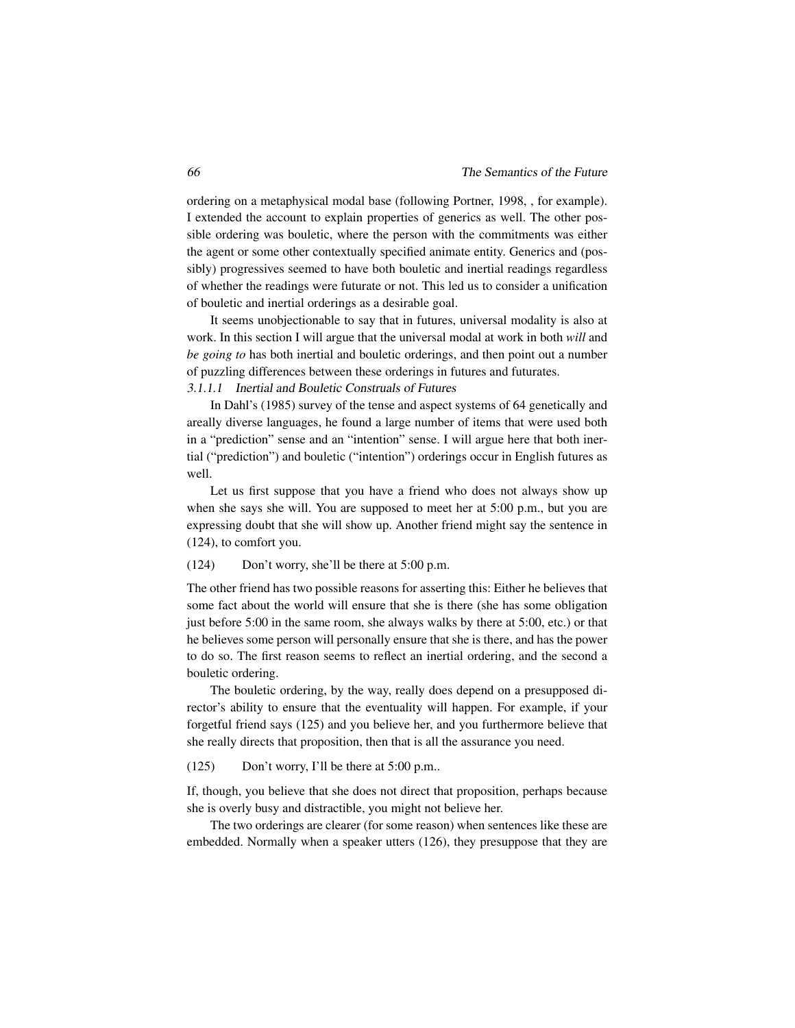ordering on a metaphysical modal base (following Portner, 1998, , for example). I extended the account to explain properties of generics as well. The other possible ordering was bouletic, where the person with the commitments was either the agent or some other contextually specified animate entity. Generics and (possibly) progressives seemed to have both bouletic and inertial readings regardless of whether the readings were futurate or not. This led us to consider a unification of bouletic and inertial orderings as a desirable goal.

It seems unobjectionable to say that in futures, universal modality is also at work. In this section I will argue that the universal modal at work in both *will* and *be going to* has both inertial and bouletic orderings, and then point out a number of puzzling differences between these orderings in futures and futurates.

#### *3.1.1.1 Inertial and Bouletic Construals of Futures*

In Dahl's (1985) survey of the tense and aspect systems of 64 genetically and areally diverse languages, he found a large number of items that were used both in a "prediction" sense and an "intention" sense. I will argue here that both inertial ("prediction") and bouletic ("intention") orderings occur in English futures as well.

Let us first suppose that you have a friend who does not always show up when she says she will. You are supposed to meet her at 5:00 p.m., but you are expressing doubt that she will show up. Another friend might say the sentence in (124), to comfort you.

(124) Don't worry, she'll be there at 5:00 p.m.

The other friend has two possible reasons for asserting this: Either he believes that some fact about the world will ensure that she is there (she has some obligation just before 5:00 in the same room, she always walks by there at 5:00, etc.) or that he believes some person will personally ensure that she is there, and has the power to do so. The first reason seems to reflect an inertial ordering, and the second a bouletic ordering.

The bouletic ordering, by the way, really does depend on a presupposed director's ability to ensure that the eventuality will happen. For example, if your forgetful friend says (125) and you believe her, and you furthermore believe that she really directs that proposition, then that is all the assurance you need.

(125) Don't worry, I'll be there at 5:00 p.m..

If, though, you believe that she does not direct that proposition, perhaps because she is overly busy and distractible, you might not believe her.

The two orderings are clearer (for some reason) when sentences like these are embedded. Normally when a speaker utters (126), they presuppose that they are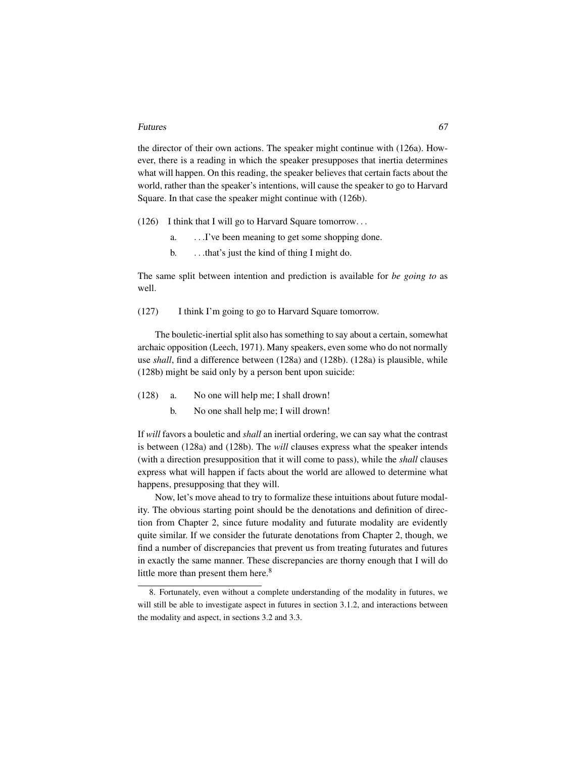the director of their own actions. The speaker might continue with (126a). However, there is a reading in which the speaker presupposes that inertia determines what will happen. On this reading, the speaker believes that certain facts about the world, rather than the speaker's intentions, will cause the speaker to go to Harvard Square. In that case the speaker might continue with (126b).

(126) I think that I will go to Harvard Square tomorrow. . .

- a. . . .I've been meaning to get some shopping done.
- b. . . .that's just the kind of thing I might do.

The same split between intention and prediction is available for *be going to* as well.

(127) I think I'm going to go to Harvard Square tomorrow.

The bouletic-inertial split also has something to say about a certain, somewhat archaic opposition (Leech, 1971). Many speakers, even some who do not normally use *shall*, find a difference between (128a) and (128b). (128a) is plausible, while (128b) might be said only by a person bent upon suicide:

(128)
- a. No one will help me; I shall drown!
- b. No one shall help me; I will drown!

If *will* favors a bouletic and *shall* an inertial ordering, we can say what the contrast is between (128a) and (128b). The *will* clauses express what the speaker intends (with a direction presupposition that it will come to pass), while the *shall* clauses express what will happen if facts about the world are allowed to determine what happens, presupposing that they will.

Now, let's move ahead to try to formalize these intuitions about future modality. The obvious starting point should be the denotations and definition of direction from Chapter 2, since future modality and futurate modality are evidently quite similar. If we consider the futurate denotations from Chapter 2, though, we find a number of discrepancies that prevent us from treating futurates and futures in exactly the same manner. These discrepancies are thorny enough that I will do little more than present them here.[8]

---

8. Fortunately, even without a complete understanding of the modality in futures, we will still be able to investigate aspect in futures in section 3.1.2, and interactions between the modality and aspect, in sections 3.2 and 3.3.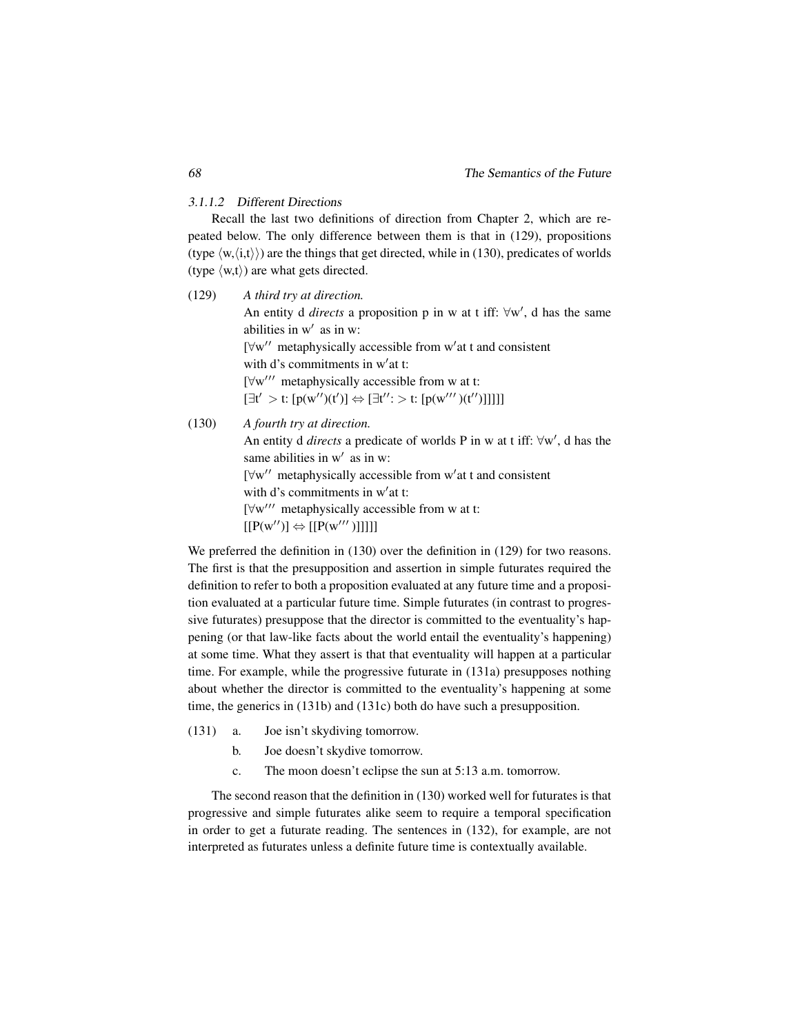#### 3.1.1.2 Different Directions

Recall the last two definitions of direction from Chapter 2, which are repeated below. The only difference between them is that in (129), propositions (type $\langle w,\langle i,t\rangle\rangle$) are the things that get directed, while in (130), predicates of worlds (type $\langle w,t\rangle$) are what gets directed.

(129) *A third try at direction.*
An entity d *directs* a proposition p in w at t iff: $\forall w'$, d has the same abilities in $w'$ as in w:
[$\forall w''$ metaphysically accessible from $w'$at t and consistent with d's commitments in $w'$at t:
[$\forall w'''$ metaphysically accessible from w at t:
$[\exists t' > t: [p(w'')(t')] \Leftrightarrow [\exists t'': > t: [p(w''')(t'')]]]]]$

(130) *A fourth try at direction.*
An entity d *directs* a predicate of worlds P in w at t iff: $\forall w'$, d has the same abilities in $w'$ as in w:
[$\forall w''$ metaphysically accessible from $w'$at t and consistent with d's commitments in $w'$at t:
[$\forall w'''$ metaphysically accessible from w at t:
$[[P(w'')] \Leftrightarrow [[P(w''')]]]]]$

We preferred the definition in (130) over the definition in (129) for two reasons. The first is that the presupposition and assertion in simple futurates required the definition to refer to both a proposition evaluated at any future time and a proposition evaluated at a particular future time. Simple futurates (in contrast to progressive futurates) presuppose that the director is committed to the eventuality's happening (or that law-like facts about the world entail the eventuality's happening) at some time. What they assert is that that eventuality will happen at a particular time. For example, while the progressive futurate in (131a) presupposes nothing about whether the director is committed to the eventuality's happening at some time, the generics in (131b) and (131c) both do have such a presupposition.

(131) a. Joe isn't skydiving tomorrow.
b. Joe doesn't skydive tomorrow.
c. The moon doesn't eclipse the sun at 5:13 a.m. tomorrow.

The second reason that the definition in (130) worked well for futurates is that progressive and simple futurates alike seem to require a temporal specification in order to get a futurate reading. The sentences in (132), for example, are not interpreted as futurates unless a definite future time is contextually available.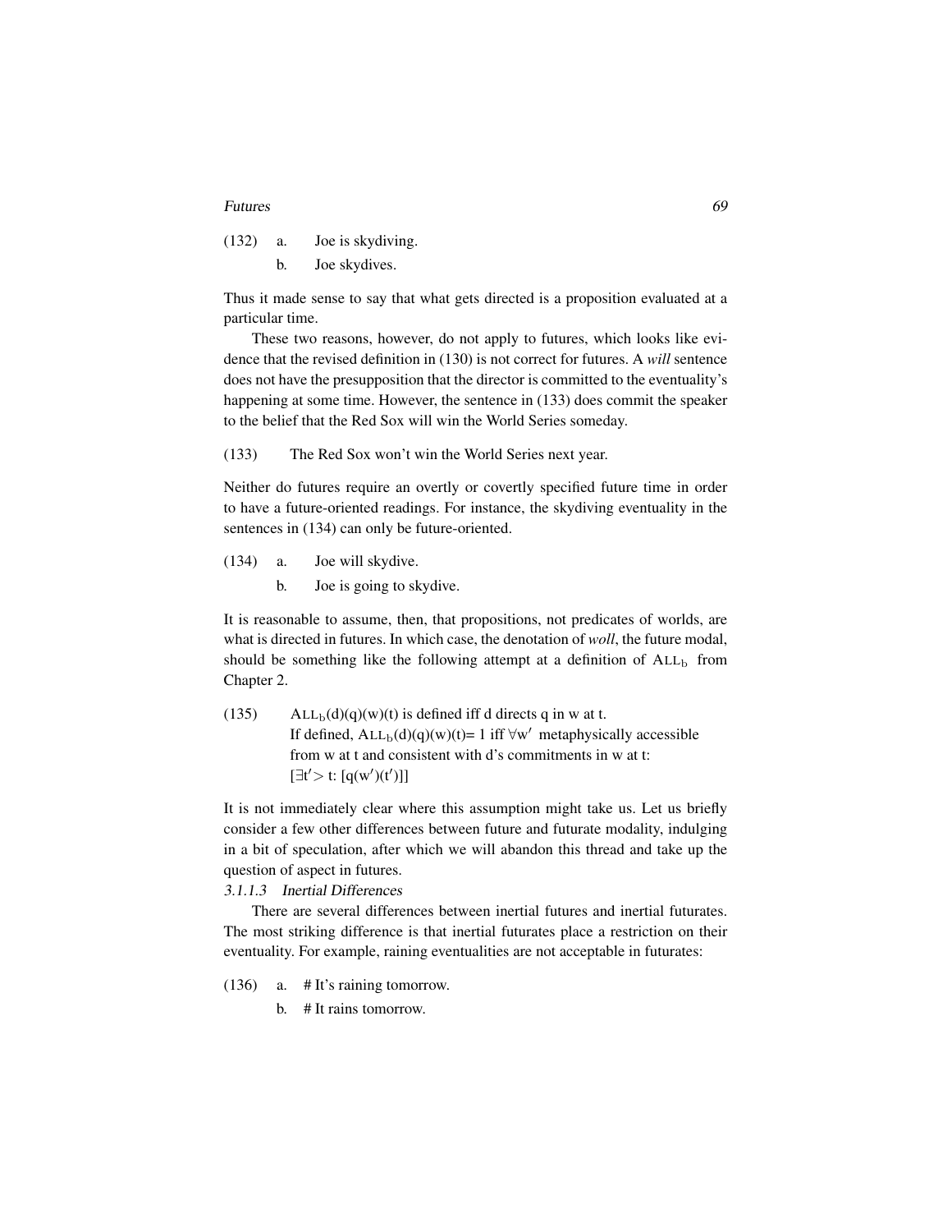(132) a. Joe is skydiving.

b. Joe skydives.

Thus it made sense to say that what gets directed is a proposition evaluated at a particular time.

These two reasons, however, do not apply to futures, which looks like evidence that the revised definition in (130) is not correct for futures. A *will* sentence does not have the presupposition that the director is committed to the eventuality's happening at some time. However, the sentence in (133) does commit the speaker to the belief that the Red Sox will win the World Series someday.

(133) The Red Sox won't win the World Series next year.

Neither do futures require an overtly or covertly specified future time in order to have a future-oriented readings. For instance, the skydiving eventuality in the sentences in (134) can only be future-oriented.

(134) a. Joe will skydive.

b. Joe is going to skydive.

It is reasonable to assume, then, that propositions, not predicates of worlds, are what is directed in futures. In which case, the denotation of *woll*, the future modal, should be something like the following attempt at a definition of $\text{ALL}_\text{b}$ from Chapter 2.

(135) $\text{ALL}_\text{b}(d)(q)(w)(t)$ is defined iff d directs q in w at t.
If defined, $\text{ALL}_\text{b}(d)(q)(w)(t)= 1$ iff $\forall w'$ metaphysically accessible from w at t and consistent with d's commitments in w at t:
$[\exists t' > t: [q(w')(t')]]$

It is not immediately clear where this assumption might take us. Let us briefly consider a few other differences between future and futurate modality, indulging in a bit of speculation, after which we will abandon this thread and take up the question of aspect in futures.

#### 3.1.1.3 Inertial Differences

There are several differences between inertial futures and inertial futurates. The most striking difference is that inertial futurates place a restriction on their eventuality. For example, raining eventualities are not acceptable in futurates:

(136) a. # It's raining tomorrow.

b. # It rains tomorrow.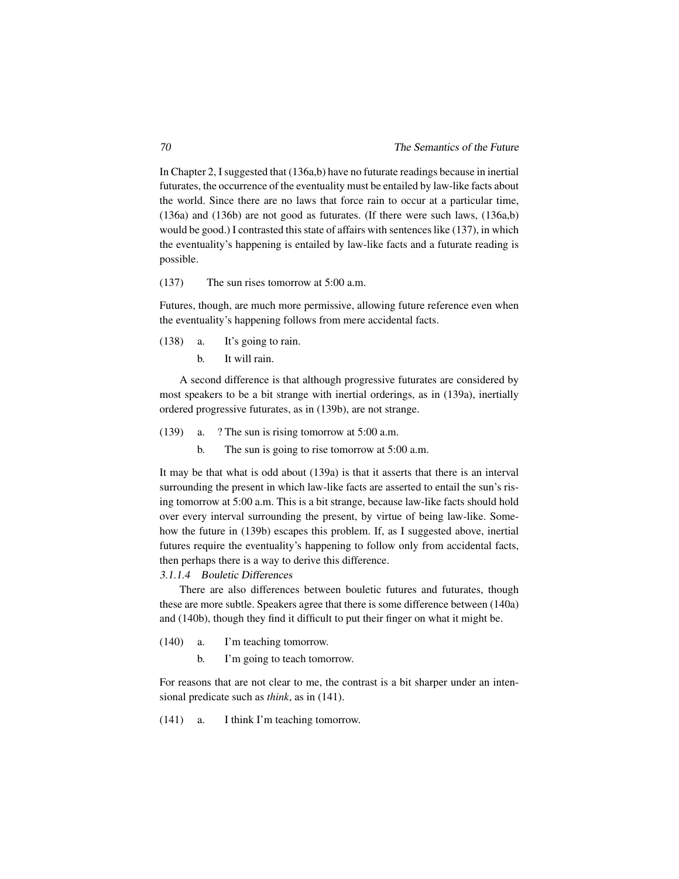In Chapter 2, I suggested that (136a,b) have no futurate readings because in inertial futurates, the occurrence of the eventuality must be entailed by law-like facts about the world. Since there are no laws that force rain to occur at a particular time, (136a) and (136b) are not good as futurates. (If there were such laws, (136a,b) would be good.) I contrasted this state of affairs with sentences like (137), in which the eventuality's happening is entailed by law-like facts and a futurate reading is possible.

(137) The sun rises tomorrow at 5:00 a.m.

Futures, though, are much more permissive, allowing future reference even when the eventuality's happening follows from mere accidental facts.

(138) a. It's going to rain.
  b. It will rain.

A second difference is that although progressive futurates are considered by most speakers to be a bit strange with inertial orderings, as in (139a), inertially ordered progressive futurates, as in (139b), are not strange.

(139) a. ? The sun is rising tomorrow at 5:00 a.m.
  b. The sun is going to rise tomorrow at 5:00 a.m.

It may be that what is odd about (139a) is that it asserts that there is an interval surrounding the present in which law-like facts are asserted to entail the sun's rising tomorrow at 5:00 a.m. This is a bit strange, because law-like facts should hold over every interval surrounding the present, by virtue of being law-like. Somehow the future in (139b) escapes this problem. If, as I suggested above, inertial futures require the eventuality's happening to follow only from accidental facts, then perhaps there is a way to derive this difference.

#### *3.1.1.4 Bouletic Differences*

There are also differences between bouletic futures and futurates, though these are more subtle. Speakers agree that there is some difference between (140a) and (140b), though they find it difficult to put their finger on what it might be.

(140) a. I'm teaching tomorrow.
  b. I'm going to teach tomorrow.

For reasons that are not clear to me, the contrast is a bit sharper under an intensional predicate such as *think*, as in (141).

(141) a. I think I'm teaching tomorrow.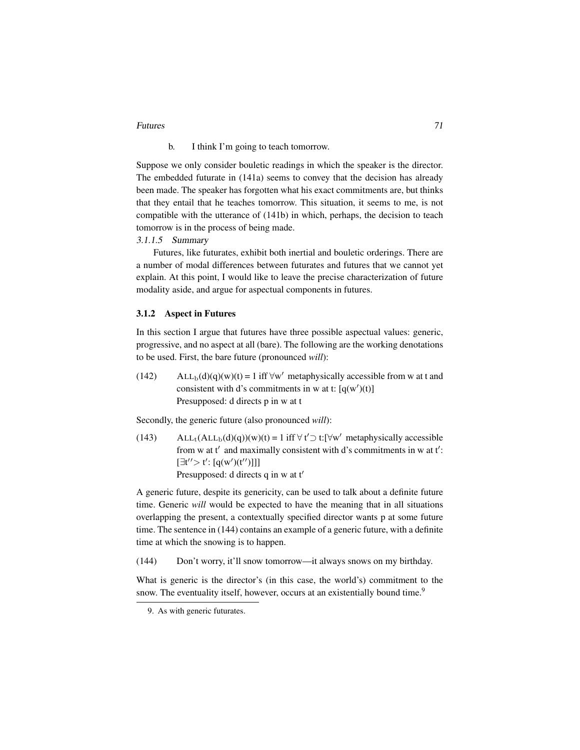b. I think I'm going to teach tomorrow.

Suppose we only consider bouletic readings in which the speaker is the director. The embedded futurate in (141a) seems to convey that the decision has already been made. The speaker has forgotten what his exact commitments are, but thinks that they entail that he teaches tomorrow. This situation, it seems to me, is not compatible with the utterance of (141b) in which, perhaps, the decision to teach tomorrow is in the process of being made.

*3.1.1.5 Summary*

Futures, like futurates, exhibit both inertial and bouletic orderings. There are a number of modal differences between futurates and futures that we cannot yet explain. At this point, I would like to leave the precise characterization of future modality aside, and argue for aspectual components in futures.

### 3.1.2 Aspect in Futures

In this section I argue that futures have three possible aspectual values: generic, progressive, and no aspect at all (bare). The following are the working denotations to be used. First, the bare future (pronounced *will*):

(142) $\text{ALL}_b(d)(q)(w)(t) = 1$ iff $\forall w'$ metaphysically accessible from w at t and consistent with d's commitments in w at t: $[q(w')(t)]$
Presupposed: d directs p in w at t

Secondly, the generic future (also pronounced *will*):

(143) $\text{ALL}_t(\text{ALL}_b(d)(q))(w)(t) = 1$ iff $\forall t' \supset t$:$[\forall w'$ metaphysically accessible from w at t′ and maximally consistent with d's commitments in w at t′: $[\exists t'' > t'$: $[q(w')(t'')]]]$
Presupposed: d directs q in w at t′

A generic future, despite its genericity, can be used to talk about a definite future time. Generic *will* would be expected to have the meaning that in all situations overlapping the present, a contextually specified director wants p at some future time. The sentence in (144) contains an example of a generic future, with a definite time at which the snowing is to happen.

(144) Don't worry, it'll snow tomorrow—it always snows on my birthday.

What is generic is the director's (in this case, the world's) commitment to the snow. The eventuality itself, however, occurs at an existentially bound time.[9]

9. As with generic futurates.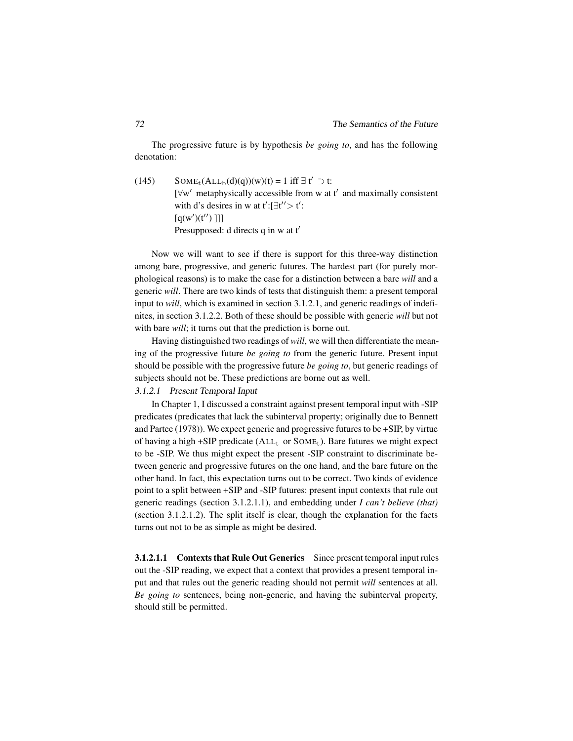The progressive future is by hypothesis *be going to*, and has the following denotation:

(145) $\text{SOME}_t(\text{ALL}_b(d)(q))(w)(t) = 1$ iff $\exists$ t′ $\supset$ t:
[$\forall$w′ metaphysically accessible from w at t′ and maximally consistent with d's desires in w at t′:[$\exists$t′′> t′:
[q(w′)(t′′) ]]]
Presupposed: d directs q in w at t′

Now we will want to see if there is support for this three-way distinction among bare, progressive, and generic futures. The hardest part (for purely morphological reasons) is to make the case for a distinction between a bare *will* and a generic *will*. There are two kinds of tests that distinguish them: a present temporal input to *will*, which is examined in section 3.1.2.1, and generic readings of indefinites, in section 3.1.2.2. Both of these should be possible with generic *will* but not with bare *will*; it turns out that the prediction is borne out.

Having distinguished two readings of *will*, we will then differentiate the meaning of the progressive future *be going to* from the generic future. Present input should be possible with the progressive future *be going to*, but generic readings of subjects should not be. These predictions are borne out as well.

### *3.1.2.1 Present Temporal Input*

In Chapter 1, I discussed a constraint against present temporal input with -SIP predicates (predicates that lack the subinterval property; originally due to Bennett and Partee (1978)). We expect generic and progressive futures to be +SIP, by virtue of having a high +SIP predicate ($\text{ALL}_t$ or $\text{SOME}_t$). Bare futures we might expect to be -SIP. We thus might expect the present -SIP constraint to discriminate between generic and progressive futures on the one hand, and the bare future on the other hand. In fact, this expectation turns out to be correct. Two kinds of evidence point to a split between +SIP and -SIP futures: present input contexts that rule out generic readings (section 3.1.2.1.1), and embedding under *I can't believe (that)* (section 3.1.2.1.2). The split itself is clear, though the explanation for the facts turns out not to be as simple as might be desired.

**3.1.2.1.1 Contexts that Rule Out Generics** Since present temporal input rules out the -SIP reading, we expect that a context that provides a present temporal input and that rules out the generic reading should not permit *will* sentences at all. *Be going to* sentences, being non-generic, and having the subinterval property, should still be permitted.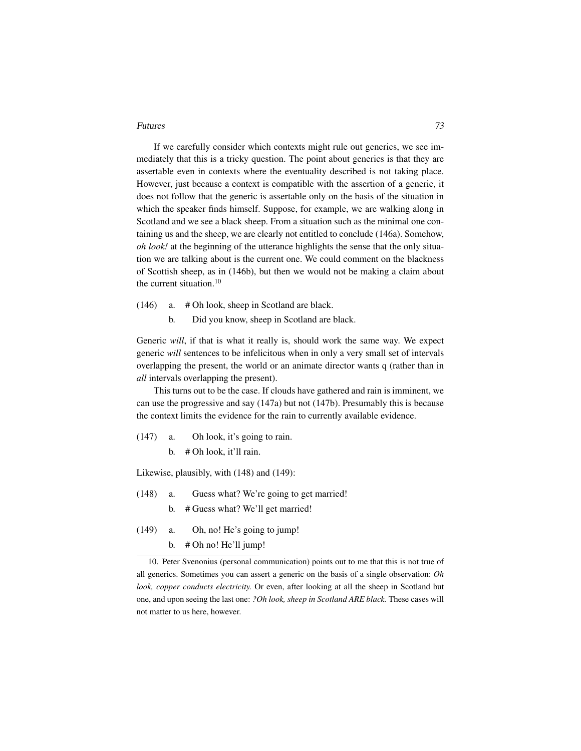If we carefully consider which contexts might rule out generics, we see immediately that this is a tricky question. The point about generics is that they are assertable even in contexts where the eventuality described is not taking place. However, just because a context is compatible with the assertion of a generic, it does not follow that the generic is assertable only on the basis of the situation in which the speaker finds himself. Suppose, for example, we are walking along in Scotland and we see a black sheep. From a situation such as the minimal one containing us and the sheep, we are clearly not entitled to conclude (146a). Somehow, *oh look!* at the beginning of the utterance highlights the sense that the only situation we are talking about is the current one. We could comment on the blackness of Scottish sheep, as in (146b), but then we would not be making a claim about the current situation.[10]

(146) a. # Oh look, sheep in Scotland are black.

b. Did you know, sheep in Scotland are black.

Generic *will*, if that is what it really is, should work the same way. We expect generic *will* sentences to be infelicitous when in only a very small set of intervals overlapping the present, the world or an animate director wants q (rather than in *all* intervals overlapping the present).

This turns out to be the case. If clouds have gathered and rain is imminent, we can use the progressive and say (147a) but not (147b). Presumably this is because the context limits the evidence for the rain to currently available evidence.

(147) a. Oh look, it's going to rain.

b. # Oh look, it'll rain.

Likewise, plausibly, with (148) and (149):

(148) a. Guess what? We're going to get married!

b. # Guess what? We'll get married!

(149) a. Oh, no! He's going to jump!

b. # Oh no! He'll jump!

10. Peter Svenonius (personal communication) points out to me that this is not true of all generics. Sometimes you can assert a generic on the basis of a single observation: *Oh look, copper conducts electricity.* Or even, after looking at all the sheep in Scotland but one, and upon seeing the last one: *?Oh look, sheep in Scotland ARE black.* These cases will not matter to us here, however.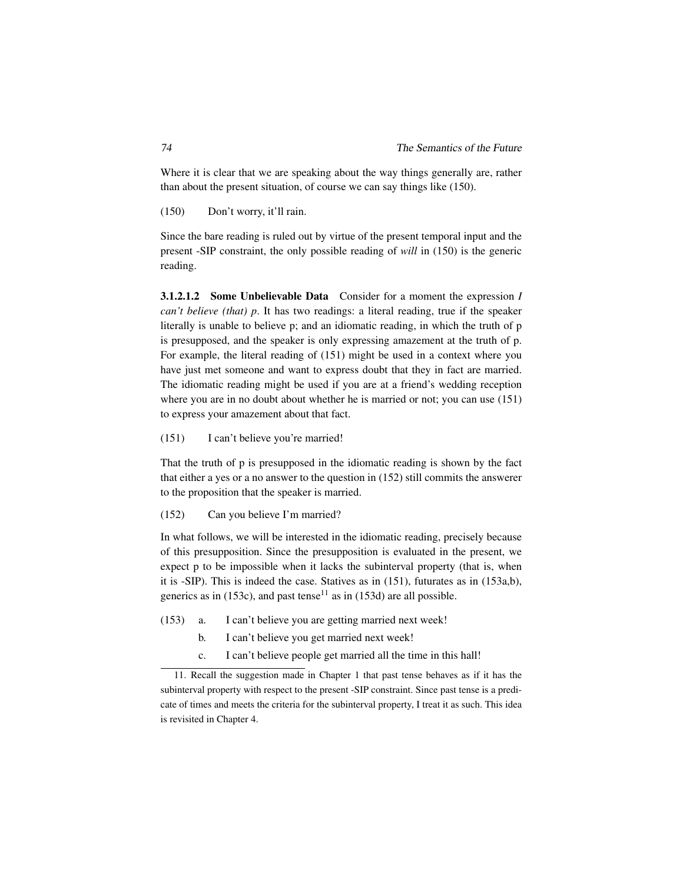Where it is clear that we are speaking about the way things generally are, rather than about the present situation, of course we can say things like (150).

(150) Don't worry, it'll rain.

Since the bare reading is ruled out by virtue of the present temporal input and the present -SIP constraint, the only possible reading of *will* in (150) is the generic reading.

#### 3.1.2.1.2 Some Unbelievable Data

Consider for a moment the expression *I can't believe (that) p*. It has two readings: a literal reading, true if the speaker literally is unable to believe p; and an idiomatic reading, in which the truth of p is presupposed, and the speaker is only expressing amazement at the truth of p. For example, the literal reading of (151) might be used in a context where you have just met someone and want to express doubt that they in fact are married. The idiomatic reading might be used if you are at a friend's wedding reception where you are in no doubt about whether he is married or not; you can use (151) to express your amazement about that fact.

(151) I can't believe you're married!

That the truth of p is presupposed in the idiomatic reading is shown by the fact that either a yes or a no answer to the question in (152) still commits the answerer to the proposition that the speaker is married.

(152) Can you believe I'm married?

In what follows, we will be interested in the idiomatic reading, precisely because of this presupposition. Since the presupposition is evaluated in the present, we expect p to be impossible when it lacks the subinterval property (that is, when it is -SIP). This is indeed the case. Statives as in (151), futurates as in (153a,b), generics as in (153c), and past tense[11] as in (153d) are all possible.

(153) a. I can't believe you are getting married next week!
b. I can't believe you get married next week!
c. I can't believe people get married all the time in this hall!

---

11. Recall the suggestion made in Chapter 1 that past tense behaves as if it has the subinterval property with respect to the present -SIP constraint. Since past tense is a predicate of times and meets the criteria for the subinterval property, I treat it as such. This idea is revisited in Chapter 4.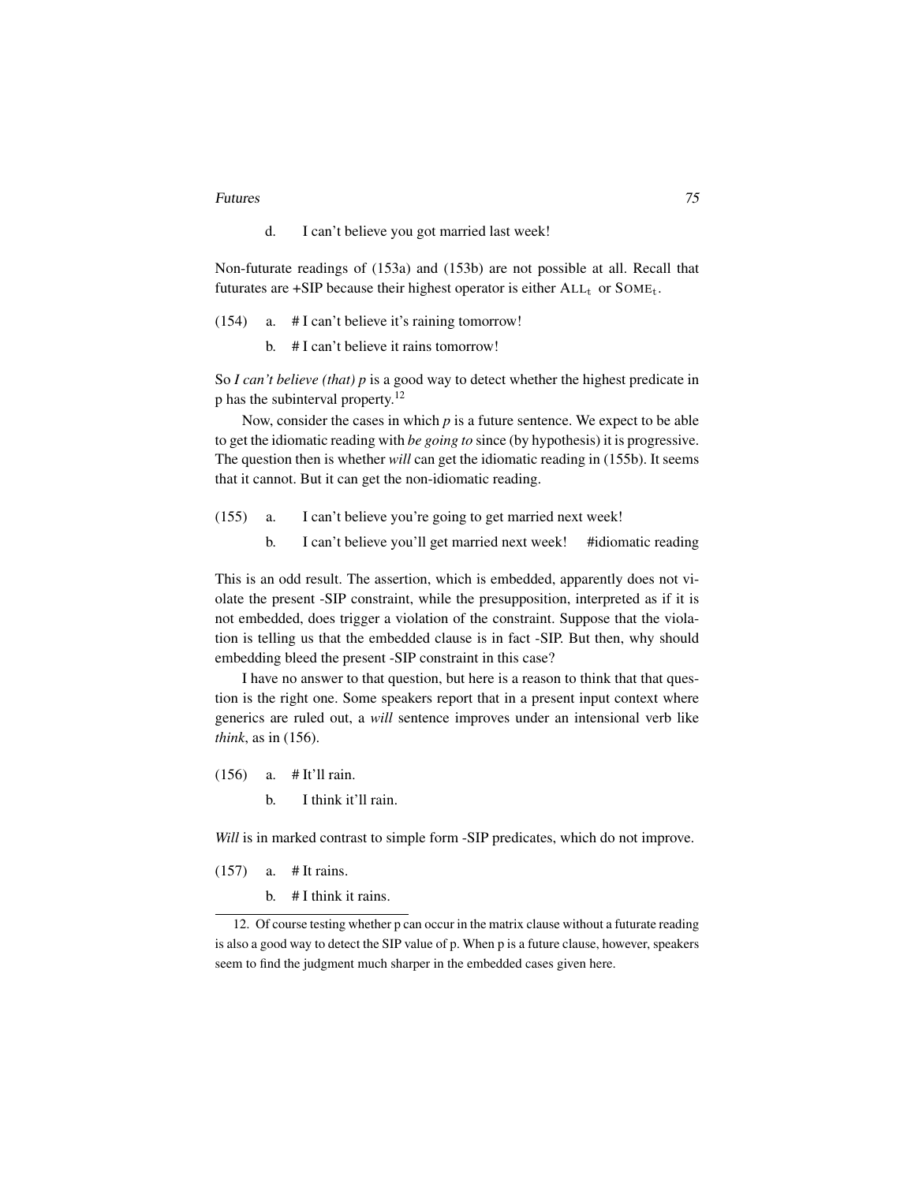d. I can't believe you got married last week!

Non-futurate readings of (153a) and (153b) are not possible at all. Recall that futurates are +SIP because their highest operator is either $\text{ALL}_t$ or $\text{SOME}_t$.

(154) a. # I can't believe it's raining tomorrow!

b. # I can't believe it rains tomorrow!

So *I can't believe (that) p* is a good way to detect whether the highest predicate in p has the subinterval property.[12]

Now, consider the cases in which *p* is a future sentence. We expect to be able to get the idiomatic reading with *be going to* since (by hypothesis) it is progressive. The question then is whether *will* can get the idiomatic reading in (155b). It seems that it cannot. But it can get the non-idiomatic reading.

(155) a. I can't believe you're going to get married next week!

b. I can't believe you'll get married next week! #idiomatic reading

This is an odd result. The assertion, which is embedded, apparently does not violate the present -SIP constraint, while the presupposition, interpreted as if it is not embedded, does trigger a violation of the constraint. Suppose that the violation is telling us that the embedded clause is in fact -SIP. But then, why should embedding bleed the present -SIP constraint in this case?

I have no answer to that question, but here is a reason to think that that question is the right one. Some speakers report that in a present input context where generics are ruled out, a *will* sentence improves under an intensional verb like *think*, as in (156).

(156) a. # It'll rain.

b. I think it'll rain.

*Will* is in marked contrast to simple form -SIP predicates, which do not improve.

(157) a. # It rains.

b. # I think it rains.

12. Of course testing whether p can occur in the matrix clause without a futurate reading is also a good way to detect the SIP value of p. When p is a future clause, however, speakers seem to find the judgment much sharper in the embedded cases given here.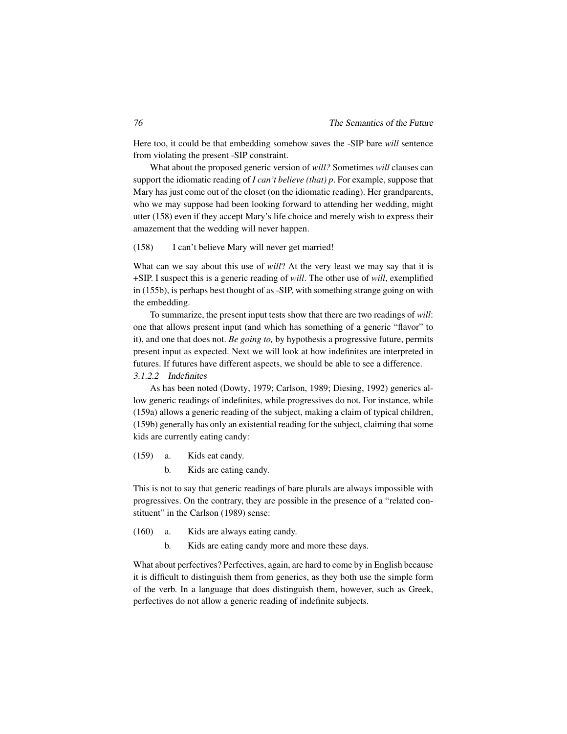Here too, it could be that embedding somehow saves the -SIP bare *will* sentence from violating the present -SIP constraint.

What about the proposed generic version of *will?* Sometimes *will* clauses can support the idiomatic reading of *I can't believe (that) p*. For example, suppose that Mary has just come out of the closet (on the idiomatic reading). Her grandparents, who we may suppose had been looking forward to attending her wedding, might utter (158) even if they accept Mary's life choice and merely wish to express their amazement that the wedding will never happen.

(158) I can't believe Mary will never get married!

What can we say about this use of *will*? At the very least we may say that it is +SIP. I suspect this is a generic reading of *will*. The other use of *will*, exemplified in (155b), is perhaps best thought of as -SIP, with something strange going on with the embedding.

To summarize, the present input tests show that there are two readings of *will*: one that allows present input (and which has something of a generic "flavor" to it), and one that does not. *Be going to,* by hypothesis a progressive future, permits present input as expected. Next we will look at how indefinites are interpreted in futures. If futures have different aspects, we should be able to see a difference.

#### *3.1.2.2 Indefinites*

As has been noted (Dowty, 1979; Carlson, 1989; Diesing, 1992) generics allow generic readings of indefinites, while progressives do not. For instance, while (159a) allows a generic reading of the subject, making a claim of typical children, (159b) generally has only an existential reading for the subject, claiming that some kids are currently eating candy:

(159) a. Kids eat candy.

b. Kids are eating candy.

This is not to say that generic readings of bare plurals are always impossible with progressives. On the contrary, they are possible in the presence of a "related constituent" in the Carlson (1989) sense:

(160) a. Kids are always eating candy.

b. Kids are eating candy more and more these days.

What about perfectives? Perfectives, again, are hard to come by in English because it is difficult to distinguish them from generics, as they both use the simple form of the verb. In a language that does distinguish them, however, such as Greek, perfectives do not allow a generic reading of indefinite subjects.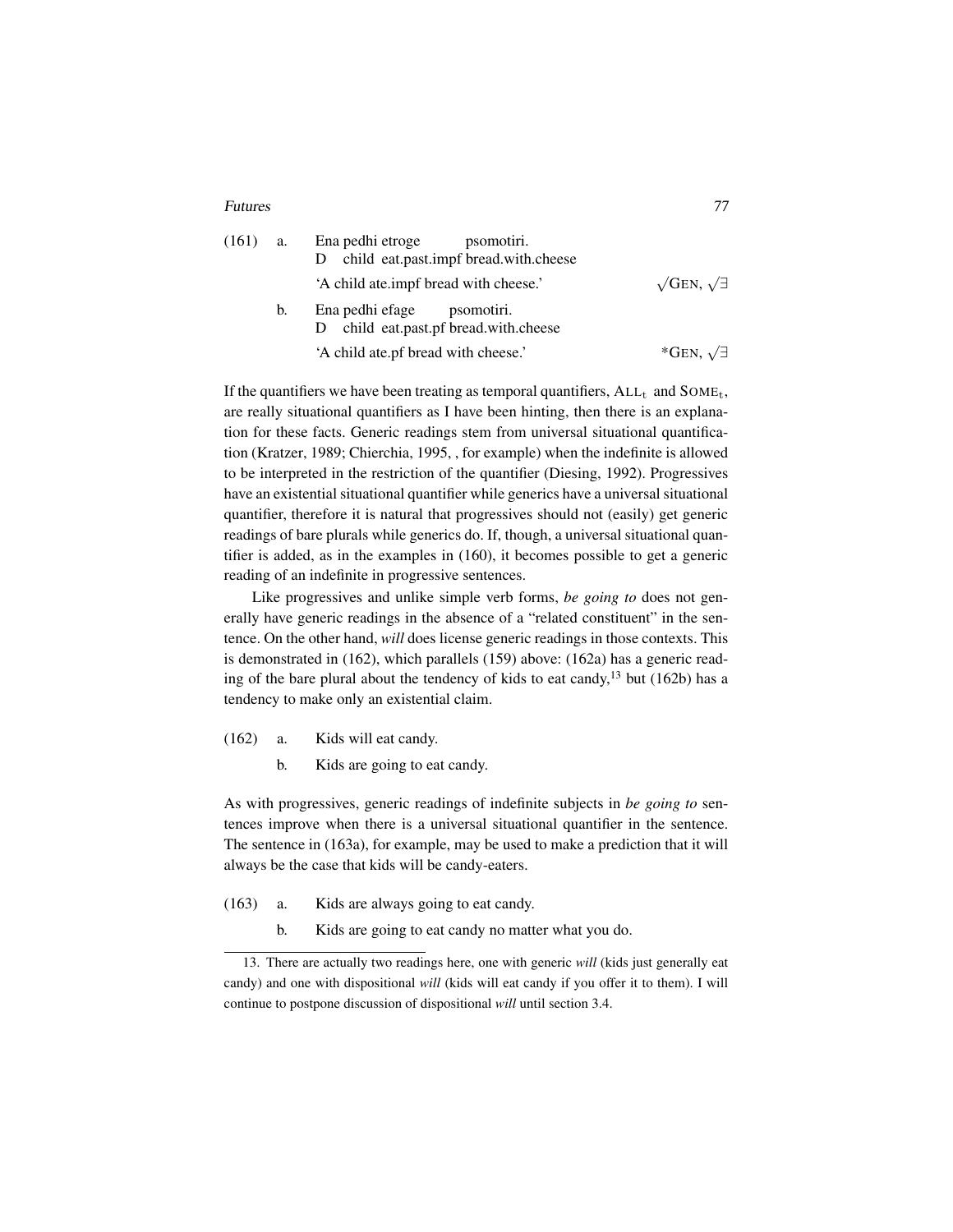(161) a. Ena pedhi etroge psomotiri.
 D child eat.past.impf bread.with.cheese
 'A child ate.impf bread with cheese.' $\surd$GEN, $\surd\exists$

 b. Ena pedhi efage psomotiri.
 D child eat.past.pf bread.with.cheese
 'A child ate.pf bread with cheese.' *GEN, $\surd\exists$

If the quantifiers we have been treating as temporal quantifiers, $\text{ALL}_t$ and $\text{SOME}_t$, are really situational quantifiers as I have been hinting, then there is an explanation for these facts. Generic readings stem from universal situational quantification (Kratzer, 1989; Chierchia, 1995, , for example) when the indefinite is allowed to be interpreted in the restriction of the quantifier (Diesing, 1992). Progressives have an existential situational quantifier while generics have a universal situational quantifier, therefore it is natural that progressives should not (easily) get generic readings of bare plurals while generics do. If, though, a universal situational quantifier is added, as in the examples in (160), it becomes possible to get a generic reading of an indefinite in progressive sentences.

Like progressives and unlike simple verb forms, *be going to* does not generally have generic readings in the absence of a "related constituent" in the sentence. On the other hand, *will* does license generic readings in those contexts. This is demonstrated in (162), which parallels (159) above: (162a) has a generic reading of the bare plural about the tendency of kids to eat candy,[13] but (162b) has a tendency to make only an existential claim.

(162) a. Kids will eat candy.

 b. Kids are going to eat candy.

As with progressives, generic readings of indefinite subjects in *be going to* sentences improve when there is a universal situational quantifier in the sentence. The sentence in (163a), for example, may be used to make a prediction that it will always be the case that kids will be candy-eaters.

(163) a. Kids are always going to eat candy.

 b. Kids are going to eat candy no matter what you do.

13. There are actually two readings here, one with generic *will* (kids just generally eat candy) and one with dispositional *will* (kids will eat candy if you offer it to them). I will continue to postpone discussion of dispositional *will* until section 3.4.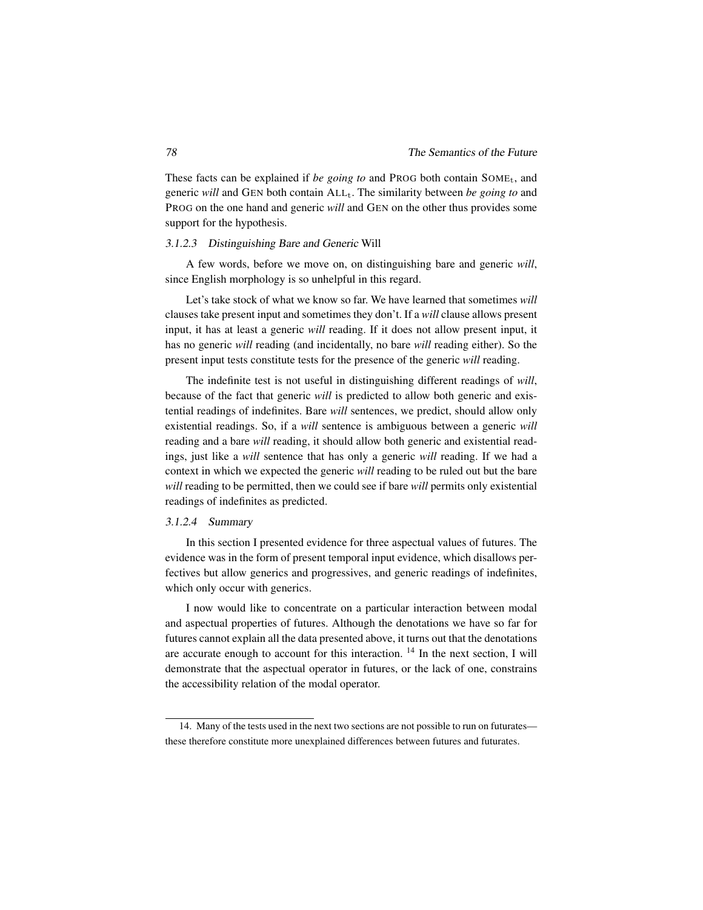These facts can be explained if *be going to* and PROG both contain $\text{SOME}_t$, and generic *will* and GEN both contain $\text{ALL}_t$. The similarity between *be going to* and PROG on the one hand and generic *will* and GEN on the other thus provides some support for the hypothesis.

#### 3.1.2.3 Distinguishing Bare and Generic Will

A few words, before we move on, on distinguishing bare and generic *will*, since English morphology is so unhelpful in this regard.

Let's take stock of what we know so far. We have learned that sometimes *will* clauses take present input and sometimes they don't. If a *will* clause allows present input, it has at least a generic *will* reading. If it does not allow present input, it has no generic *will* reading (and incidentally, no bare *will* reading either). So the present input tests constitute tests for the presence of the generic *will* reading.

The indefinite test is not useful in distinguishing different readings of *will*, because of the fact that generic *will* is predicted to allow both generic and existential readings of indefinites. Bare *will* sentences, we predict, should allow only existential readings. So, if a *will* sentence is ambiguous between a generic *will* reading and a bare *will* reading, it should allow both generic and existential readings, just like a *will* sentence that has only a generic *will* reading. If we had a context in which we expected the generic *will* reading to be ruled out but the bare *will* reading to be permitted, then we could see if bare *will* permits only existential readings of indefinites as predicted.

#### 3.1.2.4 Summary

In this section I presented evidence for three aspectual values of futures. The evidence was in the form of present temporal input evidence, which disallows perfectives but allow generics and progressives, and generic readings of indefinites, which only occur with generics.

I now would like to concentrate on a particular interaction between modal and aspectual properties of futures. Although the denotations we have so far for futures cannot explain all the data presented above, it turns out that the denotations are accurate enough to account for this interaction. [14] In the next section, I will demonstrate that the aspectual operator in futures, or the lack of one, constrains the accessibility relation of the modal operator.

14. Many of the tests used in the next two sections are not possible to run on futurates—these therefore constitute more unexplained differences between futures and futurates.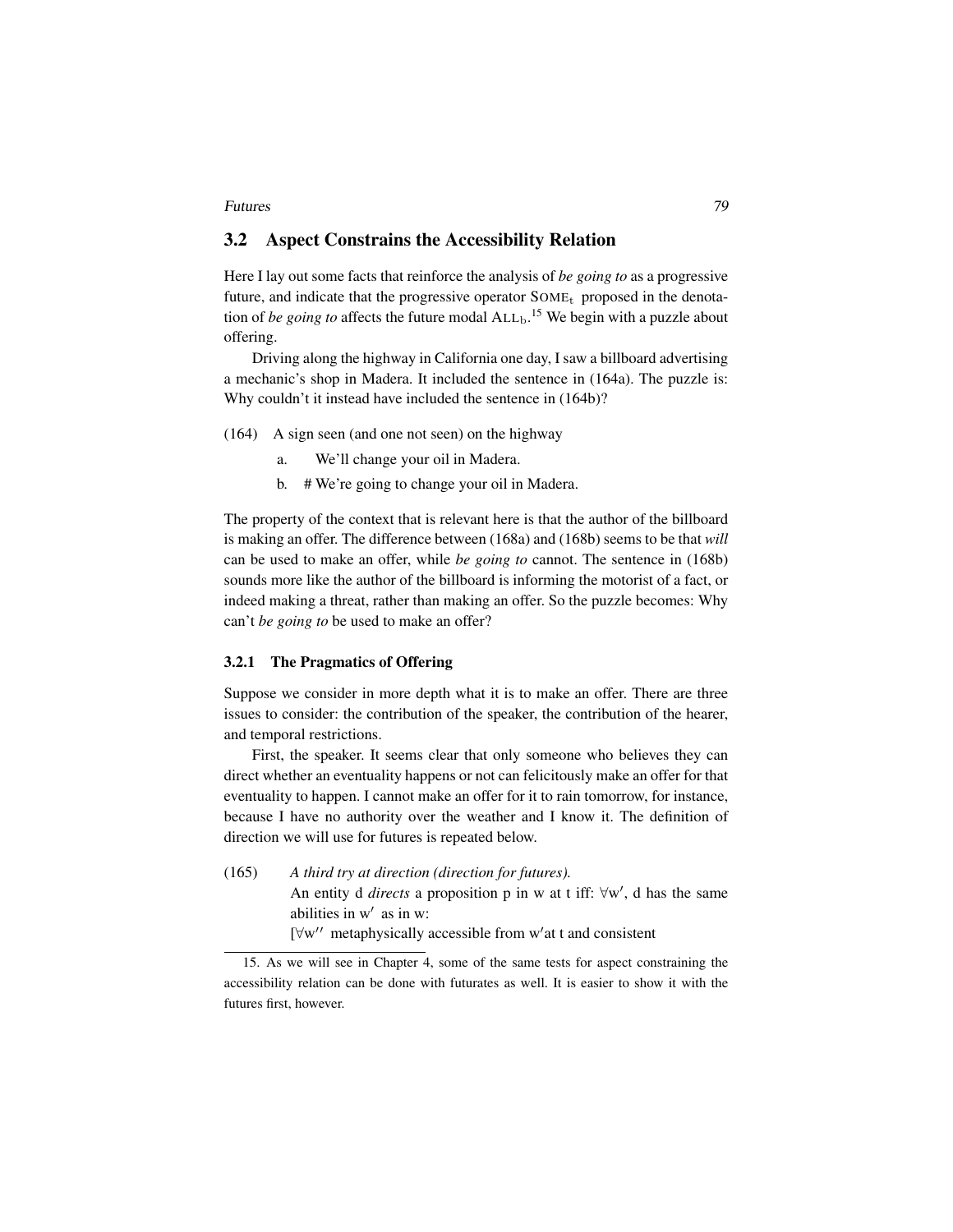## 3.2 Aspect Constrains the Accessibility Relation

Here I lay out some facts that reinforce the analysis of *be going to* as a progressive future, and indicate that the progressive operator $\text{SOME}_\text{t}$ proposed in the denotation of *be going to* affects the future modal $\text{ALL}_\text{b}$.[15] We begin with a puzzle about offering.

Driving along the highway in California one day, I saw a billboard advertising a mechanic's shop in Madera. It included the sentence in (164a). The puzzle is: Why couldn't it instead have included the sentence in (164b)?

(164) A sign seen (and one not seen) on the highway

a. We'll change your oil in Madera.

b. # We're going to change your oil in Madera.

The property of the context that is relevant here is that the author of the billboard is making an offer. The difference between (168a) and (168b) seems to be that *will* can be used to make an offer, while *be going to* cannot. The sentence in (168b) sounds more like the author of the billboard is informing the motorist of a fact, or indeed making a threat, rather than making an offer. So the puzzle becomes: Why can't *be going to* be used to make an offer?

### 3.2.1 The Pragmatics of Offering

Suppose we consider in more depth what it is to make an offer. There are three issues to consider: the contribution of the speaker, the contribution of the hearer, and temporal restrictions.

First, the speaker. It seems clear that only someone who believes they can direct whether an eventuality happens or not can felicitously make an offer for that eventuality to happen. I cannot make an offer for it to rain tomorrow, for instance, because I have no authority over the weather and I know it. The definition of direction we will use for futures is repeated below.

(165) *A third try at direction (direction for futures).*
An entity d *directs* a proposition p in w at t iff: $\forall w'$, d has the same abilities in $w'$ as in w:
[$\forall w''$ metaphysically accessible from $w'$ at t and consistent

---

15. As we will see in Chapter 4, some of the same tests for aspect constraining the accessibility relation can be done with futurates as well. It is easier to show it with the futures first, however.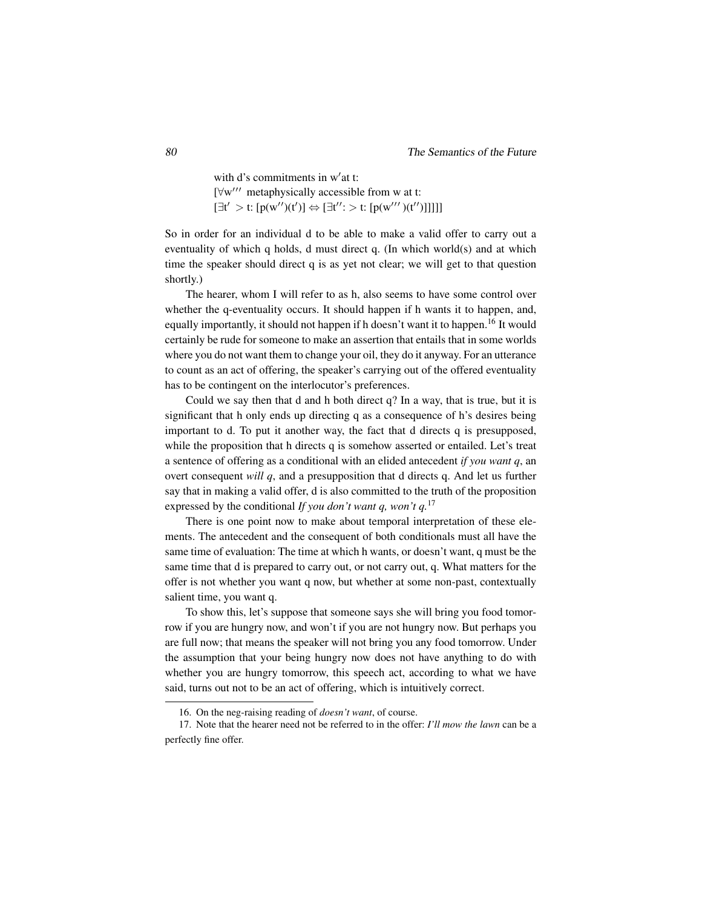with d's commitments in w′at t:
[$\forall$w′′′ metaphysically accessible from w at t:
[$\exists$t′ > t: [p(w′′)(t′)] $\Leftrightarrow$ [$\exists$t′′: > t: [p(w′′′)(t′′)]]]]]

So in order for an individual d to be able to make a valid offer to carry out a eventuality of which q holds, d must direct q. (In which world(s) and at which time the speaker should direct q is as yet not clear; we will get to that question shortly.)

The hearer, whom I will refer to as h, also seems to have some control over whether the q-eventuality occurs. It should happen if h wants it to happen, and, equally importantly, it should not happen if h doesn't want it to happen.[16] It would certainly be rude for someone to make an assertion that entails that in some worlds where you do not want them to change your oil, they do it anyway. For an utterance to count as an act of offering, the speaker's carrying out of the offered eventuality has to be contingent on the interlocutor's preferences.

Could we say then that d and h both direct q? In a way, that is true, but it is significant that h only ends up directing q as a consequence of h's desires being important to d. To put it another way, the fact that d directs q is presupposed, while the proposition that h directs q is somehow asserted or entailed. Let's treat a sentence of offering as a conditional with an elided antecedent *if you want q*, an overt consequent *will q*, and a presupposition that d directs q. And let us further say that in making a valid offer, d is also committed to the truth of the proposition expressed by the conditional *If you don't want q, won't q.*[17]

There is one point now to make about temporal interpretation of these elements. The antecedent and the consequent of both conditionals must all have the same time of evaluation: The time at which h wants, or doesn't want, q must be the same time that d is prepared to carry out, or not carry out, q. What matters for the offer is not whether you want q now, but whether at some non-past, contextually salient time, you want q.

To show this, let's suppose that someone says she will bring you food tomorrow if you are hungry now, and won't if you are not hungry now. But perhaps you are full now; that means the speaker will not bring you any food tomorrow. Under the assumption that your being hungry now does not have anything to do with whether you are hungry tomorrow, this speech act, according to what we have said, turns out not to be an act of offering, which is intuitively correct.

16. On the neg-raising reading of *doesn't want*, of course.

17. Note that the hearer need not be referred to in the offer: *I'll mow the lawn* can be a perfectly fine offer.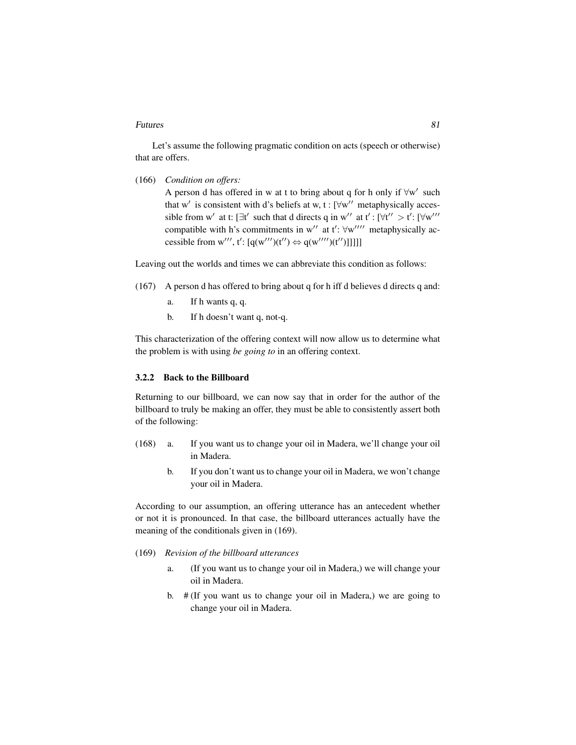Let's assume the following pragmatic condition on acts (speech or otherwise) that are offers.

(166) *Condition on offers:*
A person d has offered in w at t to bring about q for h only if $\forall$w$'$ such that w$'$ is consistent with d's beliefs at w, t : [$\forall$w$''$ metaphysically accessible from w$'$ at t: [$\exists$t$'$ such that d directs q in w$''$ at t$'$ : [$\forall$t$'' >$ t$'$: [$\forall$w$'''$ compatible with h's commitments in w$''$ at t$'$: $\forall$w$''''$ metaphysically accessible from w$'''$, t$'$: [q(w$'''$)(t$''$) $\Leftrightarrow$ q(w$''''$)(t$''$)]]]]]

Leaving out the worlds and times we can abbreviate this condition as follows:

(167) A person d has offered to bring about q for h iff d believes d directs q and:
  a. If h wants q, q.
  b. If h doesn't want q, not-q.

This characterization of the offering context will now allow us to determine what the problem is with using *be going to* in an offering context.

### 3.2.2 Back to the Billboard

Returning to our billboard, we can now say that in order for the author of the billboard to truly be making an offer, they must be able to consistently assert both of the following:

(168)
  a. If you want us to change your oil in Madera, we'll change your oil in Madera.
  b. If you don't want us to change your oil in Madera, we won't change your oil in Madera.

According to our assumption, an offering utterance has an antecedent whether or not it is pronounced. In that case, the billboard utterances actually have the meaning of the conditionals given in (169).

(169) *Revision of the billboard utterances*
  a. (If you want us to change your oil in Madera,) we will change your oil in Madera.
  b. # (If you want us to change your oil in Madera,) we are going to change your oil in Madera.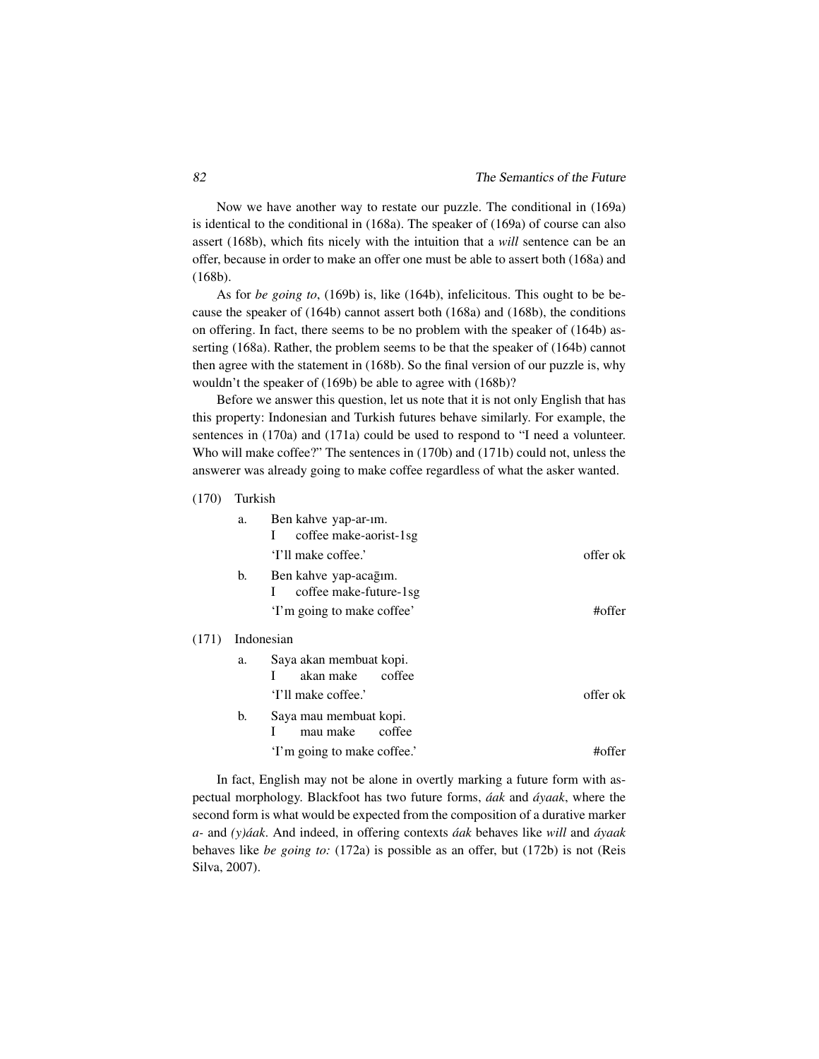Now we have another way to restate our puzzle. The conditional in (169a) is identical to the conditional in (168a). The speaker of (169a) of course can also assert (168b), which fits nicely with the intuition that a *will* sentence can be an offer, because in order to make an offer one must be able to assert both (168a) and (168b).

As for *be going to*, (169b) is, like (164b), infelicitous. This ought to be because the speaker of (164b) cannot assert both (168a) and (168b), the conditions on offering. In fact, there seems to be no problem with the speaker of (164b) asserting (168a). Rather, the problem seems to be that the speaker of (164b) cannot then agree with the statement in (168b). So the final version of our puzzle is, why wouldn't the speaker of (169b) be able to agree with (168b)?

Before we answer this question, let us note that it is not only English that has this property: Indonesian and Turkish futures behave similarly. For example, the sentences in (170a) and (171a) could be used to respond to "I need a volunteer. Who will make coffee?" The sentences in (170b) and (171b) could not, unless the answerer was already going to make coffee regardless of what the asker wanted.

(170) Turkish

a. Ben kahve yap-ar-ım.
   I coffee make-aorist-1sg
   'I'll make coffee.' — offer ok

b. Ben kahve yap-acağım.
   I coffee make-future-1sg
   'I'm going to make coffee' — #offer

(171) Indonesian

a. Saya akan membuat kopi.
   I akan make coffee
   'I'll make coffee.' — offer ok

b. Saya mau membuat kopi.
   I mau make coffee
   'I'm going to make coffee.' — #offer

In fact, English may not be alone in overtly marking a future form with aspectual morphology. Blackfoot has two future forms, *áak* and *áyaak*, where the second form is what would be expected from the composition of a durative marker *a-* and *(y)áak*. And indeed, in offering contexts *áak* behaves like *will* and *áyaak* behaves like *be going to:* (172a) is possible as an offer, but (172b) is not (Reis Silva, 2007).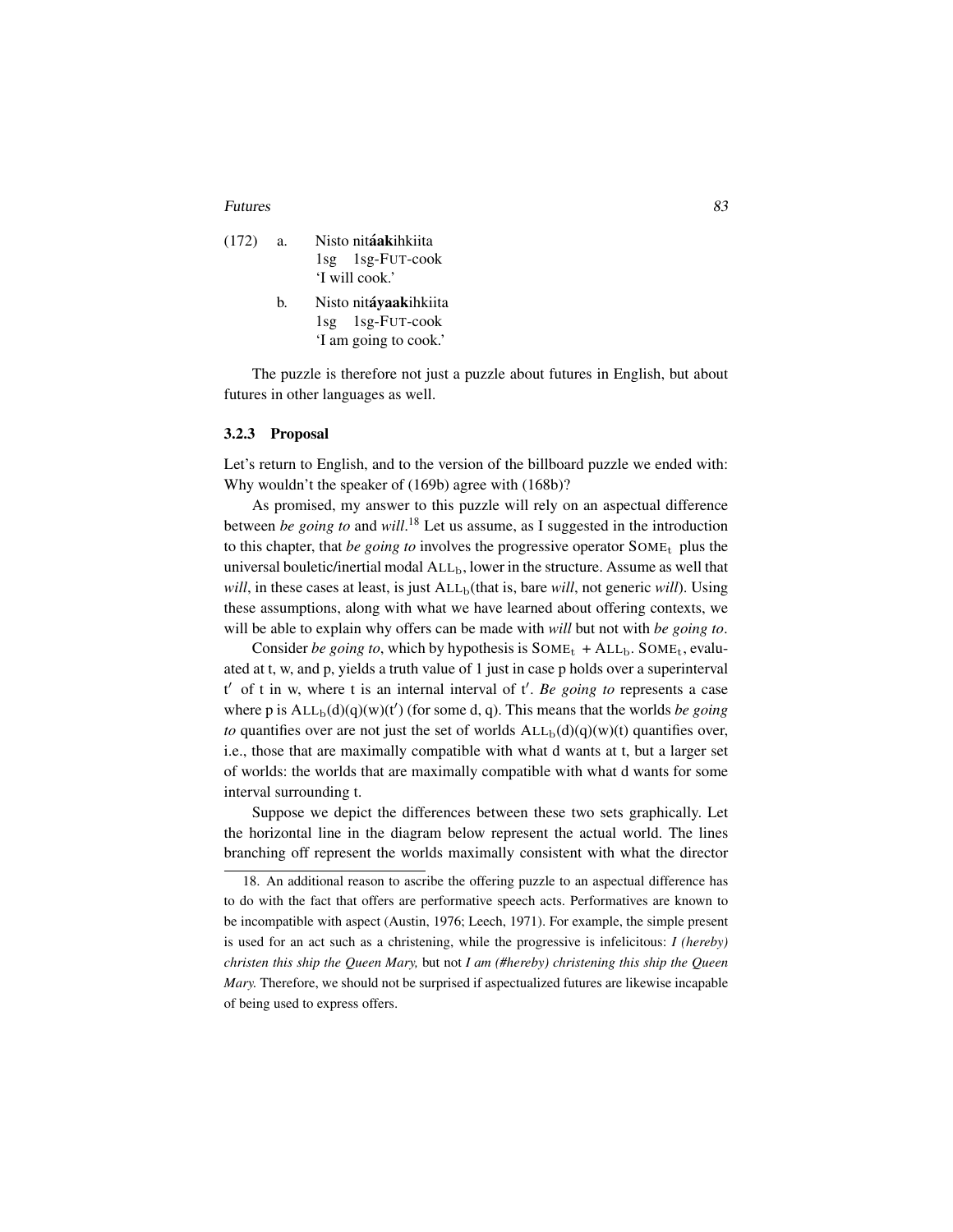(172) a. Nisto nit**áak**ihkiita
1sg 1sg-FUT-cook
'I will cook.'

b. Nisto nit**áyaak**ihkiita
1sg 1sg-FUT-cook
'I am going to cook.'

The puzzle is therefore not just a puzzle about futures in English, but about futures in other languages as well.

### 3.2.3 Proposal

Let's return to English, and to the version of the billboard puzzle we ended with: Why wouldn't the speaker of (169b) agree with (168b)?

As promised, my answer to this puzzle will rely on an aspectual difference between *be going to* and *will*.[18] Let us assume, as I suggested in the introduction to this chapter, that *be going to* involves the progressive operator $\text{SOME}_t$ plus the universal bouletic/inertial modal $\text{ALL}_b$, lower in the structure. Assume as well that *will*, in these cases at least, is just $\text{ALL}_b$(that is, bare *will*, not generic *will*). Using these assumptions, along with what we have learned about offering contexts, we will be able to explain why offers can be made with *will* but not with *be going to*.

Consider *be going to*, which by hypothesis is $\text{SOME}_t + \text{ALL}_b$. $\text{SOME}_t$, evaluated at t, w, and p, yields a truth value of 1 just in case p holds over a superinterval $t'$ of t in w, where t is an internal interval of $t'$. *Be going to* represents a case where p is $\text{ALL}_b(d)(q)(w)(t')$ (for some d, q). This means that the worlds *be going to* quantifies over are not just the set of worlds $\text{ALL}_b(d)(q)(w)(t)$ quantifies over, i.e., those that are maximally compatible with what d wants at t, but a larger set of worlds: the worlds that are maximally compatible with what d wants for some interval surrounding t.

Suppose we depict the differences between these two sets graphically. Let the horizontal line in the diagram below represent the actual world. The lines branching off represent the worlds maximally consistent with what the director

---

18. An additional reason to ascribe the offering puzzle to an aspectual difference has to do with the fact that offers are performative speech acts. Performatives are known to be incompatible with aspect (Austin, 1976; Leech, 1971). For example, the simple present is used for an act such as a christening, while the progressive is infelicitous: *I (hereby) christen this ship the Queen Mary,* but not *I am (#hereby) christening this ship the Queen Mary.* Therefore, we should not be surprised if aspectualized futures are likewise incapable of being used to express offers.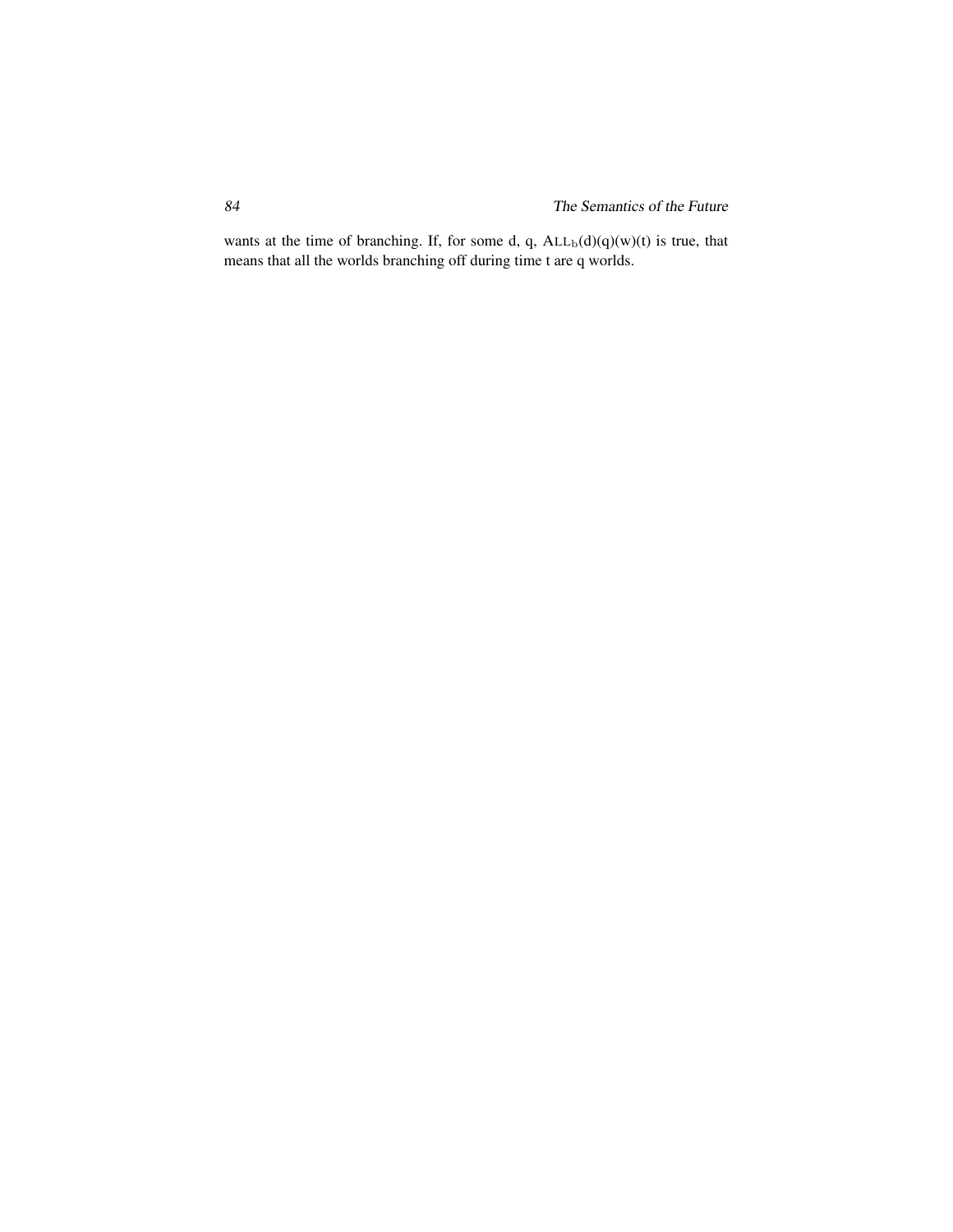wants at the time of branching. If, for some d, q, $\text{ALL}_b(d)(q)(w)(t)$ is true, that means that all the worlds branching off during time t are q worlds.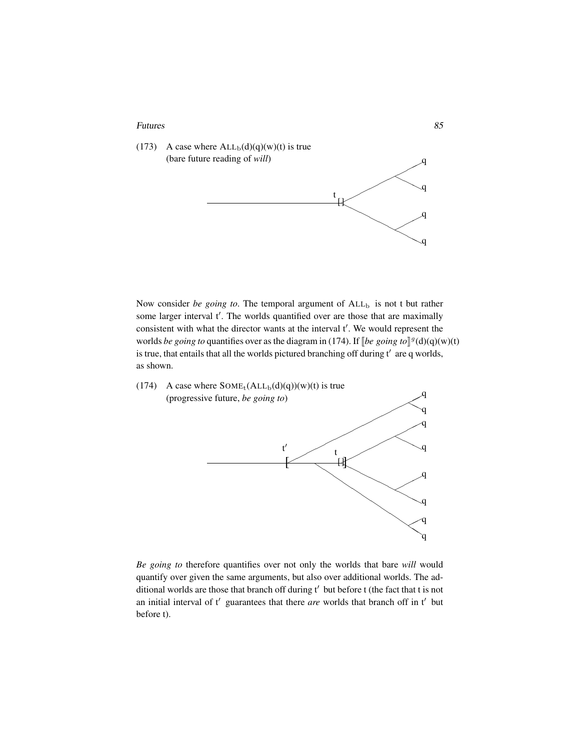(173) A case where $\text{ALL}_b(d)(q)(w)(t)$ is true
(bare future reading of *will*)

Now consider *be going to*. The temporal argument of $\text{ALL}_b$ is not t but rather some larger interval t′. The worlds quantified over are those that are maximally consistent with what the director wants at the interval t′. We would represent the worlds *be going to* quantifies over as the diagram in (174). If $[\![\textit{be going to}]\!]^g(d)(q)(w)(t)$ is true, that entails that all the worlds pictured branching off during t′ are q worlds, as shown.

(174) A case where $\text{SOME}_t(\text{ALL}_b(d)(q))(w)(t)$ is true
(progressive future, *be going to*)

*Be going to* therefore quantifies over not only the worlds that bare *will* would quantify over given the same arguments, but also over additional worlds. The additional worlds are those that branch off during t′ but before t (the fact that t is not an initial interval of t′ guarantees that there *are* worlds that branch off in t′ but before t).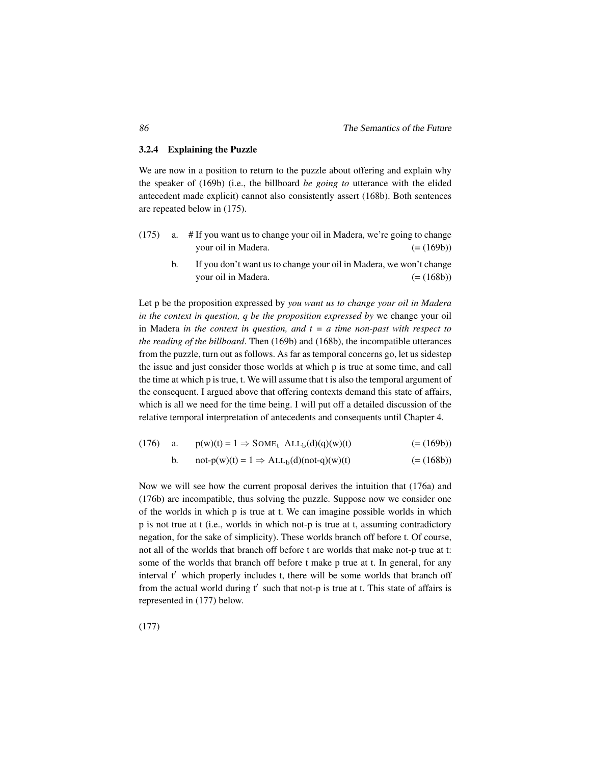### 3.2.4 Explaining the Puzzle

We are now in a position to return to the puzzle about offering and explain why the speaker of (169b) (i.e., the billboard *be going to* utterance with the elided antecedent made explicit) cannot also consistently assert (168b). Both sentences are repeated below in (175).

(175) a. # If you want us to change your oil in Madera, we're going to change your oil in Madera. (= (169b))

b. If you don't want us to change your oil in Madera, we won't change your oil in Madera. (= (168b))

Let p be the proposition expressed by *you want us to change your oil in Madera in the context in question, q be the proposition expressed by* we change your oil in Madera *in the context in question, and t = a time non-past with respect to the reading of the billboard*. Then (169b) and (168b), the incompatible utterances from the puzzle, turn out as follows. As far as temporal concerns go, let us sidestep the issue and just consider those worlds at which p is true at some time, and call the time at which p is true, t. We will assume that t is also the temporal argument of the consequent. I argued above that offering contexts demand this state of affairs, which is all we need for the time being. I will put off a detailed discussion of the relative temporal interpretation of antecedents and consequents until Chapter 4.

(176) a. $p(w)(t) = 1 \Rightarrow \text{SOME}_t\ \text{ALL}_b(d)(q)(w)(t)$ (= (169b))

b. $\text{not-}p(w)(t) = 1 \Rightarrow \text{ALL}_b(d)(\text{not-}q)(w)(t)$ (= (168b))

Now we will see how the current proposal derives the intuition that (176a) and (176b) are incompatible, thus solving the puzzle. Suppose now we consider one of the worlds in which p is true at t. We can imagine possible worlds in which p is not true at t (i.e., worlds in which not-p is true at t, assuming contradictory negation, for the sake of simplicity). These worlds branch off before t. Of course, not all of the worlds that branch off before t are worlds that make not-p true at t: some of the worlds that branch off before t make p true at t. In general, for any interval $t'$ which properly includes t, there will be some worlds that branch off from the actual world during $t'$ such that not-p is true at t. This state of affairs is represented in (177) below.

(177)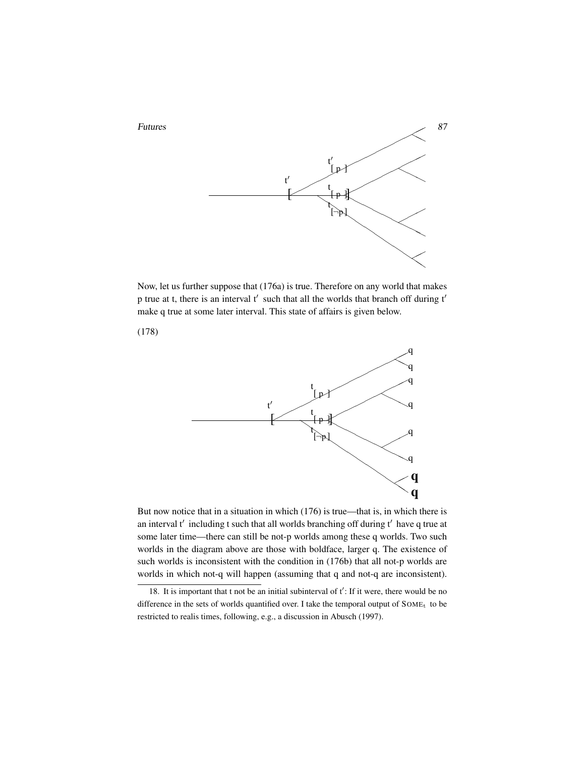Now, let us further suppose that (176a) is true. Therefore on any world that makes p true at t, there is an interval t′ such that all the worlds that branch off during t′ make q true at some later interval. This state of affairs is given below.

(178)

But now notice that in a situation in which (176) is true—that is, in which there is an interval t′ including t such that all worlds branching off during t′ have q true at some later time—there can still be not-p worlds among these q worlds. Two such worlds in the diagram above are those with boldface, larger q. The existence of such worlds is inconsistent with the condition in (176b) that all not-p worlds are worlds in which not-q will happen (assuming that q and not-q are inconsistent).

18. It is important that t not be an initial subinterval of t′: If it were, there would be no difference in the sets of worlds quantified over. I take the temporal output of $\text{SOME}_t$ to be restricted to realis times, following, e.g., a discussion in Abusch (1997).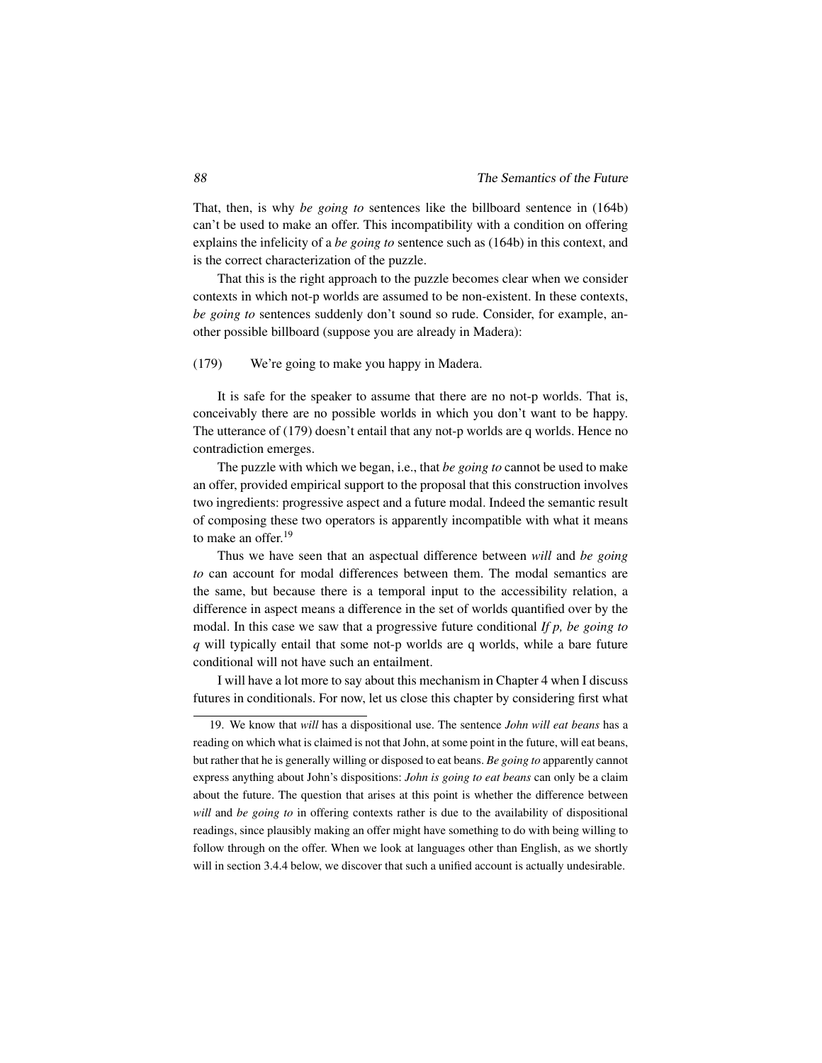That, then, is why *be going to* sentences like the billboard sentence in (164b) can't be used to make an offer. This incompatibility with a condition on offering explains the infelicity of a *be going to* sentence such as (164b) in this context, and is the correct characterization of the puzzle.

That this is the right approach to the puzzle becomes clear when we consider contexts in which not-p worlds are assumed to be non-existent. In these contexts, *be going to* sentences suddenly don't sound so rude. Consider, for example, another possible billboard (suppose you are already in Madera):

(179) We're going to make you happy in Madera.

It is safe for the speaker to assume that there are no not-p worlds. That is, conceivably there are no possible worlds in which you don't want to be happy. The utterance of (179) doesn't entail that any not-p worlds are q worlds. Hence no contradiction emerges.

The puzzle with which we began, i.e., that *be going to* cannot be used to make an offer, provided empirical support to the proposal that this construction involves two ingredients: progressive aspect and a future modal. Indeed the semantic result of composing these two operators is apparently incompatible with what it means to make an offer.[19]

Thus we have seen that an aspectual difference between *will* and *be going to* can account for modal differences between them. The modal semantics are the same, but because there is a temporal input to the accessibility relation, a difference in aspect means a difference in the set of worlds quantified over by the modal. In this case we saw that a progressive future conditional *If p, be going to q* will typically entail that some not-p worlds are q worlds, while a bare future conditional will not have such an entailment.

I will have a lot more to say about this mechanism in Chapter 4 when I discuss futures in conditionals. For now, let us close this chapter by considering first what

---

19. We know that *will* has a dispositional use. The sentence *John will eat beans* has a reading on which what is claimed is not that John, at some point in the future, will eat beans, but rather that he is generally willing or disposed to eat beans. *Be going to* apparently cannot express anything about John's dispositions: *John is going to eat beans* can only be a claim about the future. The question that arises at this point is whether the difference between *will* and *be going to* in offering contexts rather is due to the availability of dispositional readings, since plausibly making an offer might have something to do with being willing to follow through on the offer. When we look at languages other than English, as we shortly will in section 3.4.4 below, we discover that such a unified account is actually undesirable.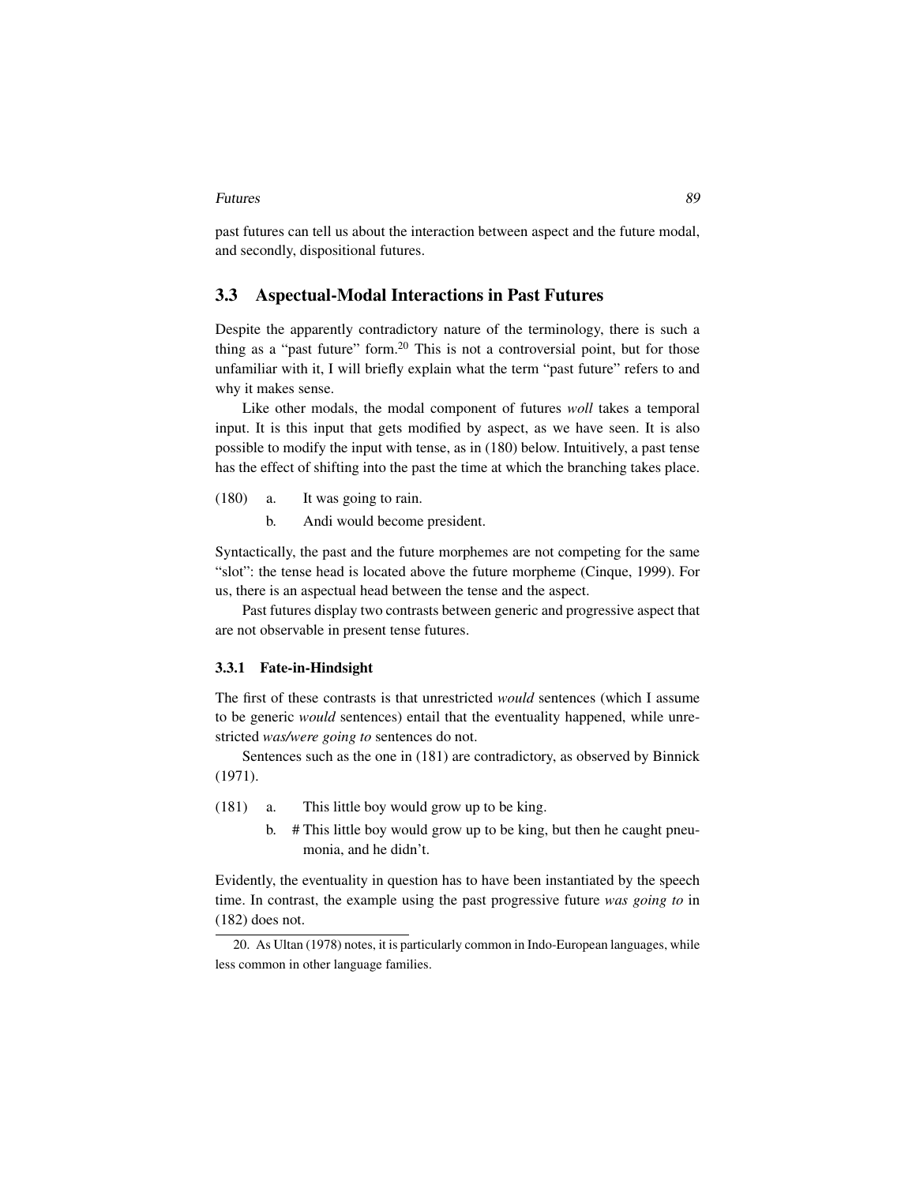past futures can tell us about the interaction between aspect and the future modal, and secondly, dispositional futures.

## 3.3 Aspectual-Modal Interactions in Past Futures

Despite the apparently contradictory nature of the terminology, there is such a thing as a "past future" form.[20] This is not a controversial point, but for those unfamiliar with it, I will briefly explain what the term "past future" refers to and why it makes sense.

Like other modals, the modal component of futures *woll* takes a temporal input. It is this input that gets modified by aspect, as we have seen. It is also possible to modify the input with tense, as in (180) below. Intuitively, a past tense has the effect of shifting into the past the time at which the branching takes place.

(180) a. It was going to rain.

b. Andi would become president.

Syntactically, the past and the future morphemes are not competing for the same "slot": the tense head is located above the future morpheme (Cinque, 1999). For us, there is an aspectual head between the tense and the aspect.

Past futures display two contrasts between generic and progressive aspect that are not observable in present tense futures.

### 3.3.1 Fate-in-Hindsight

The first of these contrasts is that unrestricted *would* sentences (which I assume to be generic *would* sentences) entail that the eventuality happened, while unrestricted *was/were going to* sentences do not.

Sentences such as the one in (181) are contradictory, as observed by Binnick (1971).

(181) a. This little boy would grow up to be king.

b. # This little boy would grow up to be king, but then he caught pneumonia, and he didn't.

Evidently, the eventuality in question has to have been instantiated by the speech time. In contrast, the example using the past progressive future *was going to* in (182) does not.

20. As Ultan (1978) notes, it is particularly common in Indo-European languages, while less common in other language families.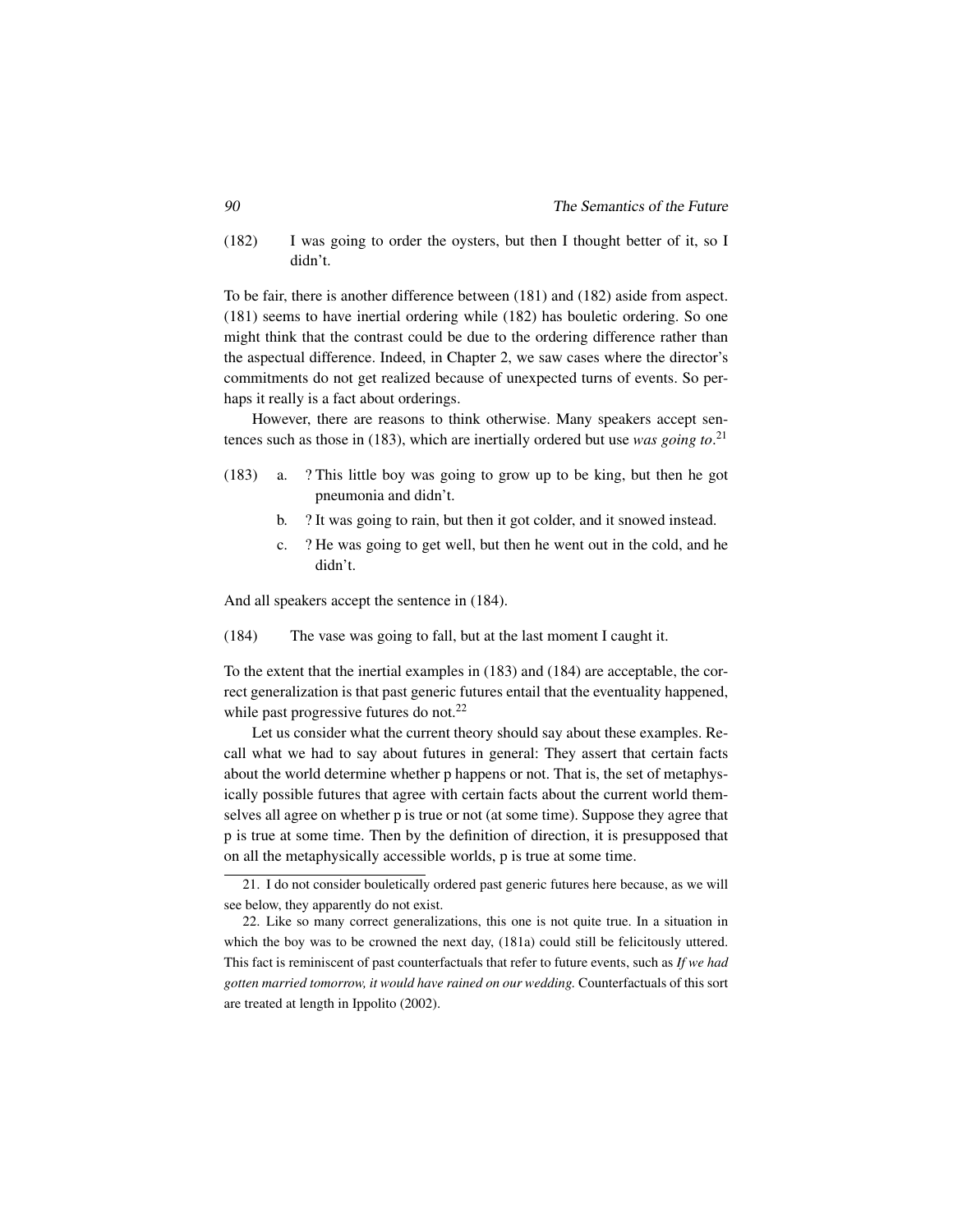(182) I was going to order the oysters, but then I thought better of it, so I didn't.

To be fair, there is another difference between (181) and (182) aside from aspect. (181) seems to have inertial ordering while (182) has bouletic ordering. So one might think that the contrast could be due to the ordering difference rather than the aspectual difference. Indeed, in Chapter 2, we saw cases where the director's commitments do not get realized because of unexpected turns of events. So perhaps it really is a fact about orderings.

However, there are reasons to think otherwise. Many speakers accept sentences such as those in (183), which are inertially ordered but use *was going to*.[21]

(183)
- a. ? This little boy was going to grow up to be king, but then he got pneumonia and didn't.
- b. ? It was going to rain, but then it got colder, and it snowed instead.
- c. ? He was going to get well, but then he went out in the cold, and he didn't.

And all speakers accept the sentence in (184).

(184) The vase was going to fall, but at the last moment I caught it.

To the extent that the inertial examples in (183) and (184) are acceptable, the correct generalization is that past generic futures entail that the eventuality happened, while past progressive futures do not.[22]

Let us consider what the current theory should say about these examples. Recall what we had to say about futures in general: They assert that certain facts about the world determine whether p happens or not. That is, the set of metaphysically possible futures that agree with certain facts about the current world themselves all agree on whether p is true or not (at some time). Suppose they agree that p is true at some time. Then by the definition of direction, it is presupposed that on all the metaphysically accessible worlds, p is true at some time.

---

21. I do not consider bouletically ordered past generic futures here because, as we will see below, they apparently do not exist.

22. Like so many correct generalizations, this one is not quite true. In a situation in which the boy was to be crowned the next day, (181a) could still be felicitously uttered. This fact is reminiscent of past counterfactuals that refer to future events, such as *If we had gotten married tomorrow, it would have rained on our wedding.* Counterfactuals of this sort are treated at length in Ippolito (2002).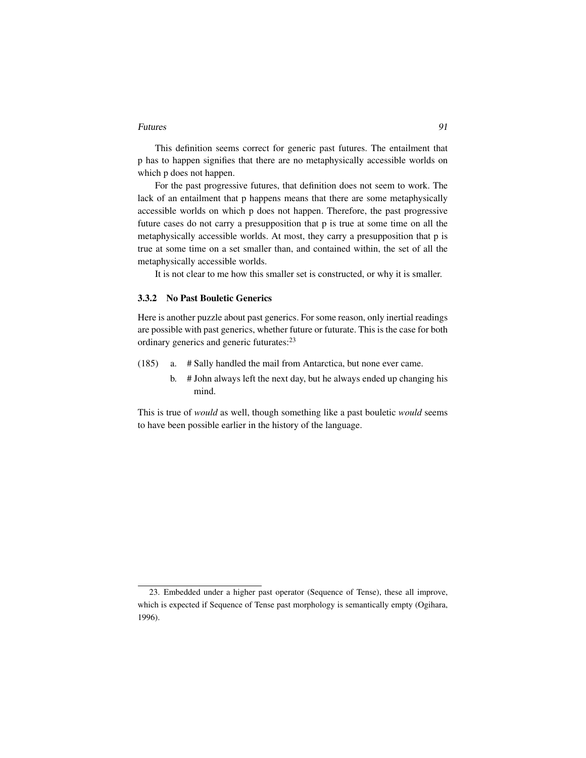This definition seems correct for generic past futures. The entailment that p has to happen signifies that there are no metaphysically accessible worlds on which p does not happen.

For the past progressive futures, that definition does not seem to work. The lack of an entailment that p happens means that there are some metaphysically accessible worlds on which p does not happen. Therefore, the past progressive future cases do not carry a presupposition that p is true at some time on all the metaphysically accessible worlds. At most, they carry a presupposition that p is true at some time on a set smaller than, and contained within, the set of all the metaphysically accessible worlds.

It is not clear to me how this smaller set is constructed, or why it is smaller.

### 3.3.2 No Past Bouletic Generics

Here is another puzzle about past generics. For some reason, only inertial readings are possible with past generics, whether future or futurate. This is the case for both ordinary generics and generic futurates:[23]

(185) a. # Sally handled the mail from Antarctica, but none ever came.

b. # John always left the next day, but he always ended up changing his mind.

This is true of *would* as well, though something like a past bouletic *would* seems to have been possible earlier in the history of the language.

---

23. Embedded under a higher past operator (Sequence of Tense), these all improve, which is expected if Sequence of Tense past morphology is semantically empty (Ogihara, 1996).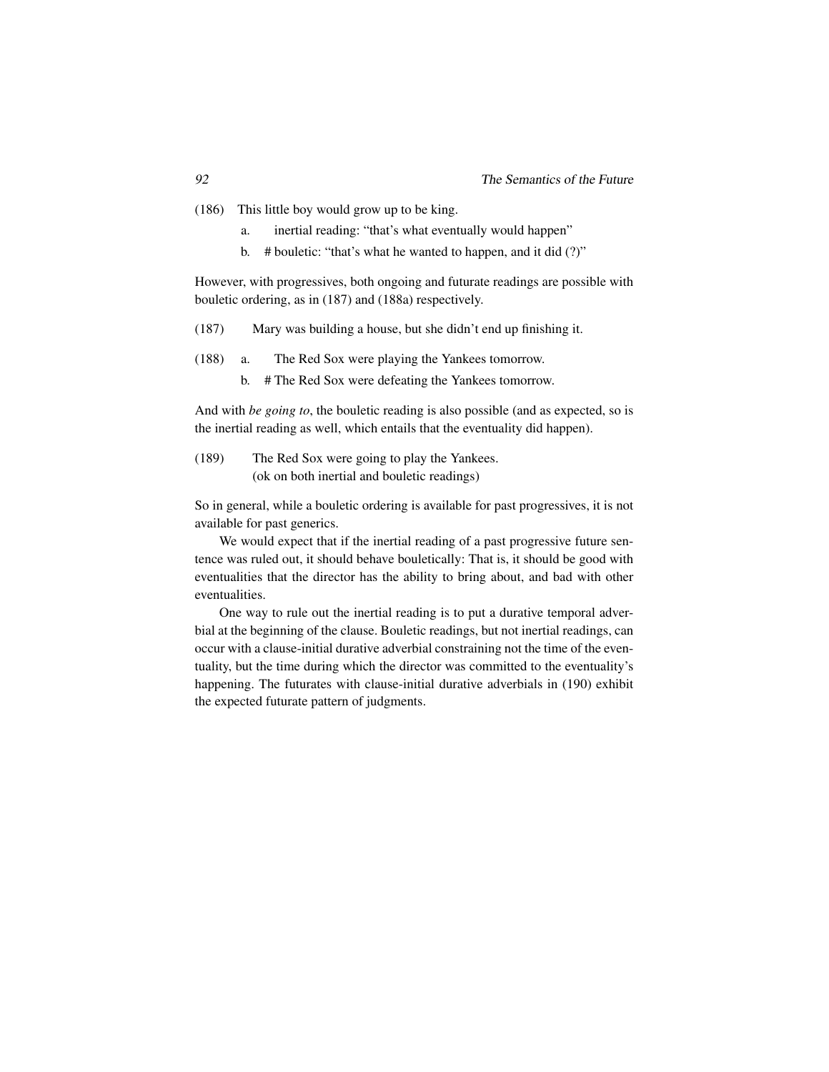(186) This little boy would grow up to be king.

  a. inertial reading: "that's what eventually would happen"

  b. # bouletic: "that's what he wanted to happen, and it did (?)"

However, with progressives, both ongoing and futurate readings are possible with bouletic ordering, as in (187) and (188a) respectively.

(187) Mary was building a house, but she didn't end up finishing it.

(188) a. The Red Sox were playing the Yankees tomorrow.

  b. # The Red Sox were defeating the Yankees tomorrow.

And with *be going to*, the bouletic reading is also possible (and as expected, so is the inertial reading as well, which entails that the eventuality did happen).

(189) The Red Sox were going to play the Yankees.
(ok on both inertial and bouletic readings)

So in general, while a bouletic ordering is available for past progressives, it is not available for past generics.

We would expect that if the inertial reading of a past progressive future sentence was ruled out, it should behave bouletically: That is, it should be good with eventualities that the director has the ability to bring about, and bad with other eventualities.

One way to rule out the inertial reading is to put a durative temporal adverbial at the beginning of the clause. Bouletic readings, but not inertial readings, can occur with a clause-initial durative adverbial constraining not the time of the eventuality, but the time during which the director was committed to the eventuality's happening. The futurates with clause-initial durative adverbials in (190) exhibit the expected futurate pattern of judgments.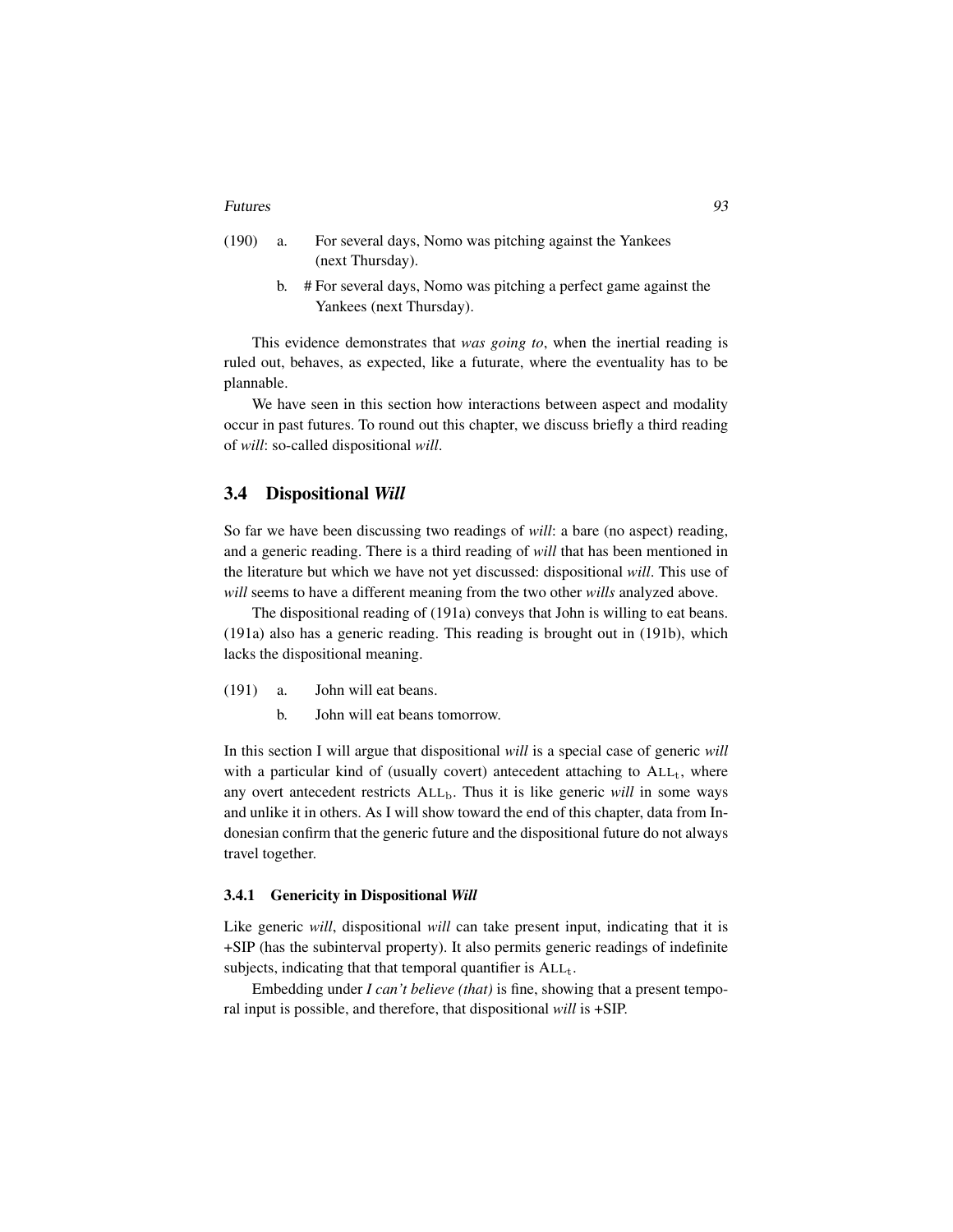(190) a. For several days, Nomo was pitching against the Yankees (next Thursday).

b. # For several days, Nomo was pitching a perfect game against the Yankees (next Thursday).

This evidence demonstrates that *was going to*, when the inertial reading is ruled out, behaves, as expected, like a futurate, where the eventuality has to be plannable.

We have seen in this section how interactions between aspect and modality occur in past futures. To round out this chapter, we discuss briefly a third reading of *will*: so-called dispositional *will*.

## 3.4 Dispositional *Will*

So far we have been discussing two readings of *will*: a bare (no aspect) reading, and a generic reading. There is a third reading of *will* that has been mentioned in the literature but which we have not yet discussed: dispositional *will*. This use of *will* seems to have a different meaning from the two other *wills* analyzed above.

The dispositional reading of (191a) conveys that John is willing to eat beans. (191a) also has a generic reading. This reading is brought out in (191b), which lacks the dispositional meaning.

(191) a. John will eat beans.

b. John will eat beans tomorrow.

In this section I will argue that dispositional *will* is a special case of generic *will* with a particular kind of (usually covert) antecedent attaching to $\text{ALL}_t$, where any overt antecedent restricts $\text{ALL}_b$. Thus it is like generic *will* in some ways and unlike it in others. As I will show toward the end of this chapter, data from Indonesian confirm that the generic future and the dispositional future do not always travel together.

### 3.4.1 Genericity in Dispositional *Will*

Like generic *will*, dispositional *will* can take present input, indicating that it is +SIP (has the subinterval property). It also permits generic readings of indefinite subjects, indicating that that temporal quantifier is $\text{ALL}_t$.

Embedding under *I can't believe (that)* is fine, showing that a present temporal input is possible, and therefore, that dispositional *will* is +SIP.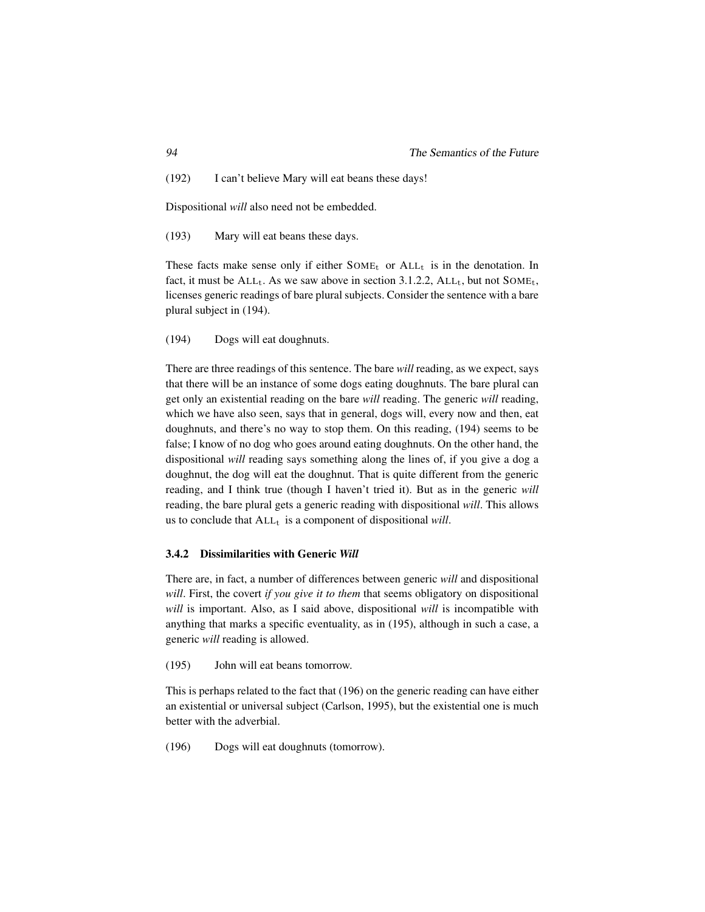(192) I can't believe Mary will eat beans these days!

Dispositional *will* also need not be embedded.

(193) Mary will eat beans these days.

These facts make sense only if either $\text{SOME}_t$ or $\text{ALL}_t$ is in the denotation. In fact, it must be $\text{ALL}_t$. As we saw above in section 3.1.2.2, $\text{ALL}_t$, but not $\text{SOME}_t$, licenses generic readings of bare plural subjects. Consider the sentence with a bare plural subject in (194).

(194) Dogs will eat doughnuts.

There are three readings of this sentence. The bare *will* reading, as we expect, says that there will be an instance of some dogs eating doughnuts. The bare plural can get only an existential reading on the bare *will* reading. The generic *will* reading, which we have also seen, says that in general, dogs will, every now and then, eat doughnuts, and there's no way to stop them. On this reading, (194) seems to be false; I know of no dog who goes around eating doughnuts. On the other hand, the dispositional *will* reading says something along the lines of, if you give a dog a doughnut, the dog will eat the doughnut. That is quite different from the generic reading, and I think true (though I haven't tried it). But as in the generic *will* reading, the bare plural gets a generic reading with dispositional *will*. This allows us to conclude that $\text{ALL}_t$ is a component of dispositional *will*.

### 3.4.2 Dissimilarities with Generic *Will*

There are, in fact, a number of differences between generic *will* and dispositional *will*. First, the covert *if you give it to them* that seems obligatory on dispositional *will* is important. Also, as I said above, dispositional *will* is incompatible with anything that marks a specific eventuality, as in (195), although in such a case, a generic *will* reading is allowed.

(195) John will eat beans tomorrow.

This is perhaps related to the fact that (196) on the generic reading can have either an existential or universal subject (Carlson, 1995), but the existential one is much better with the adverbial.

(196) Dogs will eat doughnuts (tomorrow).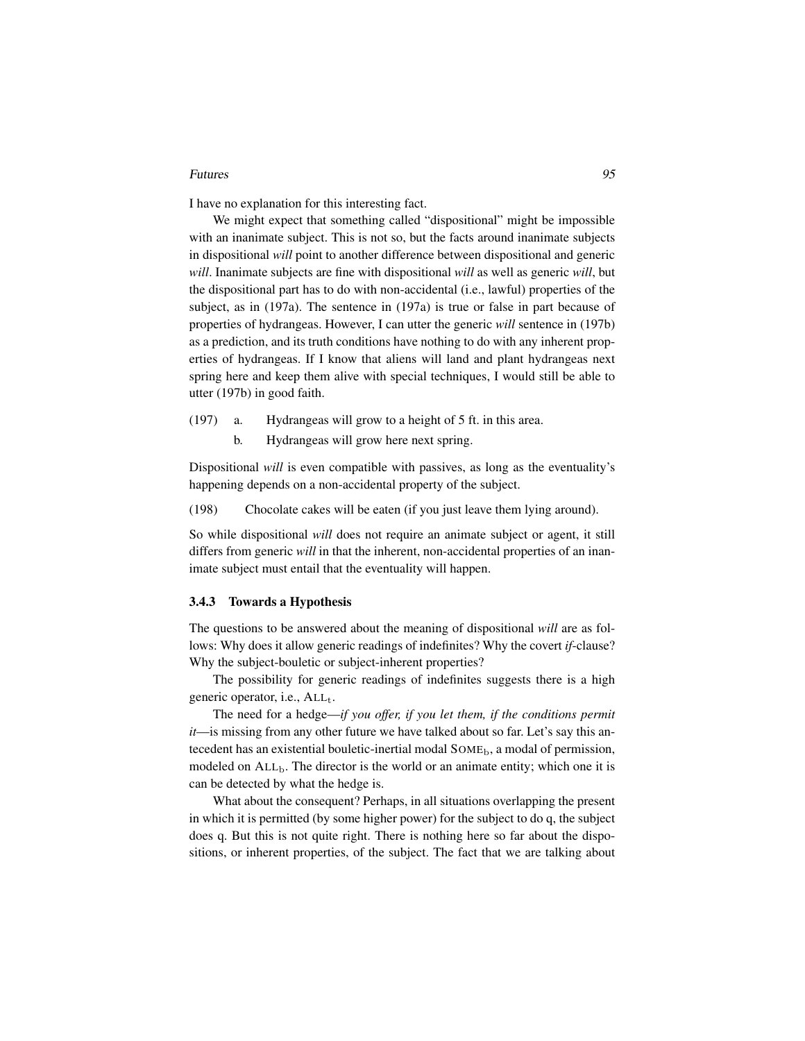I have no explanation for this interesting fact.

We might expect that something called "dispositional" might be impossible with an inanimate subject. This is not so, but the facts around inanimate subjects in dispositional *will* point to another difference between dispositional and generic *will*. Inanimate subjects are fine with dispositional *will* as well as generic *will*, but the dispositional part has to do with non-accidental (i.e., lawful) properties of the subject, as in (197a). The sentence in (197a) is true or false in part because of properties of hydrangeas. However, I can utter the generic *will* sentence in (197b) as a prediction, and its truth conditions have nothing to do with any inherent properties of hydrangeas. If I know that aliens will land and plant hydrangeas next spring here and keep them alive with special techniques, I would still be able to utter (197b) in good faith.

(197) a. Hydrangeas will grow to a height of 5 ft. in this area.

b. Hydrangeas will grow here next spring.

Dispositional *will* is even compatible with passives, as long as the eventuality's happening depends on a non-accidental property of the subject.

(198) Chocolate cakes will be eaten (if you just leave them lying around).

So while dispositional *will* does not require an animate subject or agent, it still differs from generic *will* in that the inherent, non-accidental properties of an inanimate subject must entail that the eventuality will happen.

### 3.4.3 Towards a Hypothesis

The questions to be answered about the meaning of dispositional *will* are as follows: Why does it allow generic readings of indefinites? Why the covert *if*-clause? Why the subject-bouletic or subject-inherent properties?

The possibility for generic readings of indefinites suggests there is a high generic operator, i.e., $\text{ALL}_t$.

The need for a hedge—*if you offer, if you let them, if the conditions permit it*—is missing from any other future we have talked about so far. Let's say this antecedent has an existential bouletic-inertial modal $\text{SOME}_b$, a modal of permission, modeled on $\text{ALL}_b$. The director is the world or an animate entity; which one it is can be detected by what the hedge is.

What about the consequent? Perhaps, in all situations overlapping the present in which it is permitted (by some higher power) for the subject to do q, the subject does q. But this is not quite right. There is nothing here so far about the dispositions, or inherent properties, of the subject. The fact that we are talking about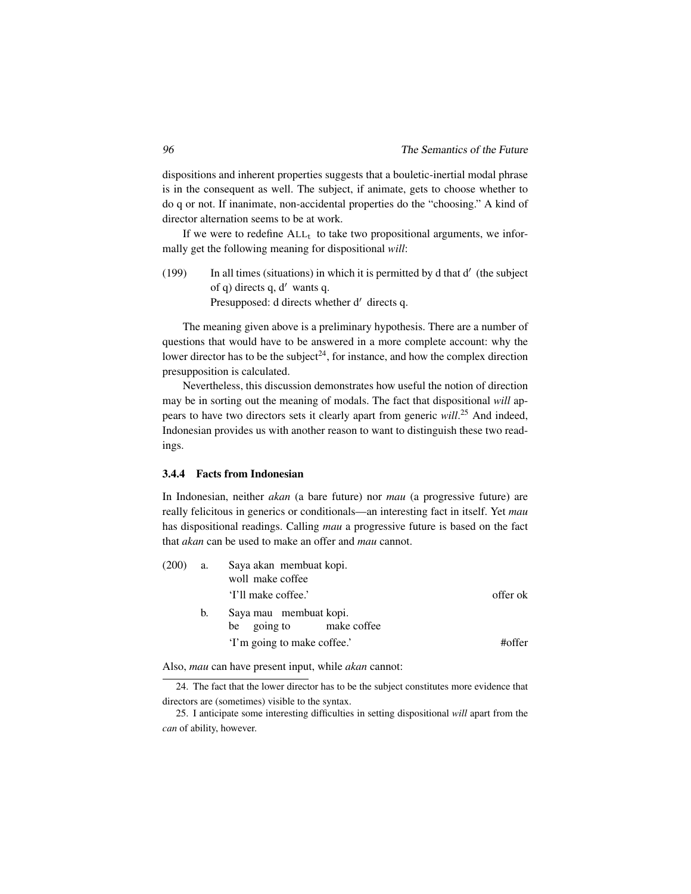dispositions and inherent properties suggests that a bouletic-inertial modal phrase is in the consequent as well. The subject, if animate, gets to choose whether to do q or not. If inanimate, non-accidental properties do the "choosing." A kind of director alternation seems to be at work.

If we were to redefine $\text{ALL}_t$ to take two propositional arguments, we informally get the following meaning for dispositional *will*:

(199) In all times (situations) in which it is permitted by d that d′ (the subject of q) directs q, d′ wants q.
Presupposed: d directs whether d′ directs q.

The meaning given above is a preliminary hypothesis. There are a number of questions that would have to be answered in a more complete account: why the lower director has to be the subject[24], for instance, and how the complex direction presupposition is calculated.

Nevertheless, this discussion demonstrates how useful the notion of direction may be in sorting out the meaning of modals. The fact that dispositional *will* appears to have two directors sets it clearly apart from generic *will*.[25] And indeed, Indonesian provides us with another reason to want to distinguish these two readings.

### 3.4.4 Facts from Indonesian

In Indonesian, neither *akan* (a bare future) nor *mau* (a progressive future) are really felicitous in generics or conditionals—an interesting fact in itself. Yet *mau* has dispositional readings. Calling *mau* a progressive future is based on the fact that *akan* can be used to make an offer and *mau* cannot.

(200) a. Saya akan membuat kopi.
    woll make coffee
    'I'll make coffee.' — offer ok

  b. Saya mau membuat kopi.
    be going to make coffee
    'I'm going to make coffee.' — #offer

Also, *mau* can have present input, while *akan* cannot:

---

24. The fact that the lower director has to be the subject constitutes more evidence that directors are (sometimes) visible to the syntax.

25. I anticipate some interesting difficulties in setting dispositional *will* apart from the *can* of ability, however.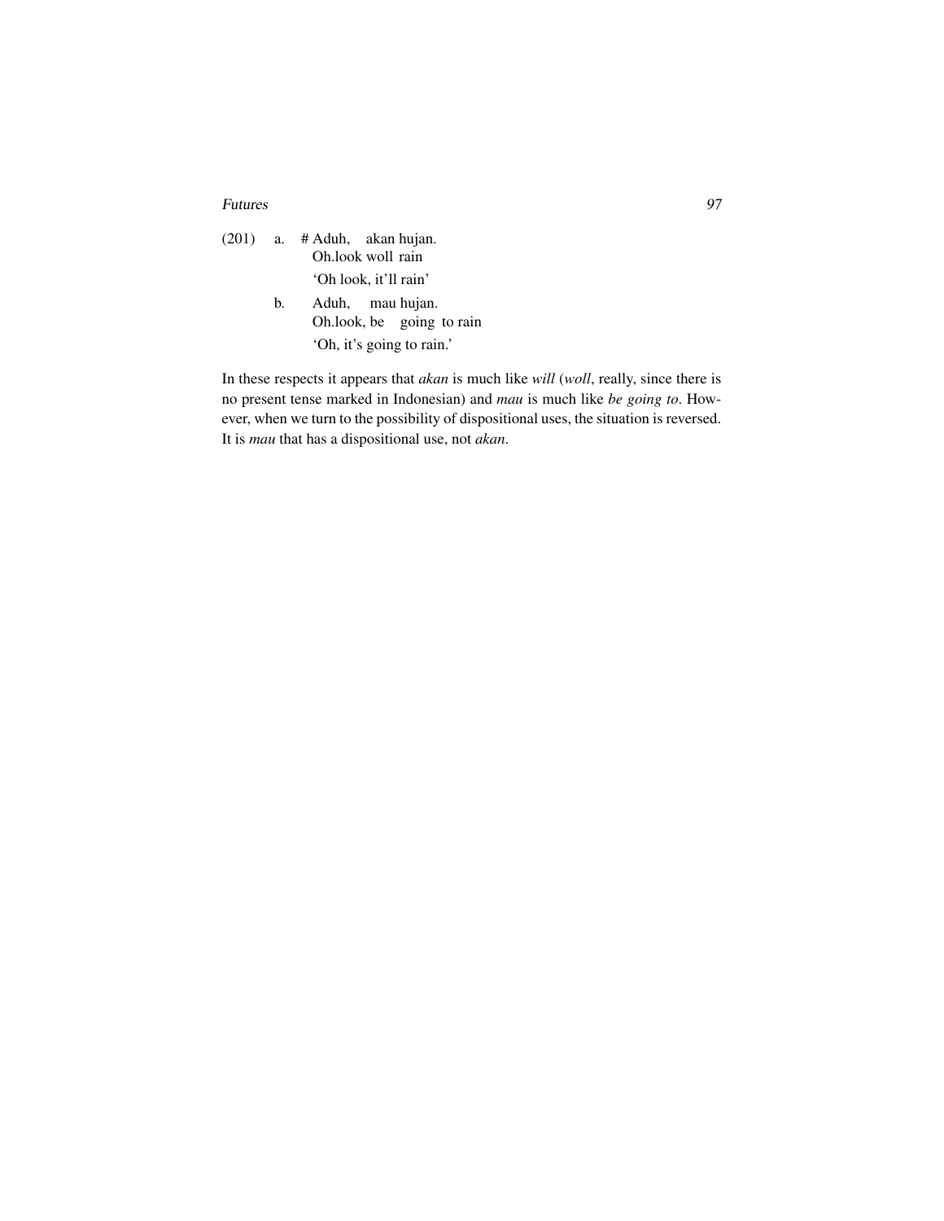(201) a. # Aduh, akan hujan.
Oh.look woll rain
'Oh look, it'll rain'

b. Aduh, mau hujan.
Oh.look, be going to rain
'Oh, it's going to rain.'

In these respects it appears that *akan* is much like *will* (*woll*, really, since there is no present tense marked in Indonesian) and *mau* is much like *be going to*. However, when we turn to the possibility of dispositional uses, the situation is reversed. It is *mau* that has a dispositional use, not *akan*.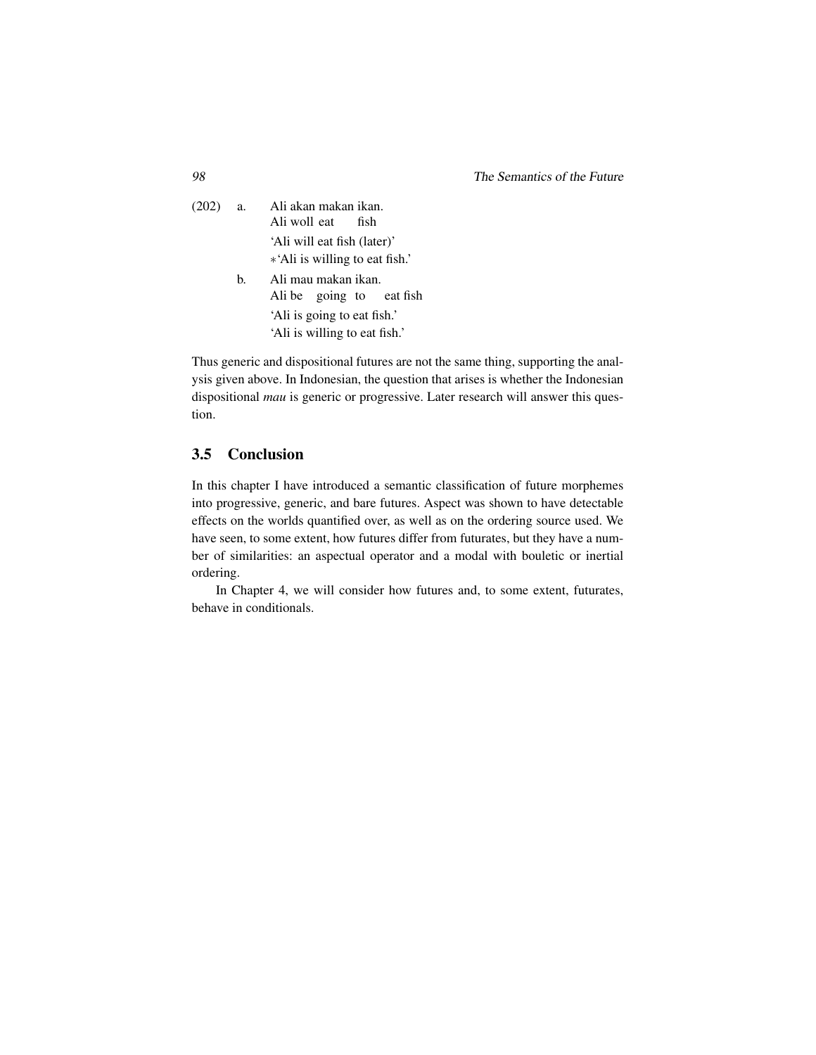(202) a. Ali akan makan ikan.
Ali woll eat fish
'Ali will eat fish (later)'
*'Ali is willing to eat fish.'

b. Ali mau makan ikan.
Ali be going to eat fish
'Ali is going to eat fish.'
'Ali is willing to eat fish.'

Thus generic and dispositional futures are not the same thing, supporting the analysis given above. In Indonesian, the question that arises is whether the Indonesian dispositional *mau* is generic or progressive. Later research will answer this question.

## 3.5 Conclusion

In this chapter I have introduced a semantic classification of future morphemes into progressive, generic, and bare futures. Aspect was shown to have detectable effects on the worlds quantified over, as well as on the ordering source used. We have seen, to some extent, how futures differ from futurates, but they have a number of similarities: an aspectual operator and a modal with bouletic or inertial ordering.

In Chapter 4, we will consider how futures and, to some extent, futurates, behave in conditionals.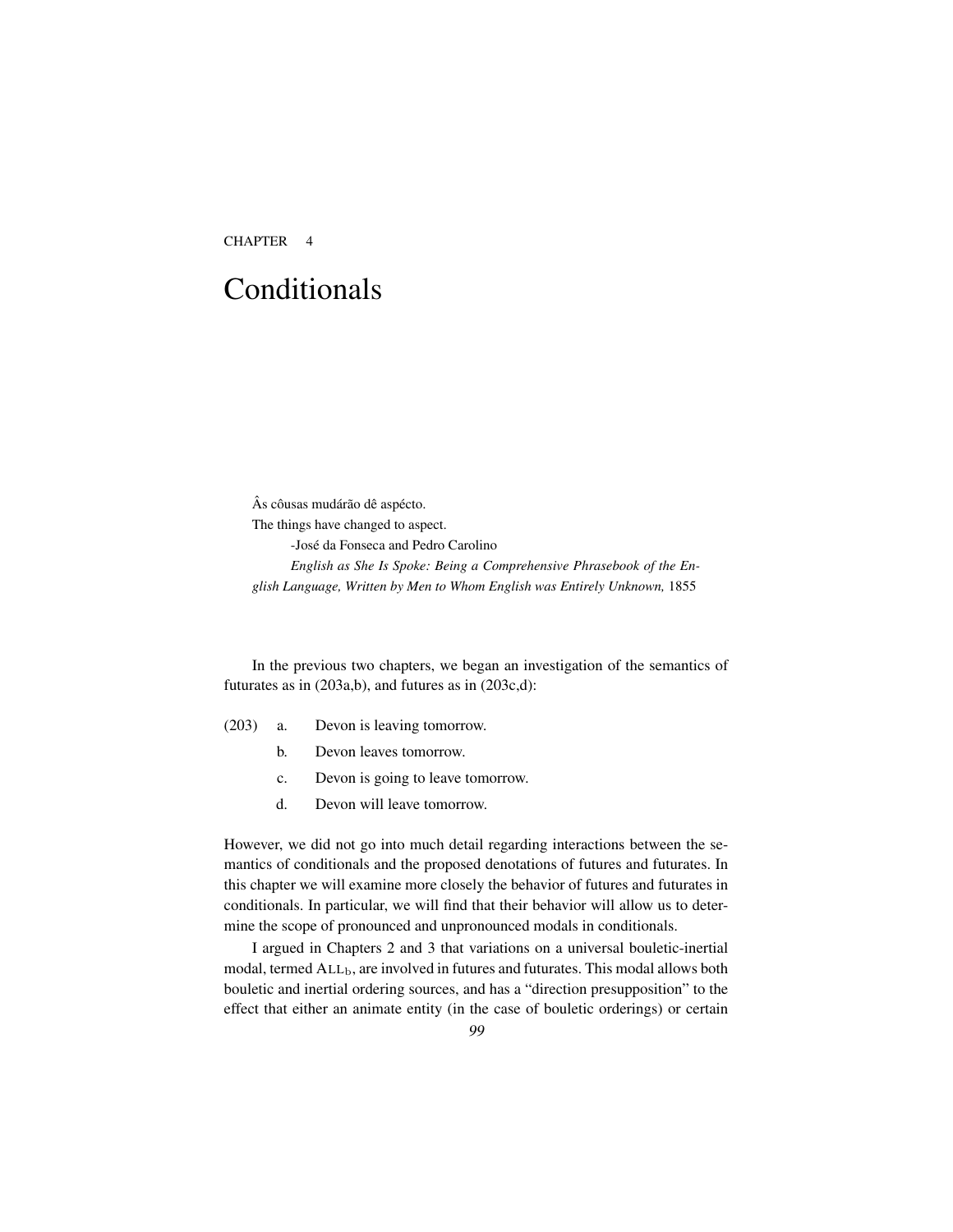CHAPTER 4

# Conditionals

> Âs côusas mudárão dê aspécto.
> The things have changed to aspect.
>
> -José da Fonseca and Pedro Carolino
>
> *English as She Is Spoke: Being a Comprehensive Phrasebook of the English Language, Written by Men to Whom English was Entirely Unknown,* 1855

In the previous two chapters, we began an investigation of the semantics of futurates as in (203a,b), and futures as in (203c,d):

(203) a. Devon is leaving tomorrow.

b. Devon leaves tomorrow.

c. Devon is going to leave tomorrow.

d. Devon will leave tomorrow.

However, we did not go into much detail regarding interactions between the semantics of conditionals and the proposed denotations of futures and futurates. In this chapter we will examine more closely the behavior of futures and futurates in conditionals. In particular, we will find that their behavior will allow us to determine the scope of pronounced and unpronounced modals in conditionals.

I argued in Chapters 2 and 3 that variations on a universal bouletic-inertial modal, termed $\text{ALL}_b$, are involved in futures and futurates. This modal allows both bouletic and inertial ordering sources, and has a "direction presupposition" to the effect that either an animate entity (in the case of bouletic orderings) or certain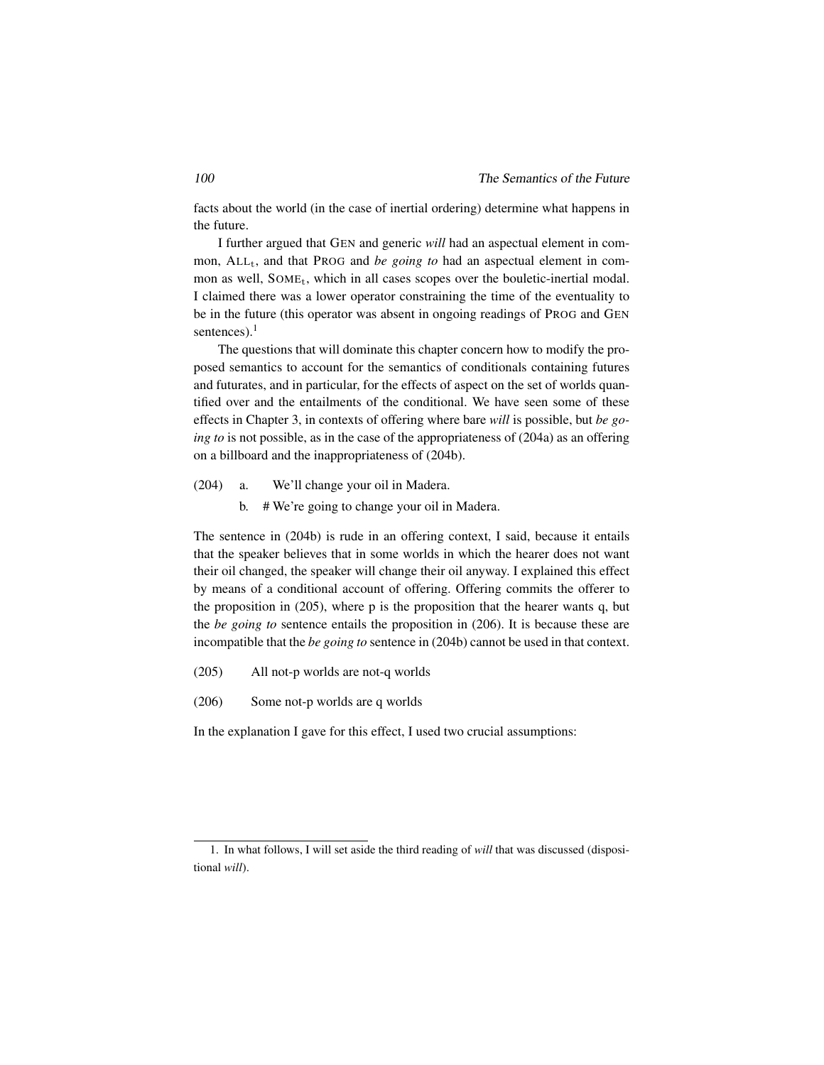facts about the world (in the case of inertial ordering) determine what happens in the future.

I further argued that GEN and generic *will* had an aspectual element in common, $\text{ALL}_t$, and that PROG and *be going to* had an aspectual element in common as well, $\text{SOME}_t$, which in all cases scopes over the bouletic-inertial modal. I claimed there was a lower operator constraining the time of the eventuality to be in the future (this operator was absent in ongoing readings of PROG and GEN sentences).[1]

The questions that will dominate this chapter concern how to modify the proposed semantics to account for the semantics of conditionals containing futures and futurates, and in particular, for the effects of aspect on the set of worlds quantified over and the entailments of the conditional. We have seen some of these effects in Chapter 3, in contexts of offering where bare *will* is possible, but *be going to* is not possible, as in the case of the appropriateness of (204a) as an offering on a billboard and the inappropriateness of (204b).

(204) a. We'll change your oil in Madera.

b. # We're going to change your oil in Madera.

The sentence in (204b) is rude in an offering context, I said, because it entails that the speaker believes that in some worlds in which the hearer does not want their oil changed, the speaker will change their oil anyway. I explained this effect by means of a conditional account of offering. Offering commits the offerer to the proposition in (205), where p is the proposition that the hearer wants q, but the *be going to* sentence entails the proposition in (206). It is because these are incompatible that the *be going to* sentence in (204b) cannot be used in that context.

(205) All not-p worlds are not-q worlds

(206) Some not-p worlds are q worlds

In the explanation I gave for this effect, I used two crucial assumptions:

1. In what follows, I will set aside the third reading of *will* that was discussed (dispositional *will*).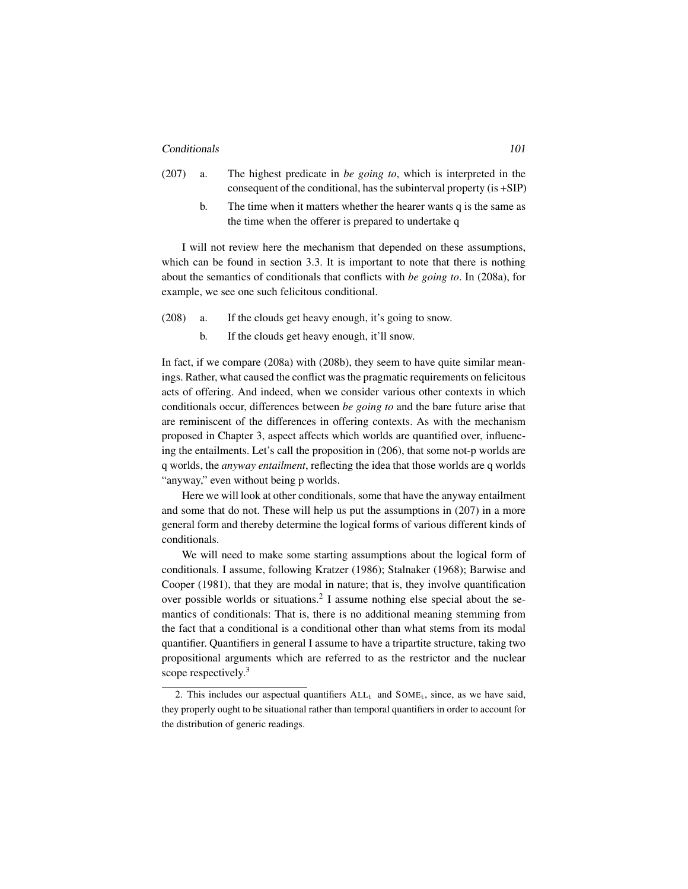(207) a. The highest predicate in *be going to*, which is interpreted in the consequent of the conditional, has the subinterval property (is +SIP)

b. The time when it matters whether the hearer wants q is the same as the time when the offerer is prepared to undertake q

I will not review here the mechanism that depended on these assumptions, which can be found in section 3.3. It is important to note that there is nothing about the semantics of conditionals that conflicts with *be going to*. In (208a), for example, we see one such felicitous conditional.

(208) a. If the clouds get heavy enough, it's going to snow.

b. If the clouds get heavy enough, it'll snow.

In fact, if we compare (208a) with (208b), they seem to have quite similar meanings. Rather, what caused the conflict was the pragmatic requirements on felicitous acts of offering. And indeed, when we consider various other contexts in which conditionals occur, differences between *be going to* and the bare future arise that are reminiscent of the differences in offering contexts. As with the mechanism proposed in Chapter 3, aspect affects which worlds are quantified over, influencing the entailments. Let's call the proposition in (206), that some not-p worlds are q worlds, the *anyway entailment*, reflecting the idea that those worlds are q worlds "anyway," even without being p worlds.

Here we will look at other conditionals, some that have the anyway entailment and some that do not. These will help us put the assumptions in (207) in a more general form and thereby determine the logical forms of various different kinds of conditionals.

We will need to make some starting assumptions about the logical form of conditionals. I assume, following Kratzer (1986); Stalnaker (1968); Barwise and Cooper (1981), that they are modal in nature; that is, they involve quantification over possible worlds or situations.[2] I assume nothing else special about the semantics of conditionals: That is, there is no additional meaning stemming from the fact that a conditional is a conditional other than what stems from its modal quantifier. Quantifiers in general I assume to have a tripartite structure, taking two propositional arguments which are referred to as the restrictor and the nuclear scope respectively.[3]

---

2. This includes our aspectual quantifiers $\text{ALL}_t$ and $\text{SOME}_t$, since, as we have said, they properly ought to be situational rather than temporal quantifiers in order to account for the distribution of generic readings.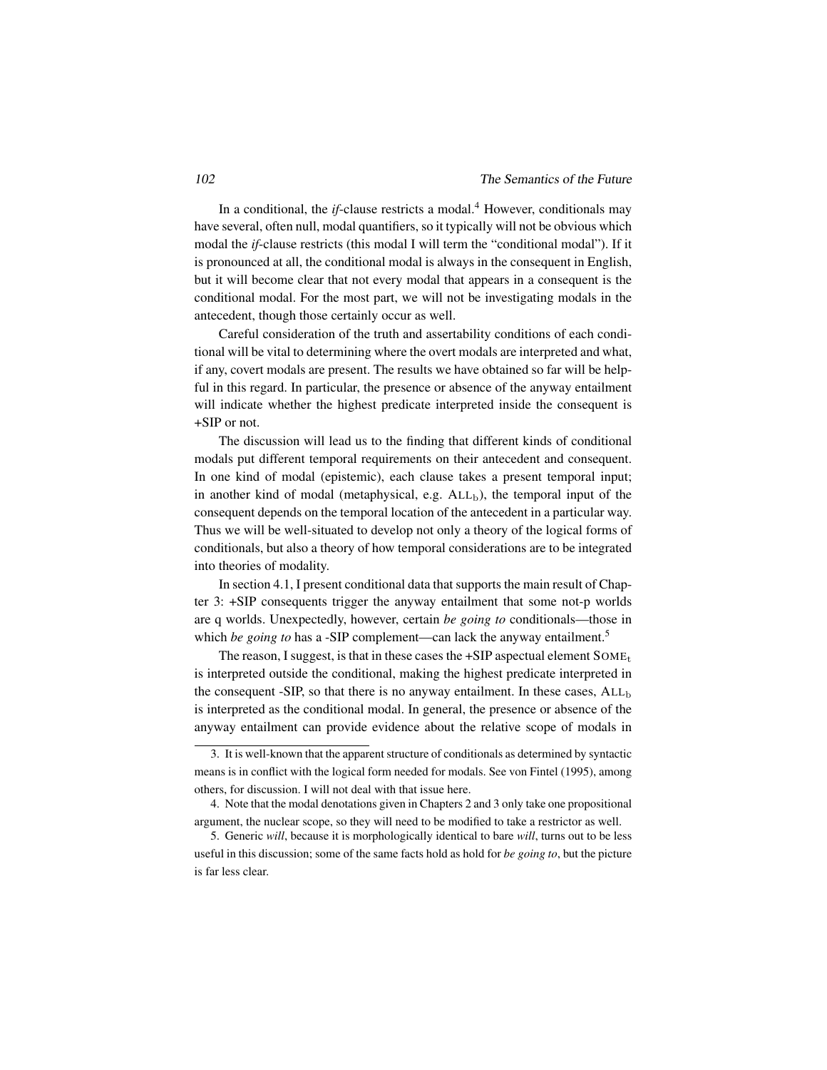In a conditional, the *if*-clause restricts a modal.[4] However, conditionals may have several, often null, modal quantifiers, so it typically will not be obvious which modal the *if*-clause restricts (this modal I will term the "conditional modal"). If it is pronounced at all, the conditional modal is always in the consequent in English, but it will become clear that not every modal that appears in a consequent is the conditional modal. For the most part, we will not be investigating modals in the antecedent, though those certainly occur as well.

Careful consideration of the truth and assertability conditions of each conditional will be vital to determining where the overt modals are interpreted and what, if any, covert modals are present. The results we have obtained so far will be helpful in this regard. In particular, the presence or absence of the anyway entailment will indicate whether the highest predicate interpreted inside the consequent is +SIP or not.

The discussion will lead us to the finding that different kinds of conditional modals put different temporal requirements on their antecedent and consequent. In one kind of modal (epistemic), each clause takes a present temporal input; in another kind of modal (metaphysical, e.g. $\text{ALL}_{\text{b}}$), the temporal input of the consequent depends on the temporal location of the antecedent in a particular way. Thus we will be well-situated to develop not only a theory of the logical forms of conditionals, but also a theory of how temporal considerations are to be integrated into theories of modality.

In section 4.1, I present conditional data that supports the main result of Chapter 3: +SIP consequents trigger the anyway entailment that some not-p worlds are q worlds. Unexpectedly, however, certain *be going to* conditionals—those in which *be going to* has a -SIP complement—can lack the anyway entailment.[5]

The reason, I suggest, is that in these cases the +SIP aspectual element $\text{SOME}_{\text{t}}$ is interpreted outside the conditional, making the highest predicate interpreted in the consequent -SIP, so that there is no anyway entailment. In these cases, $\text{ALL}_{\text{b}}$ is interpreted as the conditional modal. In general, the presence or absence of the anyway entailment can provide evidence about the relative scope of modals in

---

3. It is well-known that the apparent structure of conditionals as determined by syntactic means is in conflict with the logical form needed for modals. See von Fintel (1995), among others, for discussion. I will not deal with that issue here.

4. Note that the modal denotations given in Chapters 2 and 3 only take one propositional argument, the nuclear scope, so they will need to be modified to take a restrictor as well.

5. Generic *will*, because it is morphologically identical to bare *will*, turns out to be less useful in this discussion; some of the same facts hold as hold for *be going to*, but the picture is far less clear.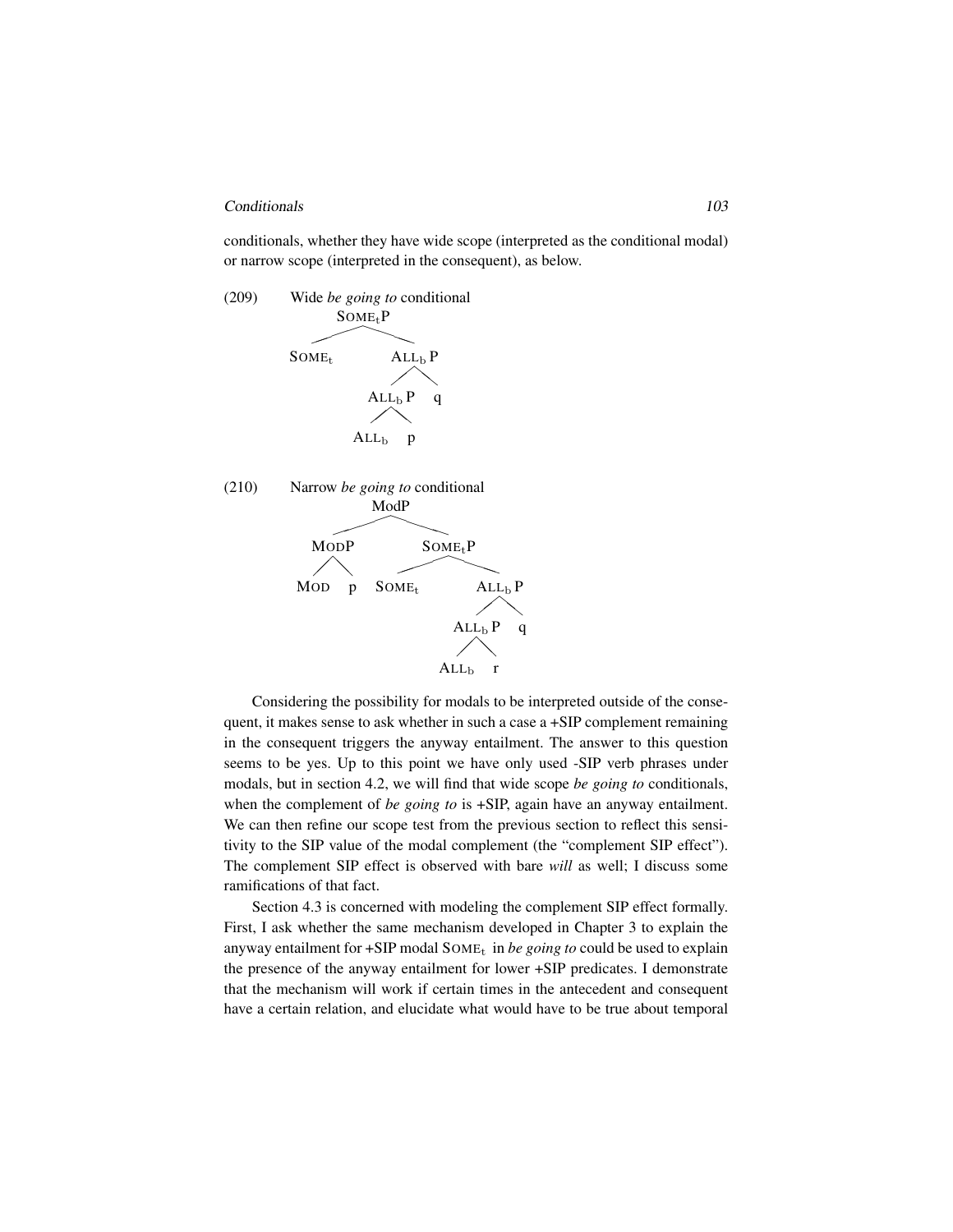conditionals, whether they have wide scope (interpreted as the conditional modal) or narrow scope (interpreted in the consequent), as below.

(209) Wide *be going to* conditional

```
        SOME_t P
       /        \
  SOME_t       ALL_b P
              /       \
          ALL_b P      q
          /     \
      ALL_b      p
```

(210) Narrow *be going to* conditional

```
                 ModP
              /        \
          MODP          SOME_t P
         /    \        /        \
      MOD      p   SOME_t      ALL_b P
                              /       \
                          ALL_b P      q
                          /     \
                      ALL_b      r
```

Considering the possibility for modals to be interpreted outside of the consequent, it makes sense to ask whether in such a case a +SIP complement remaining in the consequent triggers the anyway entailment. The answer to this question seems to be yes. Up to this point we have only used -SIP verb phrases under modals, but in section 4.2, we will find that wide scope *be going to* conditionals, when the complement of *be going to* is +SIP, again have an anyway entailment. We can then refine our scope test from the previous section to reflect this sensitivity to the SIP value of the modal complement (the "complement SIP effect"). The complement SIP effect is observed with bare *will* as well; I discuss some ramifications of that fact.

Section 4.3 is concerned with modeling the complement SIP effect formally. First, I ask whether the same mechanism developed in Chapter 3 to explain the anyway entailment for +SIP modal $\text{SOME}_t$ in *be going to* could be used to explain the presence of the anyway entailment for lower +SIP predicates. I demonstrate that the mechanism will work if certain times in the antecedent and consequent have a certain relation, and elucidate what would have to be true about temporal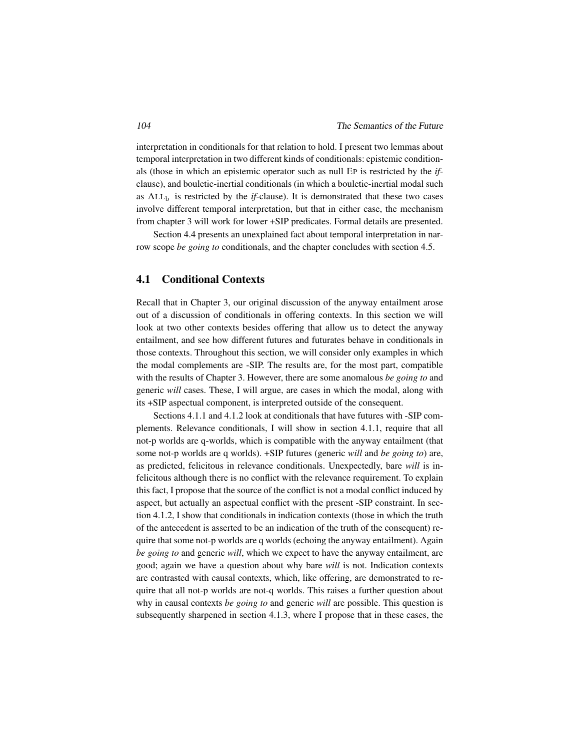interpretation in conditionals for that relation to hold. I present two lemmas about temporal interpretation in two different kinds of conditionals: epistemic conditionals (those in which an epistemic operator such as null EP is restricted by the *if*-clause), and bouletic-inertial conditionals (in which a bouletic-inertial modal such as $\text{ALL}_b$ is restricted by the *if*-clause). It is demonstrated that these two cases involve different temporal interpretation, but that in either case, the mechanism from chapter 3 will work for lower +SIP predicates. Formal details are presented.

Section 4.4 presents an unexplained fact about temporal interpretation in narrow scope *be going to* conditionals, and the chapter concludes with section 4.5.

## 4.1 Conditional Contexts

Recall that in Chapter 3, our original discussion of the anyway entailment arose out of a discussion of conditionals in offering contexts. In this section we will look at two other contexts besides offering that allow us to detect the anyway entailment, and see how different futures and futurates behave in conditionals in those contexts. Throughout this section, we will consider only examples in which the modal complements are -SIP. The results are, for the most part, compatible with the results of Chapter 3. However, there are some anomalous *be going to* and generic *will* cases. These, I will argue, are cases in which the modal, along with its +SIP aspectual component, is interpreted outside of the consequent.

Sections 4.1.1 and 4.1.2 look at conditionals that have futures with -SIP complements. Relevance conditionals, I will show in section 4.1.1, require that all not-p worlds are q-worlds, which is compatible with the anyway entailment (that some not-p worlds are q worlds). +SIP futures (generic *will* and *be going to*) are, as predicted, felicitous in relevance conditionals. Unexpectedly, bare *will* is infelicitous although there is no conflict with the relevance requirement. To explain this fact, I propose that the source of the conflict is not a modal conflict induced by aspect, but actually an aspectual conflict with the present -SIP constraint. In section 4.1.2, I show that conditionals in indication contexts (those in which the truth of the antecedent is asserted to be an indication of the truth of the consequent) require that some not-p worlds are q worlds (echoing the anyway entailment). Again *be going to* and generic *will*, which we expect to have the anyway entailment, are good; again we have a question about why bare *will* is not. Indication contexts are contrasted with causal contexts, which, like offering, are demonstrated to require that all not-p worlds are not-q worlds. This raises a further question about why in causal contexts *be going to* and generic *will* are possible. This question is subsequently sharpened in section 4.1.3, where I propose that in these cases, the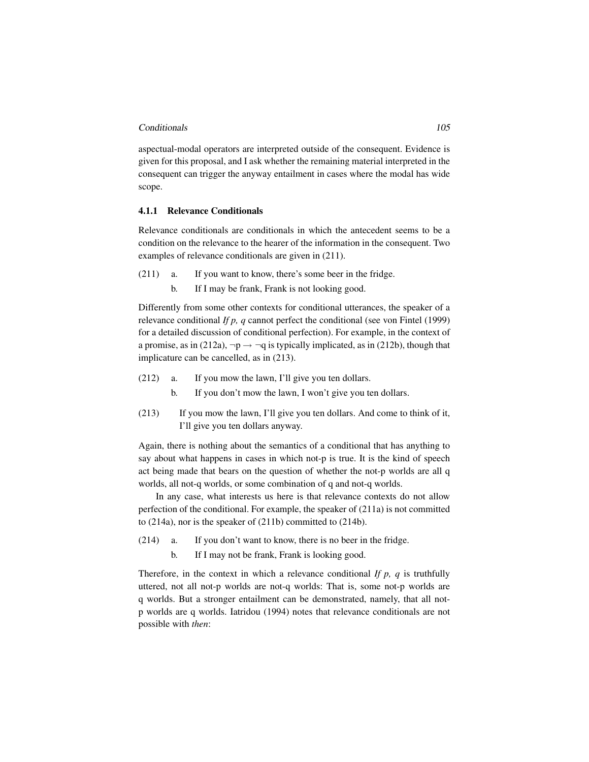aspectual-modal operators are interpreted outside of the consequent. Evidence is given for this proposal, and I ask whether the remaining material interpreted in the consequent can trigger the anyway entailment in cases where the modal has wide scope.

### 4.1.1 Relevance Conditionals

Relevance conditionals are conditionals in which the antecedent seems to be a condition on the relevance to the hearer of the information in the consequent. Two examples of relevance conditionals are given in (211).

(211) a. If you want to know, there's some beer in the fridge.

b. If I may be frank, Frank is not looking good.

Differently from some other contexts for conditional utterances, the speaker of a relevance conditional *If p, q* cannot perfect the conditional (see von Fintel (1999) for a detailed discussion of conditional perfection). For example, in the context of a promise, as in (212a), $\neg p \rightarrow \neg q$ is typically implicated, as in (212b), though that implicature can be cancelled, as in (213).

(212) a. If you mow the lawn, I'll give you ten dollars.

b. If you don't mow the lawn, I won't give you ten dollars.

(213) If you mow the lawn, I'll give you ten dollars. And come to think of it, I'll give you ten dollars anyway.

Again, there is nothing about the semantics of a conditional that has anything to say about what happens in cases in which not-p is true. It is the kind of speech act being made that bears on the question of whether the not-p worlds are all q worlds, all not-q worlds, or some combination of q and not-q worlds.

In any case, what interests us here is that relevance contexts do not allow perfection of the conditional. For example, the speaker of (211a) is not committed to (214a), nor is the speaker of (211b) committed to (214b).

(214) a. If you don't want to know, there is no beer in the fridge.

b. If I may not be frank, Frank is looking good.

Therefore, in the context in which a relevance conditional *If p, q* is truthfully uttered, not all not-p worlds are not-q worlds: That is, some not-p worlds are q worlds. But a stronger entailment can be demonstrated, namely, that all not-p worlds are q worlds. Iatridou (1994) notes that relevance conditionals are not possible with *then*: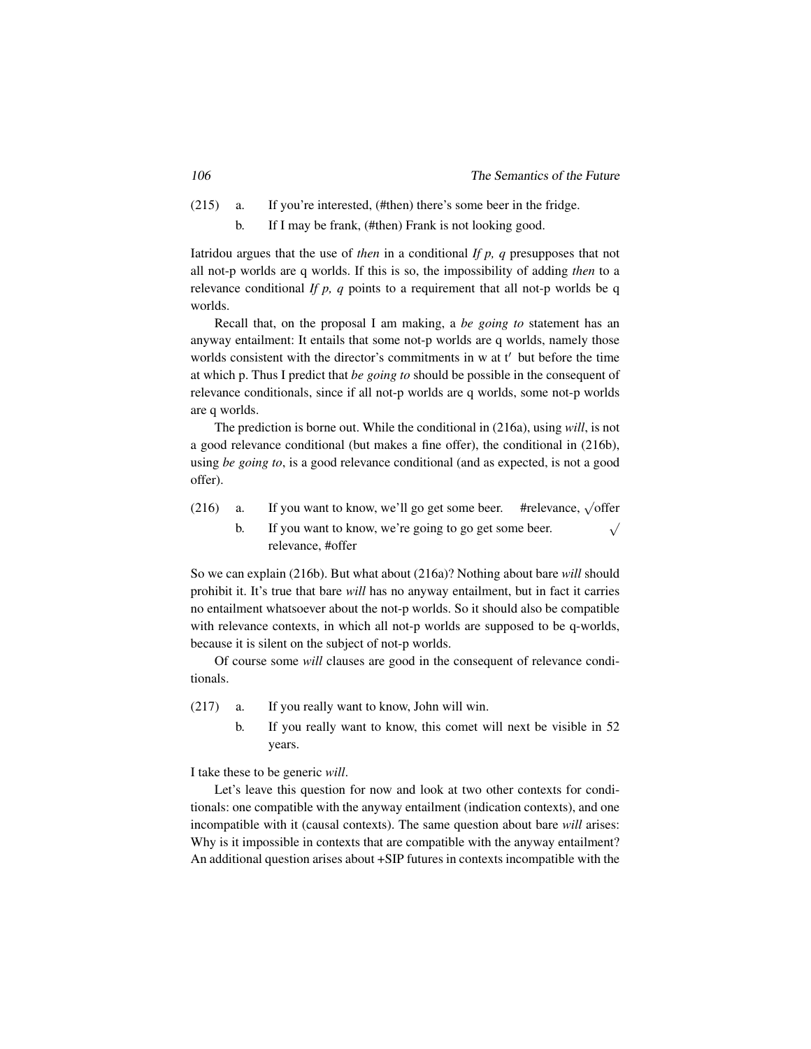(215) a. If you're interested, (#then) there's some beer in the fridge.

b. If I may be frank, (#then) Frank is not looking good.

Iatridou argues that the use of *then* in a conditional *If p, q* presupposes that not all not-p worlds are q worlds. If this is so, the impossibility of adding *then* to a relevance conditional *If p, q* points to a requirement that all not-p worlds be q worlds.

Recall that, on the proposal I am making, a *be going to* statement has an anyway entailment: It entails that some not-p worlds are q worlds, namely those worlds consistent with the director's commitments in w at t′ but before the time at which p. Thus I predict that *be going to* should be possible in the consequent of relevance conditionals, since if all not-p worlds are q worlds, some not-p worlds are q worlds.

The prediction is borne out. While the conditional in (216a), using *will*, is not a good relevance conditional (but makes a fine offer), the conditional in (216b), using *be going to*, is a good relevance conditional (and as expected, is not a good offer).

(216) a. If you want to know, we'll go get some beer. #relevance, √offer

b. If you want to know, we're going to go get some beer. √relevance, #offer

So we can explain (216b). But what about (216a)? Nothing about bare *will* should prohibit it. It's true that bare *will* has no anyway entailment, but in fact it carries no entailment whatsoever about the not-p worlds. So it should also be compatible with relevance contexts, in which all not-p worlds are supposed to be q-worlds, because it is silent on the subject of not-p worlds.

Of course some *will* clauses are good in the consequent of relevance conditionals.

(217) a. If you really want to know, John will win.

b. If you really want to know, this comet will next be visible in 52 years.

I take these to be generic *will*.

Let's leave this question for now and look at two other contexts for conditionals: one compatible with the anyway entailment (indication contexts), and one incompatible with it (causal contexts). The same question about bare *will* arises: Why is it impossible in contexts that are compatible with the anyway entailment? An additional question arises about +SIP futures in contexts incompatible with the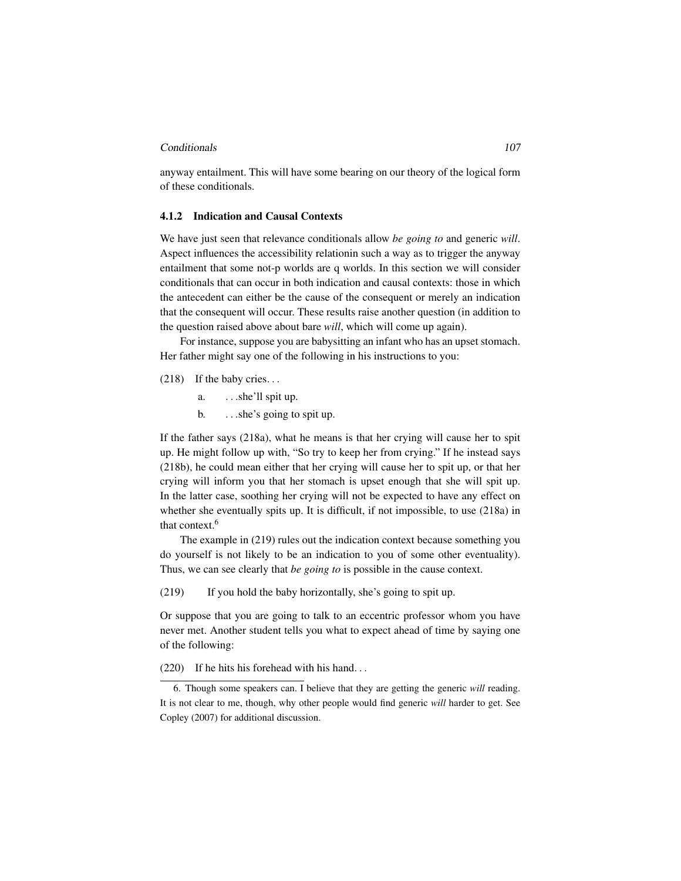anyway entailment. This will have some bearing on our theory of the logical form of these conditionals.

### 4.1.2 Indication and Causal Contexts

We have just seen that relevance conditionals allow *be going to* and generic *will*. Aspect influences the accessibility relationin such a way as to trigger the anyway entailment that some not-p worlds are q worlds. In this section we will consider conditionals that can occur in both indication and causal contexts: those in which the antecedent can either be the cause of the consequent or merely an indication that the consequent will occur. These results raise another question (in addition to the question raised above about bare *will*, which will come up again).

For instance, suppose you are babysitting an infant who has an upset stomach. Her father might say one of the following in his instructions to you:

(218) If the baby cries. . .

  a. . . .she'll spit up.

  b. . . .she's going to spit up.

If the father says (218a), what he means is that her crying will cause her to spit up. He might follow up with, "So try to keep her from crying." If he instead says (218b), he could mean either that her crying will cause her to spit up, or that her crying will inform you that her stomach is upset enough that she will spit up. In the latter case, soothing her crying will not be expected to have any effect on whether she eventually spits up. It is difficult, if not impossible, to use (218a) in that context.[6]

The example in (219) rules out the indication context because something you do yourself is not likely to be an indication to you of some other eventuality). Thus, we can see clearly that *be going to* is possible in the cause context.

(219) If you hold the baby horizontally, she's going to spit up.

Or suppose that you are going to talk to an eccentric professor whom you have never met. Another student tells you what to expect ahead of time by saying one of the following:

(220) If he hits his forehead with his hand. . .

---

6. Though some speakers can. I believe that they are getting the generic *will* reading. It is not clear to me, though, why other people would find generic *will* harder to get. See Copley (2007) for additional discussion.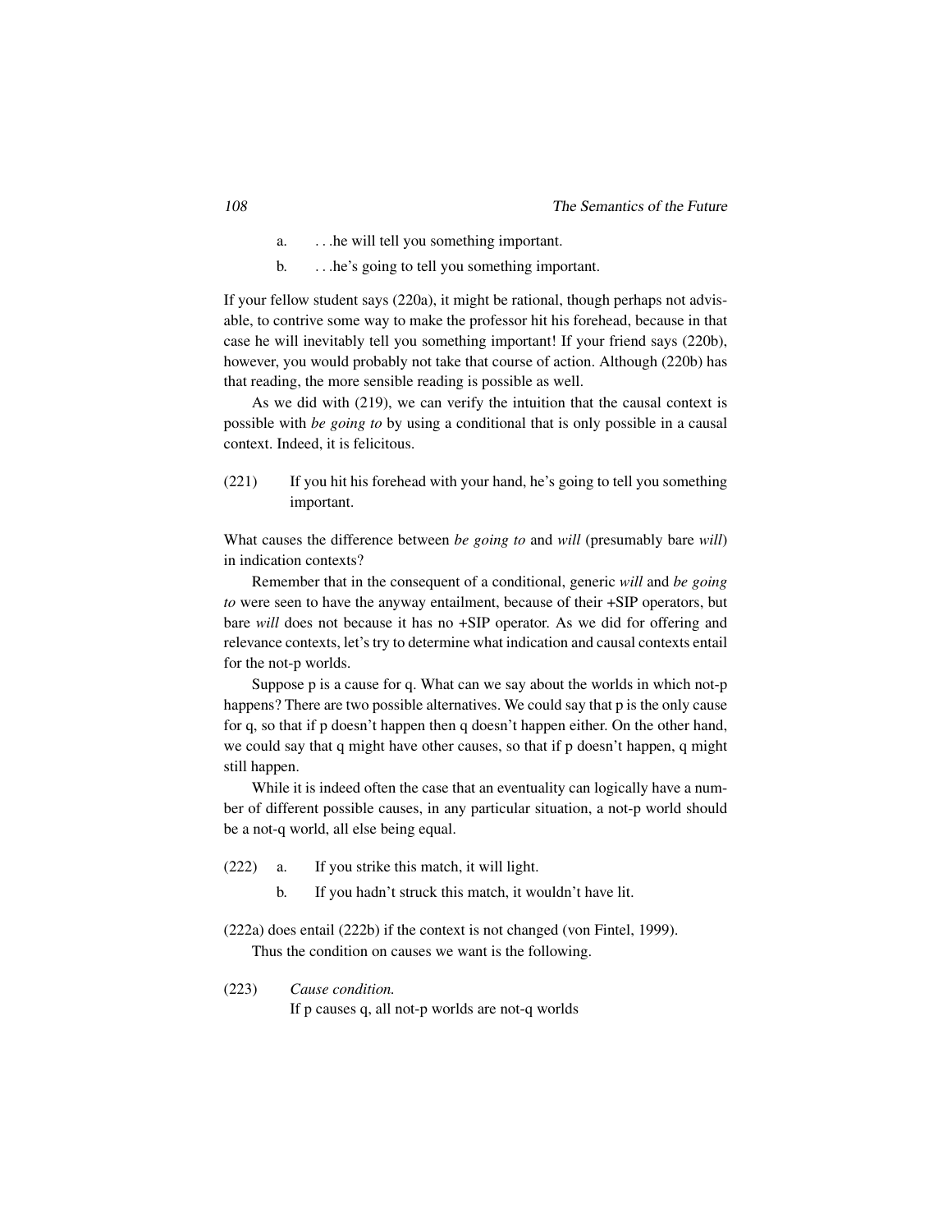a. . . .he will tell you something important.

b. . . .he's going to tell you something important.

If your fellow student says (220a), it might be rational, though perhaps not advisable, to contrive some way to make the professor hit his forehead, because in that case he will inevitably tell you something important! If your friend says (220b), however, you would probably not take that course of action. Although (220b) has that reading, the more sensible reading is possible as well.

As we did with (219), we can verify the intuition that the causal context is possible with *be going to* by using a conditional that is only possible in a causal context. Indeed, it is felicitous.

(221) If you hit his forehead with your hand, he's going to tell you something important.

What causes the difference between *be going to* and *will* (presumably bare *will*) in indication contexts?

Remember that in the consequent of a conditional, generic *will* and *be going to* were seen to have the anyway entailment, because of their +SIP operators, but bare *will* does not because it has no +SIP operator. As we did for offering and relevance contexts, let's try to determine what indication and causal contexts entail for the not-p worlds.

Suppose p is a cause for q. What can we say about the worlds in which not-p happens? There are two possible alternatives. We could say that p is the only cause for q, so that if p doesn't happen then q doesn't happen either. On the other hand, we could say that q might have other causes, so that if p doesn't happen, q might still happen.

While it is indeed often the case that an eventuality can logically have a number of different possible causes, in any particular situation, a not-p world should be a not-q world, all else being equal.

(222) a. If you strike this match, it will light.

b. If you hadn't struck this match, it wouldn't have lit.

(222a) does entail (222b) if the context is not changed (von Fintel, 1999).

Thus the condition on causes we want is the following.

(223) *Cause condition.*
If p causes q, all not-p worlds are not-q worlds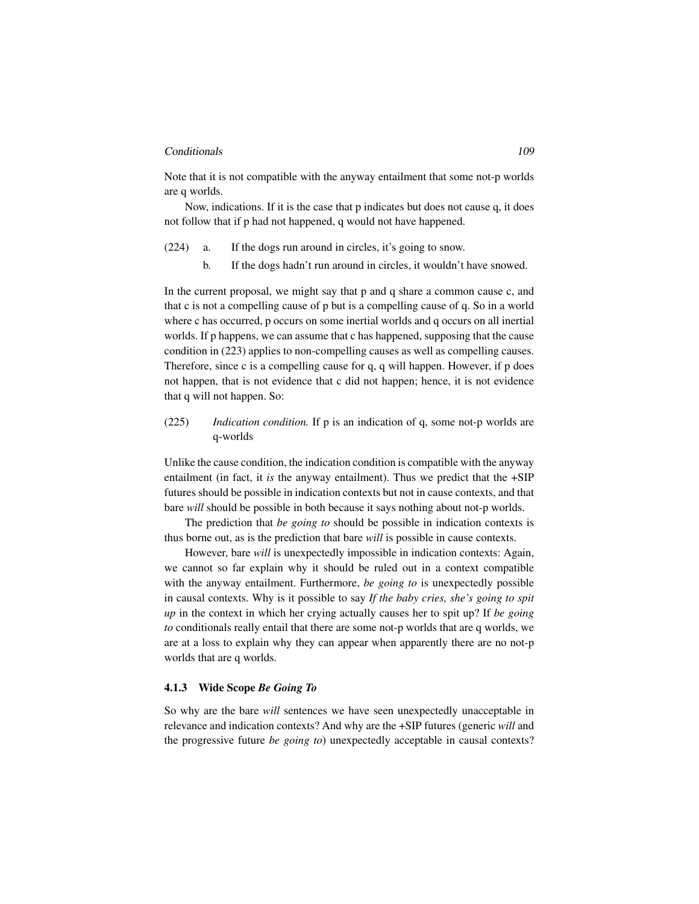Note that it is not compatible with the anyway entailment that some not-p worlds are q worlds.

Now, indications. If it is the case that p indicates but does not cause q, it does not follow that if p had not happened, q would not have happened.

(224) a. If the dogs run around in circles, it's going to snow.

b. If the dogs hadn't run around in circles, it wouldn't have snowed.

In the current proposal, we might say that p and q share a common cause c, and that c is not a compelling cause of p but is a compelling cause of q. So in a world where c has occurred, p occurs on some inertial worlds and q occurs on all inertial worlds. If p happens, we can assume that c has happened, supposing that the cause condition in (223) applies to non-compelling causes as well as compelling causes. Therefore, since c is a compelling cause for q, q will happen. However, if p does not happen, that is not evidence that c did not happen; hence, it is not evidence that q will not happen. So:

(225) *Indication condition.* If p is an indication of q, some not-p worlds are q-worlds

Unlike the cause condition, the indication condition is compatible with the anyway entailment (in fact, it *is* the anyway entailment). Thus we predict that the +SIP futures should be possible in indication contexts but not in cause contexts, and that bare *will* should be possible in both because it says nothing about not-p worlds.

The prediction that *be going to* should be possible in indication contexts is thus borne out, as is the prediction that bare *will* is possible in cause contexts.

However, bare *will* is unexpectedly impossible in indication contexts: Again, we cannot so far explain why it should be ruled out in a context compatible with the anyway entailment. Furthermore, *be going to* is unexpectedly possible in causal contexts. Why is it possible to say *If the baby cries, she's going to spit up* in the context in which her crying actually causes her to spit up? If *be going to* conditionals really entail that there are some not-p worlds that are q worlds, we are at a loss to explain why they can appear when apparently there are no not-p worlds that are q worlds.

### 4.1.3 Wide Scope *Be Going To*

So why are the bare *will* sentences we have seen unexpectedly unacceptable in relevance and indication contexts? And why are the +SIP futures (generic *will* and the progressive future *be going to*) unexpectedly acceptable in causal contexts?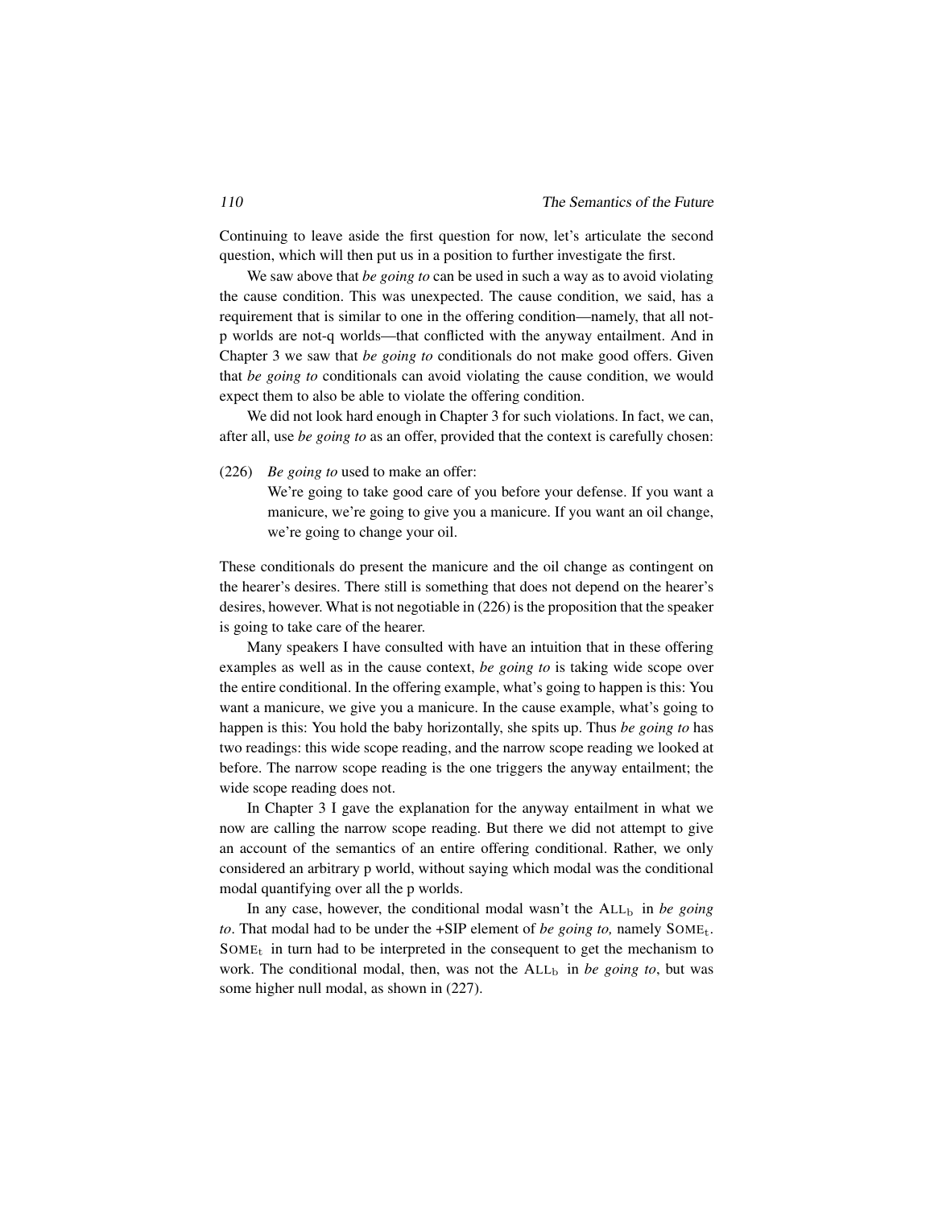Continuing to leave aside the first question for now, let's articulate the second question, which will then put us in a position to further investigate the first.

We saw above that *be going to* can be used in such a way as to avoid violating the cause condition. This was unexpected. The cause condition, we said, has a requirement that is similar to one in the offering condition—namely, that all not-p worlds are not-q worlds—that conflicted with the anyway entailment. And in Chapter 3 we saw that *be going to* conditionals do not make good offers. Given that *be going to* conditionals can avoid violating the cause condition, we would expect them to also be able to violate the offering condition.

We did not look hard enough in Chapter 3 for such violations. In fact, we can, after all, use *be going to* as an offer, provided that the context is carefully chosen:

(226) *Be going to* used to make an offer:
We're going to take good care of you before your defense. If you want a manicure, we're going to give you a manicure. If you want an oil change, we're going to change your oil.

These conditionals do present the manicure and the oil change as contingent on the hearer's desires. There still is something that does not depend on the hearer's desires, however. What is not negotiable in (226) is the proposition that the speaker is going to take care of the hearer.

Many speakers I have consulted with have an intuition that in these offering examples as well as in the cause context, *be going to* is taking wide scope over the entire conditional. In the offering example, what's going to happen is this: You want a manicure, we give you a manicure. In the cause example, what's going to happen is this: You hold the baby horizontally, she spits up. Thus *be going to* has two readings: this wide scope reading, and the narrow scope reading we looked at before. The narrow scope reading is the one triggers the anyway entailment; the wide scope reading does not.

In Chapter 3 I gave the explanation for the anyway entailment in what we now are calling the narrow scope reading. But there we did not attempt to give an account of the semantics of an entire offering conditional. Rather, we only considered an arbitrary p world, without saying which modal was the conditional modal quantifying over all the p worlds.

In any case, however, the conditional modal wasn't the $\text{ALL}_\text{b}$ in *be going to*. That modal had to be under the +SIP element of *be going to,* namely $\text{SOME}_\text{t}$. $\text{SOME}_\text{t}$ in turn had to be interpreted in the consequent to get the mechanism to work. The conditional modal, then, was not the $\text{ALL}_\text{b}$ in *be going to*, but was some higher null modal, as shown in (227).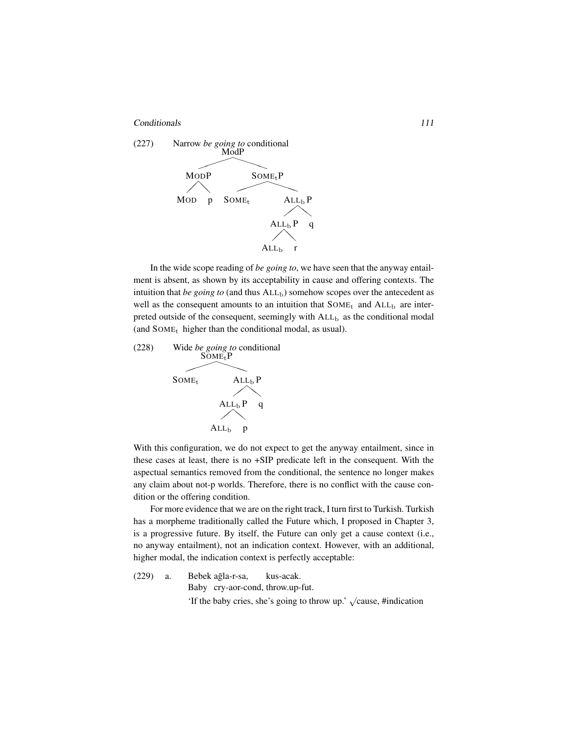(227) Narrow *be going to* conditional

```
                ModP
        _______|________
       |                |
      MODP            SOMEtP
     /    \          /      \
   MOD     p     SOMEt     ALLb P
                           /     \
                       ALLb P     q
                       /    \
                    ALLb     r
```

In the wide scope reading of *be going to*, we have seen that the anyway entailment is absent, as shown by its acceptability in cause and offering contexts. The intuition that *be going to* (and thus $\text{ALL}_b$) somehow scopes over the antecedent as well as the consequent amounts to an intuition that $\text{SOME}_t$ and $\text{ALL}_b$ are interpreted outside of the consequent, seemingly with $\text{ALL}_b$ as the conditional modal (and $\text{SOME}_t$ higher than the conditional modal, as usual).

(228) Wide *be going to* conditional

```
          SOMEtP
         /      \
     SOMEt     ALLb P
               /     \
           ALLb P     q
           /    \
        ALLb     p
```

With this configuration, we do not expect to get the anyway entailment, since in these cases at least, there is no +SIP predicate left in the consequent. With the aspectual semantics removed from the conditional, the sentence no longer makes any claim about not-p worlds. Therefore, there is no conflict with the cause condition or the offering condition.

For more evidence that we are on the right track, I turn first to Turkish. Turkish has a morpheme traditionally called the Future which, I proposed in Chapter 3, is a progressive future. By itself, the Future can only get a cause context (i.e., no anyway entailment), not an indication context. However, with an additional, higher modal, the indication context is perfectly acceptable:

(229) a. Bebek ağla-r-sa, kus-acak.
Baby cry-aor-cond, throw.up-fut.
'If the baby cries, she's going to throw up.' √cause, #indication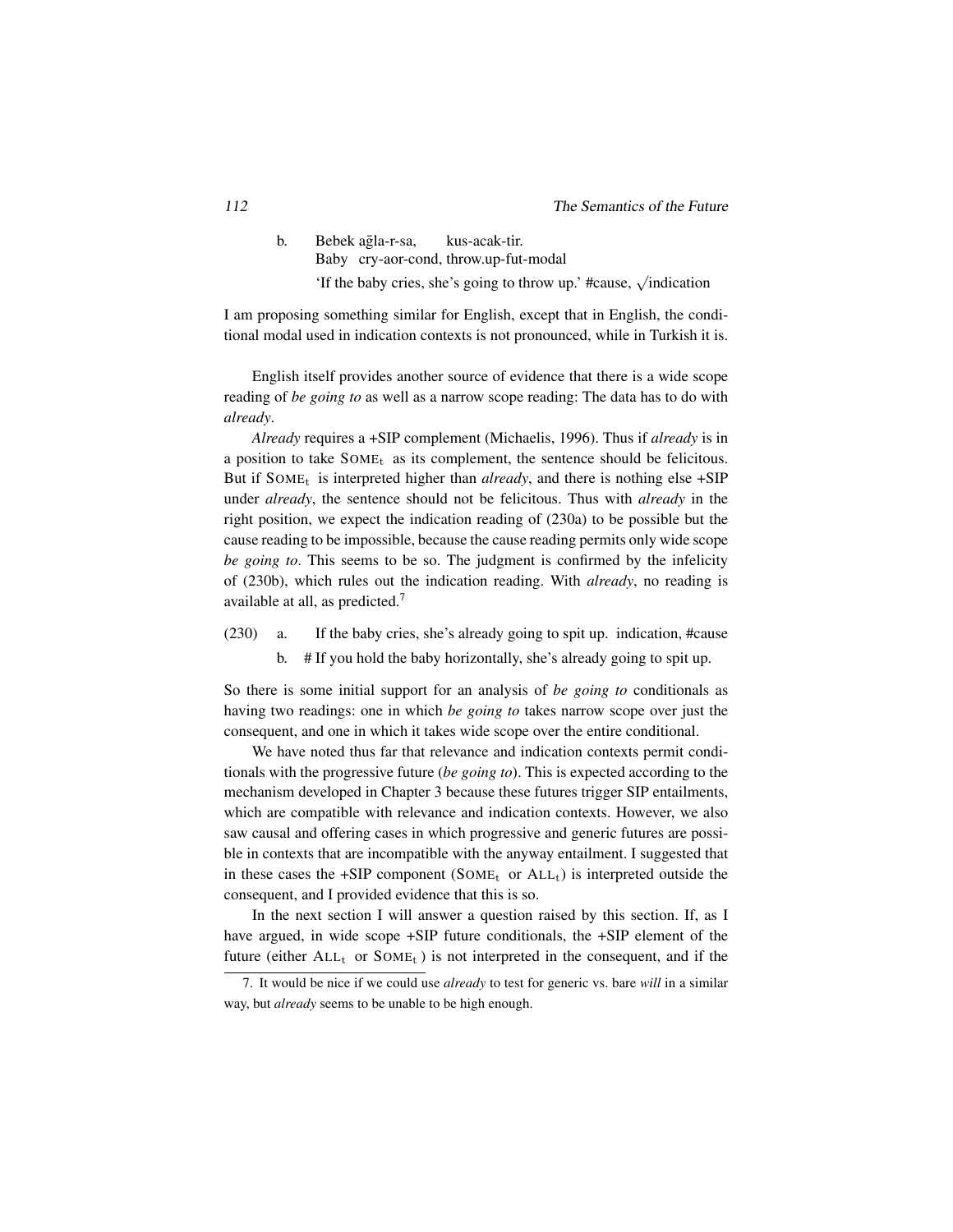b. Bebek ağla-r-sa, kus-acak-tir.
   Baby cry-aor-cond, throw.up-fut-modal
   'If the baby cries, she's going to throw up.' #cause, √indication

I am proposing something similar for English, except that in English, the conditional modal used in indication contexts is not pronounced, while in Turkish it is.

English itself provides another source of evidence that there is a wide scope reading of *be going to* as well as a narrow scope reading: The data has to do with *already*.

*Already* requires a +SIP complement (Michaelis, 1996). Thus if *already* is in a position to take $\text{SOME}_t$ as its complement, the sentence should be felicitous. But if $\text{SOME}_t$ is interpreted higher than *already*, and there is nothing else +SIP under *already*, the sentence should not be felicitous. Thus with *already* in the right position, we expect the indication reading of (230a) to be possible but the cause reading to be impossible, because the cause reading permits only wide scope *be going to*. This seems to be so. The judgment is confirmed by the infelicity of (230b), which rules out the indication reading. With *already*, no reading is available at all, as predicted.[7]

(230) a. If the baby cries, she's already going to spit up. indication, #cause
      b. # If you hold the baby horizontally, she's already going to spit up.

So there is some initial support for an analysis of *be going to* conditionals as having two readings: one in which *be going to* takes narrow scope over just the consequent, and one in which it takes wide scope over the entire conditional.

We have noted thus far that relevance and indication contexts permit conditionals with the progressive future (*be going to*). This is expected according to the mechanism developed in Chapter 3 because these futures trigger SIP entailments, which are compatible with relevance and indication contexts. However, we also saw causal and offering cases in which progressive and generic futures are possible in contexts that are incompatible with the anyway entailment. I suggested that in these cases the +SIP component ($\text{SOME}_t$ or $\text{ALL}_t$) is interpreted outside the consequent, and I provided evidence that this is so.

In the next section I will answer a question raised by this section. If, as I have argued, in wide scope +SIP future conditionals, the +SIP element of the future (either $\text{ALL}_t$ or $\text{SOME}_t$) is not interpreted in the consequent, and if the

7. It would be nice if we could use *already* to test for generic vs. bare *will* in a similar way, but *already* seems to be unable to be high enough.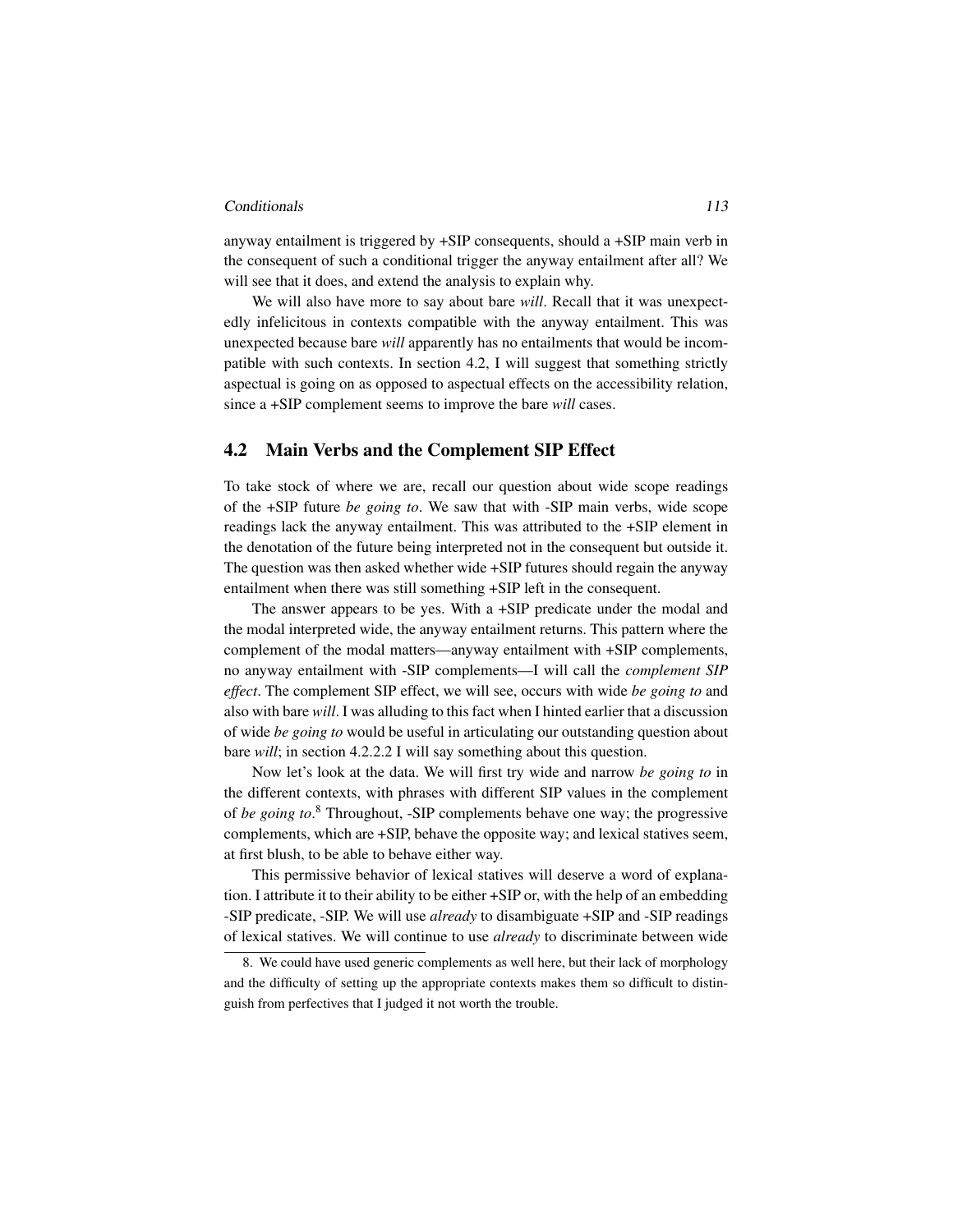anyway entailment is triggered by +SIP consequents, should a +SIP main verb in the consequent of such a conditional trigger the anyway entailment after all? We will see that it does, and extend the analysis to explain why.

We will also have more to say about bare *will*. Recall that it was unexpectedly infelicitous in contexts compatible with the anyway entailment. This was unexpected because bare *will* apparently has no entailments that would be incompatible with such contexts. In section 4.2, I will suggest that something strictly aspectual is going on as opposed to aspectual effects on the accessibility relation, since a +SIP complement seems to improve the bare *will* cases.

## 4.2 Main Verbs and the Complement SIP Effect

To take stock of where we are, recall our question about wide scope readings of the +SIP future *be going to*. We saw that with -SIP main verbs, wide scope readings lack the anyway entailment. This was attributed to the +SIP element in the denotation of the future being interpreted not in the consequent but outside it. The question was then asked whether wide +SIP futures should regain the anyway entailment when there was still something +SIP left in the consequent.

The answer appears to be yes. With a +SIP predicate under the modal and the modal interpreted wide, the anyway entailment returns. This pattern where the complement of the modal matters—anyway entailment with +SIP complements, no anyway entailment with -SIP complements—I will call the *complement SIP effect*. The complement SIP effect, we will see, occurs with wide *be going to* and also with bare *will*. I was alluding to this fact when I hinted earlier that a discussion of wide *be going to* would be useful in articulating our outstanding question about bare *will*; in section 4.2.2.2 I will say something about this question.

Now let's look at the data. We will first try wide and narrow *be going to* in the different contexts, with phrases with different SIP values in the complement of *be going to*.[8] Throughout, -SIP complements behave one way; the progressive complements, which are +SIP, behave the opposite way; and lexical statives seem, at first blush, to be able to behave either way.

This permissive behavior of lexical statives will deserve a word of explanation. I attribute it to their ability to be either +SIP or, with the help of an embedding -SIP predicate, -SIP. We will use *already* to disambiguate +SIP and -SIP readings of lexical statives. We will continue to use *already* to discriminate between wide

8. We could have used generic complements as well here, but their lack of morphology and the difficulty of setting up the appropriate contexts makes them so difficult to distinguish from perfectives that I judged it not worth the trouble.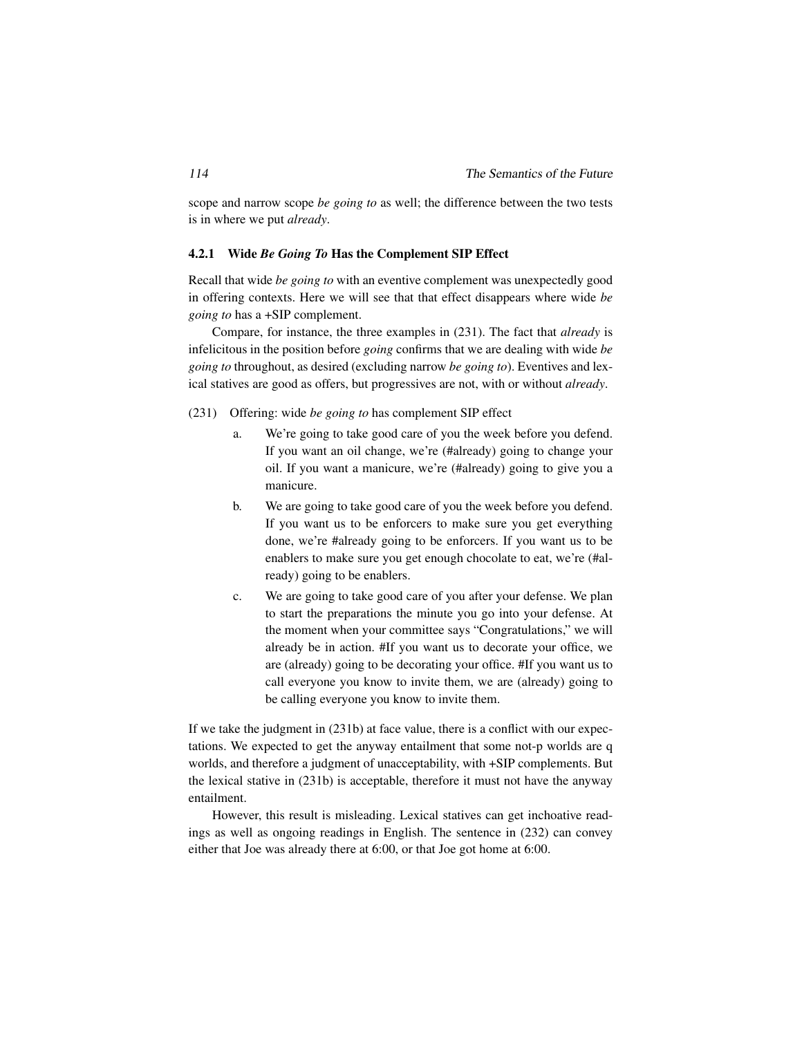scope and narrow scope *be going to* as well; the difference between the two tests is in where we put *already*.

### 4.2.1 Wide *Be Going To* Has the Complement SIP Effect

Recall that wide *be going to* with an eventive complement was unexpectedly good in offering contexts. Here we will see that that effect disappears where wide *be going to* has a +SIP complement.

Compare, for instance, the three examples in (231). The fact that *already* is infelicitous in the position before *going* confirms that we are dealing with wide *be going to* throughout, as desired (excluding narrow *be going to*). Eventives and lexical statives are good as offers, but progressives are not, with or without *already*.

(231) Offering: wide *be going to* has complement SIP effect

a. We're going to take good care of you the week before you defend. If you want an oil change, we're (#already) going to change your oil. If you want a manicure, we're (#already) going to give you a manicure.

b. We are going to take good care of you the week before you defend. If you want us to be enforcers to make sure you get everything done, we're #already going to be enforcers. If you want us to be enablers to make sure you get enough chocolate to eat, we're (#already) going to be enablers.

c. We are going to take good care of you after your defense. We plan to start the preparations the minute you go into your defense. At the moment when your committee says "Congratulations," we will already be in action. #If you want us to decorate your office, we are (already) going to be decorating your office. #If you want us to call everyone you know to invite them, we are (already) going to be calling everyone you know to invite them.

If we take the judgment in (231b) at face value, there is a conflict with our expectations. We expected to get the anyway entailment that some not-p worlds are q worlds, and therefore a judgment of unacceptability, with +SIP complements. But the lexical stative in (231b) is acceptable, therefore it must not have the anyway entailment.

However, this result is misleading. Lexical statives can get inchoative readings as well as ongoing readings in English. The sentence in (232) can convey either that Joe was already there at 6:00, or that Joe got home at 6:00.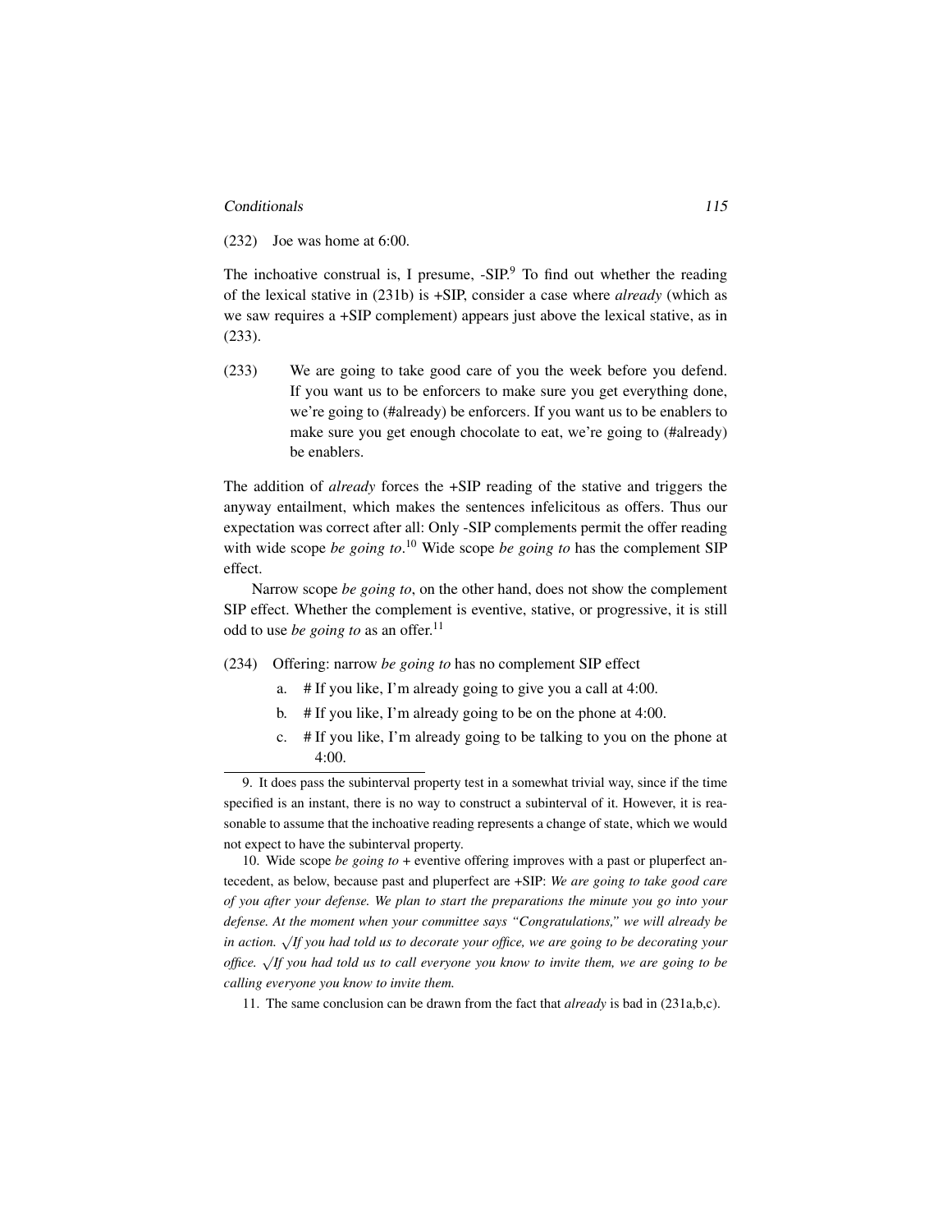(232) Joe was home at 6:00.

The inchoative construal is, I presume, -SIP.[9] To find out whether the reading of the lexical stative in (231b) is +SIP, consider a case where *already* (which as we saw requires a +SIP complement) appears just above the lexical stative, as in (233).

(233) We are going to take good care of you the week before you defend. If you want us to be enforcers to make sure you get everything done, we're going to (#already) be enforcers. If you want us to be enablers to make sure you get enough chocolate to eat, we're going to (#already) be enablers.

The addition of *already* forces the +SIP reading of the stative and triggers the anyway entailment, which makes the sentences infelicitous as offers. Thus our expectation was correct after all: Only -SIP complements permit the offer reading with wide scope *be going to*.[10] Wide scope *be going to* has the complement SIP effect.

Narrow scope *be going to*, on the other hand, does not show the complement SIP effect. Whether the complement is eventive, stative, or progressive, it is still odd to use *be going to* as an offer.[11]

(234) Offering: narrow *be going to* has no complement SIP effect

a. # If you like, I'm already going to give you a call at 4:00.

b. # If you like, I'm already going to be on the phone at 4:00.

c. # If you like, I'm already going to be talking to you on the phone at 4:00.

---

9. It does pass the subinterval property test in a somewhat trivial way, since if the time specified is an instant, there is no way to construct a subinterval of it. However, it is reasonable to assume that the inchoative reading represents a change of state, which we would not expect to have the subinterval property.

10. Wide scope *be going to* + eventive offering improves with a past or pluperfect antecedent, as below, because past and pluperfect are +SIP: *We are going to take good care of you after your defense. We plan to start the preparations the minute you go into your defense. At the moment when your committee says "Congratulations," we will already be in action.* √*If you had told us to decorate your office, we are going to be decorating your office.* √*If you had told us to call everyone you know to invite them, we are going to be calling everyone you know to invite them.*

11. The same conclusion can be drawn from the fact that *already* is bad in (231a,b,c).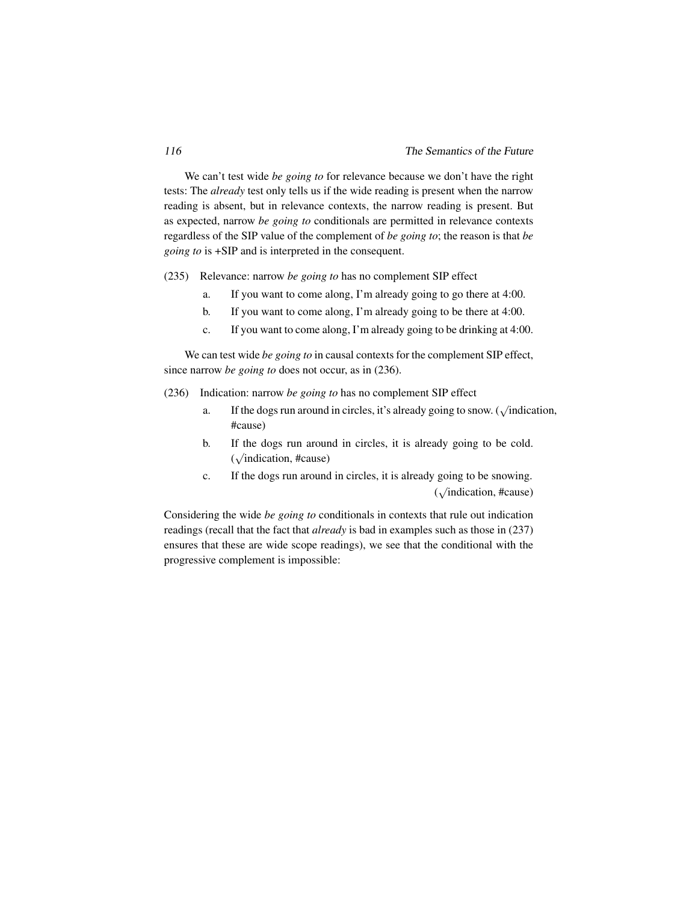We can't test wide *be going to* for relevance because we don't have the right tests: The *already* test only tells us if the wide reading is present when the narrow reading is absent, but in relevance contexts, the narrow reading is present. But as expected, narrow *be going to* conditionals are permitted in relevance contexts regardless of the SIP value of the complement of *be going to*; the reason is that *be going to* is +SIP and is interpreted in the consequent.

(235) Relevance: narrow *be going to* has no complement SIP effect

- a. If you want to come along, I'm already going to go there at 4:00.
- b. If you want to come along, I'm already going to be there at 4:00.
- c. If you want to come along, I'm already going to be drinking at 4:00.

We can test wide *be going to* in causal contexts for the complement SIP effect, since narrow *be going to* does not occur, as in (236).

(236) Indication: narrow *be going to* has no complement SIP effect

- a. If the dogs run around in circles, it's already going to snow. (√indication, #cause)
- b. If the dogs run around in circles, it is already going to be cold. (√indication, #cause)
- c. If the dogs run around in circles, it is already going to be snowing. (√indication, #cause)

Considering the wide *be going to* conditionals in contexts that rule out indication readings (recall that the fact that *already* is bad in examples such as those in (237) ensures that these are wide scope readings), we see that the conditional with the progressive complement is impossible: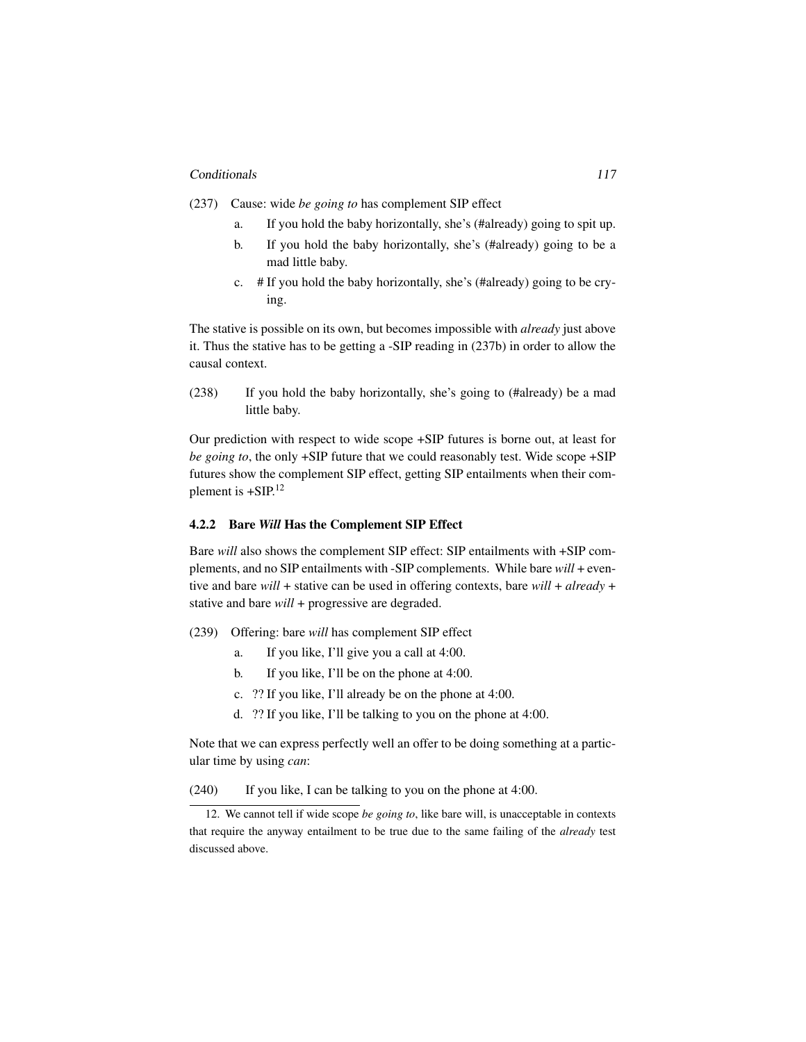(237) Cause: wide *be going to* has complement SIP effect

a. If you hold the baby horizontally, she's (#already) going to spit up.

b. If you hold the baby horizontally, she's (#already) going to be a mad little baby.

c. # If you hold the baby horizontally, she's (#already) going to be crying.

The stative is possible on its own, but becomes impossible with *already* just above it. Thus the stative has to be getting a -SIP reading in (237b) in order to allow the causal context.

(238) If you hold the baby horizontally, she's going to (#already) be a mad little baby.

Our prediction with respect to wide scope +SIP futures is borne out, at least for *be going to*, the only +SIP future that we could reasonably test. Wide scope +SIP futures show the complement SIP effect, getting SIP entailments when their complement is +SIP.[12]

### 4.2.2 Bare *Will* Has the Complement SIP Effect

Bare *will* also shows the complement SIP effect: SIP entailments with +SIP complements, and no SIP entailments with -SIP complements. While bare *will* + eventive and bare *will* + stative can be used in offering contexts, bare *will* + *already* + stative and bare *will* + progressive are degraded.

(239) Offering: bare *will* has complement SIP effect

a. If you like, I'll give you a call at 4:00.

b. If you like, I'll be on the phone at 4:00.

c. ?? If you like, I'll already be on the phone at 4:00.

d. ?? If you like, I'll be talking to you on the phone at 4:00.

Note that we can express perfectly well an offer to be doing something at a particular time by using *can*:

(240) If you like, I can be talking to you on the phone at 4:00.

12. We cannot tell if wide scope *be going to*, like bare will, is unacceptable in contexts that require the anyway entailment to be true due to the same failing of the *already* test discussed above.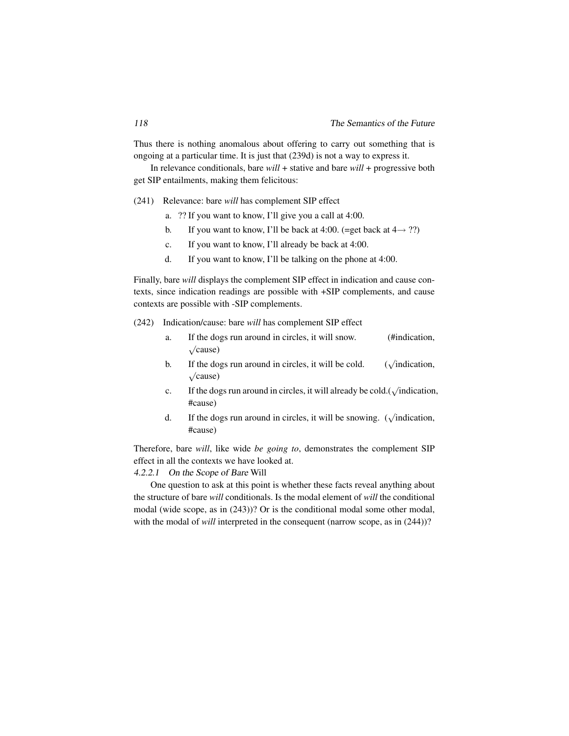Thus there is nothing anomalous about offering to carry out something that is ongoing at a particular time. It is just that (239d) is not a way to express it.

In relevance conditionals, bare *will* + stative and bare *will* + progressive both get SIP entailments, making them felicitous:

(241) Relevance: bare *will* has complement SIP effect

a. ?? If you want to know, I'll give you a call at 4:00.

b. If you want to know, I'll be back at 4:00. (=get back at 4→ ??)

c. If you want to know, I'll already be back at 4:00.

d. If you want to know, I'll be talking on the phone at 4:00.

Finally, bare *will* displays the complement SIP effect in indication and cause contexts, since indication readings are possible with +SIP complements, and cause contexts are possible with -SIP complements.

(242) Indication/cause: bare *will* has complement SIP effect

a. If the dogs run around in circles, it will snow. (#indication, √cause)

b. If the dogs run around in circles, it will be cold. (√indication, √cause)

c. If the dogs run around in circles, it will already be cold.(√indication, #cause)

d. If the dogs run around in circles, it will be snowing. (√indication, #cause)

Therefore, bare *will*, like wide *be going to*, demonstrates the complement SIP effect in all the contexts we have looked at.

#### *4.2.2.1 On the Scope of Bare* Will

One question to ask at this point is whether these facts reveal anything about the structure of bare *will* conditionals. Is the modal element of *will* the conditional modal (wide scope, as in (243))? Or is the conditional modal some other modal, with the modal of *will* interpreted in the consequent (narrow scope, as in (244))?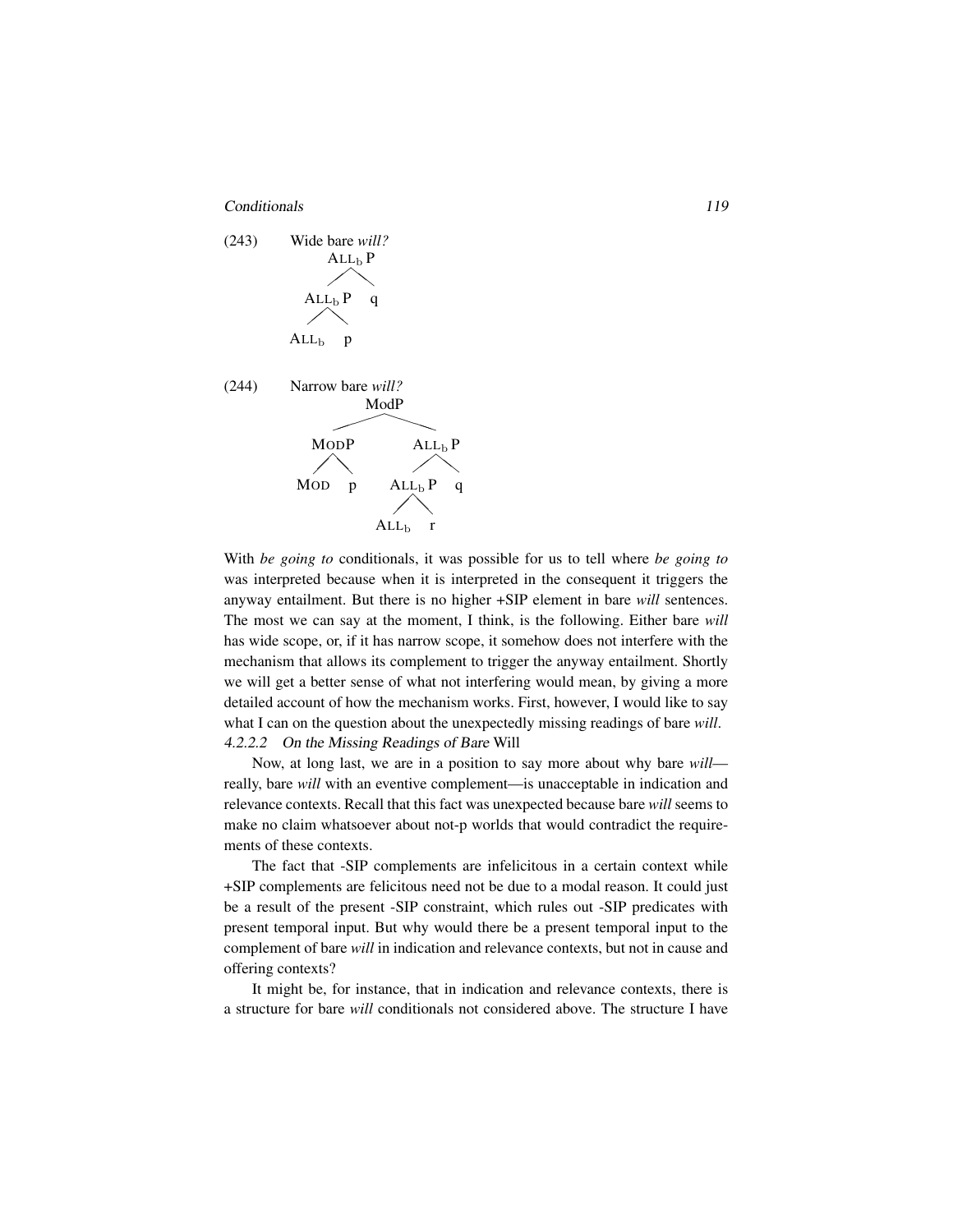(243) Wide bare *will?*

```
        ALL_b P
        /     \
   ALL_b P     q
    /    \
 ALL_b    p
```

(244) Narrow bare *will?*

```
                ModP
           /            \
       MODP            ALL_b P
       /   \           /      \
    MOD     p      ALL_b P     q
                   /     \
                ALL_b     r
```

With *be going to* conditionals, it was possible for us to tell where *be going to* was interpreted because when it is interpreted in the consequent it triggers the anyway entailment. But there is no higher +SIP element in bare *will* sentences. The most we can say at the moment, I think, is the following. Either bare *will* has wide scope, or, if it has narrow scope, it somehow does not interfere with the mechanism that allows its complement to trigger the anyway entailment. Shortly we will get a better sense of what not interfering would mean, by giving a more detailed account of how the mechanism works. First, however, I would like to say what I can on the question about the unexpectedly missing readings of bare *will*.

#### 4.2.2.2 *On the Missing Readings of Bare* Will

Now, at long last, we are in a position to say more about why bare *will*—really, bare *will* with an eventive complement—is unacceptable in indication and relevance contexts. Recall that this fact was unexpected because bare *will* seems to make no claim whatsoever about not-p worlds that would contradict the requirements of these contexts.

The fact that -SIP complements are infelicitous in a certain context while +SIP complements are felicitous need not be due to a modal reason. It could just be a result of the present -SIP constraint, which rules out -SIP predicates with present temporal input. But why would there be a present temporal input to the complement of bare *will* in indication and relevance contexts, but not in cause and offering contexts?

It might be, for instance, that in indication and relevance contexts, there is a structure for bare *will* conditionals not considered above. The structure I have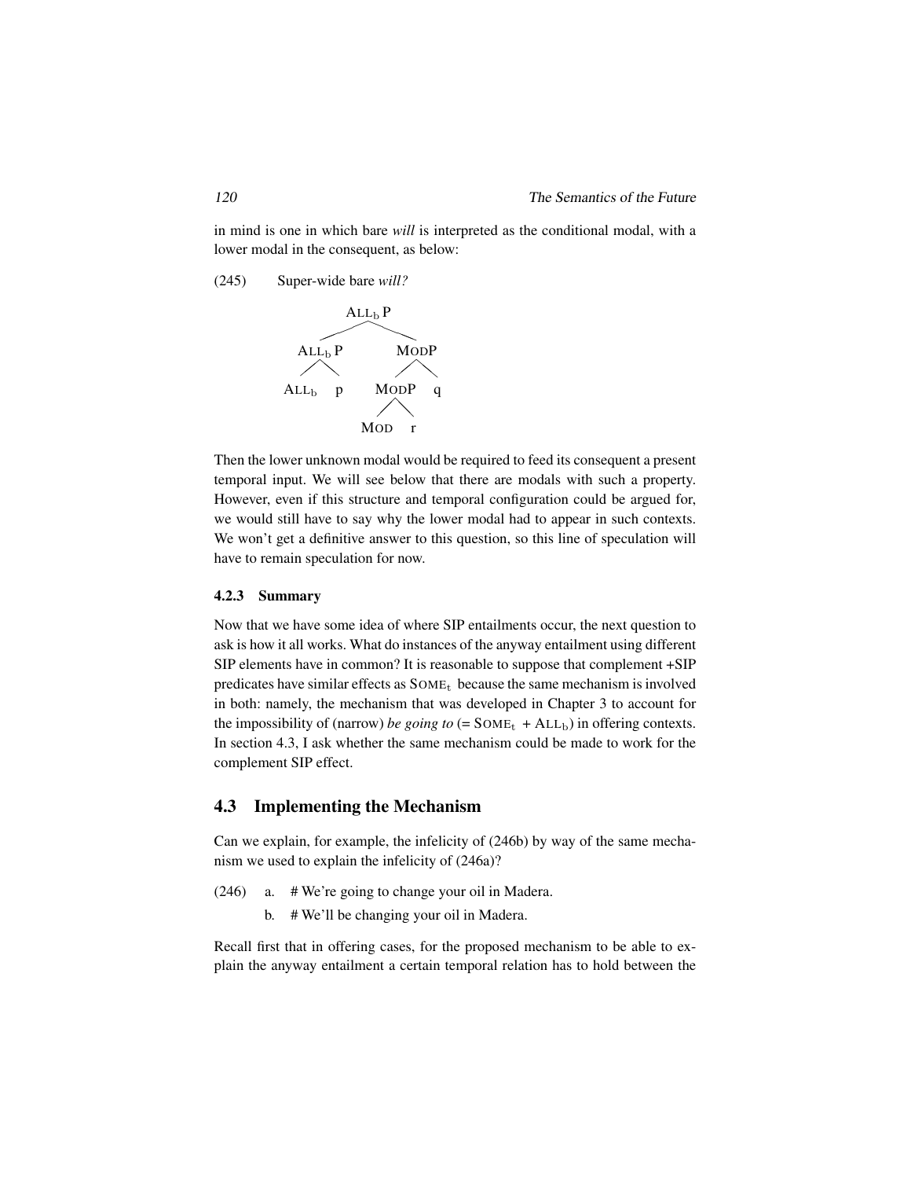in mind is one in which bare *will* is interpreted as the conditional modal, with a lower modal in the consequent, as below:

(245) Super-wide bare *will?*

```
              ALL_b P
             /       \
        ALL_b P       ModP
        /    \       /    \
     ALL_b    p    ModP    q
                  /    \
                Mod     r
```

Then the lower unknown modal would be required to feed its consequent a present temporal input. We will see below that there are modals with such a property. However, even if this structure and temporal configuration could be argued for, we would still have to say why the lower modal had to appear in such contexts. We won't get a definitive answer to this question, so this line of speculation will have to remain speculation for now.

### 4.2.3 Summary

Now that we have some idea of where SIP entailments occur, the next question to ask is how it all works. What do instances of the anyway entailment using different SIP elements have in common? It is reasonable to suppose that complement +SIP predicates have similar effects as $\text{SOME}_t$ because the same mechanism is involved in both: namely, the mechanism that was developed in Chapter 3 to account for the impossibility of (narrow) *be going to* (= $\text{SOME}_t$ + $\text{ALL}_b$) in offering contexts. In section 4.3, I ask whether the same mechanism could be made to work for the complement SIP effect.

## 4.3 Implementing the Mechanism

Can we explain, for example, the infelicity of (246b) by way of the same mechanism we used to explain the infelicity of (246a)?

(246) a. # We're going to change your oil in Madera.

b. # We'll be changing your oil in Madera.

Recall first that in offering cases, for the proposed mechanism to be able to explain the anyway entailment a certain temporal relation has to hold between the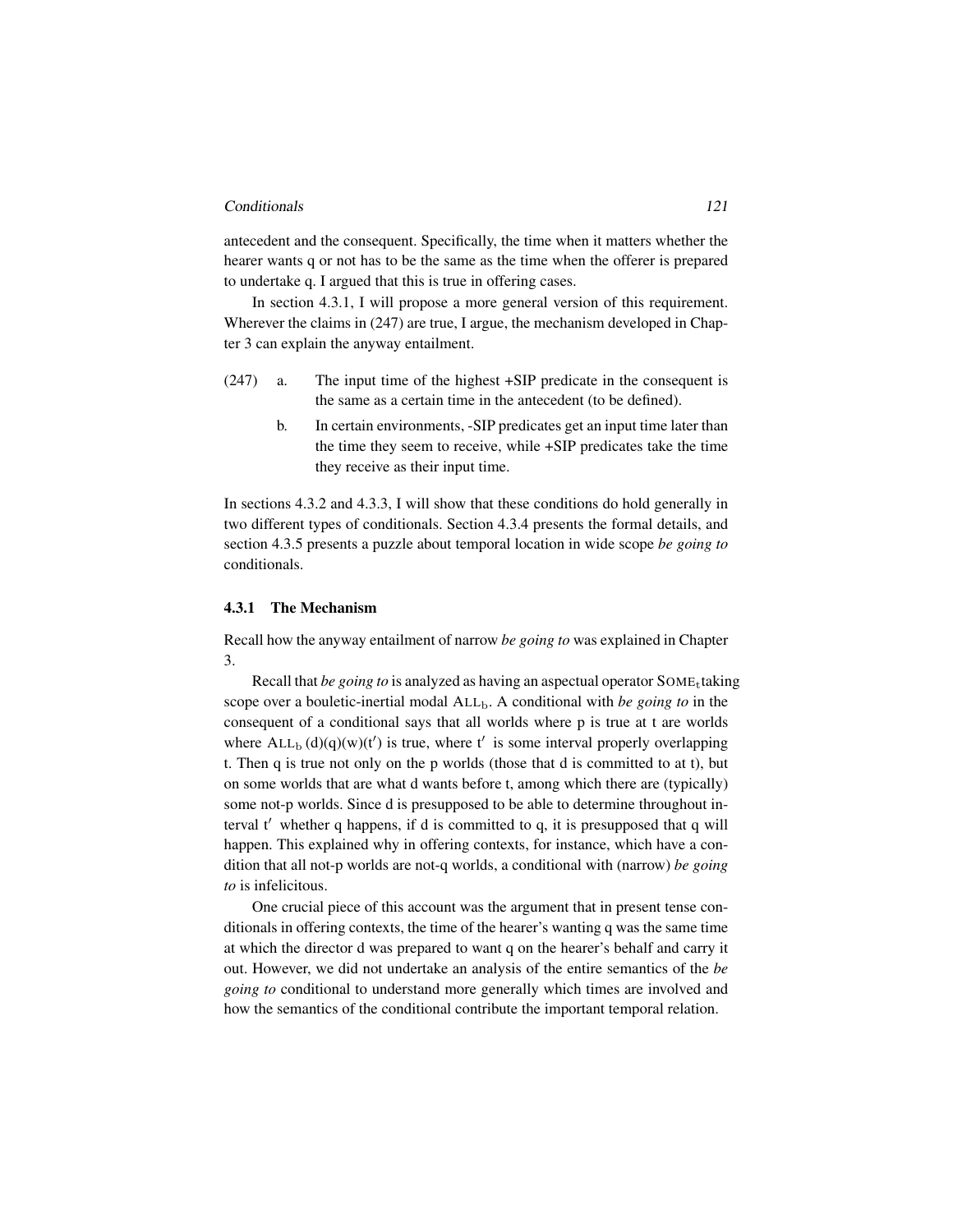antecedent and the consequent. Specifically, the time when it matters whether the hearer wants q or not has to be the same as the time when the offerer is prepared to undertake q. I argued that this is true in offering cases.

In section 4.3.1, I will propose a more general version of this requirement. Wherever the claims in (247) are true, I argue, the mechanism developed in Chapter 3 can explain the anyway entailment.

(247) a. The input time of the highest +SIP predicate in the consequent is the same as a certain time in the antecedent (to be defined).

b. In certain environments, -SIP predicates get an input time later than the time they seem to receive, while +SIP predicates take the time they receive as their input time.

In sections 4.3.2 and 4.3.3, I will show that these conditions do hold generally in two different types of conditionals. Section 4.3.4 presents the formal details, and section 4.3.5 presents a puzzle about temporal location in wide scope *be going to* conditionals.

### 4.3.1 The Mechanism

Recall how the anyway entailment of narrow *be going to* was explained in Chapter 3.

Recall that *be going to* is analyzed as having an aspectual operator $\text{SOME}_t$ taking scope over a bouletic-inertial modal $\text{ALL}_b$. A conditional with *be going to* in the consequent of a conditional says that all worlds where p is true at t are worlds where $\text{ALL}_b(d)(q)(w)(t')$ is true, where $t'$ is some interval properly overlapping t. Then q is true not only on the p worlds (those that d is committed to at t), but on some worlds that are what d wants before t, among which there are (typically) some not-p worlds. Since d is presupposed to be able to determine throughout interval $t'$ whether q happens, if d is committed to q, it is presupposed that q will happen. This explained why in offering contexts, for instance, which have a condition that all not-p worlds are not-q worlds, a conditional with (narrow) *be going to* is infelicitous.

One crucial piece of this account was the argument that in present tense conditionals in offering contexts, the time of the hearer's wanting q was the same time at which the director d was prepared to want q on the hearer's behalf and carry it out. However, we did not undertake an analysis of the entire semantics of the *be going to* conditional to understand more generally which times are involved and how the semantics of the conditional contribute the important temporal relation.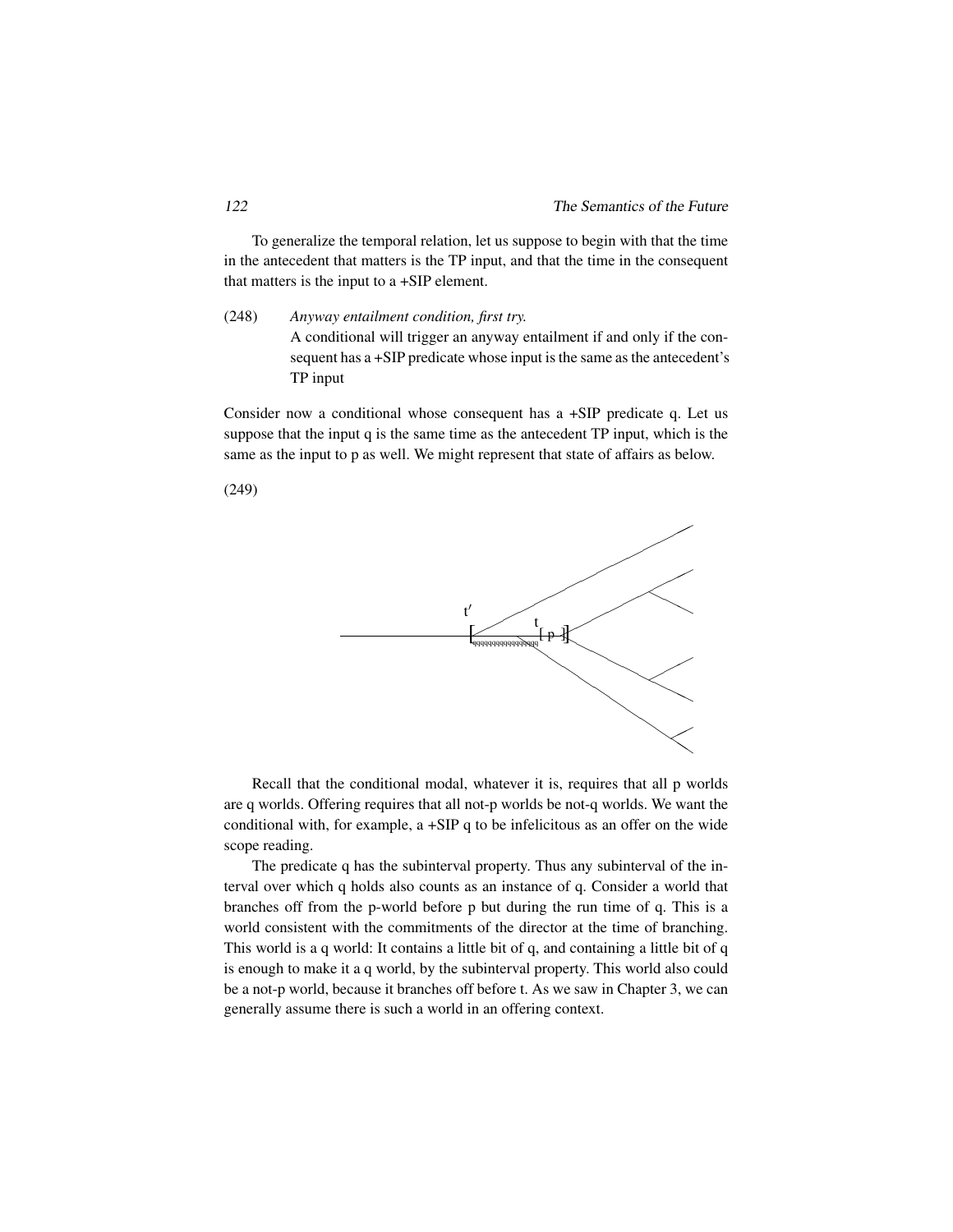To generalize the temporal relation, let us suppose to begin with that the time in the antecedent that matters is the TP input, and that the time in the consequent that matters is the input to a +SIP element.

(248) *Anyway entailment condition, first try.*
A conditional will trigger an anyway entailment if and only if the consequent has a +SIP predicate whose input is the same as the antecedent's TP input

Consider now a conditional whose consequent has a +SIP predicate q. Let us suppose that the input q is the same time as the antecedent TP input, which is the same as the input to p as well. We might represent that state of affairs as below.

(249)

t′

t

[ p ]

qqqqqqqqqqqqqqqq

Recall that the conditional modal, whatever it is, requires that all p worlds are q worlds. Offering requires that all not-p worlds be not-q worlds. We want the conditional with, for example, a +SIP q to be infelicitous as an offer on the wide scope reading.

The predicate q has the subinterval property. Thus any subinterval of the interval over which q holds also counts as an instance of q. Consider a world that branches off from the p-world before p but during the run time of q. This is a world consistent with the commitments of the director at the time of branching. This world is a q world: It contains a little bit of q, and containing a little bit of q is enough to make it a q world, by the subinterval property. This world also could be a not-p world, because it branches off before t. As we saw in Chapter 3, we can generally assume there is such a world in an offering context.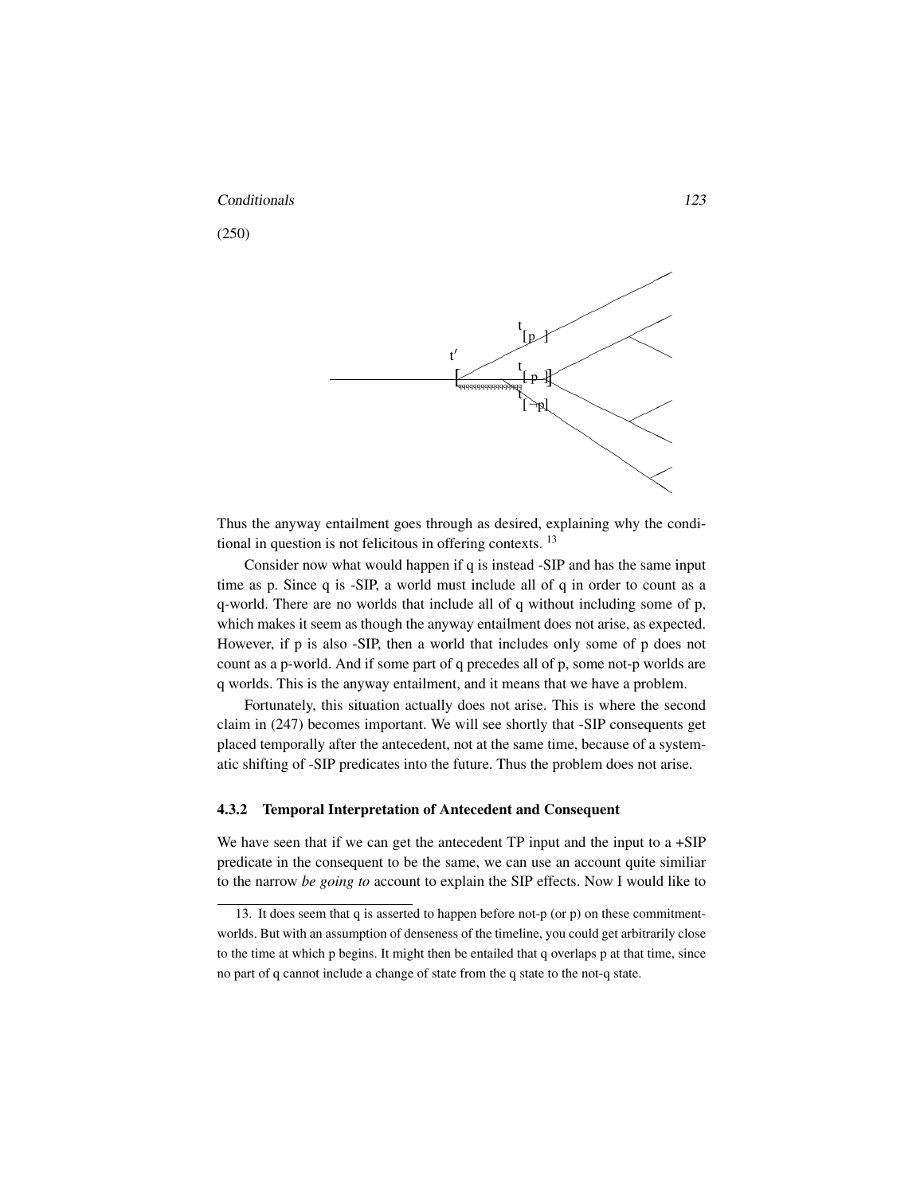(250)

Thus the anyway entailment goes through as desired, explaining why the conditional in question is not felicitous in offering contexts. [13]

Consider now what would happen if q is instead -SIP and has the same input time as p. Since q is -SIP, a world must include all of q in order to count as a q-world. There are no worlds that include all of q without including some of p, which makes it seem as though the anyway entailment does not arise, as expected. However, if p is also -SIP, then a world that includes only some of p does not count as a p-world. And if some part of q precedes all of p, some not-p worlds are q worlds. This is the anyway entailment, and it means that we have a problem.

Fortunately, this situation actually does not arise. This is where the second claim in (247) becomes important. We will see shortly that -SIP consequents get placed temporally after the antecedent, not at the same time, because of a systematic shifting of -SIP predicates into the future. Thus the problem does not arise.

### 4.3.2 Temporal Interpretation of Antecedent and Consequent

We have seen that if we can get the antecedent TP input and the input to a +SIP predicate in the consequent to be the same, we can use an account quite similiar to the narrow *be going to* account to explain the SIP effects. Now I would like to

13. It does seem that q is asserted to happen before not-p (or p) on these commitment-worlds. But with an assumption of denseness of the timeline, you could get arbitrarily close to the time at which p begins. It might then be entailed that q overlaps p at that time, since no part of q cannot include a change of state from the q state to the not-q state.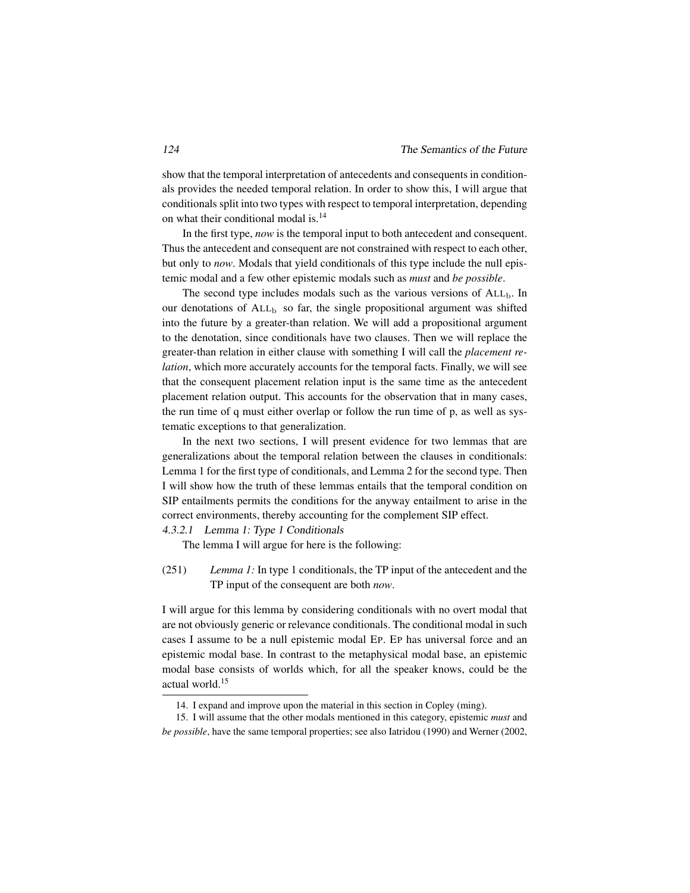show that the temporal interpretation of antecedents and consequents in conditionals provides the needed temporal relation. In order to show this, I will argue that conditionals split into two types with respect to temporal interpretation, depending on what their conditional modal is.[14]

In the first type, *now* is the temporal input to both antecedent and consequent. Thus the antecedent and consequent are not constrained with respect to each other, but only to *now*. Modals that yield conditionals of this type include the null epistemic modal and a few other epistemic modals such as *must* and *be possible*.

The second type includes modals such as the various versions of $\text{ALL}_\text{b}$. In our denotations of $\text{ALL}_\text{b}$ so far, the single propositional argument was shifted into the future by a greater-than relation. We will add a propositional argument to the denotation, since conditionals have two clauses. Then we will replace the greater-than relation in either clause with something I will call the *placement relation*, which more accurately accounts for the temporal facts. Finally, we will see that the consequent placement relation input is the same time as the antecedent placement relation output. This accounts for the observation that in many cases, the run time of q must either overlap or follow the run time of p, as well as systematic exceptions to that generalization.

In the next two sections, I will present evidence for two lemmas that are generalizations about the temporal relation between the clauses in conditionals: Lemma 1 for the first type of conditionals, and Lemma 2 for the second type. Then I will show how the truth of these lemmas entails that the temporal condition on SIP entailments permits the conditions for the anyway entailment to arise in the correct environments, thereby accounting for the complement SIP effect.

#### 4.3.2.1 Lemma 1: Type 1 Conditionals

The lemma I will argue for here is the following:

(251) *Lemma 1:* In type 1 conditionals, the TP input of the antecedent and the TP input of the consequent are both *now*.

I will argue for this lemma by considering conditionals with no overt modal that are not obviously generic or relevance conditionals. The conditional modal in such cases I assume to be a null epistemic modal EP. EP has universal force and an epistemic modal base. In contrast to the metaphysical modal base, an epistemic modal base consists of worlds which, for all the speaker knows, could be the actual world.[15]

14. I expand and improve upon the material in this section in Copley (ming).

15. I will assume that the other modals mentioned in this category, epistemic *must* and *be possible*, have the same temporal properties; see also Iatridou (1990) and Werner (2002,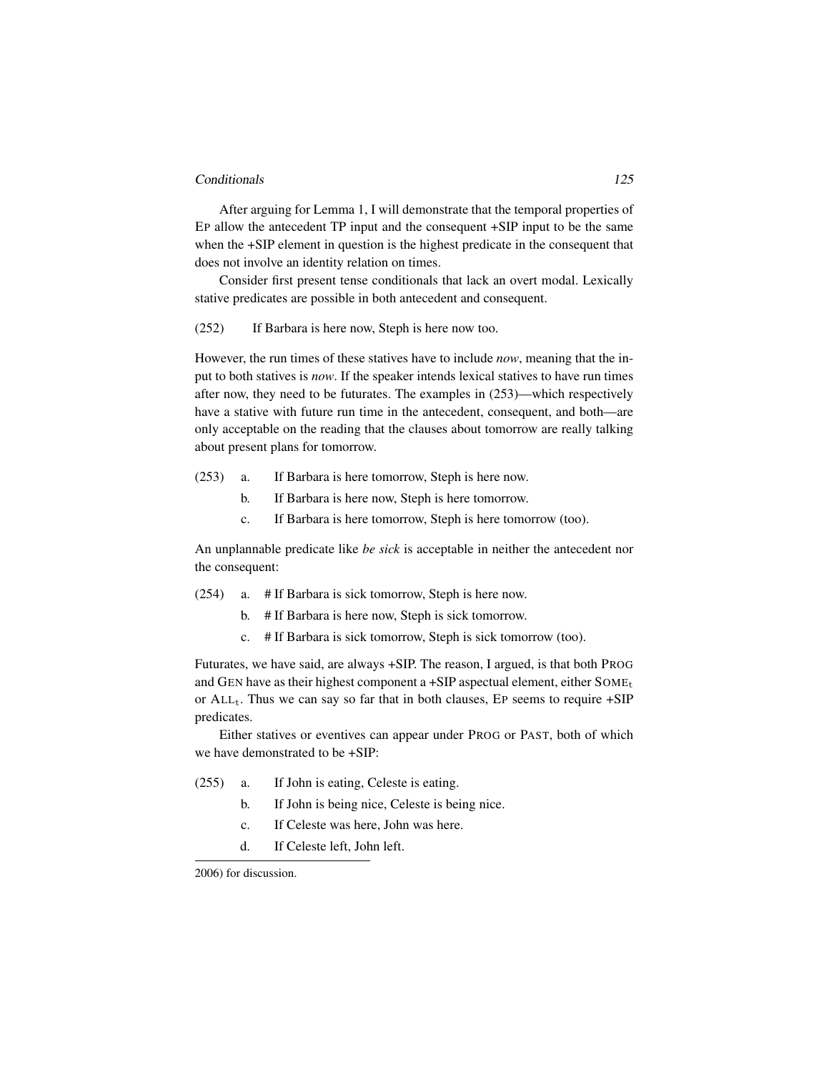After arguing for Lemma 1, I will demonstrate that the temporal properties of EP allow the antecedent TP input and the consequent +SIP input to be the same when the +SIP element in question is the highest predicate in the consequent that does not involve an identity relation on times.

Consider first present tense conditionals that lack an overt modal. Lexically stative predicates are possible in both antecedent and consequent.

(252) If Barbara is here now, Steph is here now too.

However, the run times of these statives have to include *now*, meaning that the input to both statives is *now*. If the speaker intends lexical statives to have run times after now, they need to be futurates. The examples in (253)—which respectively have a stative with future run time in the antecedent, consequent, and both—are only acceptable on the reading that the clauses about tomorrow are really talking about present plans for tomorrow.

(253) a. If Barbara is here tomorrow, Steph is here now.
b. If Barbara is here now, Steph is here tomorrow.
c. If Barbara is here tomorrow, Steph is here tomorrow (too).

An unplannable predicate like *be sick* is acceptable in neither the antecedent nor the consequent:

(254) a. # If Barbara is sick tomorrow, Steph is here now.
b. # If Barbara is here now, Steph is sick tomorrow.
c. # If Barbara is sick tomorrow, Steph is sick tomorrow (too).

Futurates, we have said, are always +SIP. The reason, I argued, is that both PROG and GEN have as their highest component a +SIP aspectual element, either $\text{SOME}_{\text{t}}$ or $\text{ALL}_{\text{t}}$. Thus we can say so far that in both clauses, EP seems to require +SIP predicates.

Either statives or eventives can appear under PROG or PAST, both of which we have demonstrated to be +SIP:

(255) a. If John is eating, Celeste is eating.
b. If John is being nice, Celeste is being nice.
c. If Celeste was here, John was here.
d. If Celeste left, John left.

2006) for discussion.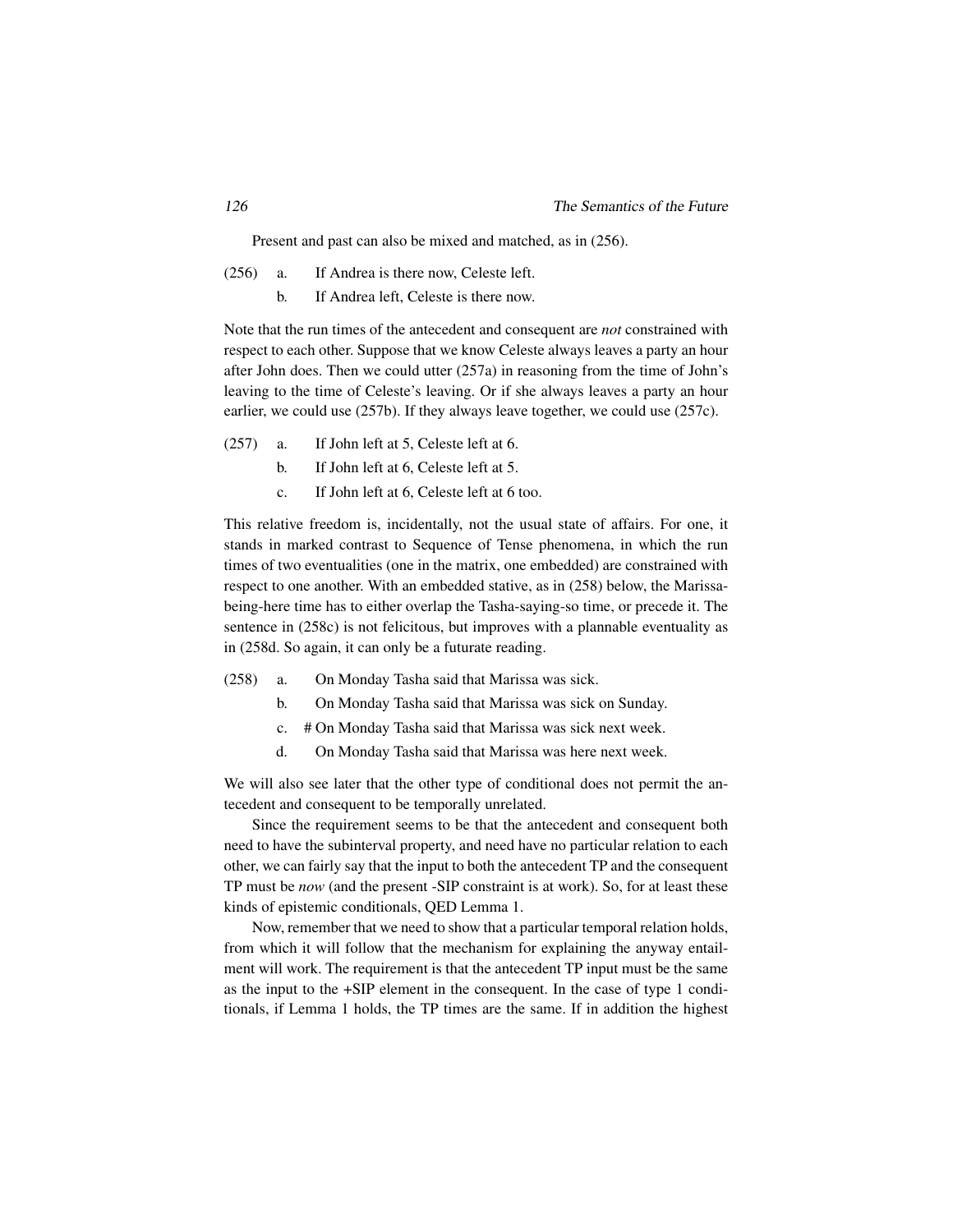Present and past can also be mixed and matched, as in (256).

(256) a. If Andrea is there now, Celeste left.

b. If Andrea left, Celeste is there now.

Note that the run times of the antecedent and consequent are *not* constrained with respect to each other. Suppose that we know Celeste always leaves a party an hour after John does. Then we could utter (257a) in reasoning from the time of John's leaving to the time of Celeste's leaving. Or if she always leaves a party an hour earlier, we could use (257b). If they always leave together, we could use (257c).

(257) a. If John left at 5, Celeste left at 6.

b. If John left at 6, Celeste left at 5.

c. If John left at 6, Celeste left at 6 too.

This relative freedom is, incidentally, not the usual state of affairs. For one, it stands in marked contrast to Sequence of Tense phenomena, in which the run times of two eventualities (one in the matrix, one embedded) are constrained with respect to one another. With an embedded stative, as in (258) below, the Marissa-being-here time has to either overlap the Tasha-saying-so time, or precede it. The sentence in (258c) is not felicitous, but improves with a plannable eventuality as in (258d. So again, it can only be a futurate reading.

(258) a. On Monday Tasha said that Marissa was sick.

b. On Monday Tasha said that Marissa was sick on Sunday.

c. # On Monday Tasha said that Marissa was sick next week.

d. On Monday Tasha said that Marissa was here next week.

We will also see later that the other type of conditional does not permit the antecedent and consequent to be temporally unrelated.

Since the requirement seems to be that the antecedent and consequent both need to have the subinterval property, and need have no particular relation to each other, we can fairly say that the input to both the antecedent TP and the consequent TP must be *now* (and the present -SIP constraint is at work). So, for at least these kinds of epistemic conditionals, QED Lemma 1.

Now, remember that we need to show that a particular temporal relation holds, from which it will follow that the mechanism for explaining the anyway entailment will work. The requirement is that the antecedent TP input must be the same as the input to the +SIP element in the consequent. In the case of type 1 conditionals, if Lemma 1 holds, the TP times are the same. If in addition the highest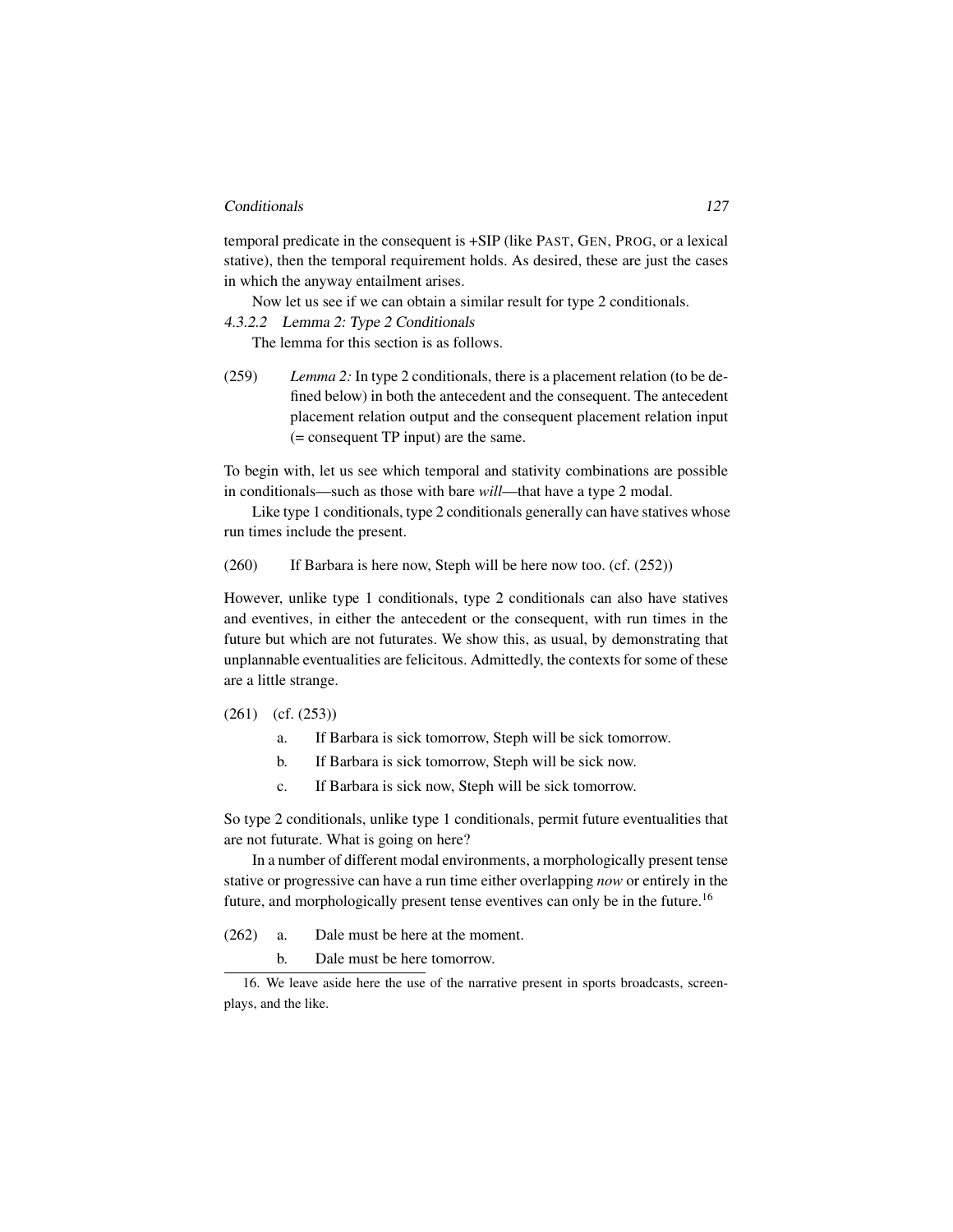temporal predicate in the consequent is +SIP (like PAST, GEN, PROG, or a lexical stative), then the temporal requirement holds. As desired, these are just the cases in which the anyway entailment arises.

Now let us see if we can obtain a similar result for type 2 conditionals.

#### 4.3.2.2 Lemma 2: Type 2 Conditionals

The lemma for this section is as follows.

(259) *Lemma 2:* In type 2 conditionals, there is a placement relation (to be defined below) in both the antecedent and the consequent. The antecedent placement relation output and the consequent placement relation input (= consequent TP input) are the same.

To begin with, let us see which temporal and stativity combinations are possible in conditionals—such as those with bare *will*—that have a type 2 modal.

Like type 1 conditionals, type 2 conditionals generally can have statives whose run times include the present.

(260) If Barbara is here now, Steph will be here now too. (cf. (252))

However, unlike type 1 conditionals, type 2 conditionals can also have statives and eventives, in either the antecedent or the consequent, with run times in the future but which are not futurates. We show this, as usual, by demonstrating that unplannable eventualities are felicitous. Admittedly, the contexts for some of these are a little strange.

(261) (cf. (253))

a. If Barbara is sick tomorrow, Steph will be sick tomorrow.

b. If Barbara is sick tomorrow, Steph will be sick now.

c. If Barbara is sick now, Steph will be sick tomorrow.

So type 2 conditionals, unlike type 1 conditionals, permit future eventualities that are not futurate. What is going on here?

In a number of different modal environments, a morphologically present tense stative or progressive can have a run time either overlapping *now* or entirely in the future, and morphologically present tense eventives can only be in the future.[16]

(262) a. Dale must be here at the moment.

b. Dale must be here tomorrow.

16. We leave aside here the use of the narrative present in sports broadcasts, screenplays, and the like.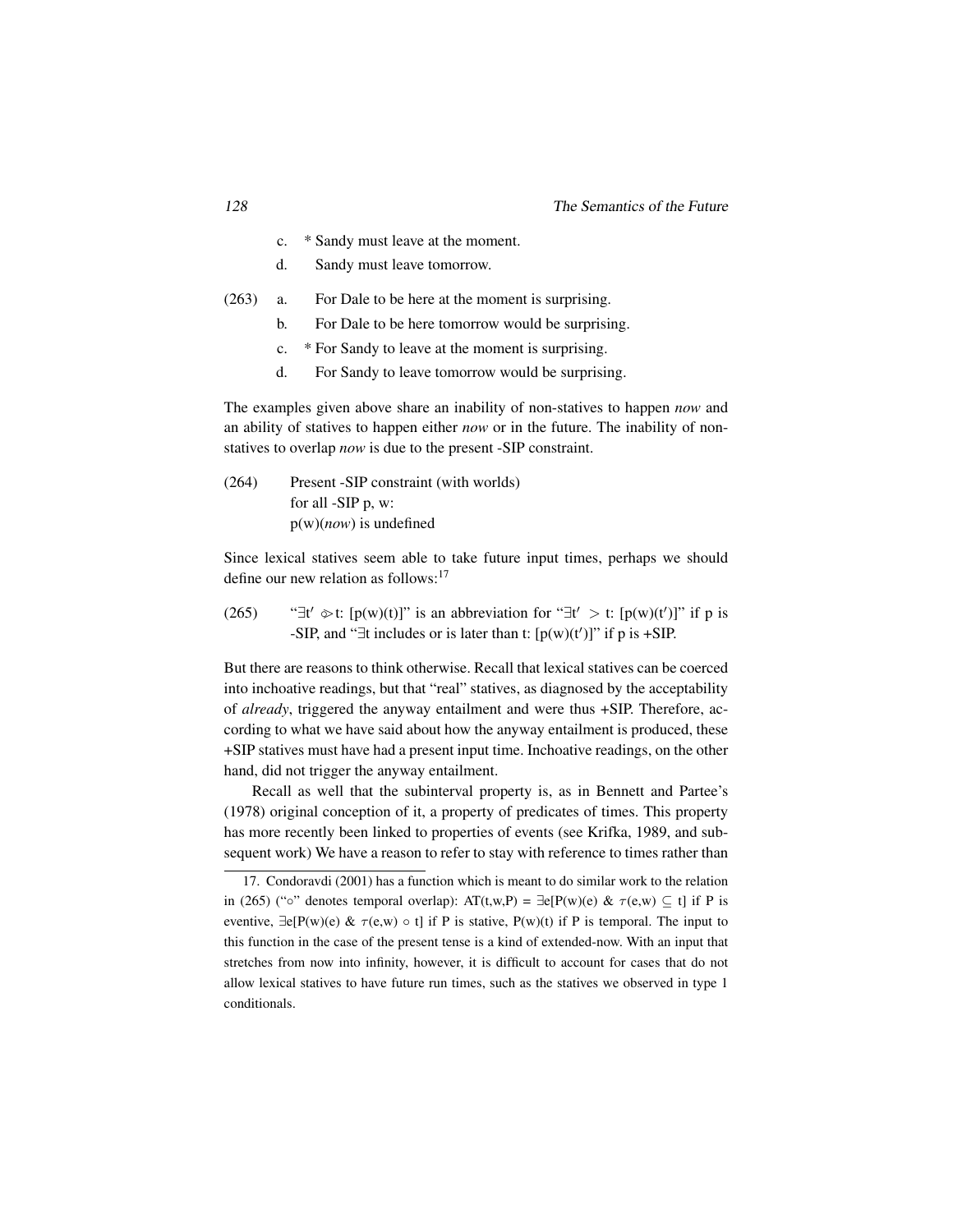c. * Sandy must leave at the moment.

d. Sandy must leave tomorrow.

(263) a. For Dale to be here at the moment is surprising.

b. For Dale to be here tomorrow would be surprising.

c. * For Sandy to leave at the moment is surprising.

d. For Sandy to leave tomorrow would be surprising.

The examples given above share an inability of non-statives to happen *now* and an ability of statives to happen either *now* or in the future. The inability of non-statives to overlap *now* is due to the present -SIP constraint.

(264) Present -SIP constraint (with worlds)
for all -SIP p, w:
p(w)(*now*) is undefined

Since lexical statives seem able to take future input times, perhaps we should define our new relation as follows:[17]

(265) "$\exists t' \gtrdot t$: [p(w)(t)]" is an abbreviation for "$\exists t' > t$: [p(w)(t′)]" if p is -SIP, and "$\exists$t includes or is later than t: [p(w)(t′)]" if p is +SIP.

But there are reasons to think otherwise. Recall that lexical statives can be coerced into inchoative readings, but that "real" statives, as diagnosed by the acceptability of *already*, triggered the anyway entailment and were thus +SIP. Therefore, according to what we have said about how the anyway entailment is produced, these +SIP statives must have had a present input time. Inchoative readings, on the other hand, did not trigger the anyway entailment.

Recall as well that the subinterval property is, as in Bennett and Partee's (1978) original conception of it, a property of predicates of times. This property has more recently been linked to properties of events (see Krifka, 1989, and subsequent work) We have a reason to refer to stay with reference to times rather than

---

17. Condoravdi (2001) has a function which is meant to do similar work to the relation in (265) ("$\circ$" denotes temporal overlap): AT(t,w,P) = $\exists$e[P(w)(e) & $\tau$(e,w) $\subseteq$ t] if P is eventive, $\exists$e[P(w)(e) & $\tau$(e,w) $\circ$ t] if P is stative, P(w)(t) if P is temporal. The input to this function in the case of the present tense is a kind of extended-now. With an input that stretches from now into infinity, however, it is difficult to account for cases that do not allow lexical statives to have future run times, such as the statives we observed in type 1 conditionals.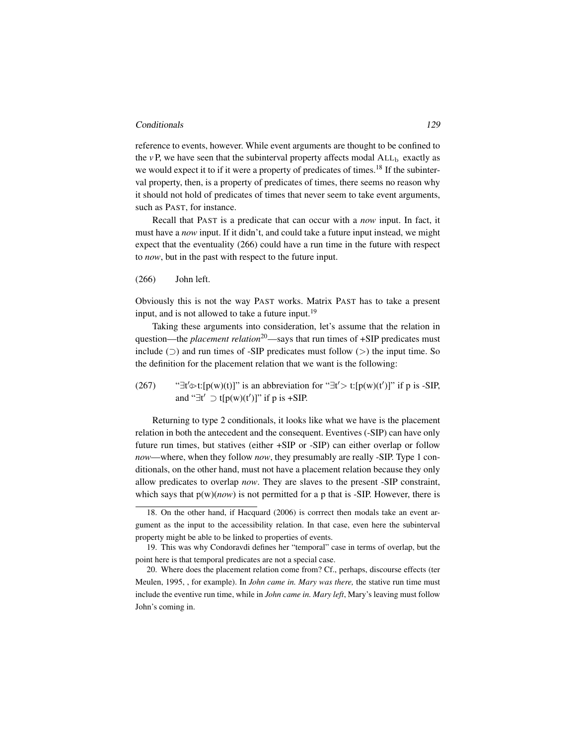reference to events, however. While event arguments are thought to be confined to the *v*P, we have seen that the subinterval property affects modal $\text{ALL}_b$ exactly as we would expect it to if it were a property of predicates of times.[18] If the subinterval property, then, is a property of predicates of times, there seems no reason why it should not hold of predicates of times that never seem to take event arguments, such as PAST, for instance.

Recall that PAST is a predicate that can occur with a *now* input. In fact, it must have a *now* input. If it didn't, and could take a future input instead, we might expect that the eventuality (266) could have a run time in the future with respect to *now*, but in the past with respect to the future input.

(266) John left.

Obviously this is not the way PAST works. Matrix PAST has to take a present input, and is not allowed to take a future input.[19]

Taking these arguments into consideration, let's assume that the relation in question—the *placement relation*[20]—says that run times of +SIP predicates must include ($\supset$) and run times of -SIP predicates must follow ($>$) the input time. So the definition for the placement relation that we want is the following:

(267) "$\exists t' \mathrel{\supset\!\!\!>} t{:}[p(w)(t)]$" is an abbreviation for "$\exists t' > t{:}[p(w)(t')]$" if p is -SIP, and "$\exists t' \supset t[p(w)(t')]$" if p is +SIP.

Returning to type 2 conditionals, it looks like what we have is the placement relation in both the antecedent and the consequent. Eventives (-SIP) can have only future run times, but statives (either +SIP or -SIP) can either overlap or follow *now*—where, when they follow *now*, they presumably are really -SIP. Type 1 conditionals, on the other hand, must not have a placement relation because they only allow predicates to overlap *now*. They are slaves to the present -SIP constraint, which says that p(w)(*now*) is not permitted for a p that is -SIP. However, there is

18. On the other hand, if Hacquard (2006) is corrrect then modals take an event argument as the input to the accessibility relation. In that case, even here the subinterval property might be able to be linked to properties of events.

19. This was why Condoravdi defines her "temporal" case in terms of overlap, but the point here is that temporal predicates are not a special case.

20. Where does the placement relation come from? Cf., perhaps, discourse effects (ter Meulen, 1995, , for example). In *John came in. Mary was there,* the stative run time must include the eventive run time, while in *John came in. Mary left*, Mary's leaving must follow John's coming in.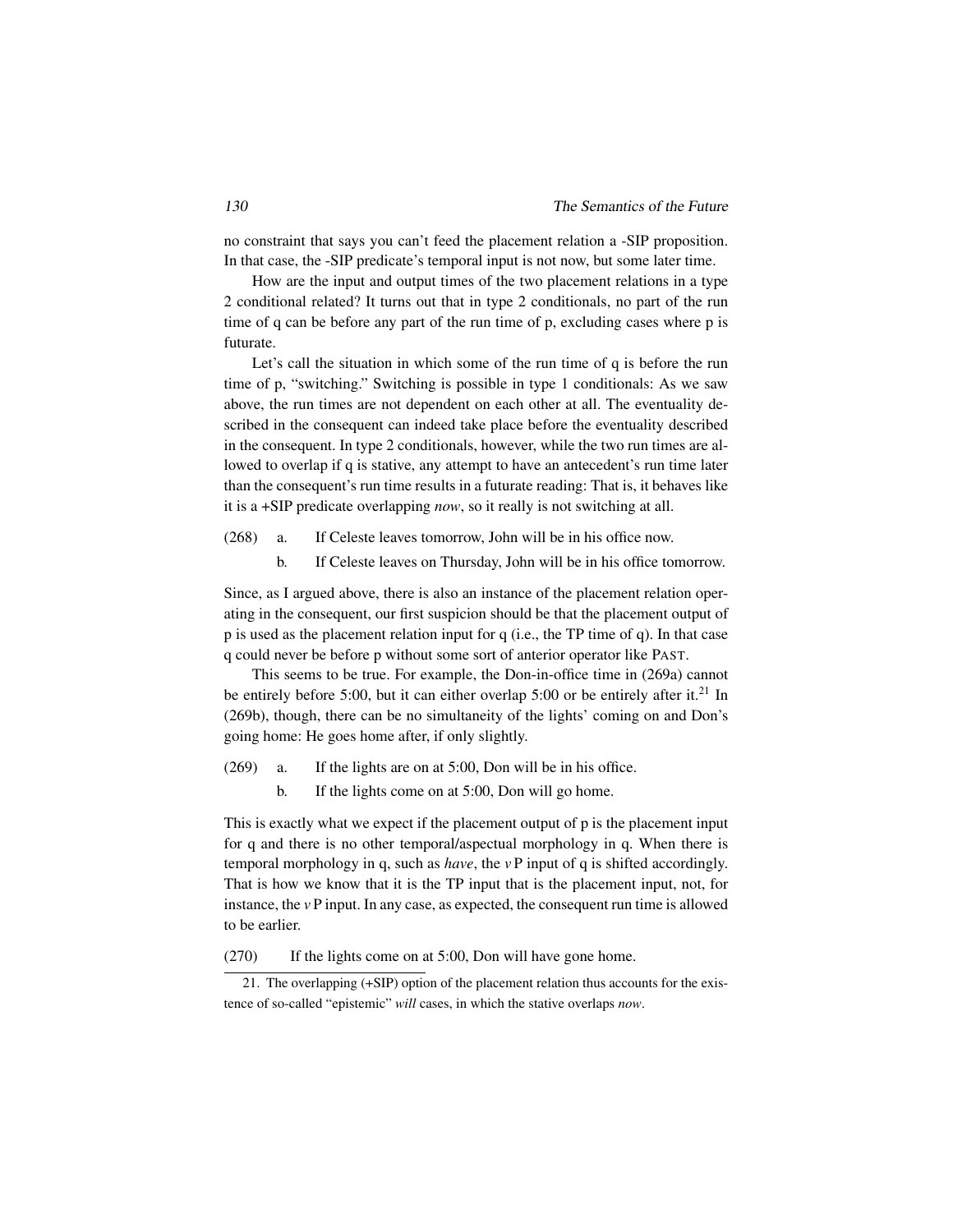no constraint that says you can't feed the placement relation a -SIP proposition. In that case, the -SIP predicate's temporal input is not now, but some later time.

How are the input and output times of the two placement relations in a type 2 conditional related? It turns out that in type 2 conditionals, no part of the run time of q can be before any part of the run time of p, excluding cases where p is futurate.

Let's call the situation in which some of the run time of q is before the run time of p, "switching." Switching is possible in type 1 conditionals: As we saw above, the run times are not dependent on each other at all. The eventuality described in the consequent can indeed take place before the eventuality described in the consequent. In type 2 conditionals, however, while the two run times are allowed to overlap if q is stative, any attempt to have an antecedent's run time later than the consequent's run time results in a futurate reading: That is, it behaves like it is a +SIP predicate overlapping *now*, so it really is not switching at all.

(268) a. If Celeste leaves tomorrow, John will be in his office now.

b. If Celeste leaves on Thursday, John will be in his office tomorrow.

Since, as I argued above, there is also an instance of the placement relation operating in the consequent, our first suspicion should be that the placement output of p is used as the placement relation input for q (i.e., the TP time of q). In that case q could never be before p without some sort of anterior operator like PAST.

This seems to be true. For example, the Don-in-office time in (269a) cannot be entirely before 5:00, but it can either overlap 5:00 or be entirely after it.[21] In (269b), though, there can be no simultaneity of the lights' coming on and Don's going home: He goes home after, if only slightly.

(269) a. If the lights are on at 5:00, Don will be in his office.

b. If the lights come on at 5:00, Don will go home.

This is exactly what we expect if the placement output of p is the placement input for q and there is no other temporal/aspectual morphology in q. When there is temporal morphology in q, such as *have*, the *v*P input of q is shifted accordingly. That is how we know that it is the TP input that is the placement input, not, for instance, the *v*P input. In any case, as expected, the consequent run time is allowed to be earlier.

(270) If the lights come on at 5:00, Don will have gone home.

21. The overlapping (+SIP) option of the placement relation thus accounts for the existence of so-called "epistemic" *will* cases, in which the stative overlaps *now*.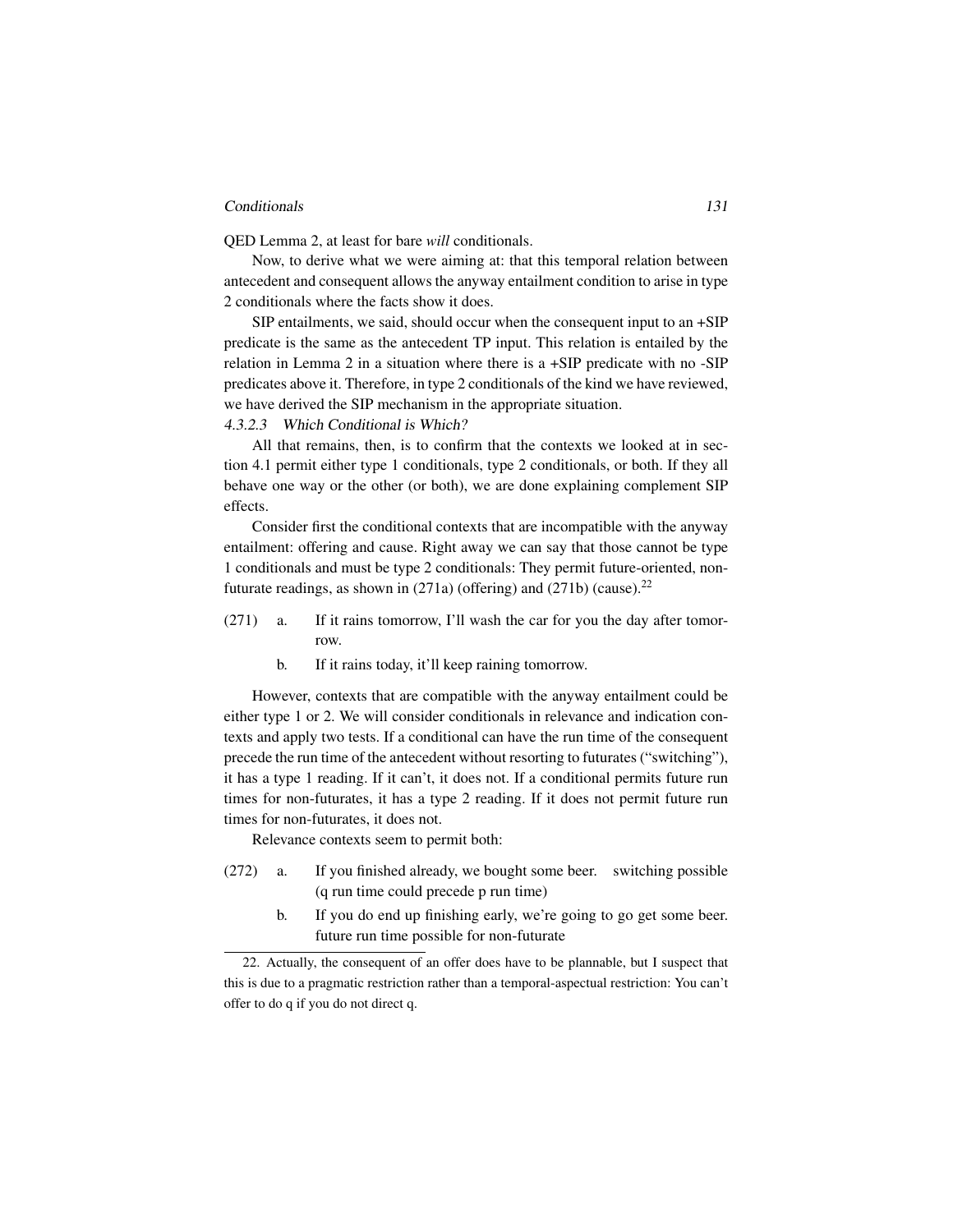QED Lemma 2, at least for bare *will* conditionals.

Now, to derive what we were aiming at: that this temporal relation between antecedent and consequent allows the anyway entailment condition to arise in type 2 conditionals where the facts show it does.

SIP entailments, we said, should occur when the consequent input to an +SIP predicate is the same as the antecedent TP input. This relation is entailed by the relation in Lemma 2 in a situation where there is a +SIP predicate with no -SIP predicates above it. Therefore, in type 2 conditionals of the kind we have reviewed, we have derived the SIP mechanism in the appropriate situation.

#### 4.3.2.3 *Which Conditional is Which?*

All that remains, then, is to confirm that the contexts we looked at in section 4.1 permit either type 1 conditionals, type 2 conditionals, or both. If they all behave one way or the other (or both), we are done explaining complement SIP effects.

Consider first the conditional contexts that are incompatible with the anyway entailment: offering and cause. Right away we can say that those cannot be type 1 conditionals and must be type 2 conditionals: They permit future-oriented, non-futurate readings, as shown in (271a) (offering) and (271b) (cause).[22]

(271) a. If it rains tomorrow, I'll wash the car for you the day after tomorrow.

b. If it rains today, it'll keep raining tomorrow.

However, contexts that are compatible with the anyway entailment could be either type 1 or 2. We will consider conditionals in relevance and indication contexts and apply two tests. If a conditional can have the run time of the consequent precede the run time of the antecedent without resorting to futurates ("switching"), it has a type 1 reading. If it can't, it does not. If a conditional permits future run times for non-futurates, it has a type 2 reading. If it does not permit future run times for non-futurates, it does not.

Relevance contexts seem to permit both:

(272) a. If you finished already, we bought some beer. switching possible (q run time could precede p run time)

b. If you do end up finishing early, we're going to go get some beer. future run time possible for non-futurate

22. Actually, the consequent of an offer does have to be plannable, but I suspect that this is due to a pragmatic restriction rather than a temporal-aspectual restriction: You can't offer to do q if you do not direct q.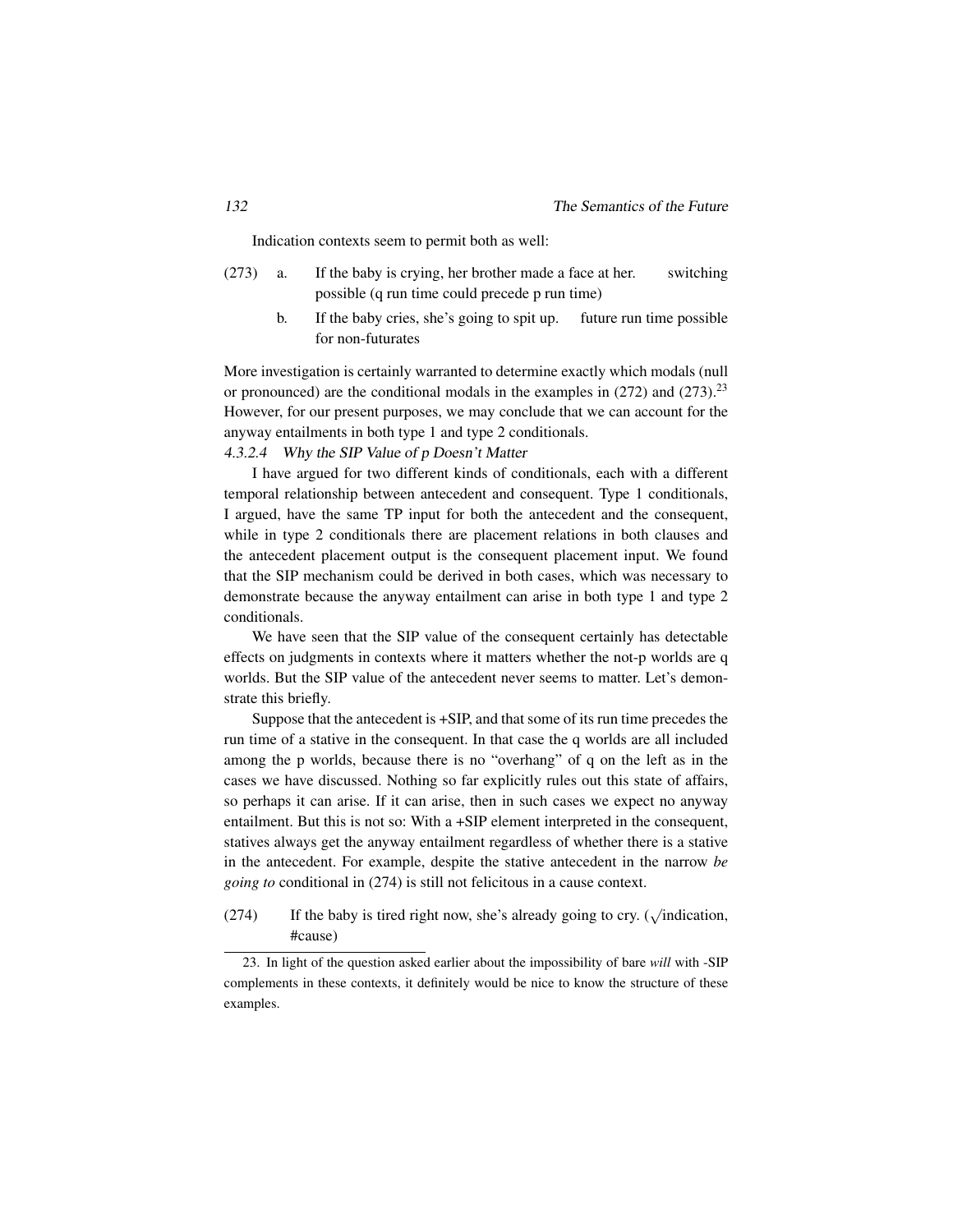Indication contexts seem to permit both as well:

(273) a. If the baby is crying, her brother made a face at her. switching possible (q run time could precede p run time)

b. If the baby cries, she's going to spit up. future run time possible for non-futurates

More investigation is certainly warranted to determine exactly which modals (null or pronounced) are the conditional modals in the examples in (272) and (273).[23] However, for our present purposes, we may conclude that we can account for the anyway entailments in both type 1 and type 2 conditionals.

#### 4.3.2.4 Why the SIP Value of p Doesn't Matter

I have argued for two different kinds of conditionals, each with a different temporal relationship between antecedent and consequent. Type 1 conditionals, I argued, have the same TP input for both the antecedent and the consequent, while in type 2 conditionals there are placement relations in both clauses and the antecedent placement output is the consequent placement input. We found that the SIP mechanism could be derived in both cases, which was necessary to demonstrate because the anyway entailment can arise in both type 1 and type 2 conditionals.

We have seen that the SIP value of the consequent certainly has detectable effects on judgments in contexts where it matters whether the not-p worlds are q worlds. But the SIP value of the antecedent never seems to matter. Let's demonstrate this briefly.

Suppose that the antecedent is +SIP, and that some of its run time precedes the run time of a stative in the consequent. In that case the q worlds are all included among the p worlds, because there is no "overhang" of q on the left as in the cases we have discussed. Nothing so far explicitly rules out this state of affairs, so perhaps it can arise. If it can arise, then in such cases we expect no anyway entailment. But this is not so: With a +SIP element interpreted in the consequent, statives always get the anyway entailment regardless of whether there is a stative in the antecedent. For example, despite the stative antecedent in the narrow *be going to* conditional in (274) is still not felicitous in a cause context.

(274) If the baby is tired right now, she's already going to cry. (√indication, #cause)

---

23. In light of the question asked earlier about the impossibility of bare *will* with -SIP complements in these contexts, it definitely would be nice to know the structure of these examples.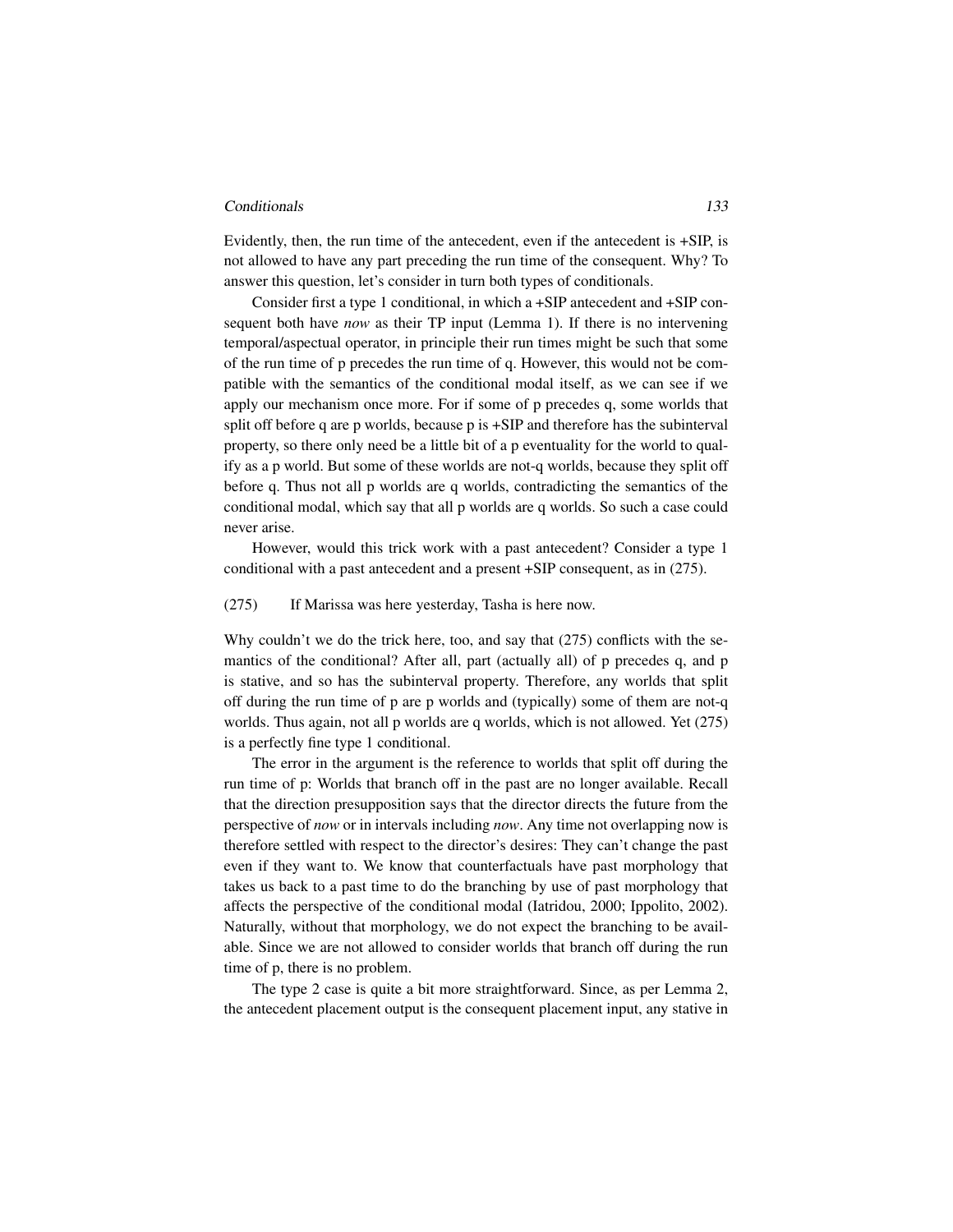Evidently, then, the run time of the antecedent, even if the antecedent is +SIP, is not allowed to have any part preceding the run time of the consequent. Why? To answer this question, let's consider in turn both types of conditionals.

Consider first a type 1 conditional, in which a +SIP antecedent and +SIP consequent both have *now* as their TP input (Lemma 1). If there is no intervening temporal/aspectual operator, in principle their run times might be such that some of the run time of p precedes the run time of q. However, this would not be compatible with the semantics of the conditional modal itself, as we can see if we apply our mechanism once more. For if some of p precedes q, some worlds that split off before q are p worlds, because p is +SIP and therefore has the subinterval property, so there only need be a little bit of a p eventuality for the world to qualify as a p world. But some of these worlds are not-q worlds, because they split off before q. Thus not all p worlds are q worlds, contradicting the semantics of the conditional modal, which say that all p worlds are q worlds. So such a case could never arise.

However, would this trick work with a past antecedent? Consider a type 1 conditional with a past antecedent and a present +SIP consequent, as in (275).

(275) If Marissa was here yesterday, Tasha is here now.

Why couldn't we do the trick here, too, and say that (275) conflicts with the semantics of the conditional? After all, part (actually all) of p precedes q, and p is stative, and so has the subinterval property. Therefore, any worlds that split off during the run time of p are p worlds and (typically) some of them are not-q worlds. Thus again, not all p worlds are q worlds, which is not allowed. Yet (275) is a perfectly fine type 1 conditional.

The error in the argument is the reference to worlds that split off during the run time of p: Worlds that branch off in the past are no longer available. Recall that the direction presupposition says that the director directs the future from the perspective of *now* or in intervals including *now*. Any time not overlapping now is therefore settled with respect to the director's desires: They can't change the past even if they want to. We know that counterfactuals have past morphology that takes us back to a past time to do the branching by use of past morphology that affects the perspective of the conditional modal (Iatridou, 2000; Ippolito, 2002). Naturally, without that morphology, we do not expect the branching to be available. Since we are not allowed to consider worlds that branch off during the run time of p, there is no problem.

The type 2 case is quite a bit more straightforward. Since, as per Lemma 2, the antecedent placement output is the consequent placement input, any stative in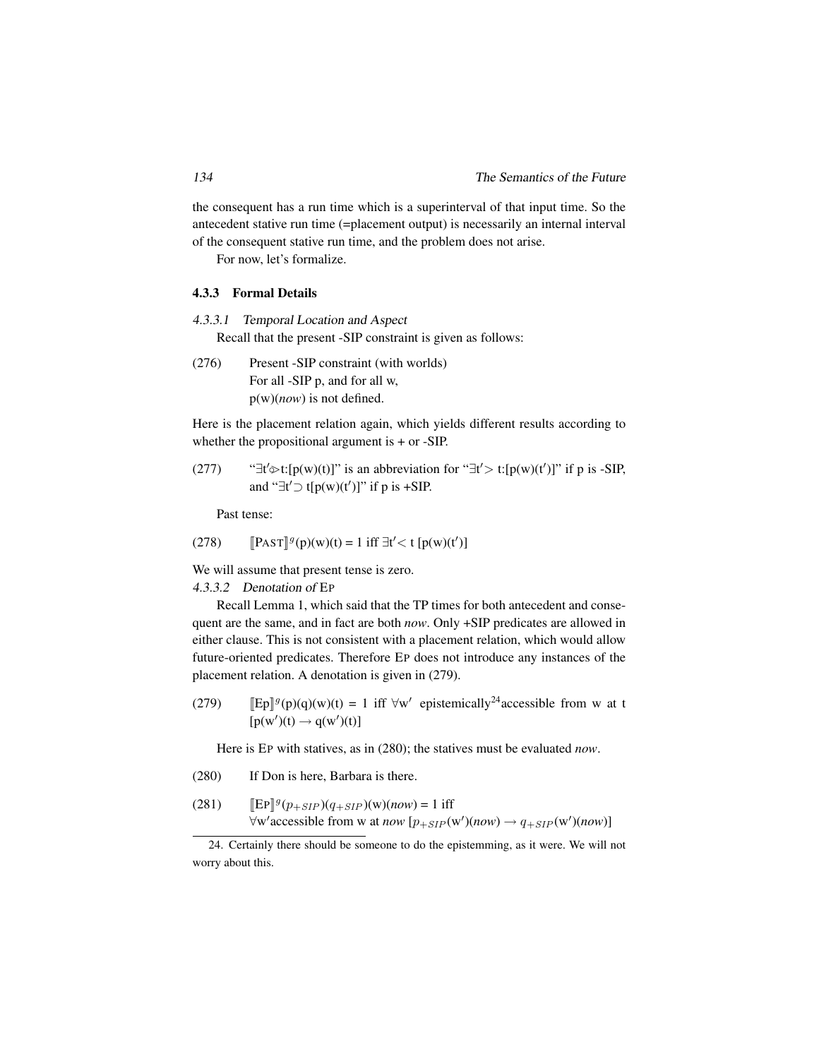the consequent has a run time which is a superinterval of that input time. So the antecedent stative run time (=placement output) is necessarily an internal interval of the consequent stative run time, and the problem does not arise.

For now, let's formalize.

### 4.3.3 Formal Details

#### 4.3.3.1 *Temporal Location and Aspect*

Recall that the present -SIP constraint is given as follows:

(276) Present -SIP constraint (with worlds)
For all -SIP p, and for all w,
p(w)(*now*) is not defined.

Here is the placement relation again, which yields different results according to whether the propositional argument is + or -SIP.

(277) "$\exists t' \circledcirc t$:[p(w)(t)]" is an abbreviation for "$\exists t' > t$:[p(w)(t′)]" if p is -SIP, and "$\exists t' \supset t$[p(w)(t′)]" if p is +SIP.

Past tense:

(278) $[\![\text{PAST}]\!]^g$(p)(w)(t) = 1 iff $\exists t' < t$ [p(w)(t′)]

We will assume that present tense is zero.

#### 4.3.3.2 *Denotation of* EP

Recall Lemma 1, which said that the TP times for both antecedent and consequent are the same, and in fact are both *now*. Only +SIP predicates are allowed in either clause. This is not consistent with a placement relation, which would allow future-oriented predicates. Therefore EP does not introduce any instances of the placement relation. A denotation is given in (279).

(279) $[\![\text{Ep}]\!]^g$(p)(q)(w)(t) = 1 iff $\forall w'$ epistemically[24] accessible from w at t [p(w′)(t) $\rightarrow$ q(w′)(t)]

Here is EP with statives, as in (280); the statives must be evaluated *now*.

(280) If Don is here, Barbara is there.

(281) $[\![\text{EP}]\!]^g(p_{+SIP})(q_{+SIP})$(w)(*now*) = 1 iff
$\forall w'$accessible from w at *now* $[p_{+SIP}(w')(now) \rightarrow q_{+SIP}(w')(now)]$

24. Certainly there should be someone to do the epistemming, as it were. We will not worry about this.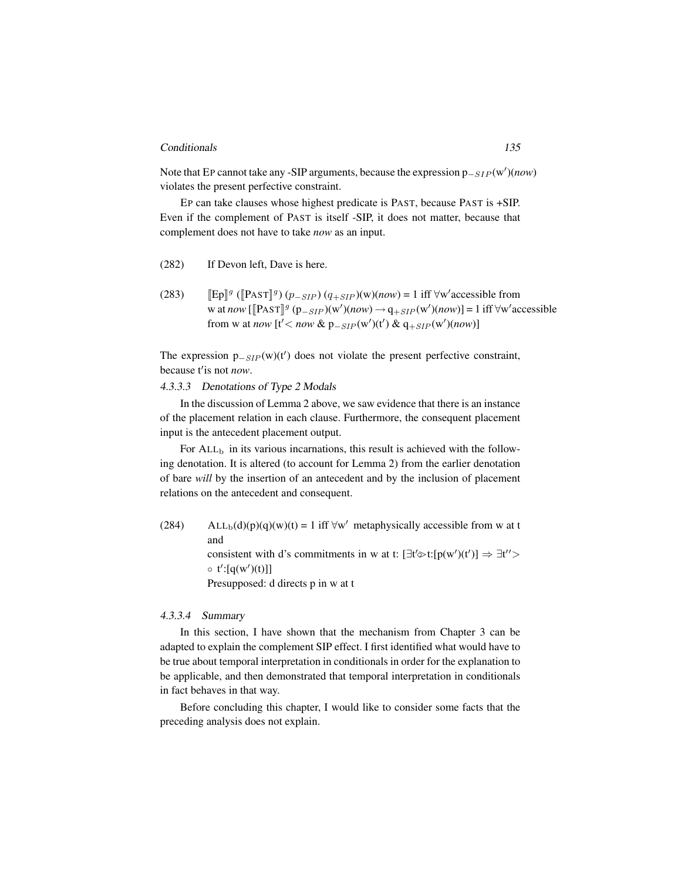Note that EP cannot take any -SIP arguments, because the expression $p_{-SIP}(w')(now)$ violates the present perfective constraint.

EP can take clauses whose highest predicate is PAST, because PAST is +SIP. Even if the complement of PAST is itself -SIP, it does not matter, because that complement does not have to take *now* as an input.

(282) If Devon left, Dave is here.

(283) $[\![\text{Ep}]\!]^g$ $([\![\text{PAST}]\!]^g)$ $(p_{-SIP})$ $(q_{+SIP})(w)(now) = 1$ iff $\forall w'$accessible from w at *now* $[[\![\text{PAST}]\!]^g$ $(p_{-SIP})(w')(now) \rightarrow q_{+SIP}(w')(now)] = 1$ iff $\forall w'$accessible from w at *now* $[t' < now$ & $p_{-SIP}(w')(t')$ & $q_{+SIP}(w')(now)]$

The expression $p_{-SIP}(w)(t')$ does not violate the present perfective constraint, because $t'$is not *now*.

#### 4.3.3.3 Denotations of Type 2 Modals

In the discussion of Lemma 2 above, we saw evidence that there is an instance of the placement relation in each clause. Furthermore, the consequent placement input is the antecedent placement output.

For $\text{ALL}_b$ in its various incarnations, this result is achieved with the following denotation. It is altered (to account for Lemma 2) from the earlier denotation of bare *will* by the insertion of an antecedent and by the inclusion of placement relations on the antecedent and consequent.

(284) $\text{ALL}_b(d)(p)(q)(w)(t) = 1$ iff $\forall w'$ metaphysically accessible from w at t and
consistent with d's commitments in w at t: $[\exists t' \circledcirc\!> t{:}[p(w')(t')] \Rightarrow \exists t'' > \circ\ t'{:}[q(w')(t)]]$
Presupposed: d directs p in w at t

#### 4.3.3.4 Summary

In this section, I have shown that the mechanism from Chapter 3 can be adapted to explain the complement SIP effect. I first identified what would have to be true about temporal interpretation in conditionals in order for the explanation to be applicable, and then demonstrated that temporal interpretation in conditionals in fact behaves in that way.

Before concluding this chapter, I would like to consider some facts that the preceding analysis does not explain.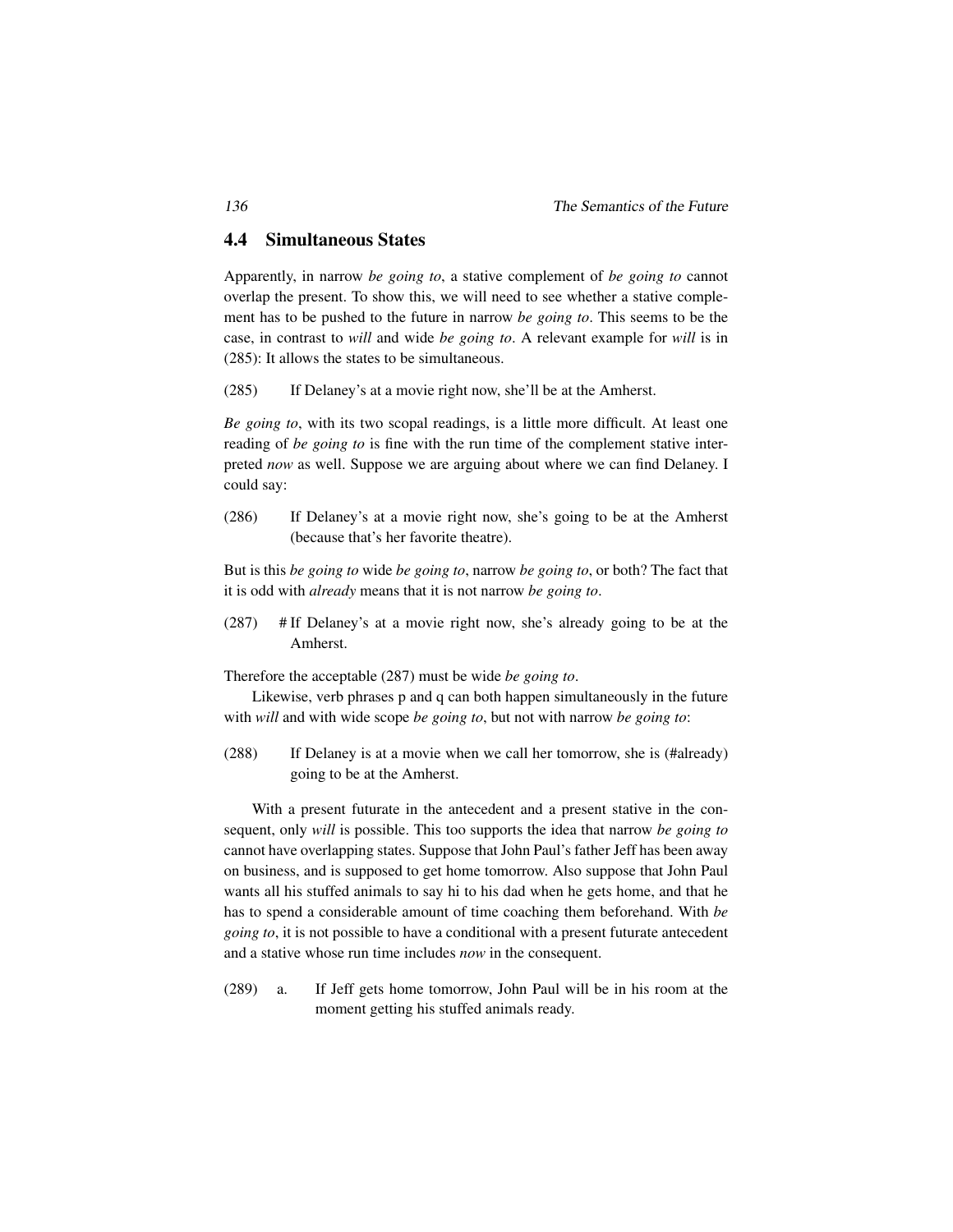## 4.4 Simultaneous States

Apparently, in narrow *be going to*, a stative complement of *be going to* cannot overlap the present. To show this, we will need to see whether a stative complement has to be pushed to the future in narrow *be going to*. This seems to be the case, in contrast to *will* and wide *be going to*. A relevant example for *will* is in (285): It allows the states to be simultaneous.

(285) If Delaney's at a movie right now, she'll be at the Amherst.

*Be going to*, with its two scopal readings, is a little more difficult. At least one reading of *be going to* is fine with the run time of the complement stative interpreted *now* as well. Suppose we are arguing about where we can find Delaney. I could say:

(286) If Delaney's at a movie right now, she's going to be at the Amherst (because that's her favorite theatre).

But is this *be going to* wide *be going to*, narrow *be going to*, or both? The fact that it is odd with *already* means that it is not narrow *be going to*.

(287) # If Delaney's at a movie right now, she's already going to be at the Amherst.

Therefore the acceptable (287) must be wide *be going to*.

Likewise, verb phrases p and q can both happen simultaneously in the future with *will* and with wide scope *be going to*, but not with narrow *be going to*:

(288) If Delaney is at a movie when we call her tomorrow, she is (#already) going to be at the Amherst.

With a present futurate in the antecedent and a present stative in the consequent, only *will* is possible. This too supports the idea that narrow *be going to* cannot have overlapping states. Suppose that John Paul's father Jeff has been away on business, and is supposed to get home tomorrow. Also suppose that John Paul wants all his stuffed animals to say hi to his dad when he gets home, and that he has to spend a considerable amount of time coaching them beforehand. With *be going to*, it is not possible to have a conditional with a present futurate antecedent and a stative whose run time includes *now* in the consequent.

(289) a. If Jeff gets home tomorrow, John Paul will be in his room at the moment getting his stuffed animals ready.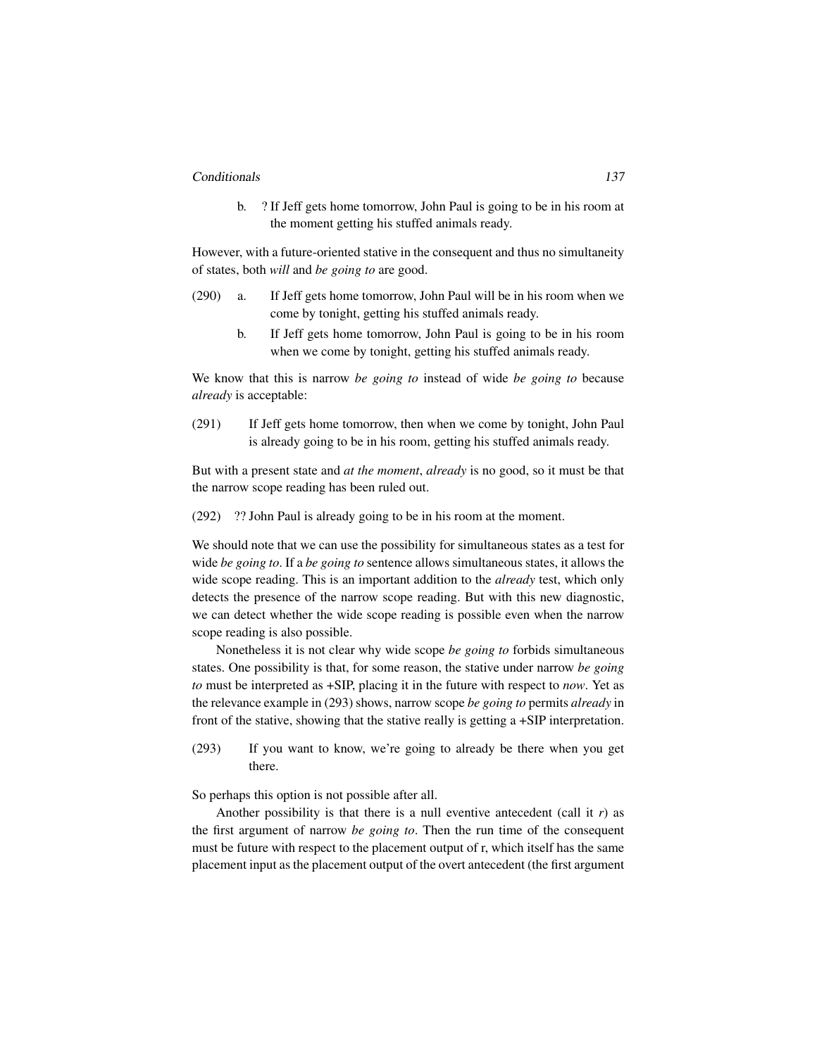b. ? If Jeff gets home tomorrow, John Paul is going to be in his room at the moment getting his stuffed animals ready.

However, with a future-oriented stative in the consequent and thus no simultaneity of states, both *will* and *be going to* are good.

(290) a. If Jeff gets home tomorrow, John Paul will be in his room when we come by tonight, getting his stuffed animals ready.

b. If Jeff gets home tomorrow, John Paul is going to be in his room when we come by tonight, getting his stuffed animals ready.

We know that this is narrow *be going to* instead of wide *be going to* because *already* is acceptable:

(291) If Jeff gets home tomorrow, then when we come by tonight, John Paul is already going to be in his room, getting his stuffed animals ready.

But with a present state and *at the moment*, *already* is no good, so it must be that the narrow scope reading has been ruled out.

(292) ?? John Paul is already going to be in his room at the moment.

We should note that we can use the possibility for simultaneous states as a test for wide *be going to*. If a *be going to* sentence allows simultaneous states, it allows the wide scope reading. This is an important addition to the *already* test, which only detects the presence of the narrow scope reading. But with this new diagnostic, we can detect whether the wide scope reading is possible even when the narrow scope reading is also possible.

Nonetheless it is not clear why wide scope *be going to* forbids simultaneous states. One possibility is that, for some reason, the stative under narrow *be going to* must be interpreted as +SIP, placing it in the future with respect to *now*. Yet as the relevance example in (293) shows, narrow scope *be going to* permits *already* in front of the stative, showing that the stative really is getting a +SIP interpretation.

(293) If you want to know, we're going to already be there when you get there.

So perhaps this option is not possible after all.

Another possibility is that there is a null eventive antecedent (call it *r*) as the first argument of narrow *be going to*. Then the run time of the consequent must be future with respect to the placement output of r, which itself has the same placement input as the placement output of the overt antecedent (the first argument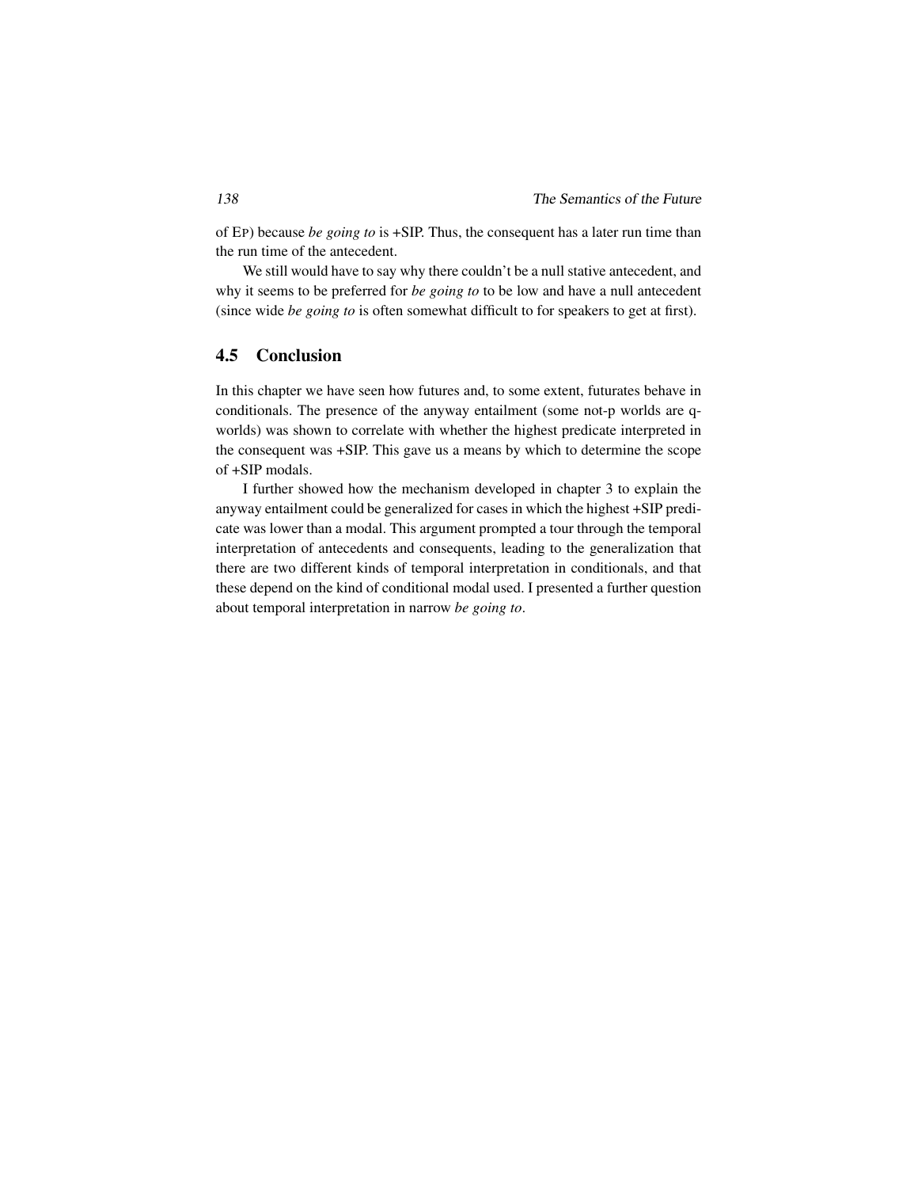of EP) because *be going to* is +SIP. Thus, the consequent has a later run time than the run time of the antecedent.

We still would have to say why there couldn't be a null stative antecedent, and why it seems to be preferred for *be going to* to be low and have a null antecedent (since wide *be going to* is often somewhat difficult to for speakers to get at first).

## 4.5 Conclusion

In this chapter we have seen how futures and, to some extent, futurates behave in conditionals. The presence of the anyway entailment (some not-p worlds are q-worlds) was shown to correlate with whether the highest predicate interpreted in the consequent was +SIP. This gave us a means by which to determine the scope of +SIP modals.

I further showed how the mechanism developed in chapter 3 to explain the anyway entailment could be generalized for cases in which the highest +SIP predicate was lower than a modal. This argument prompted a tour through the temporal interpretation of antecedents and consequents, leading to the generalization that there are two different kinds of temporal interpretation in conditionals, and that these depend on the kind of conditional modal used. I presented a further question about temporal interpretation in narrow *be going to*.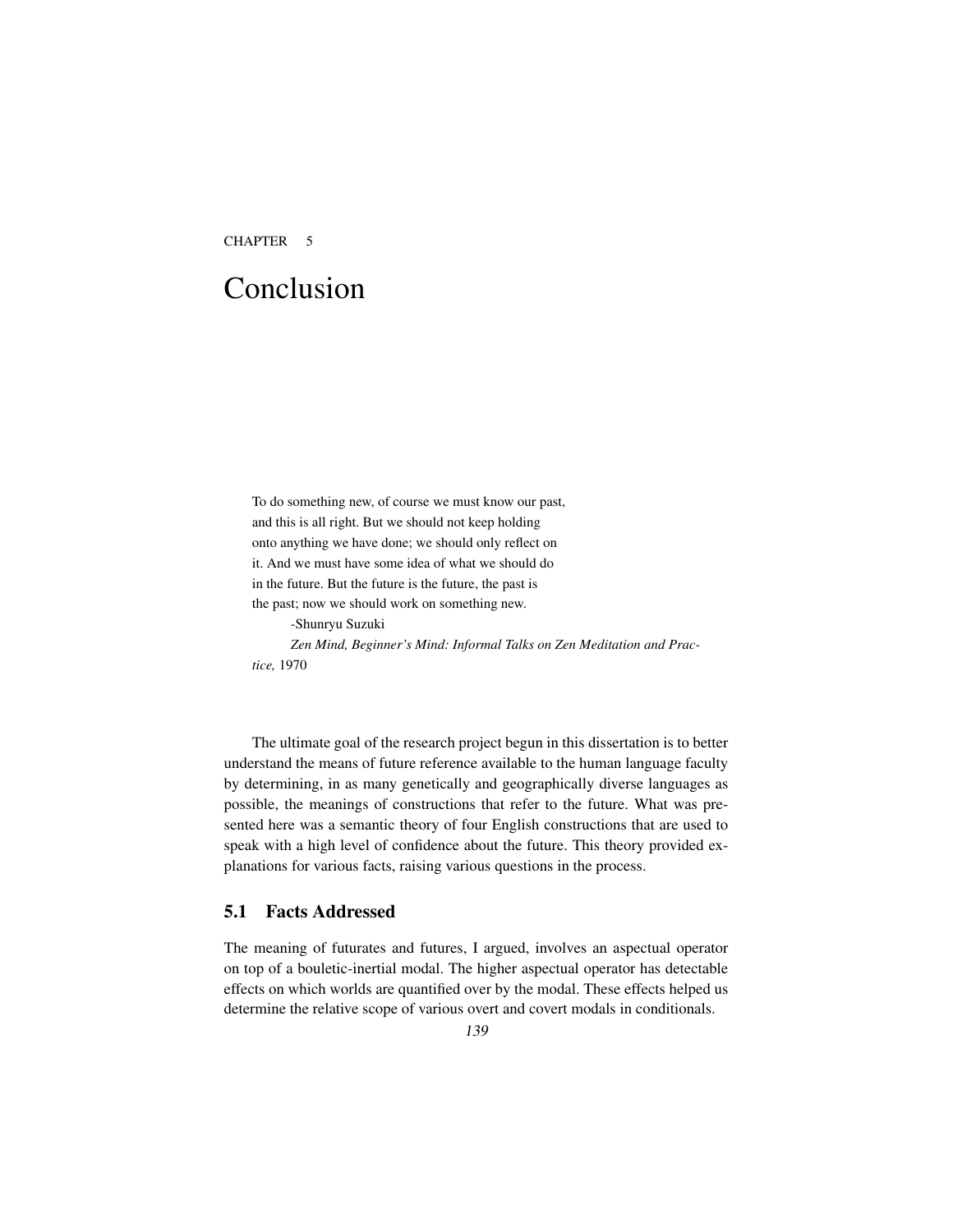CHAPTER 5

# Conclusion

> To do something new, of course we must know our past,
> and this is all right. But we should not keep holding
> onto anything we have done; we should only reflect on
> it. And we must have some idea of what we should do
> in the future. But the future is the future, the past is
> the past; now we should work on something new.
>
> -Shunryu Suzuki
>
> *Zen Mind, Beginner's Mind: Informal Talks on Zen Meditation and Practice,* 1970

The ultimate goal of the research project begun in this dissertation is to better understand the means of future reference available to the human language faculty by determining, in as many genetically and geographically diverse languages as possible, the meanings of constructions that refer to the future. What was presented here was a semantic theory of four English constructions that are used to speak with a high level of confidence about the future. This theory provided explanations for various facts, raising various questions in the process.

## 5.1 Facts Addressed

The meaning of futurates and futures, I argued, involves an aspectual operator on top of a bouletic-inertial modal. The higher aspectual operator has detectable effects on which worlds are quantified over by the modal. These effects helped us determine the relative scope of various overt and covert modals in conditionals.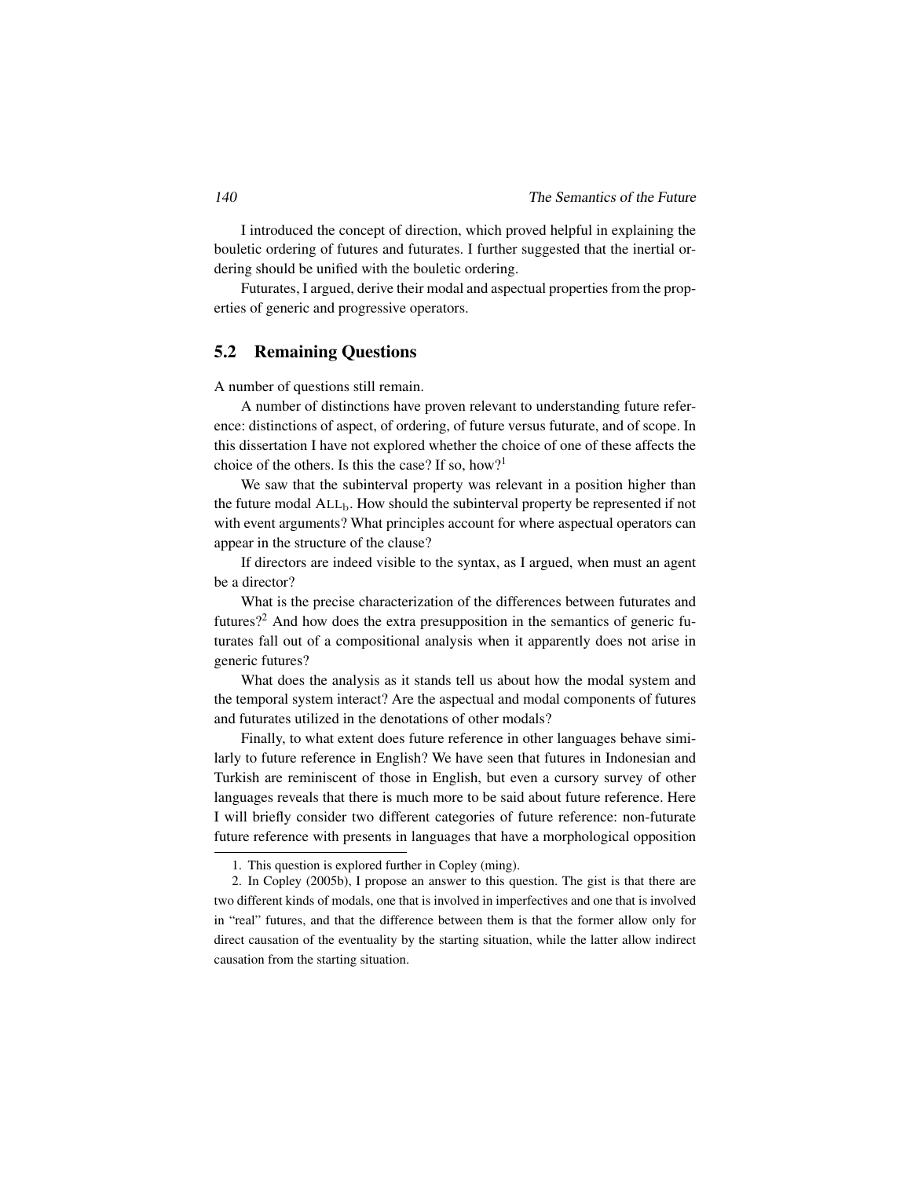I introduced the concept of direction, which proved helpful in explaining the bouletic ordering of futures and futurates. I further suggested that the inertial ordering should be unified with the bouletic ordering.

Futurates, I argued, derive their modal and aspectual properties from the properties of generic and progressive operators.

## 5.2 Remaining Questions

A number of questions still remain.

A number of distinctions have proven relevant to understanding future reference: distinctions of aspect, of ordering, of future versus futurate, and of scope. In this dissertation I have not explored whether the choice of one of these affects the choice of the others. Is this the case? If so, how?[1]

We saw that the subinterval property was relevant in a position higher than the future modal $\text{ALL}_\text{b}$. How should the subinterval property be represented if not with event arguments? What principles account for where aspectual operators can appear in the structure of the clause?

If directors are indeed visible to the syntax, as I argued, when must an agent be a director?

What is the precise characterization of the differences between futurates and futures?[2] And how does the extra presupposition in the semantics of generic futurates fall out of a compositional analysis when it apparently does not arise in generic futures?

What does the analysis as it stands tell us about how the modal system and the temporal system interact? Are the aspectual and modal components of futures and futurates utilized in the denotations of other modals?

Finally, to what extent does future reference in other languages behave similarly to future reference in English? We have seen that futures in Indonesian and Turkish are reminiscent of those in English, but even a cursory survey of other languages reveals that there is much more to be said about future reference. Here I will briefly consider two different categories of future reference: non-futurate future reference with presents in languages that have a morphological opposition

---

1. This question is explored further in Copley (ming).

2. In Copley (2005b), I propose an answer to this question. The gist is that there are two different kinds of modals, one that is involved in imperfectives and one that is involved in "real" futures, and that the difference between them is that the former allow only for direct causation of the eventuality by the starting situation, while the latter allow indirect causation from the starting situation.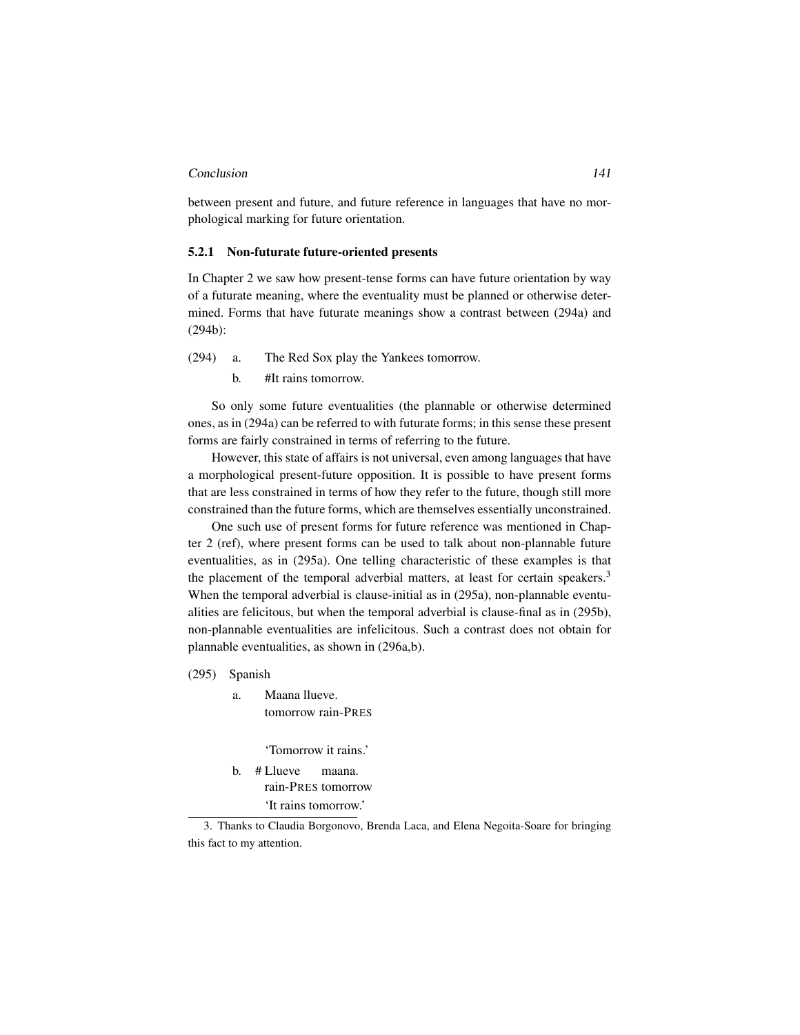between present and future, and future reference in languages that have no morphological marking for future orientation.

### 5.2.1 Non-futurate future-oriented presents

In Chapter 2 we saw how present-tense forms can have future orientation by way of a futurate meaning, where the eventuality must be planned or otherwise determined. Forms that have futurate meanings show a contrast between (294a) and (294b):

(294) a. The Red Sox play the Yankees tomorrow.

b. #It rains tomorrow.

So only some future eventualities (the plannable or otherwise determined ones, as in (294a) can be referred to with futurate forms; in this sense these present forms are fairly constrained in terms of referring to the future.

However, this state of affairs is not universal, even among languages that have a morphological present-future opposition. It is possible to have present forms that are less constrained in terms of how they refer to the future, though still more constrained than the future forms, which are themselves essentially unconstrained.

One such use of present forms for future reference was mentioned in Chapter 2 (ref), where present forms can be used to talk about non-plannable future eventualities, as in (295a). One telling characteristic of these examples is that the placement of the temporal adverbial matters, at least for certain speakers.[3] When the temporal adverbial is clause-initial as in (295a), non-plannable eventualities are felicitous, but when the temporal adverbial is clause-final as in (295b), non-plannable eventualities are infelicitous. Such a contrast does not obtain for plannable eventualities, as shown in (296a,b).

(295) Spanish

a. Maana llueve.
tomorrow rain-PRES

'Tomorrow it rains.'

b. # Llueve maana.
rain-PRES tomorrow
'It rains tomorrow.'

3. Thanks to Claudia Borgonovo, Brenda Laca, and Elena Negoita-Soare for bringing this fact to my attention.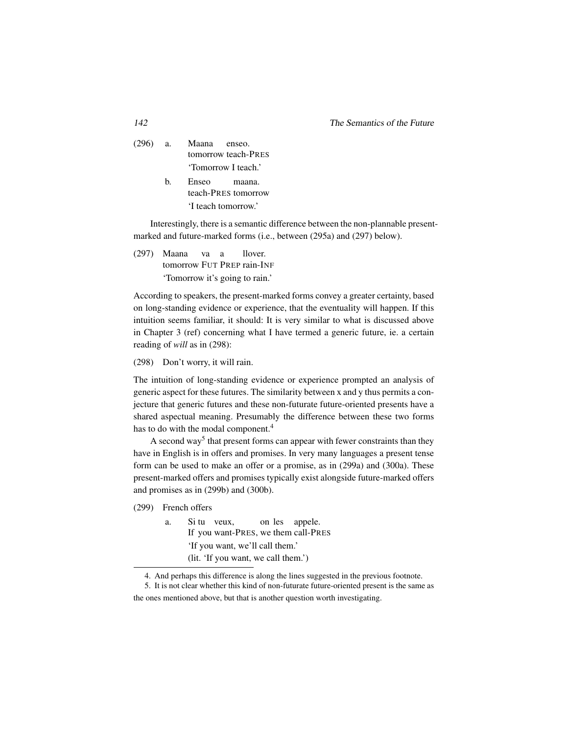(296) a. Maana enseo.
tomorrow teach-PRES
'Tomorrow I teach.'

b. Enseo maana.
teach-PRES tomorrow
'I teach tomorrow.'

Interestingly, there is a semantic difference between the non-plannable present-marked and future-marked forms (i.e., between (295a) and (297) below).

(297) Maana va a llover.
tomorrow FUT PREP rain-INF
'Tomorrow it's going to rain.'

According to speakers, the present-marked forms convey a greater certainty, based on long-standing evidence or experience, that the eventuality will happen. If this intuition seems familiar, it should: It is very similar to what is discussed above in Chapter 3 (ref) concerning what I have termed a generic future, ie. a certain reading of *will* as in (298):

(298) Don't worry, it will rain.

The intuition of long-standing evidence or experience prompted an analysis of generic aspect for these futures. The similarity between x and y thus permits a conjecture that generic futures and these non-futurate future-oriented presents have a shared aspectual meaning. Presumably the difference between these two forms has to do with the modal component.[4]

A second way[5] that present forms can appear with fewer constraints than they have in English is in offers and promises. In very many languages a present tense form can be used to make an offer or a promise, as in (299a) and (300a). These present-marked offers and promises typically exist alongside future-marked offers and promises as in (299b) and (300b).

(299) French offers

a. Si tu veux, on les appele.
If you want-PRES, we them call-PRES
'If you want, we'll call them.'
(lit. 'If you want, we call them.')

---

4. And perhaps this difference is along the lines suggested in the previous footnote.

5. It is not clear whether this kind of non-futurate future-oriented present is the same as the ones mentioned above, but that is another question worth investigating.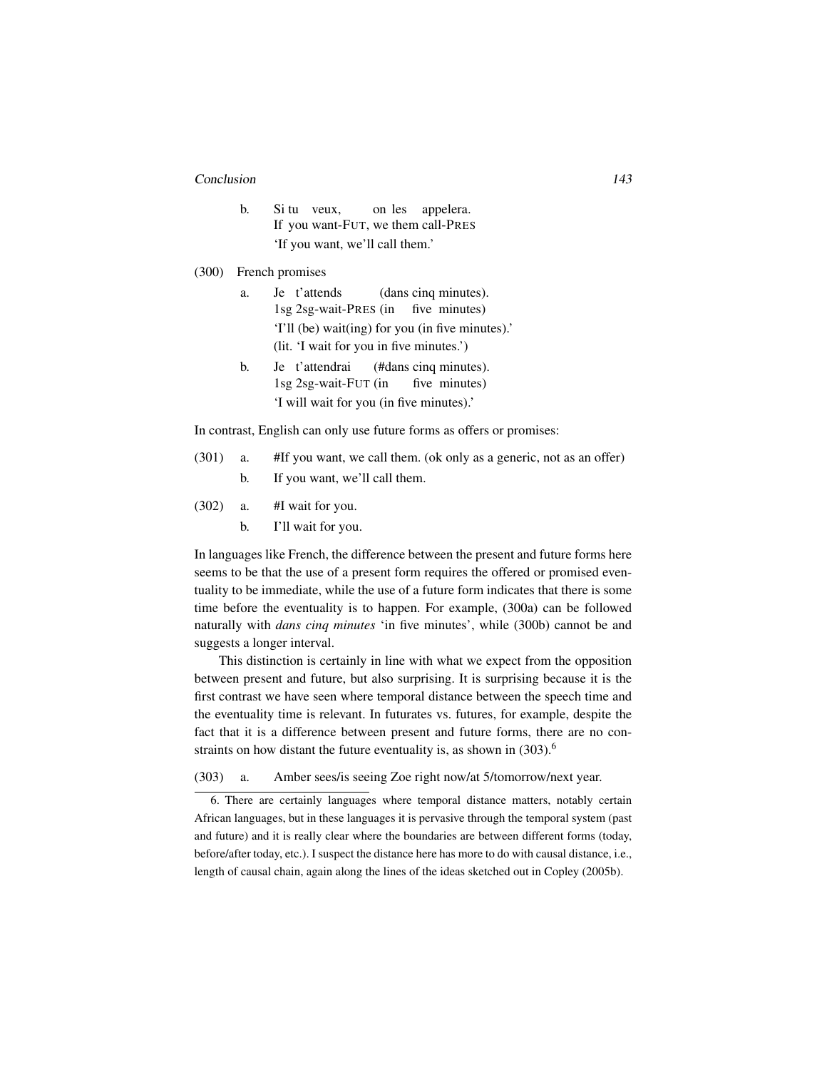b. Si tu veux, on les appelera.
   If you want-FUT, we them call-PRES
   'If you want, we'll call them.'

(300) French promises

a. Je t'attends (dans cinq minutes).
   1sg 2sg-wait-PRES (in five minutes)
   'I'll (be) wait(ing) for you (in five minutes).'
   (lit. 'I wait for you in five minutes.')

b. Je t'attendrai (#dans cinq minutes).
   1sg 2sg-wait-FUT (in five minutes)
   'I will wait for you (in five minutes).'

In contrast, English can only use future forms as offers or promises:

(301) a. #If you want, we call them. (ok only as a generic, not as an offer)
      b. If you want, we'll call them.

(302) a. #I wait for you.
      b. I'll wait for you.

In languages like French, the difference between the present and future forms here seems to be that the use of a present form requires the offered or promised eventuality to be immediate, while the use of a future form indicates that there is some time before the eventuality is to happen. For example, (300a) can be followed naturally with *dans cinq minutes* 'in five minutes', while (300b) cannot be and suggests a longer interval.

This distinction is certainly in line with what we expect from the opposition between present and future, but also surprising. It is surprising because it is the first contrast we have seen where temporal distance between the speech time and the eventuality time is relevant. In futurates vs. futures, for example, despite the fact that it is a difference between present and future forms, there are no constraints on how distant the future eventuality is, as shown in (303).[6]

(303) a. Amber sees/is seeing Zoe right now/at 5/tomorrow/next year.

---

6. There are certainly languages where temporal distance matters, notably certain African languages, but in these languages it is pervasive through the temporal system (past and future) and it is really clear where the boundaries are between different forms (today, before/after today, etc.). I suspect the distance here has more to do with causal distance, i.e., length of causal chain, again along the lines of the ideas sketched out in Copley (2005b).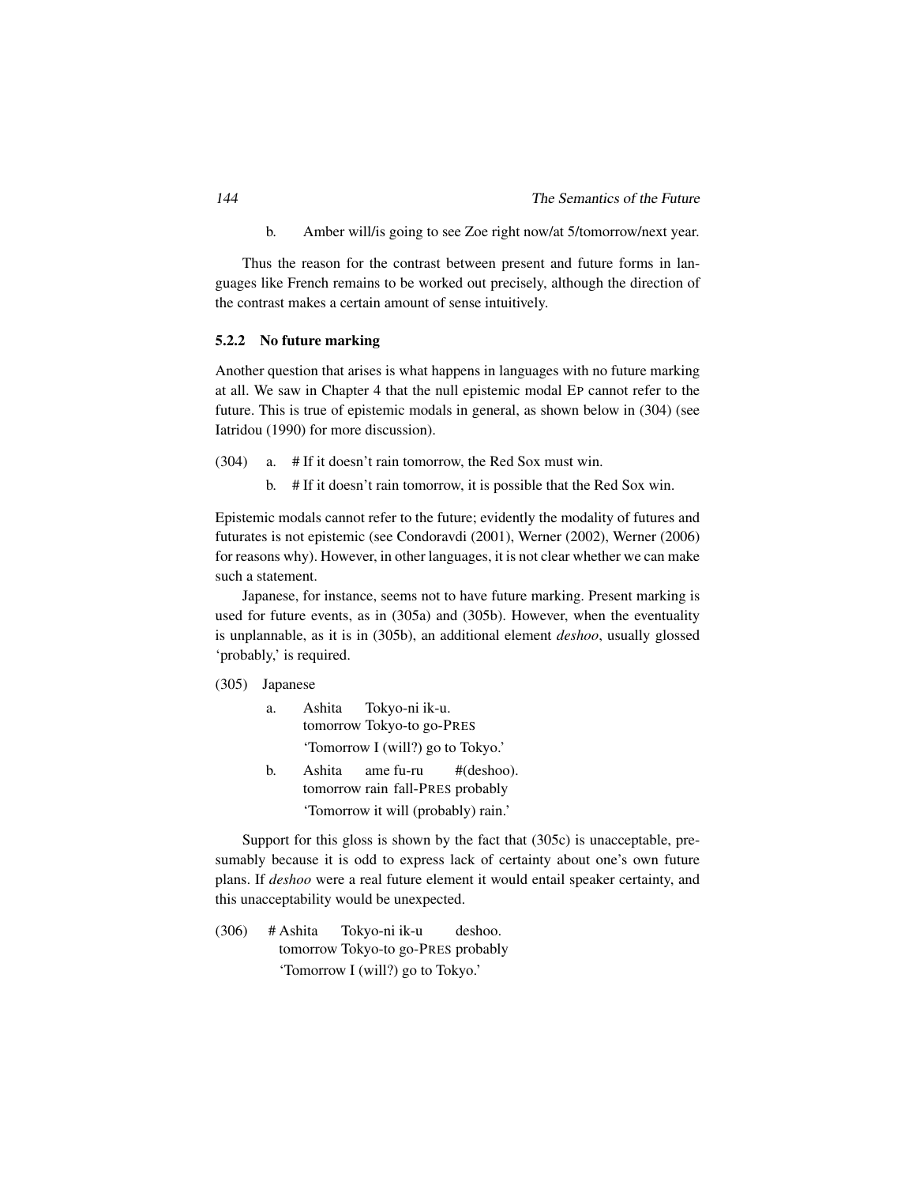b. Amber will/is going to see Zoe right now/at 5/tomorrow/next year.

Thus the reason for the contrast between present and future forms in languages like French remains to be worked out precisely, although the direction of the contrast makes a certain amount of sense intuitively.

### 5.2.2 No future marking

Another question that arises is what happens in languages with no future marking at all. We saw in Chapter 4 that the null epistemic modal EP cannot refer to the future. This is true of epistemic modals in general, as shown below in (304) (see Iatridou (1990) for more discussion).

(304) a. # If it doesn't rain tomorrow, the Red Sox must win.

b. # If it doesn't rain tomorrow, it is possible that the Red Sox win.

Epistemic modals cannot refer to the future; evidently the modality of futures and futurates is not epistemic (see Condoravdi (2001), Werner (2002), Werner (2006) for reasons why). However, in other languages, it is not clear whether we can make such a statement.

Japanese, for instance, seems not to have future marking. Present marking is used for future events, as in (305a) and (305b). However, when the eventuality is unplannable, as it is in (305b), an additional element *deshoo*, usually glossed 'probably,' is required.

(305) Japanese

a. Ashita Tokyo-ni ik-u.
tomorrow Tokyo-to go-PRES
'Tomorrow I (will?) go to Tokyo.'

b. Ashita ame fu-ru #(deshoo).
tomorrow rain fall-PRES probably
'Tomorrow it will (probably) rain.'

Support for this gloss is shown by the fact that (305c) is unacceptable, presumably because it is odd to express lack of certainty about one's own future plans. If *deshoo* were a real future element it would entail speaker certainty, and this unacceptability would be unexpected.

(306) # Ashita Tokyo-ni ik-u deshoo.
tomorrow Tokyo-to go-PRES probably
'Tomorrow I (will?) go to Tokyo.'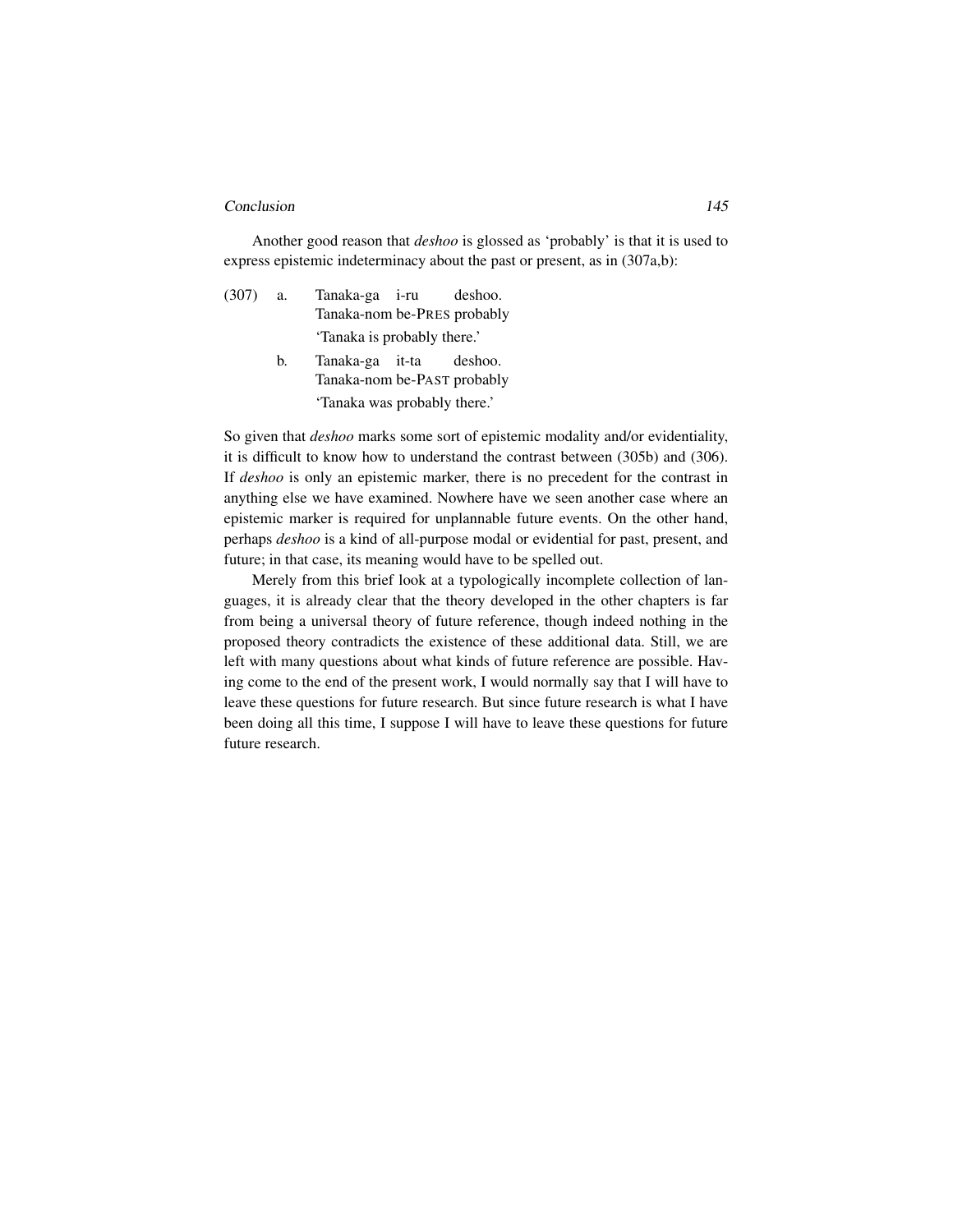Another good reason that *deshoo* is glossed as 'probably' is that it is used to express epistemic indeterminacy about the past or present, as in (307a,b):

(307) a. Tanaka-ga i-ru deshoo.
Tanaka-nom be-PRES probably
'Tanaka is probably there.'

b. Tanaka-ga it-ta deshoo.
Tanaka-nom be-PAST probably
'Tanaka was probably there.'

So given that *deshoo* marks some sort of epistemic modality and/or evidentiality, it is difficult to know how to understand the contrast between (305b) and (306). If *deshoo* is only an epistemic marker, there is no precedent for the contrast in anything else we have examined. Nowhere have we seen another case where an epistemic marker is required for unplannable future events. On the other hand, perhaps *deshoo* is a kind of all-purpose modal or evidential for past, present, and future; in that case, its meaning would have to be spelled out.

Merely from this brief look at a typologically incomplete collection of languages, it is already clear that the theory developed in the other chapters is far from being a universal theory of future reference, though indeed nothing in the proposed theory contradicts the existence of these additional data. Still, we are left with many questions about what kinds of future reference are possible. Having come to the end of the present work, I would normally say that I will have to leave these questions for future research. But since future research is what I have been doing all this time, I suppose I will have to leave these questions for future future research.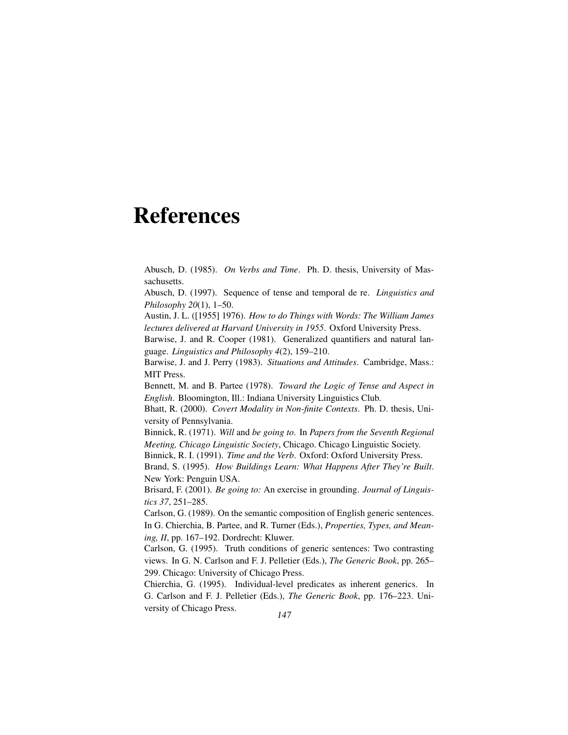# References

Abusch, D. (1985). *On Verbs and Time*. Ph. D. thesis, University of Massachusetts.

Abusch, D. (1997). Sequence of tense and temporal de re. *Linguistics and Philosophy 20*(1), 1–50.

Austin, J. L. ([1955] 1976). *How to do Things with Words: The William James lectures delivered at Harvard University in 1955*. Oxford University Press.

Barwise, J. and R. Cooper (1981). Generalized quantifiers and natural language. *Linguistics and Philosophy 4*(2), 159–210.

Barwise, J. and J. Perry (1983). *Situations and Attitudes*. Cambridge, Mass.: MIT Press.

Bennett, M. and B. Partee (1978). *Toward the Logic of Tense and Aspect in English*. Bloomington, Ill.: Indiana University Linguistics Club.

Bhatt, R. (2000). *Covert Modality in Non-finite Contexts*. Ph. D. thesis, University of Pennsylvania.

Binnick, R. (1971). *Will* and *be going to*. In *Papers from the Seventh Regional Meeting, Chicago Linguistic Society*, Chicago. Chicago Linguistic Society.

Binnick, R. I. (1991). *Time and the Verb*. Oxford: Oxford University Press.

Brand, S. (1995). *How Buildings Learn: What Happens After They're Built*. New York: Penguin USA.

Brisard, F. (2001). *Be going to:* An exercise in grounding. *Journal of Linguistics 37*, 251–285.

Carlson, G. (1989). On the semantic composition of English generic sentences. In G. Chierchia, B. Partee, and R. Turner (Eds.), *Properties, Types, and Meaning, II*, pp. 167–192. Dordrecht: Kluwer.

Carlson, G. (1995). Truth conditions of generic sentences: Two contrasting views. In G. N. Carlson and F. J. Pelletier (Eds.), *The Generic Book*, pp. 265–299. Chicago: University of Chicago Press.

Chierchia, G. (1995). Individual-level predicates as inherent generics. In G. Carlson and F. J. Pelletier (Eds.), *The Generic Book*, pp. 176–223. University of Chicago Press.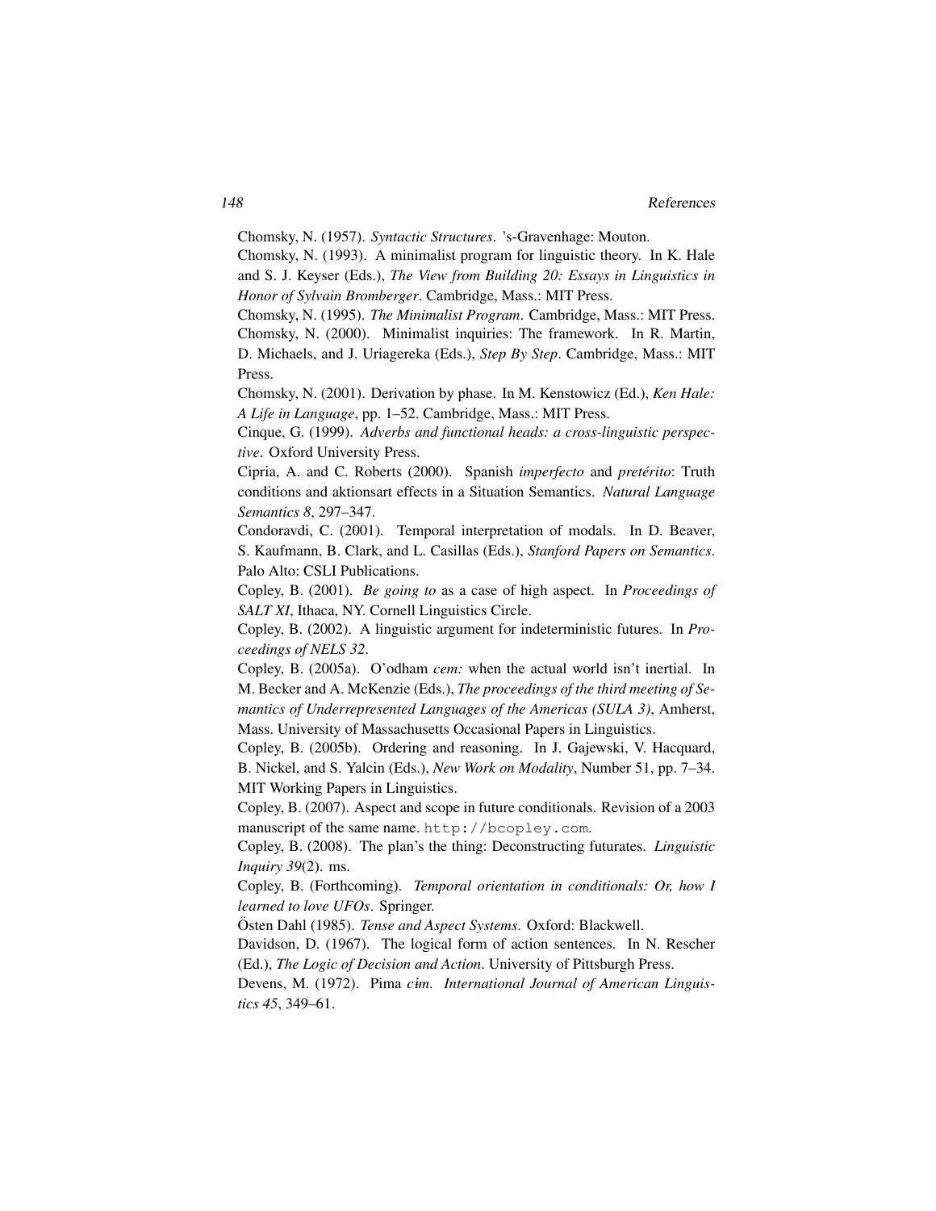Chomsky, N. (1957). *Syntactic Structures*. 's-Gravenhage: Mouton.

Chomsky, N. (1993). A minimalist program for linguistic theory. In K. Hale and S. J. Keyser (Eds.), *The View from Building 20: Essays in Linguistics in Honor of Sylvain Bromberger*. Cambridge, Mass.: MIT Press.

Chomsky, N. (1995). *The Minimalist Program*. Cambridge, Mass.: MIT Press.

Chomsky, N. (2000). Minimalist inquiries: The framework. In R. Martin, D. Michaels, and J. Uriagereka (Eds.), *Step By Step*. Cambridge, Mass.: MIT Press.

Chomsky, N. (2001). Derivation by phase. In M. Kenstowicz (Ed.), *Ken Hale: A Life in Language*, pp. 1–52. Cambridge, Mass.: MIT Press.

Cinque, G. (1999). *Adverbs and functional heads: a cross-linguistic perspective*. Oxford University Press.

Cipria, A. and C. Roberts (2000). Spanish *imperfecto* and *pretérito*: Truth conditions and aktionsart effects in a Situation Semantics. *Natural Language Semantics 8*, 297–347.

Condoravdi, C. (2001). Temporal interpretation of modals. In D. Beaver, S. Kaufmann, B. Clark, and L. Casillas (Eds.), *Stanford Papers on Semantics*. Palo Alto: CSLI Publications.

Copley, B. (2001). *Be going to* as a case of high aspect. In *Proceedings of SALT XI*, Ithaca, NY. Cornell Linguistics Circle.

Copley, B. (2002). A linguistic argument for indeterministic futures. In *Proceedings of NELS 32*.

Copley, B. (2005a). O'odham *cem:* when the actual world isn't inertial. In M. Becker and A. McKenzie (Eds.), *The proceedings of the third meeting of Semantics of Underrepresented Languages of the Americas (SULA 3)*, Amherst, Mass. University of Massachusetts Occasional Papers in Linguistics.

Copley, B. (2005b). Ordering and reasoning. In J. Gajewski, V. Hacquard, B. Nickel, and S. Yalcin (Eds.), *New Work on Modality*, Number 51, pp. 7–34. MIT Working Papers in Linguistics.

Copley, B. (2007). Aspect and scope in future conditionals. Revision of a 2003 manuscript of the same name. `http://bcopley.com`.

Copley, B. (2008). The plan's the thing: Deconstructing futurates. *Linguistic Inquiry 39*(2). ms.

Copley, B. (Forthcoming). *Temporal orientation in conditionals: Or, how I learned to love UFOs*. Springer.

Östen Dahl (1985). *Tense and Aspect Systems*. Oxford: Blackwell.

Davidson, D. (1967). The logical form of action sentences. In N. Rescher (Ed.), *The Logic of Decision and Action*. University of Pittsburgh Press.

Devens, M. (1972). Pima *cɨm*. *International Journal of American Linguistics 45*, 349–61.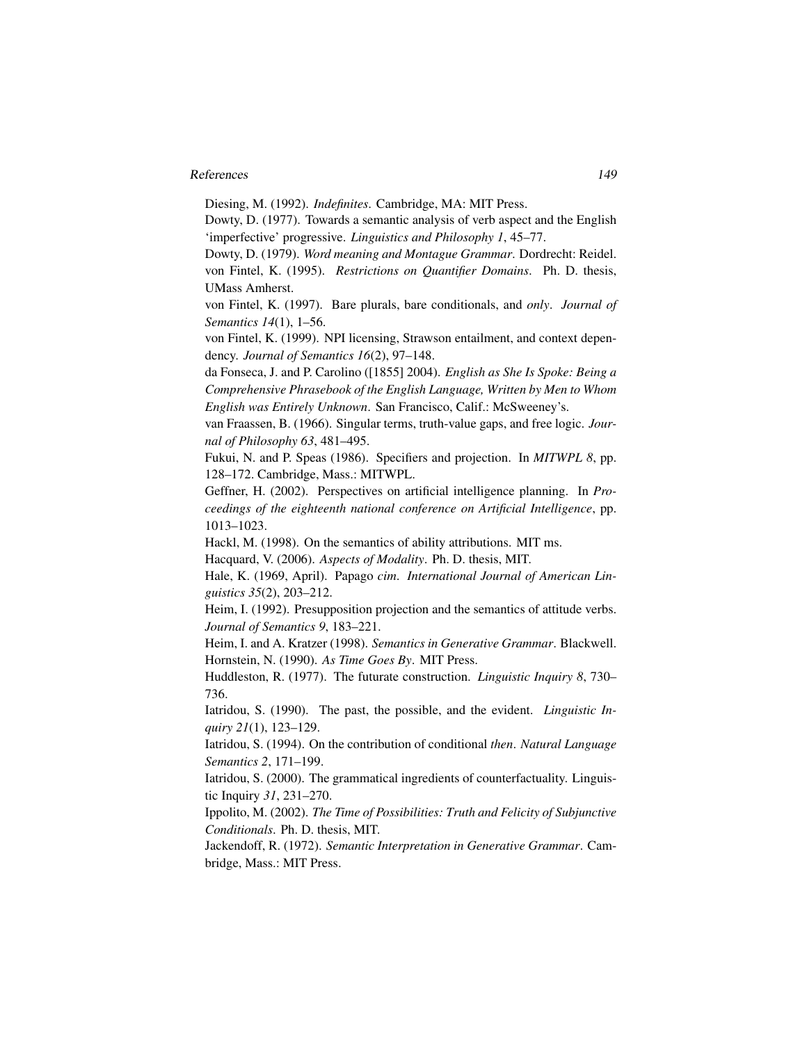Diesing, M. (1992). *Indefinites*. Cambridge, MA: MIT Press.

Dowty, D. (1977). Towards a semantic analysis of verb aspect and the English 'imperfective' progressive. *Linguistics and Philosophy 1*, 45–77.

Dowty, D. (1979). *Word meaning and Montague Grammar*. Dordrecht: Reidel.

von Fintel, K. (1995). *Restrictions on Quantifier Domains*. Ph. D. thesis, UMass Amherst.

von Fintel, K. (1997). Bare plurals, bare conditionals, and *only*. *Journal of Semantics 14*(1), 1–56.

von Fintel, K. (1999). NPI licensing, Strawson entailment, and context dependency. *Journal of Semantics 16*(2), 97–148.

da Fonseca, J. and P. Carolino ([1855] 2004). *English as She Is Spoke: Being a Comprehensive Phrasebook of the English Language, Written by Men to Whom English was Entirely Unknown*. San Francisco, Calif.: McSweeney's.

van Fraassen, B. (1966). Singular terms, truth-value gaps, and free logic. *Journal of Philosophy 63*, 481–495.

Fukui, N. and P. Speas (1986). Specifiers and projection. In *MITWPL 8*, pp. 128–172. Cambridge, Mass.: MITWPL.

Geffner, H. (2002). Perspectives on artificial intelligence planning. In *Proceedings of the eighteenth national conference on Artificial Intelligence*, pp. 1013–1023.

Hackl, M. (1998). On the semantics of ability attributions. MIT ms.

Hacquard, V. (2006). *Aspects of Modality*. Ph. D. thesis, MIT.

Hale, K. (1969, April). Papago *cim*. *International Journal of American Linguistics 35*(2), 203–212.

Heim, I. (1992). Presupposition projection and the semantics of attitude verbs. *Journal of Semantics 9*, 183–221.

Heim, I. and A. Kratzer (1998). *Semantics in Generative Grammar*. Blackwell.

Hornstein, N. (1990). *As Time Goes By*. MIT Press.

Huddleston, R. (1977). The futurate construction. *Linguistic Inquiry 8*, 730–736.

Iatridou, S. (1990). The past, the possible, and the evident. *Linguistic Inquiry 21*(1), 123–129.

Iatridou, S. (1994). On the contribution of conditional *then*. *Natural Language Semantics 2*, 171–199.

Iatridou, S. (2000). The grammatical ingredients of counterfactuality. Linguistic Inquiry *31*, 231–270.

Ippolito, M. (2002). *The Time of Possibilities: Truth and Felicity of Subjunctive Conditionals*. Ph. D. thesis, MIT.

Jackendoff, R. (1972). *Semantic Interpretation in Generative Grammar*. Cambridge, Mass.: MIT Press.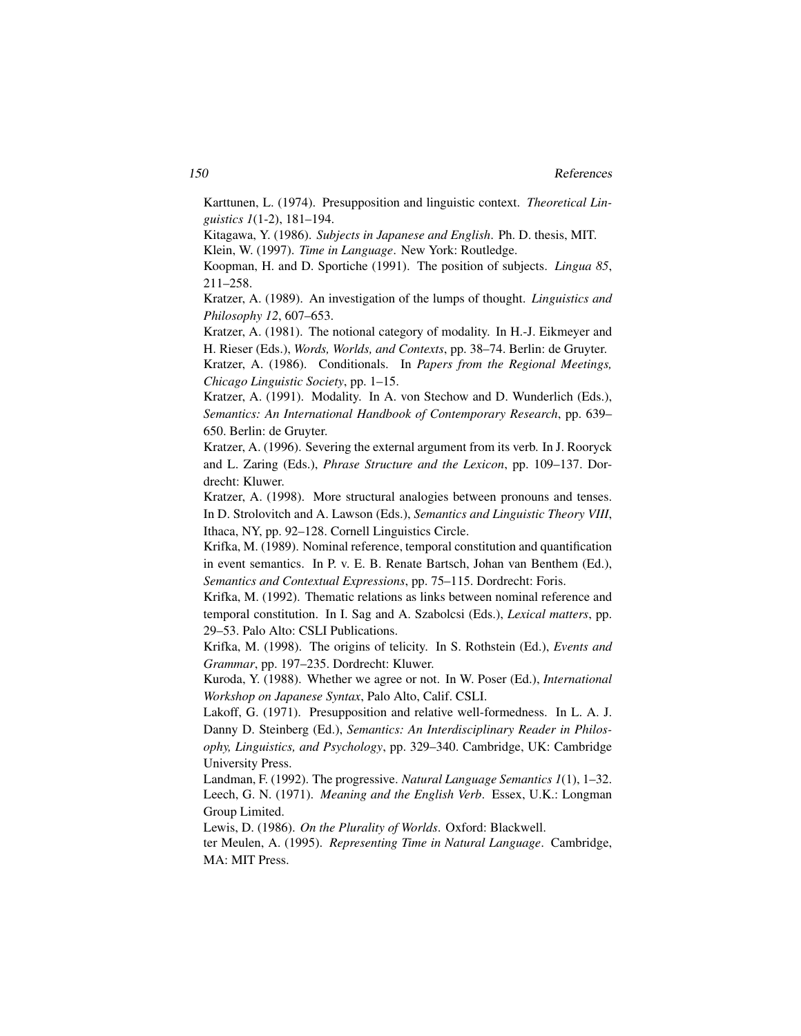Karttunen, L. (1974). Presupposition and linguistic context. *Theoretical Linguistics 1*(1-2), 181–194.

Kitagawa, Y. (1986). *Subjects in Japanese and English*. Ph. D. thesis, MIT.

Klein, W. (1997). *Time in Language*. New York: Routledge.

Koopman, H. and D. Sportiche (1991). The position of subjects. *Lingua 85*, 211–258.

Kratzer, A. (1989). An investigation of the lumps of thought. *Linguistics and Philosophy 12*, 607–653.

Kratzer, A. (1981). The notional category of modality. In H.-J. Eikmeyer and H. Rieser (Eds.), *Words, Worlds, and Contexts*, pp. 38–74. Berlin: de Gruyter.

Kratzer, A. (1986). Conditionals. In *Papers from the Regional Meetings, Chicago Linguistic Society*, pp. 1–15.

Kratzer, A. (1991). Modality. In A. von Stechow and D. Wunderlich (Eds.), *Semantics: An International Handbook of Contemporary Research*, pp. 639–650. Berlin: de Gruyter.

Kratzer, A. (1996). Severing the external argument from its verb. In J. Rooryck and L. Zaring (Eds.), *Phrase Structure and the Lexicon*, pp. 109–137. Dordrecht: Kluwer.

Kratzer, A. (1998). More structural analogies between pronouns and tenses. In D. Strolovitch and A. Lawson (Eds.), *Semantics and Linguistic Theory VIII*, Ithaca, NY, pp. 92–128. Cornell Linguistics Circle.

Krifka, M. (1989). Nominal reference, temporal constitution and quantification in event semantics. In P. v. E. B. Renate Bartsch, Johan van Benthem (Ed.), *Semantics and Contextual Expressions*, pp. 75–115. Dordrecht: Foris.

Krifka, M. (1992). Thematic relations as links between nominal reference and temporal constitution. In I. Sag and A. Szabolcsi (Eds.), *Lexical matters*, pp. 29–53. Palo Alto: CSLI Publications.

Krifka, M. (1998). The origins of telicity. In S. Rothstein (Ed.), *Events and Grammar*, pp. 197–235. Dordrecht: Kluwer.

Kuroda, Y. (1988). Whether we agree or not. In W. Poser (Ed.), *International Workshop on Japanese Syntax*, Palo Alto, Calif. CSLI.

Lakoff, G. (1971). Presupposition and relative well-formedness. In L. A. J. Danny D. Steinberg (Ed.), *Semantics: An Interdisciplinary Reader in Philosophy, Linguistics, and Psychology*, pp. 329–340. Cambridge, UK: Cambridge University Press.

Landman, F. (1992). The progressive. *Natural Language Semantics 1*(1), 1–32.

Leech, G. N. (1971). *Meaning and the English Verb*. Essex, U.K.: Longman Group Limited.

Lewis, D. (1986). *On the Plurality of Worlds*. Oxford: Blackwell.

ter Meulen, A. (1995). *Representing Time in Natural Language*. Cambridge, MA: MIT Press.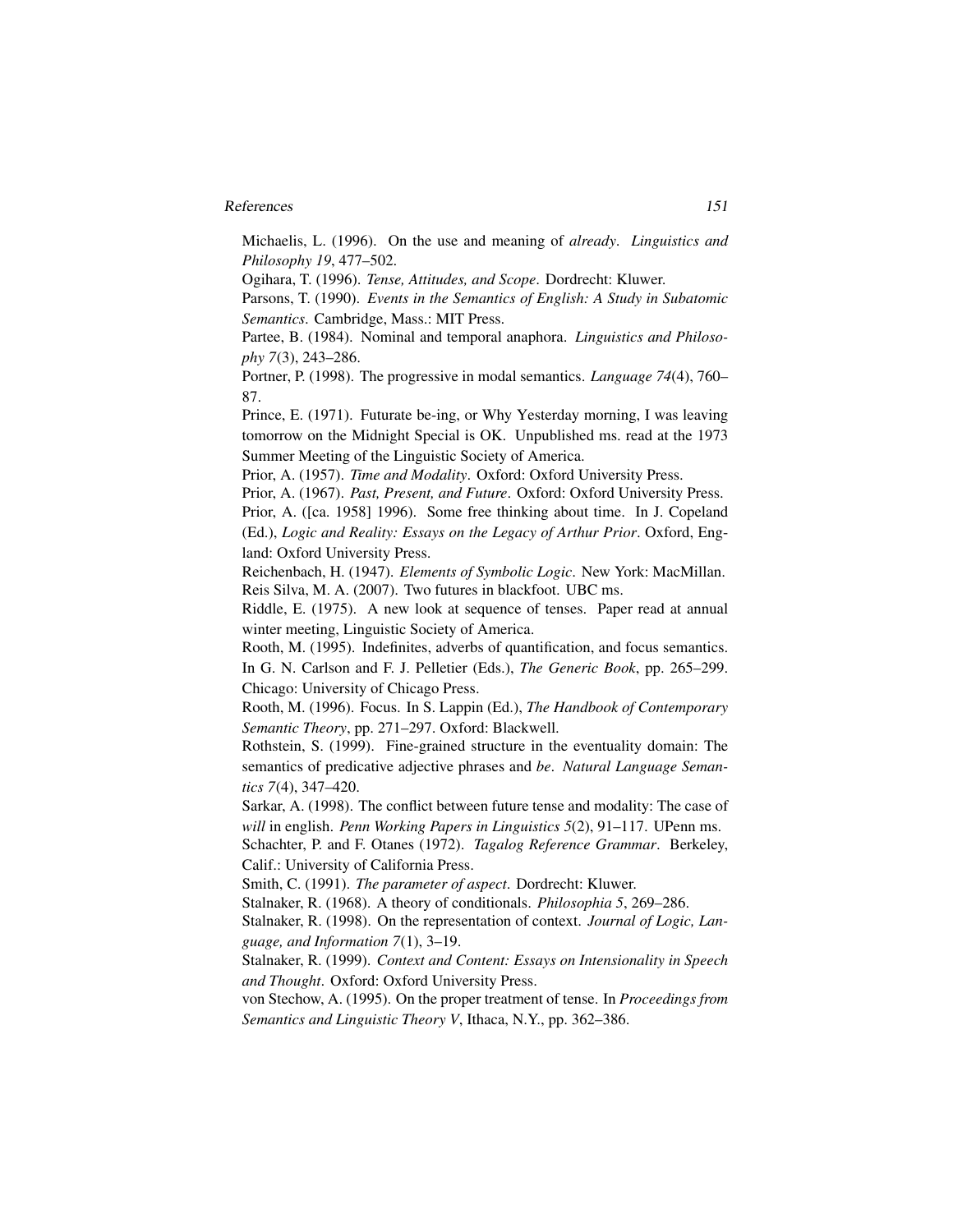Michaelis, L. (1996). On the use and meaning of *already*. *Linguistics and Philosophy 19*, 477–502.

Ogihara, T. (1996). *Tense, Attitudes, and Scope*. Dordrecht: Kluwer.

Parsons, T. (1990). *Events in the Semantics of English: A Study in Subatomic Semantics*. Cambridge, Mass.: MIT Press.

Partee, B. (1984). Nominal and temporal anaphora. *Linguistics and Philosophy 7*(3), 243–286.

Portner, P. (1998). The progressive in modal semantics. *Language 74*(4), 760–87.

Prince, E. (1971). Futurate be-ing, or Why Yesterday morning, I was leaving tomorrow on the Midnight Special is OK. Unpublished ms. read at the 1973 Summer Meeting of the Linguistic Society of America.

Prior, A. (1957). *Time and Modality*. Oxford: Oxford University Press.

Prior, A. (1967). *Past, Present, and Future*. Oxford: Oxford University Press.

Prior, A. ([ca. 1958] 1996). Some free thinking about time. In J. Copeland (Ed.), *Logic and Reality: Essays on the Legacy of Arthur Prior*. Oxford, England: Oxford University Press.

Reichenbach, H. (1947). *Elements of Symbolic Logic*. New York: MacMillan.

Reis Silva, M. A. (2007). Two futures in blackfoot. UBC ms.

Riddle, E. (1975). A new look at sequence of tenses. Paper read at annual winter meeting, Linguistic Society of America.

Rooth, M. (1995). Indefinites, adverbs of quantification, and focus semantics. In G. N. Carlson and F. J. Pelletier (Eds.), *The Generic Book*, pp. 265–299. Chicago: University of Chicago Press.

Rooth, M. (1996). Focus. In S. Lappin (Ed.), *The Handbook of Contemporary Semantic Theory*, pp. 271–297. Oxford: Blackwell.

Rothstein, S. (1999). Fine-grained structure in the eventuality domain: The semantics of predicative adjective phrases and *be*. *Natural Language Semantics 7*(4), 347–420.

Sarkar, A. (1998). The conflict between future tense and modality: The case of *will* in english. *Penn Working Papers in Linguistics 5*(2), 91–117. UPenn ms.

Schachter, P. and F. Otanes (1972). *Tagalog Reference Grammar*. Berkeley, Calif.: University of California Press.

Smith, C. (1991). *The parameter of aspect*. Dordrecht: Kluwer.

Stalnaker, R. (1968). A theory of conditionals. *Philosophia 5*, 269–286.

Stalnaker, R. (1998). On the representation of context. *Journal of Logic, Language, and Information 7*(1), 3–19.

Stalnaker, R. (1999). *Context and Content: Essays on Intensionality in Speech and Thought*. Oxford: Oxford University Press.

von Stechow, A. (1995). On the proper treatment of tense. In *Proceedings from Semantics and Linguistic Theory V*, Ithaca, N.Y., pp. 362–386.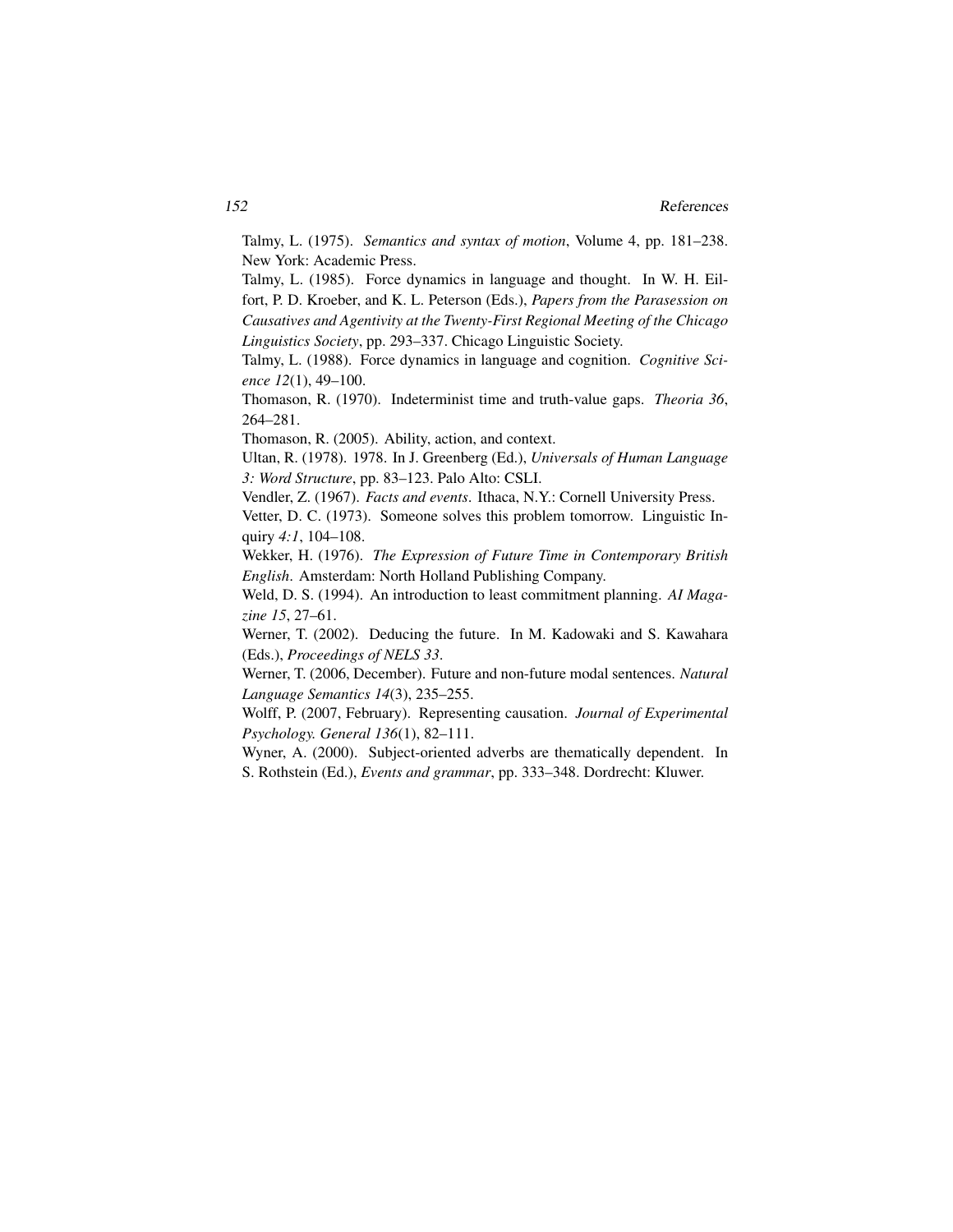Talmy, L. (1975). *Semantics and syntax of motion*, Volume 4, pp. 181–238. New York: Academic Press.

Talmy, L. (1985). Force dynamics in language and thought. In W. H. Eilfort, P. D. Kroeber, and K. L. Peterson (Eds.), *Papers from the Parasession on Causatives and Agentivity at the Twenty-First Regional Meeting of the Chicago Linguistics Society*, pp. 293–337. Chicago Linguistic Society.

Talmy, L. (1988). Force dynamics in language and cognition. *Cognitive Science 12*(1), 49–100.

Thomason, R. (1970). Indeterminist time and truth-value gaps. *Theoria 36*, 264–281.

Thomason, R. (2005). Ability, action, and context.

Ultan, R. (1978). 1978. In J. Greenberg (Ed.), *Universals of Human Language 3: Word Structure*, pp. 83–123. Palo Alto: CSLI.

Vendler, Z. (1967). *Facts and events*. Ithaca, N.Y.: Cornell University Press.

Vetter, D. C. (1973). Someone solves this problem tomorrow. Linguistic Inquiry *4:1*, 104–108.

Wekker, H. (1976). *The Expression of Future Time in Contemporary British English*. Amsterdam: North Holland Publishing Company.

Weld, D. S. (1994). An introduction to least commitment planning. *AI Magazine 15*, 27–61.

Werner, T. (2002). Deducing the future. In M. Kadowaki and S. Kawahara (Eds.), *Proceedings of NELS 33*.

Werner, T. (2006, December). Future and non-future modal sentences. *Natural Language Semantics 14*(3), 235–255.

Wolff, P. (2007, February). Representing causation. *Journal of Experimental Psychology. General 136*(1), 82–111.

Wyner, A. (2000). Subject-oriented adverbs are thematically dependent. In S. Rothstein (Ed.), *Events and grammar*, pp. 333–348. Dordrecht: Kluwer.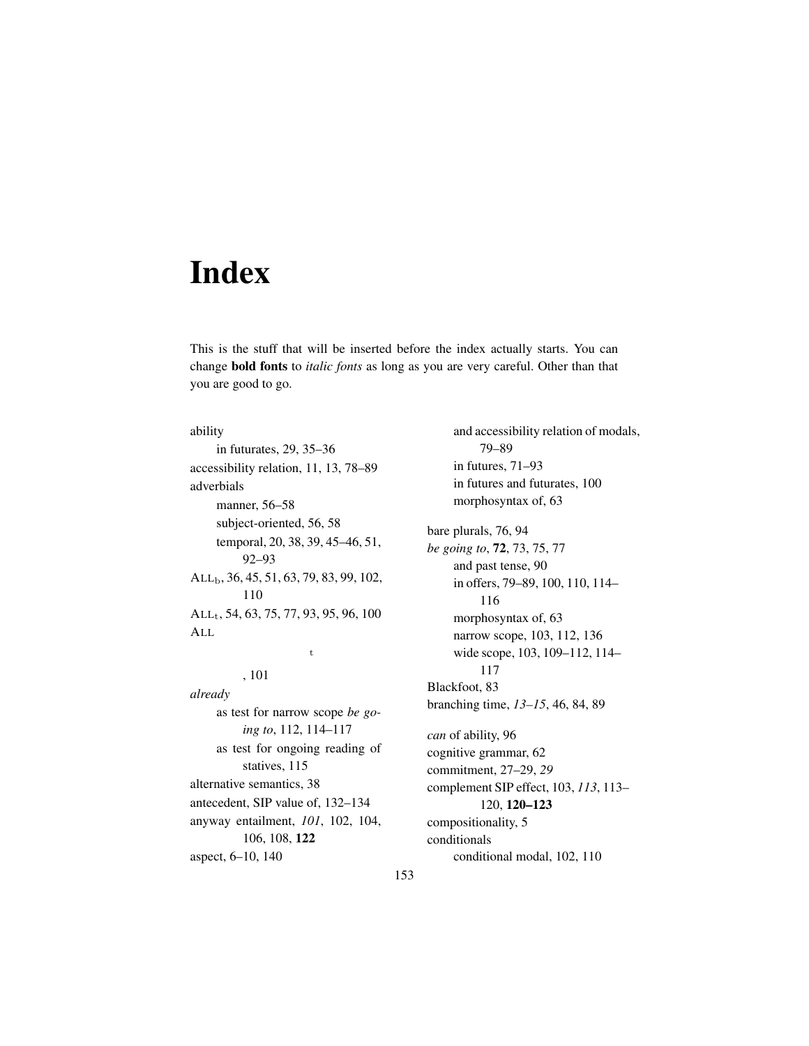# Index

This is the stuff that will be inserted before the index actually starts. You can change **bold fonts** to *italic fonts* as long as you are very careful. Other than that you are good to go.

ability
    in futurates, 29, 35–36
accessibility relation, 11, 13, 78–89
adverbials
    manner, 56–58
    subject-oriented, 56, 58
    temporal, 20, 38, 39, 45–46, 51, 92–93
$\text{ALL}_\text{b}$, 36, 45, 51, 63, 79, 83, 99, 102, 110
$\text{ALL}_\text{t}$, 54, 63, 75, 77, 93, 95, 96, 100
ALL

t

, 101
*already*
    as test for narrow scope *be going to*, 112, 114–117
    as test for ongoing reading of statives, 115
alternative semantics, 38
antecedent, SIP value of, 132–134
anyway entailment, *101*, 102, 104, 106, 108, **122**
aspect, 6–10, 140
    and accessibility relation of modals, 79–89
    in futures, 71–93
    in futures and futurates, 100
    morphosyntax of, 63

bare plurals, 76, 94
*be going to*, **72**, 73, 75, 77
    and past tense, 90
    in offers, 79–89, 100, 110, 114–116
    morphosyntax of, 63
    narrow scope, 103, 112, 136
    wide scope, 103, 109–112, 114–117
Blackfoot, 83
branching time, *13–15*, 46, 84, 89

*can* of ability, 96
cognitive grammar, 62
commitment, 27–29, *29*
complement SIP effect, 103, *113*, 113–120, **120–123**
compositionality, 5
conditionals
    conditional modal, 102, 110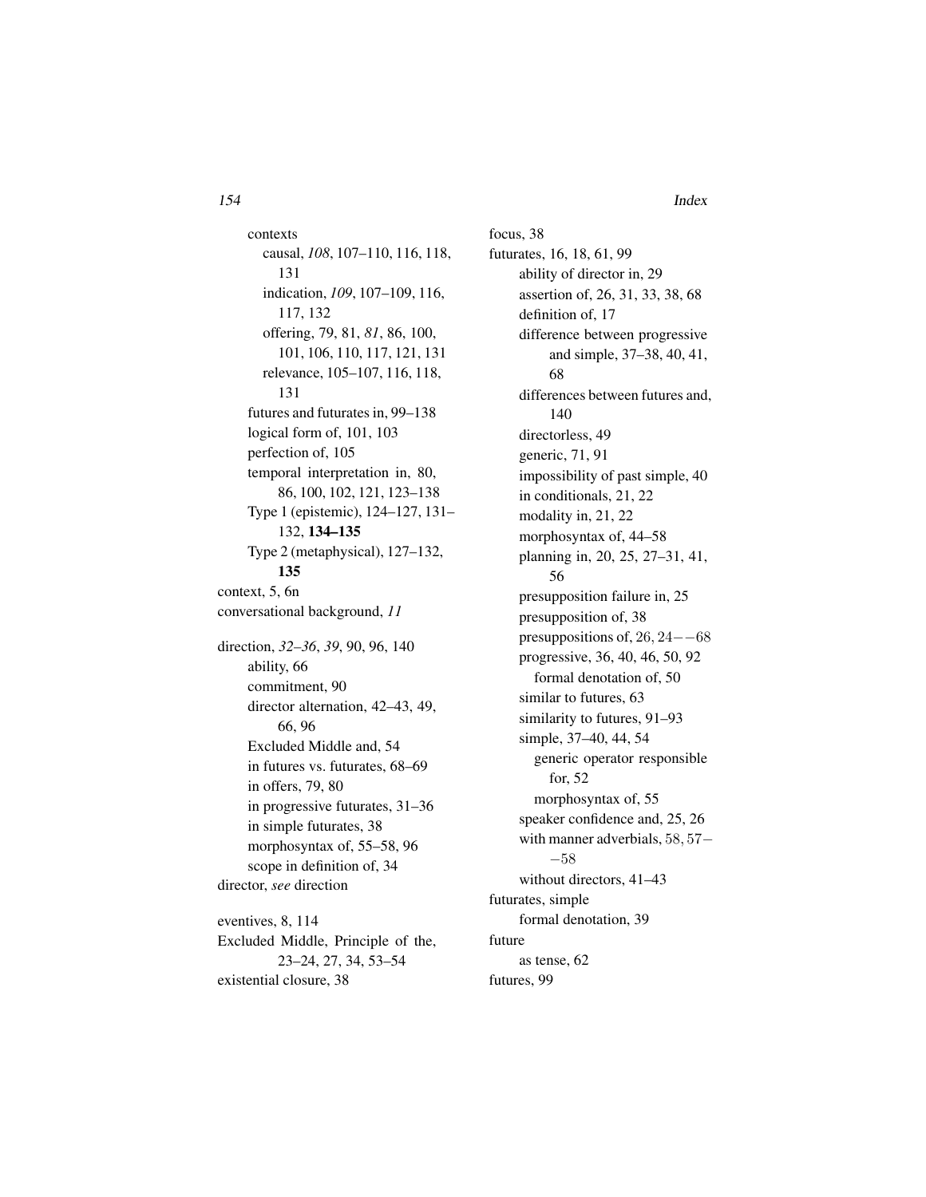contexts
- causal, *108*, 107–110, 116, 118, 131
- indication, *109*, 107–109, 116, 117, 132
- offering, 79, 81, *81*, 86, 100, 101, 106, 110, 117, 121, 131
- relevance, 105–107, 116, 118, 131

futures and futurates in, 99–138
logical form of, 101, 103
perfection of, 105
temporal interpretation in, 80, 86, 100, 102, 121, 123–138
Type 1 (epistemic), 124–127, 131–132, **134–135**
Type 2 (metaphysical), 127–132, **135**

context, 5, 6n
conversational background, *11*

direction, *32–36*, *39*, 90, 96, 140
- ability, 66
- commitment, 90
- director alternation, 42–43, 49, 66, 96
- Excluded Middle and, 54
- in futures vs. futurates, 68–69
- in offers, 79, 80
- in progressive futurates, 31–36
- in simple futurates, 38
- morphosyntax of, 55–58, 96
- scope in definition of, 34

director, *see* direction

eventives, 8, 114
Excluded Middle, Principle of the, 23–24, 27, 34, 53–54
existential closure, 38

focus, 38
futurates, 16, 18, 61, 99
- ability of director in, 29
- assertion of, 26, 31, 33, 38, 68
- definition of, 17
- difference between progressive and simple, 37–38, 40, 41, 68
- differences between futures and, 140
- directorless, 49
- generic, 71, 91
- impossibility of past simple, 40
- in conditionals, 21, 22
- modality in, 21, 22
- morphosyntax of, 44–58
- planning in, 20, 25, 27–31, 41, 56
- presupposition failure in, 25
- presupposition of, 38
- presuppositions of, 26, 24−−68
- progressive, 36, 40, 46, 50, 92
  - formal denotation of, 50
- similar to futures, 63
- similarity to futures, 91–93
- simple, 37–40, 44, 54
  - generic operator responsible for, 52
  - morphosyntax of, 55
- speaker confidence and, 25, 26
- with manner adverbials, 58, 57−−58
- without directors, 41–43

futurates, simple
- formal denotation, 39

future
- as tense, 62

futures, 99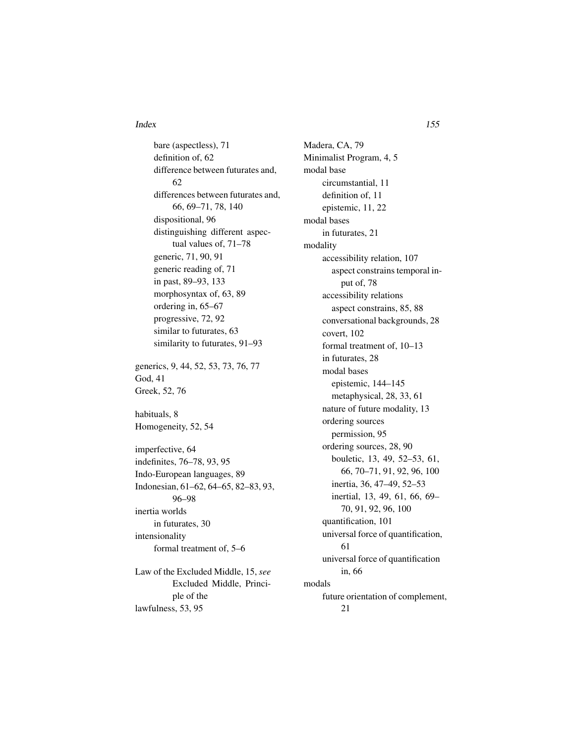- bare (aspectless), 71
- definition of, 62
- difference between futurates and, 62
- differences between futurates and, 66, 69–71, 78, 140
- dispositional, 96
- distinguishing different aspectual values of, 71–78
- generic, 71, 90, 91
- generic reading of, 71
- in past, 89–93, 133
- morphosyntax of, 63, 89
- ordering in, 65–67
- progressive, 72, 92
- similar to futurates, 63
- similarity to futurates, 91–93

generics, 9, 44, 52, 53, 73, 76, 77
God, 41
Greek, 52, 76

habituals, 8
Homogeneity, 52, 54

imperfective, 64
indefinites, 76–78, 93, 95
Indo-European languages, 89
Indonesian, 61–62, 64–65, 82–83, 93, 96–98
inertia worlds
- in futurates, 30

intensionality
- formal treatment of, 5–6

Law of the Excluded Middle, 15, *see* Excluded Middle, Principle of the
lawfulness, 53, 95

Madera, CA, 79
Minimalist Program, 4, 5
modal base
- circumstantial, 11
- definition of, 11
- epistemic, 11, 22

modal bases
- in futurates, 21

modality
- accessibility relation, 107
  - aspect constrains temporal input of, 78
- accessibility relations
  - aspect constrains, 85, 88
- conversational backgrounds, 28
- covert, 102
- formal treatment of, 10–13
- in futurates, 28
- modal bases
  - epistemic, 144–145
  - metaphysical, 28, 33, 61
- nature of future modality, 13
- ordering sources
  - permission, 95
- ordering sources, 28, 90
  - bouletic, 13, 49, 52–53, 61, 66, 70–71, 91, 92, 96, 100
  - inertia, 36, 47–49, 52–53
  - inertial, 13, 49, 61, 66, 69–70, 91, 92, 96, 100
- quantification, 101
- universal force of quantification, 61
- universal force of quantification in, 66

modals
- future orientation of complement, 21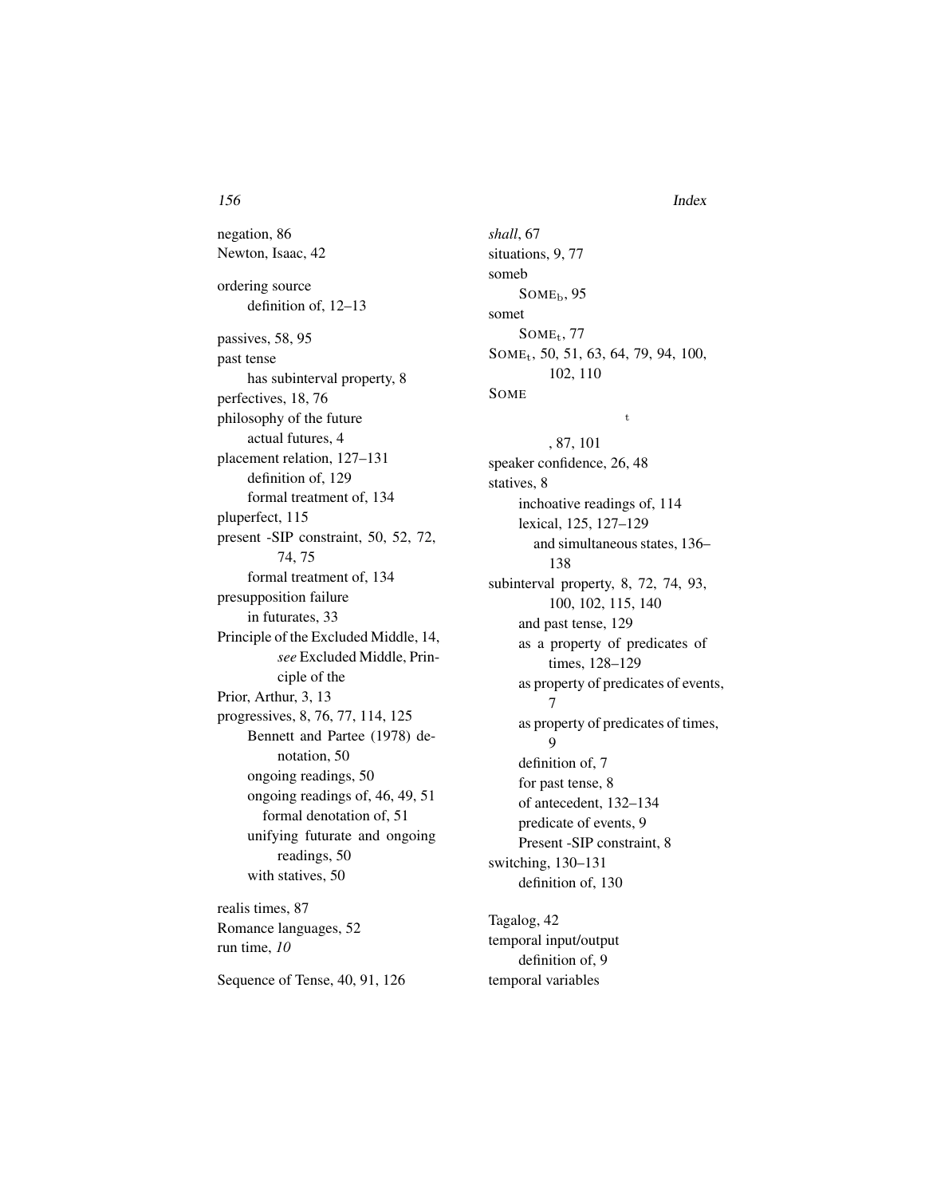negation, 86
Newton, Isaac, 42

ordering source
  definition of, 12–13

passives, 58, 95
past tense
  has subinterval property, 8
perfectives, 18, 76
philosophy of the future
  actual futures, 4
placement relation, 127–131
  definition of, 129
  formal treatment of, 134
pluperfect, 115
present -SIP constraint, 50, 52, 72, 74, 75
  formal treatment of, 134
presupposition failure
  in futurates, 33
Principle of the Excluded Middle, 14, *see* Excluded Middle, Principle of the
Prior, Arthur, 3, 13
progressives, 8, 76, 77, 114, 125
  Bennett and Partee (1978) denotation, 50
  ongoing readings, 50
  ongoing readings of, 46, 49, 51
    formal denotation of, 51
  unifying futurate and ongoing readings, 50
  with statives, 50

realis times, 87
Romance languages, 52
run time, *10*

Sequence of Tense, 40, 91, 126
*shall*, 67
situations, 9, 77
someb
  $\text{SOME}_b$, 95
somet
  $\text{SOME}_t$, 77
$\text{SOME}_t$, 50, 51, 63, 64, 79, 94, 100, 102, 110
SOME

t

, 87, 101
speaker confidence, 26, 48
statives, 8
  inchoative readings of, 114
  lexical, 125, 127–129
    and simultaneous states, 136–138
subinterval property, 8, 72, 74, 93, 100, 102, 115, 140
  and past tense, 129
  as a property of predicates of times, 128–129
  as property of predicates of events, 7
  as property of predicates of times, 9
  definition of, 7
  for past tense, 8
  of antecedent, 132–134
  predicate of events, 9
  Present -SIP constraint, 8
switching, 130–131
  definition of, 130

Tagalog, 42
temporal input/output
  definition of, 9
temporal variables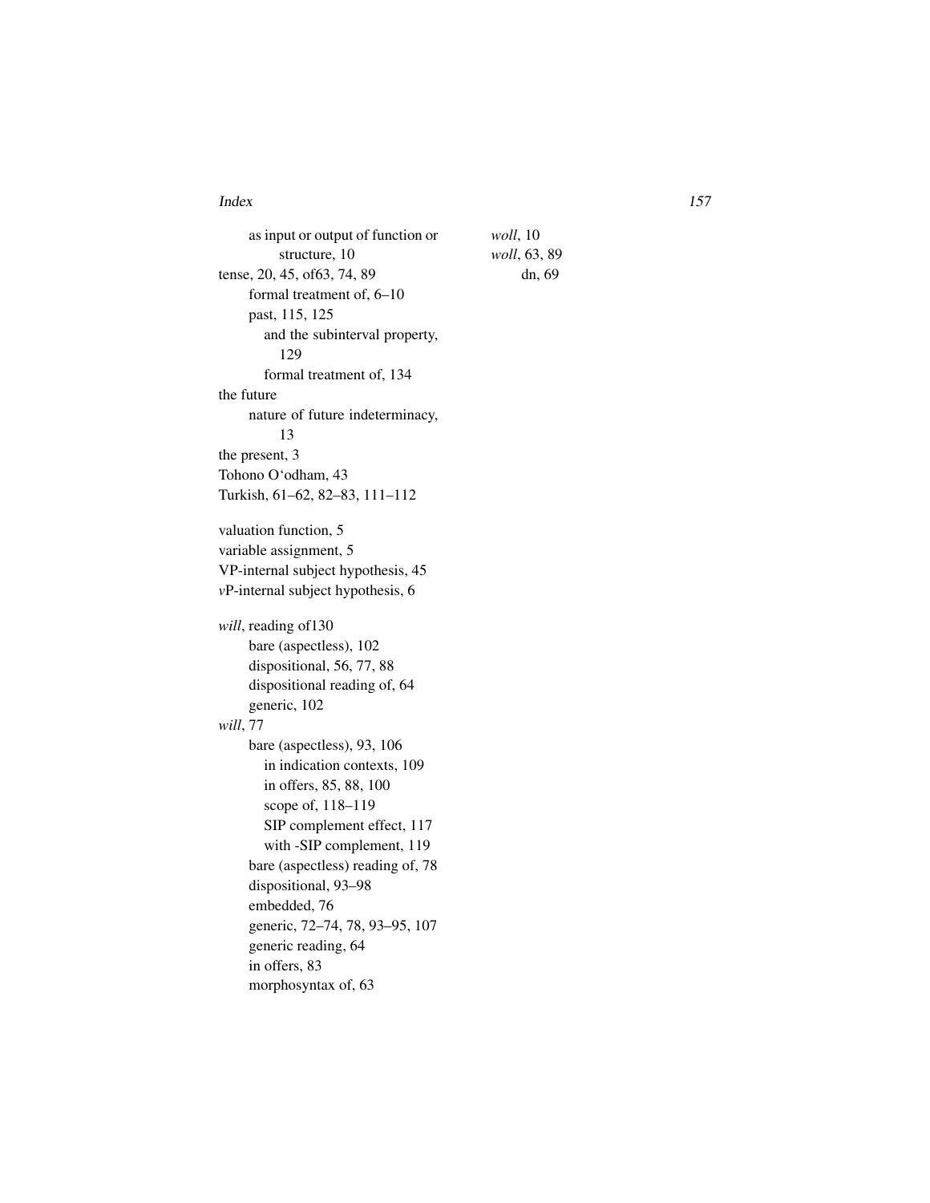as input or output of function or structure, 10

tense, 20, 45, of63, 74, 89

- formal treatment of, 6–10
- past, 115, 125
  - and the subinterval property, 129
  - formal treatment of, 134

the future

- nature of future indeterminacy, 13

the present, 3

Tohono O'odham, 43

Turkish, 61–62, 82–83, 111–112

valuation function, 5

variable assignment, 5

VP-internal subject hypothesis, 45

*v*P-internal subject hypothesis, 6

*will*, reading of130

- bare (aspectless), 102
- dispositional, 56, 77, 88
- dispositional reading of, 64
- generic, 102

*will*, 77

- bare (aspectless), 93, 106
  - in indication contexts, 109
  - in offers, 85, 88, 100
  - scope of, 118–119
  - SIP complement effect, 117
  - with -SIP complement, 119
- bare (aspectless) reading of, 78
- dispositional, 93–98
- embedded, 76
- generic, 72–74, 78, 93–95, 107
- generic reading, 64
- in offers, 83
- morphosyntax of, 63

*woll*, 10

*woll*, 63, 89

- dn, 69